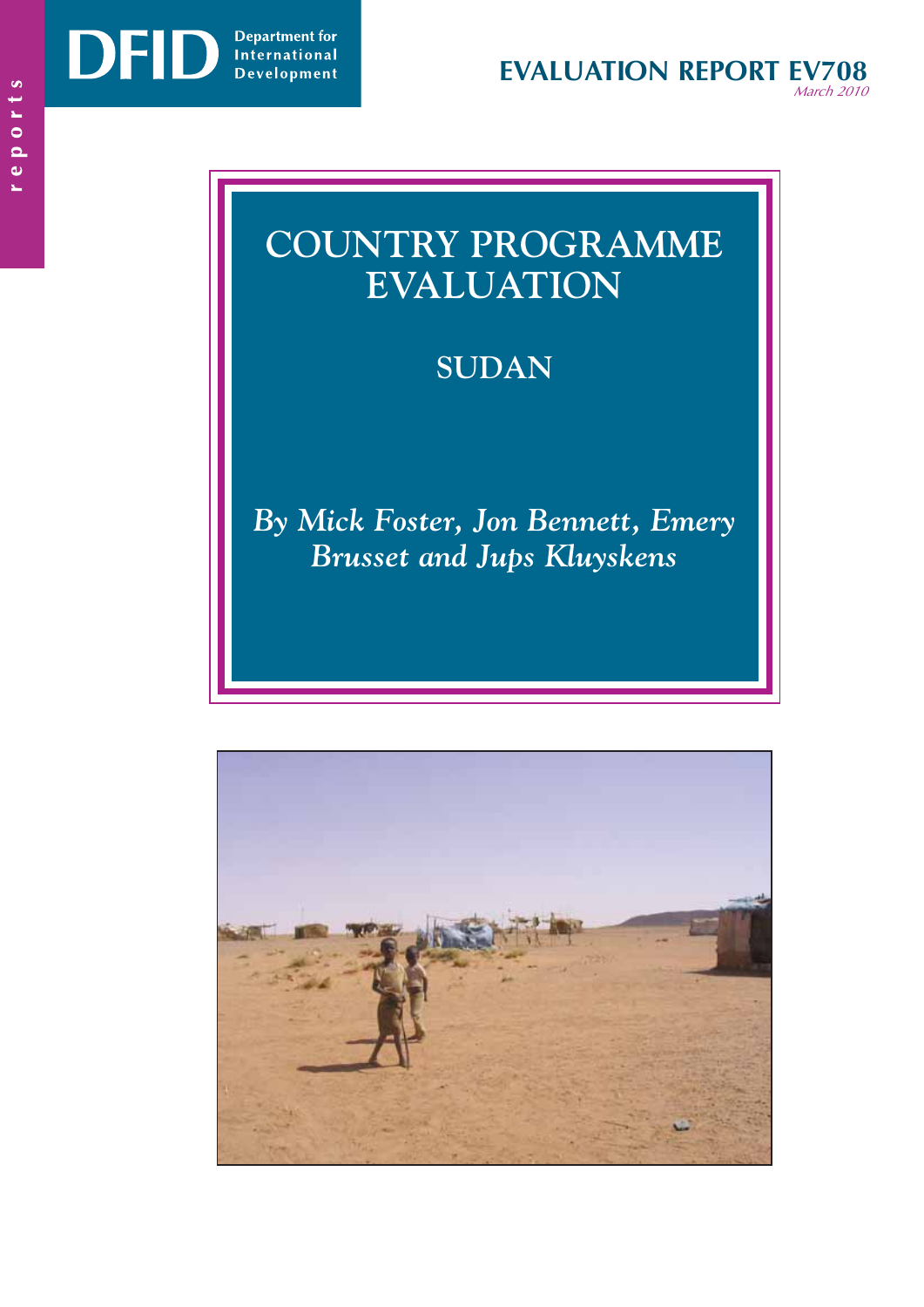DFID Department for International Development

reports

# EVALUATION REPORT EV708

*March 2010*

# COUNTRY PROGRAMME EVALUATION

## SUDAN

*By Mick Foster, Jon Bennett, Emery Brusset and Jups Kluyskens*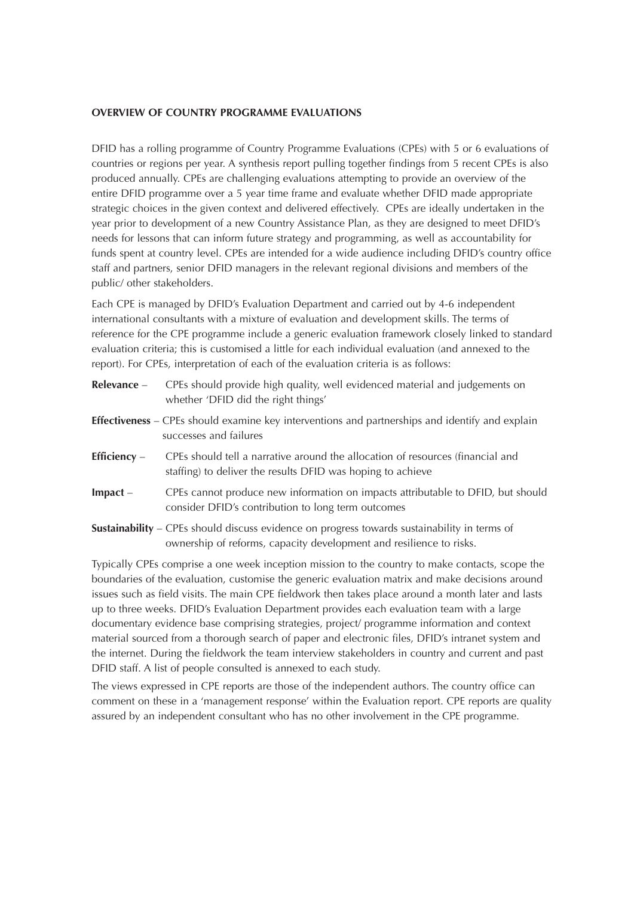## OVERVIEW OF COUNTRY PROGRAMME EVALUATIONS

DFID has a rolling programme of Country Programme Evaluations (CPEs) with 5 or 6 evaluations of countries or regions per year. A synthesis report pulling together findings from 5 recent CPEs is also produced annually. CPEs are challenging evaluations attempting to provide an overview of the entire DFID programme over a 5 year time frame and evaluate whether DFID made appropriate strategic choices in the given context and delivered effectively. CPEs are ideally undertaken in the year prior to development of a new Country Assistance Plan, as they are designed to meet DFID's needs for lessons that can inform future strategy and programming, as well as accountability for funds spent at country level. CPEs are intended for a wide audience including DFID's country office staff and partners, senior DFID managers in the relevant regional divisions and members of the public/ other stakeholders.

Each CPE is managed by DFID's Evaluation Department and carried out by 4-6 independent international consultants with a mixture of evaluation and development skills. The terms of reference for the CPE programme include a generic evaluation framework closely linked to standard evaluation criteria; this is customised a little for each individual evaluation (and annexed to the report). For CPEs, interpretation of each of the evaluation criteria is as follows:

**Relevance** – CPEs should provide high quality, well evidenced material and judgements on whether 'DFID did the right things'

**Effectiveness** – CPEs should examine key interventions and partnerships and identify and explain successes and failures

**Efficiency** – CPEs should tell a narrative around the allocation of resources (financial and staffing) to deliver the results DFID was hoping to achieve

**Impact** – CPEs cannot produce new information on impacts attributable to DFID, but should consider DFID's contribution to long term outcomes

**Sustainability** – CPEs should discuss evidence on progress towards sustainability in terms of ownership of reforms, capacity development and resilience to risks.

Typically CPEs comprise a one week inception mission to the country to make contacts, scope the boundaries of the evaluation, customise the generic evaluation matrix and make decisions around issues such as field visits. The main CPE fieldwork then takes place around a month later and lasts up to three weeks. DFID's Evaluation Department provides each evaluation team with a large documentary evidence base comprising strategies, project/ programme information and context material sourced from a thorough search of paper and electronic files, DFID's intranet system and the internet. During the fieldwork the team interview stakeholders in country and current and past DFID staff. A list of people consulted is annexed to each study.

The views expressed in CPE reports are those of the independent authors. The country office can comment on these in a 'management response' within the Evaluation report. CPE reports are quality assured by an independent consultant who has no other involvement in the CPE programme.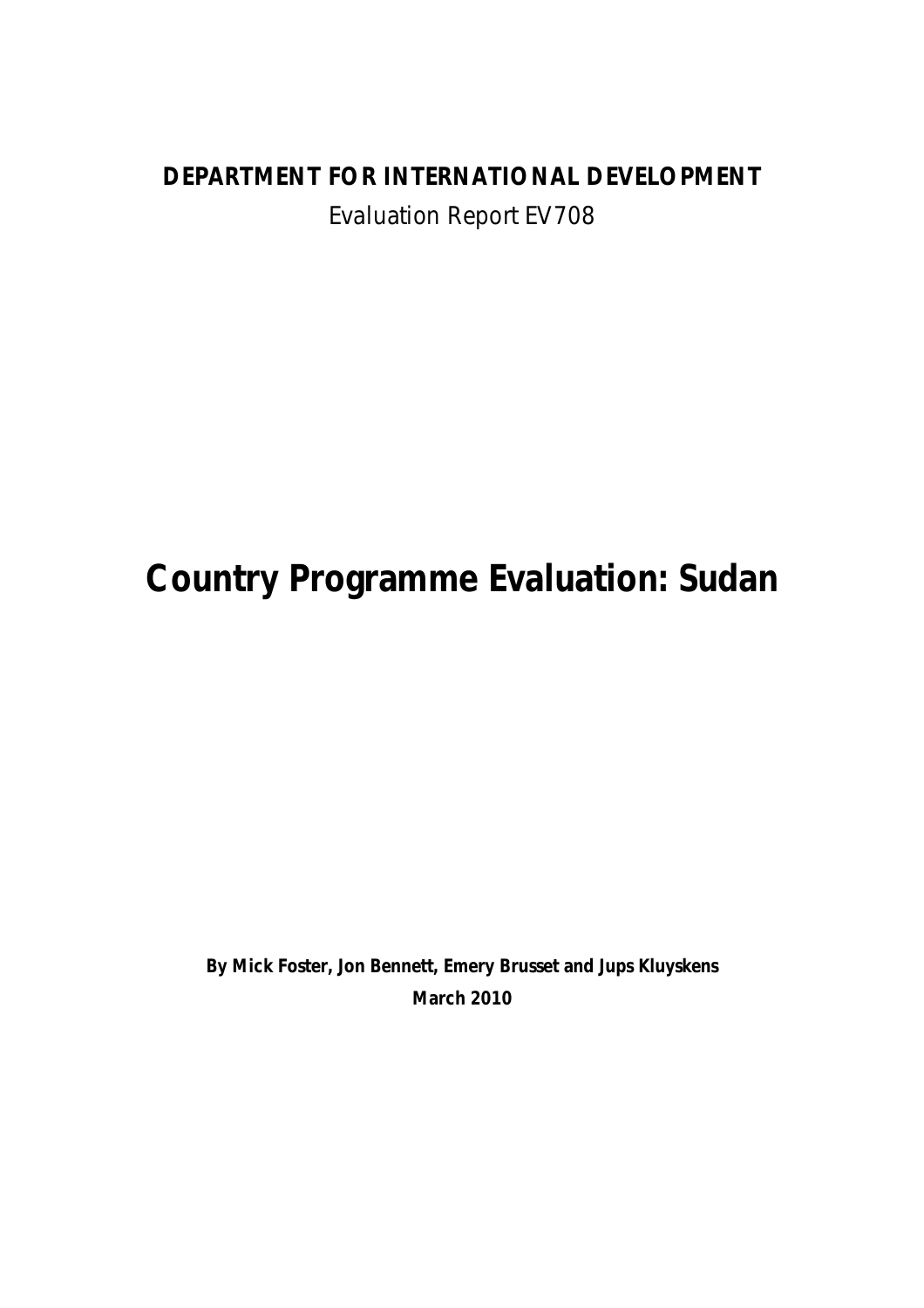**DEPARTMENT FOR INTERNATIONAL DEVELOPMENT**

Evaluation Report EV708

# Country Programme Evaluation: Sudan

**By Mick Foster, Jon Bennett, Emery Brusset and Jups Kluyskens**

**March 2010**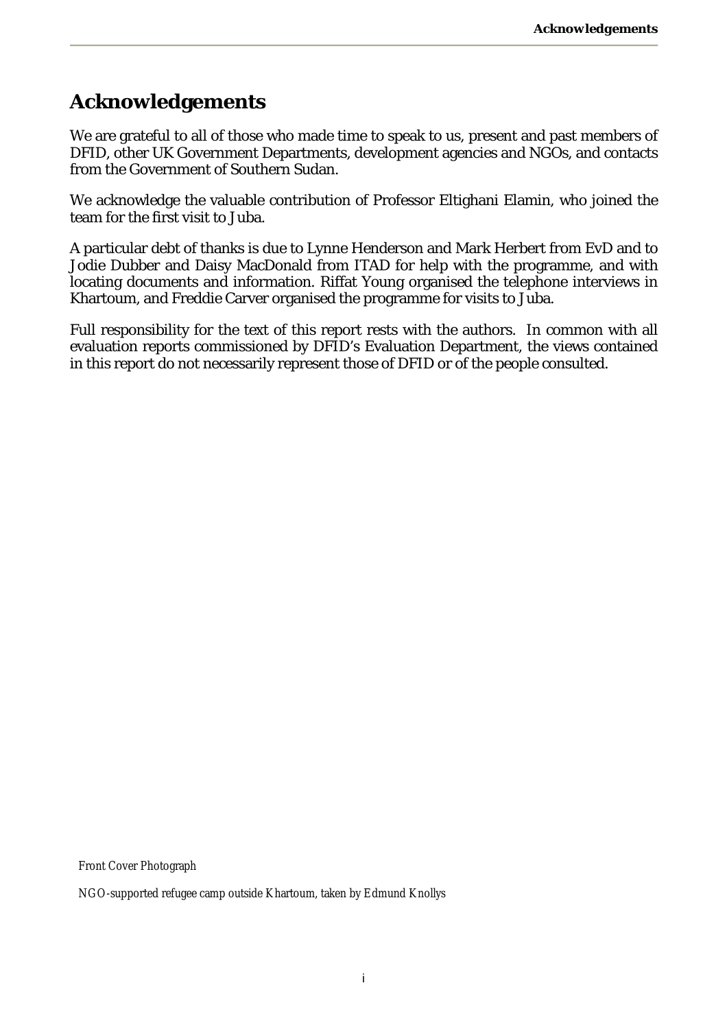# Acknowledgements

We are grateful to all of those who made time to speak to us, present and past members of DFID, other UK Government Departments, development agencies and NGOs, and contacts from the Government of Southern Sudan.

We acknowledge the valuable contribution of Professor Eltighani Elamin, who joined the team for the first visit to Juba.

A particular debt of thanks is due to Lynne Henderson and Mark Herbert from EvD and to Jodie Dubber and Daisy MacDonald from ITAD for help with the programme, and with locating documents and information. Riffat Young organised the telephone interviews in Khartoum, and Freddie Carver organised the programme for visits to Juba.

Full responsibility for the text of this report rests with the authors. In common with all evaluation reports commissioned by DFID's Evaluation Department, the views contained in this report do not necessarily represent those of DFID or of the people consulted.

Front Cover Photograph

NGO-supported refugee camp outside Khartoum, taken by Edmund Knollys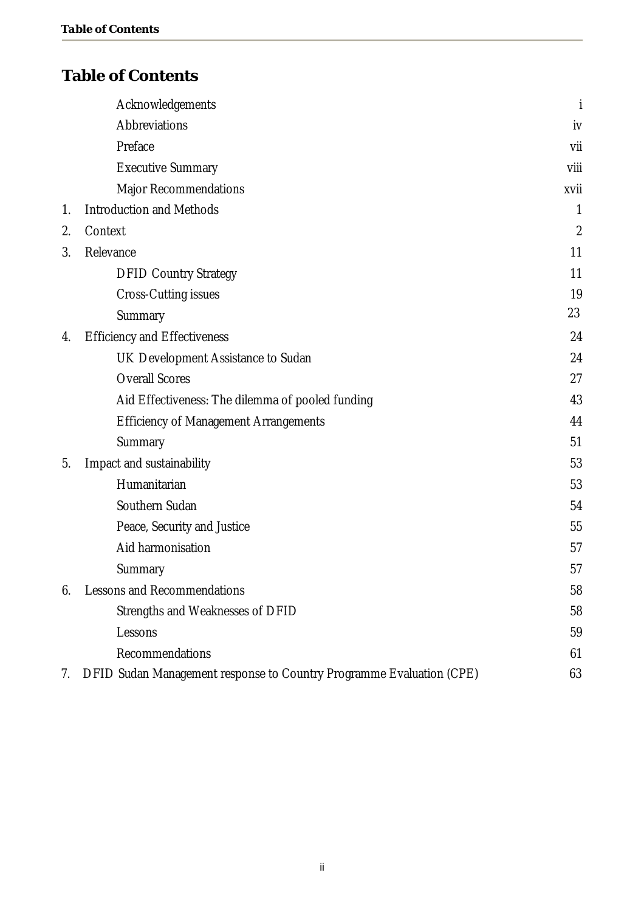# Table of Contents

| | |
|---|---|
| Acknowledgements | i |
| Abbreviations | iv |
| Preface | vii |
| Executive Summary | viii |
| Major Recommendations | xvii |
| 1. Introduction and Methods | 1 |
| 2. Context | 2 |
| 3. Relevance | 11 |
| DFID Country Strategy | 11 |
| Cross-Cutting issues | 19 |
| Summary | 23 |
| 4. Efficiency and Effectiveness | 24 |
| UK Development Assistance to Sudan | 24 |
| Overall Scores | 27 |
| Aid Effectiveness: The dilemma of pooled funding | 43 |
| Efficiency of Management Arrangements | 44 |
| Summary | 51 |
| 5. Impact and sustainability | 53 |
| Humanitarian | 53 |
| Southern Sudan | 54 |
| Peace, Security and Justice | 55 |
| Aid harmonisation | 57 |
| Summary | 57 |
| 6. Lessons and Recommendations | 58 |
| Strengths and Weaknesses of DFID | 58 |
| Lessons | 59 |
| Recommendations | 61 |
| 7. DFID Sudan Management response to Country Programme Evaluation (CPE) | 63 |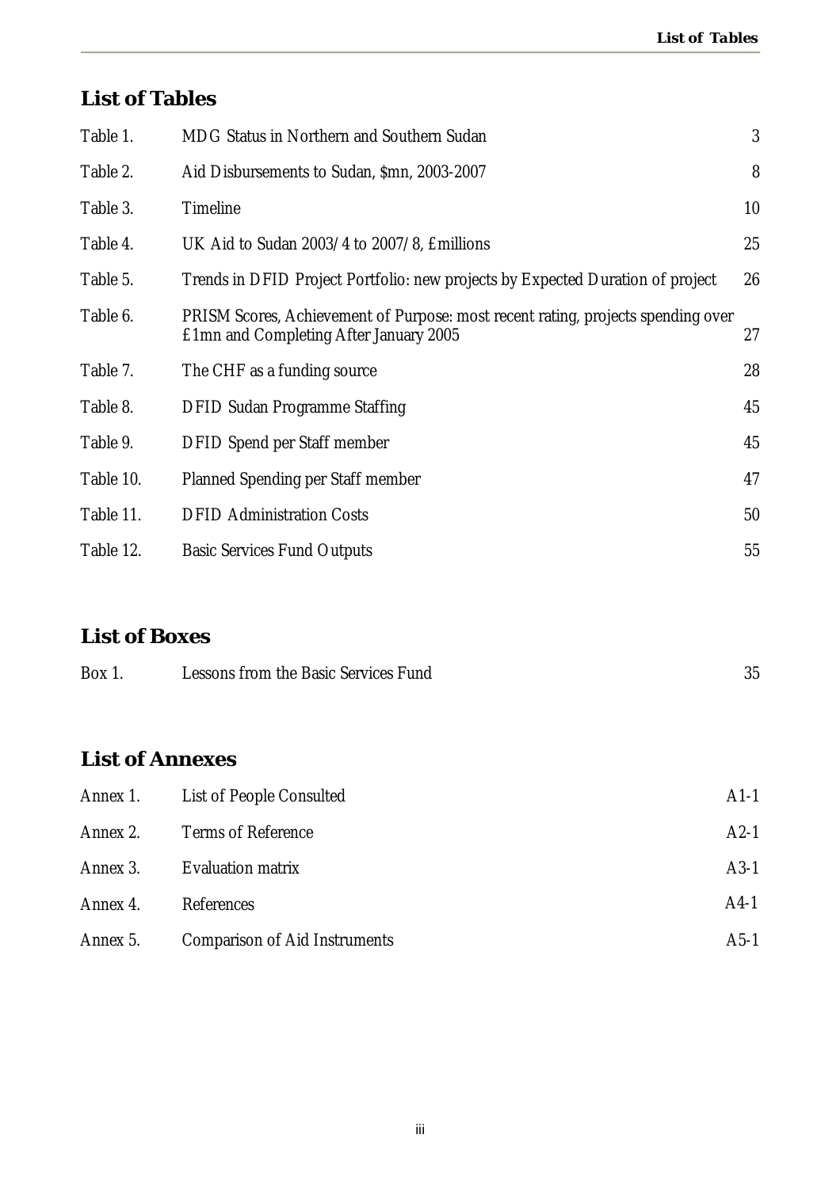## List of Tables

| | | |
|---|---|---|
| Table 1. | MDG Status in Northern and Southern Sudan | 3 |
| Table 2. | Aid Disbursements to Sudan, $mn, 2003-2007 | 8 |
| Table 3. | Timeline | 10 |
| Table 4. | UK Aid to Sudan 2003/4 to 2007/8, £millions | 25 |
| Table 5. | Trends in DFID Project Portfolio: new projects by Expected Duration of project | 26 |
| Table 6. | PRISM Scores, Achievement of Purpose: most recent rating, projects spending over £1mn and Completing After January 2005 | 27 |
| Table 7. | The CHF as a funding source | 28 |
| Table 8. | DFID Sudan Programme Staffing | 45 |
| Table 9. | DFID Spend per Staff member | 45 |
| Table 10. | Planned Spending per Staff member | 47 |
| Table 11. | DFID Administration Costs | 50 |
| Table 12. | Basic Services Fund Outputs | 55 |

## List of Boxes

| | | |
|---|---|---|
| Box 1. | Lessons from the Basic Services Fund | 35 |

## List of Annexes

| | | |
|---|---|---|
| Annex 1. | List of People Consulted | A1-1 |
| Annex 2. | Terms of Reference | A2-1 |
| Annex 3. | Evaluation matrix | A3-1 |
| Annex 4. | References | A4-1 |
| Annex 5. | Comparison of Aid Instruments | A5-1 |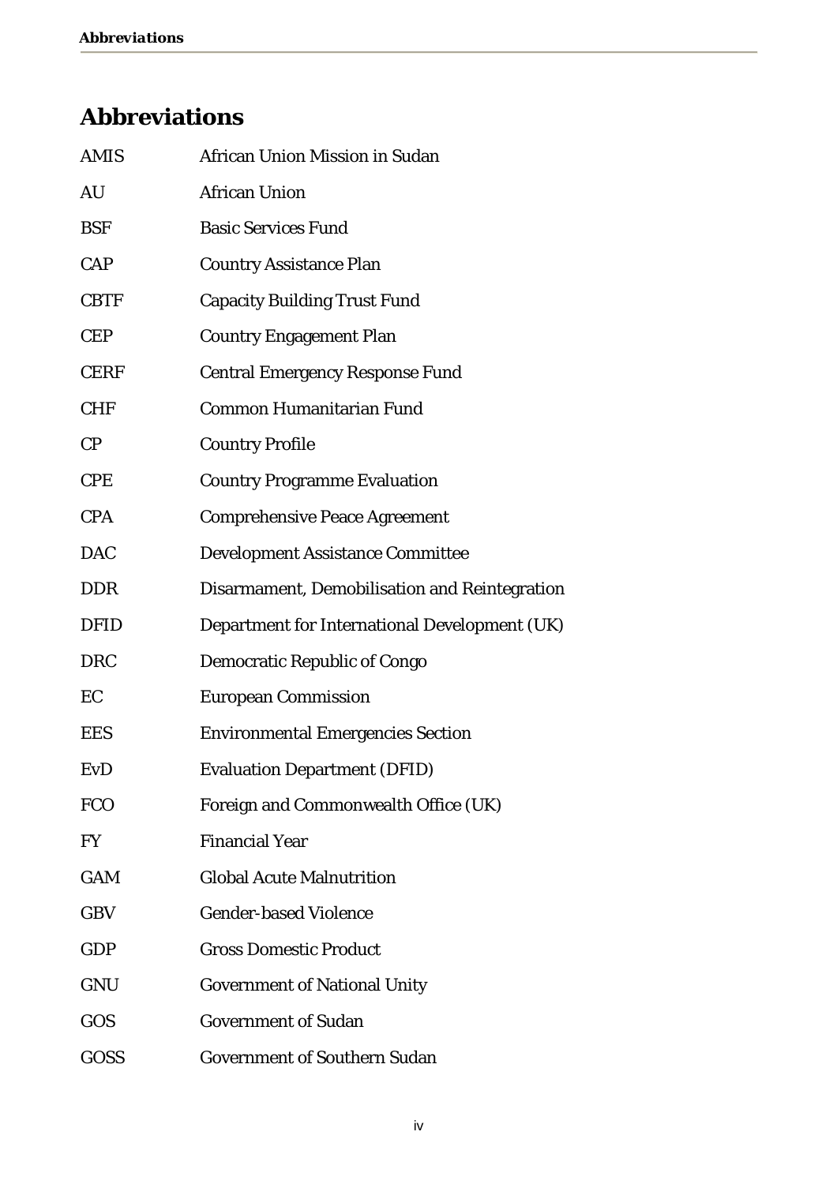# Abbreviations

| | |
|---|---|
| AMIS | African Union Mission in Sudan |
| AU | African Union |
| BSF | Basic Services Fund |
| CAP | Country Assistance Plan |
| CBTF | Capacity Building Trust Fund |
| CEP | Country Engagement Plan |
| CERF | Central Emergency Response Fund |
| CHF | Common Humanitarian Fund |
| CP | Country Profile |
| CPE | Country Programme Evaluation |
| CPA | Comprehensive Peace Agreement |
| DAC | Development Assistance Committee |
| DDR | Disarmament, Demobilisation and Reintegration |
| DFID | Department for International Development (UK) |
| DRC | Democratic Republic of Congo |
| EC | European Commission |
| EES | Environmental Emergencies Section |
| EvD | Evaluation Department (DFID) |
| FCO | Foreign and Commonwealth Office (UK) |
| FY | Financial Year |
| GAM | Global Acute Malnutrition |
| GBV | Gender-based Violence |
| GDP | Gross Domestic Product |
| GNU | Government of National Unity |
| GOS | Government of Sudan |
| GOSS | Government of Southern Sudan |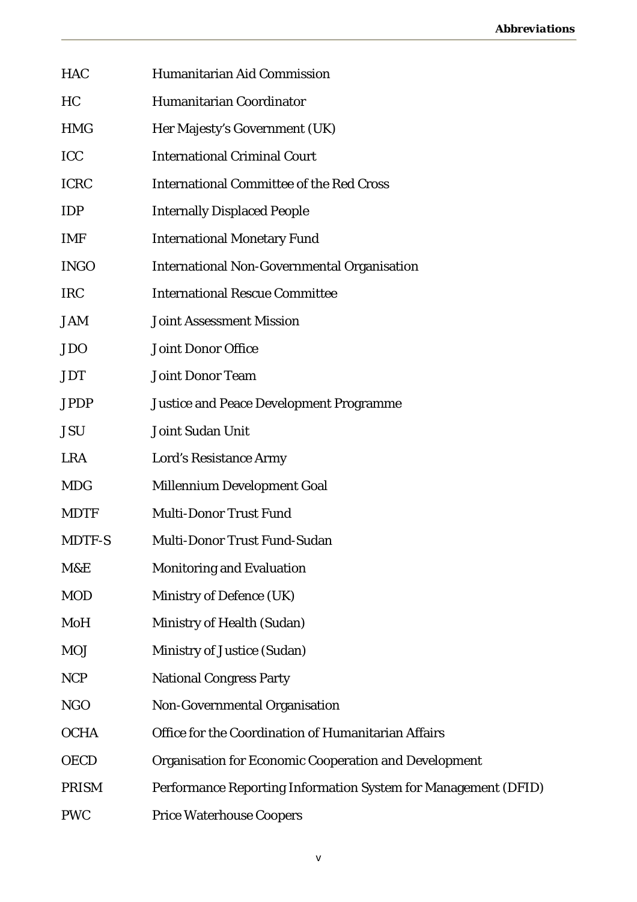| | |
|---|---|
| HAC | Humanitarian Aid Commission |
| HC | Humanitarian Coordinator |
| HMG | Her Majesty's Government (UK) |
| ICC | International Criminal Court |
| ICRC | International Committee of the Red Cross |
| IDP | Internally Displaced People |
| IMF | International Monetary Fund |
| INGO | International Non-Governmental Organisation |
| IRC | International Rescue Committee |
| JAM | Joint Assessment Mission |
| JDO | Joint Donor Office |
| JDT | Joint Donor Team |
| JPDP | Justice and Peace Development Programme |
| JSU | Joint Sudan Unit |
| LRA | Lord's Resistance Army |
| MDG | Millennium Development Goal |
| MDTF | Multi-Donor Trust Fund |
| MDTF-S | Multi-Donor Trust Fund-Sudan |
| M&E | Monitoring and Evaluation |
| MOD | Ministry of Defence (UK) |
| MoH | Ministry of Health (Sudan) |
| MOJ | Ministry of Justice (Sudan) |
| NCP | National Congress Party |
| NGO | Non-Governmental Organisation |
| OCHA | Office for the Coordination of Humanitarian Affairs |
| OECD | Organisation for Economic Cooperation and Development |
| PRISM | Performance Reporting Information System for Management (DFID) |
| PWC | Price Waterhouse Coopers |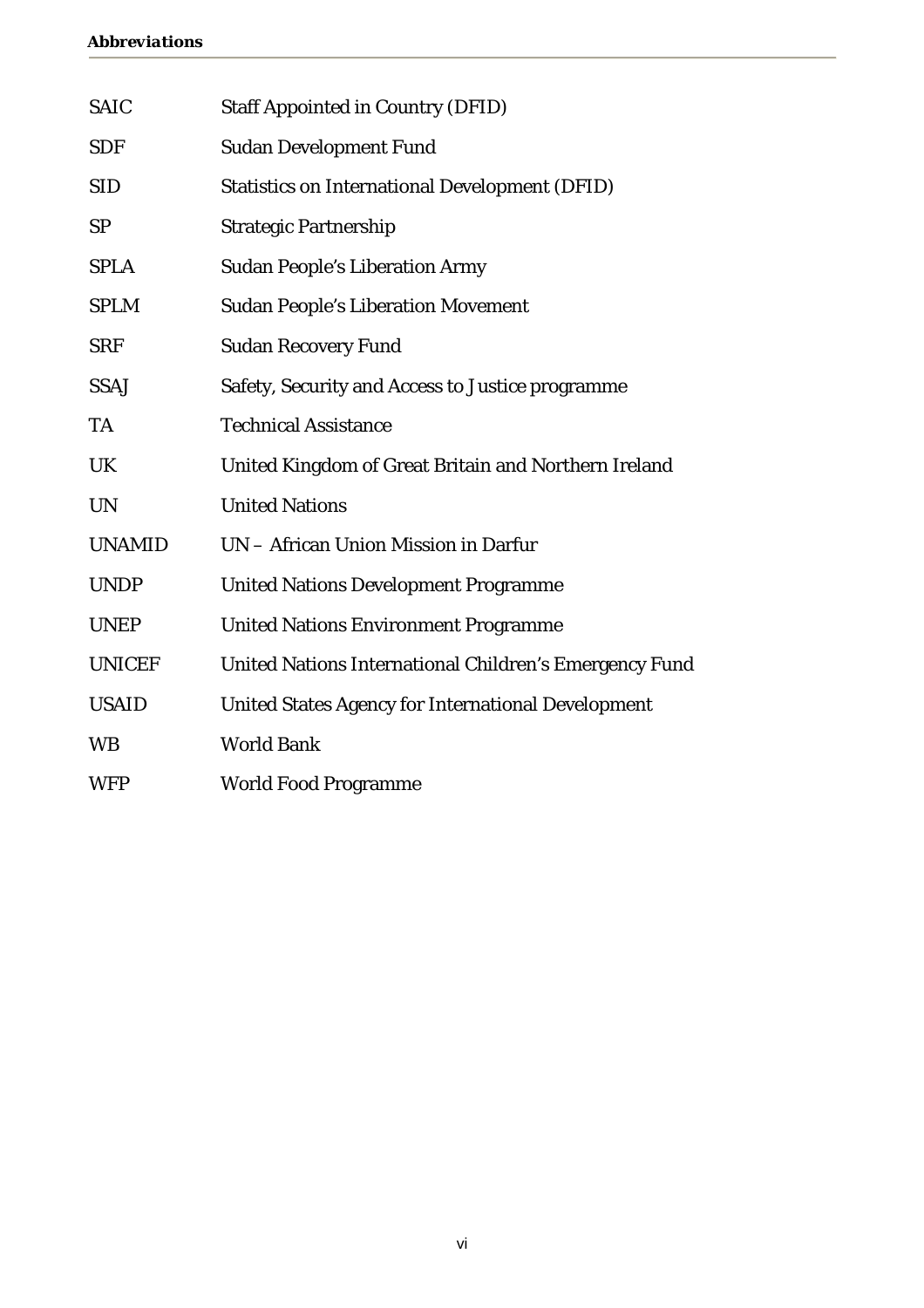| | |
|---|---|
| SAIC | Staff Appointed in Country (DFID) |
| SDF | Sudan Development Fund |
| SID | Statistics on International Development (DFID) |
| SP | Strategic Partnership |
| SPLA | Sudan People's Liberation Army |
| SPLM | Sudan People's Liberation Movement |
| SRF | Sudan Recovery Fund |
| SSAJ | Safety, Security and Access to Justice programme |
| TA | Technical Assistance |
| UK | United Kingdom of Great Britain and Northern Ireland |
| UN | United Nations |
| UNAMID | UN – African Union Mission in Darfur |
| UNDP | United Nations Development Programme |
| UNEP | United Nations Environment Programme |
| UNICEF | United Nations International Children's Emergency Fund |
| USAID | United States Agency for International Development |
| WB | World Bank |
| WFP | World Food Programme |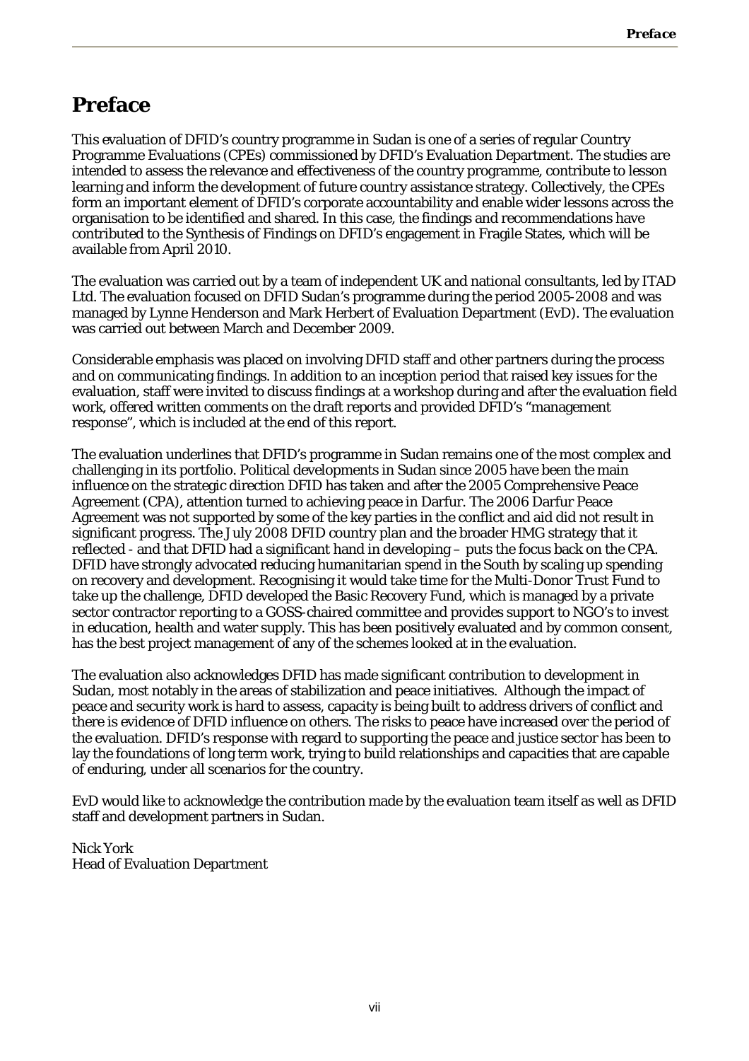# Preface

This evaluation of DFID's country programme in Sudan is one of a series of regular Country Programme Evaluations (CPEs) commissioned by DFID's Evaluation Department. The studies are intended to assess the relevance and effectiveness of the country programme, contribute to lesson learning and inform the development of future country assistance strategy. Collectively, the CPEs form an important element of DFID's corporate accountability and enable wider lessons across the organisation to be identified and shared. In this case, the findings and recommendations have contributed to the Synthesis of Findings on DFID's engagement in Fragile States, which will be available from April 2010.

The evaluation was carried out by a team of independent UK and national consultants, led by ITAD Ltd. The evaluation focused on DFID Sudan's programme during the period 2005-2008 and was managed by Lynne Henderson and Mark Herbert of Evaluation Department (EvD). The evaluation was carried out between March and December 2009.

Considerable emphasis was placed on involving DFID staff and other partners during the process and on communicating findings. In addition to an inception period that raised key issues for the evaluation, staff were invited to discuss findings at a workshop during and after the evaluation field work, offered written comments on the draft reports and provided DFID's "management response", which is included at the end of this report.

The evaluation underlines that DFID's programme in Sudan remains one of the most complex and challenging in its portfolio. Political developments in Sudan since 2005 have been the main influence on the strategic direction DFID has taken and after the 2005 Comprehensive Peace Agreement (CPA), attention turned to achieving peace in Darfur. The 2006 Darfur Peace Agreement was not supported by some of the key parties in the conflict and aid did not result in significant progress. The July 2008 DFID country plan and the broader HMG strategy that it reflected - and that DFID had a significant hand in developing – puts the focus back on the CPA. DFID have strongly advocated reducing humanitarian spend in the South by scaling up spending on recovery and development. Recognising it would take time for the Multi-Donor Trust Fund to take up the challenge, DFID developed the Basic Recovery Fund, which is managed by a private sector contractor reporting to a GOSS-chaired committee and provides support to NGO's to invest in education, health and water supply. This has been positively evaluated and by common consent, has the best project management of any of the schemes looked at in the evaluation.

The evaluation also acknowledges DFID has made significant contribution to development in Sudan, most notably in the areas of stabilization and peace initiatives. Although the impact of peace and security work is hard to assess, capacity is being built to address drivers of conflict and there is evidence of DFID influence on others. The risks to peace have increased over the period of the evaluation. DFID's response with regard to supporting the peace and justice sector has been to lay the foundations of long term work, trying to build relationships and capacities that are capable of enduring, under all scenarios for the country.

EvD would like to acknowledge the contribution made by the evaluation team itself as well as DFID staff and development partners in Sudan.

Nick York
Head of Evaluation Department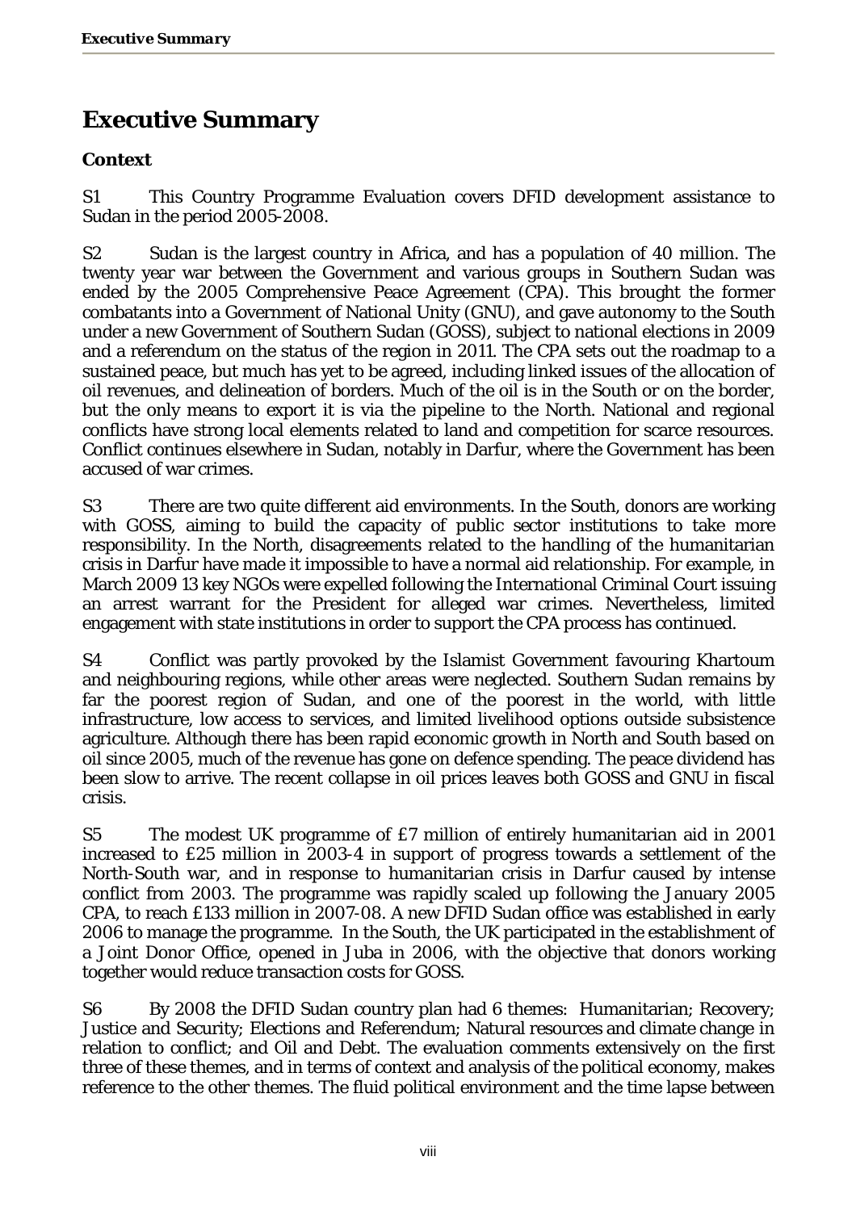# Executive Summary

### Context

S1 This Country Programme Evaluation covers DFID development assistance to Sudan in the period 2005-2008.

S2 Sudan is the largest country in Africa, and has a population of 40 million. The twenty year war between the Government and various groups in Southern Sudan was ended by the 2005 Comprehensive Peace Agreement (CPA). This brought the former combatants into a Government of National Unity (GNU), and gave autonomy to the South under a new Government of Southern Sudan (GOSS), subject to national elections in 2009 and a referendum on the status of the region in 2011. The CPA sets out the roadmap to a sustained peace, but much has yet to be agreed, including linked issues of the allocation of oil revenues, and delineation of borders. Much of the oil is in the South or on the border, but the only means to export it is via the pipeline to the North. National and regional conflicts have strong local elements related to land and competition for scarce resources. Conflict continues elsewhere in Sudan, notably in Darfur, where the Government has been accused of war crimes.

S3 There are two quite different aid environments. In the South, donors are working with GOSS, aiming to build the capacity of public sector institutions to take more responsibility. In the North, disagreements related to the handling of the humanitarian crisis in Darfur have made it impossible to have a normal aid relationship. For example, in March 2009 13 key NGOs were expelled following the International Criminal Court issuing an arrest warrant for the President for alleged war crimes. Nevertheless, limited engagement with state institutions in order to support the CPA process has continued.

S4 Conflict was partly provoked by the Islamist Government favouring Khartoum and neighbouring regions, while other areas were neglected. Southern Sudan remains by far the poorest region of Sudan, and one of the poorest in the world, with little infrastructure, low access to services, and limited livelihood options outside subsistence agriculture. Although there has been rapid economic growth in North and South based on oil since 2005, much of the revenue has gone on defence spending. The peace dividend has been slow to arrive. The recent collapse in oil prices leaves both GOSS and GNU in fiscal crisis.

S5 The modest UK programme of £7 million of entirely humanitarian aid in 2001 increased to £25 million in 2003-4 in support of progress towards a settlement of the North-South war, and in response to humanitarian crisis in Darfur caused by intense conflict from 2003. The programme was rapidly scaled up following the January 2005 CPA, to reach £133 million in 2007-08. A new DFID Sudan office was established in early 2006 to manage the programme. In the South, the UK participated in the establishment of a Joint Donor Office, opened in Juba in 2006, with the objective that donors working together would reduce transaction costs for GOSS.

S6 By 2008 the DFID Sudan country plan had 6 themes: Humanitarian; Recovery; Justice and Security; Elections and Referendum; Natural resources and climate change in relation to conflict; and Oil and Debt. The evaluation comments extensively on the first three of these themes, and in terms of context and analysis of the political economy, makes reference to the other themes. The fluid political environment and the time lapse between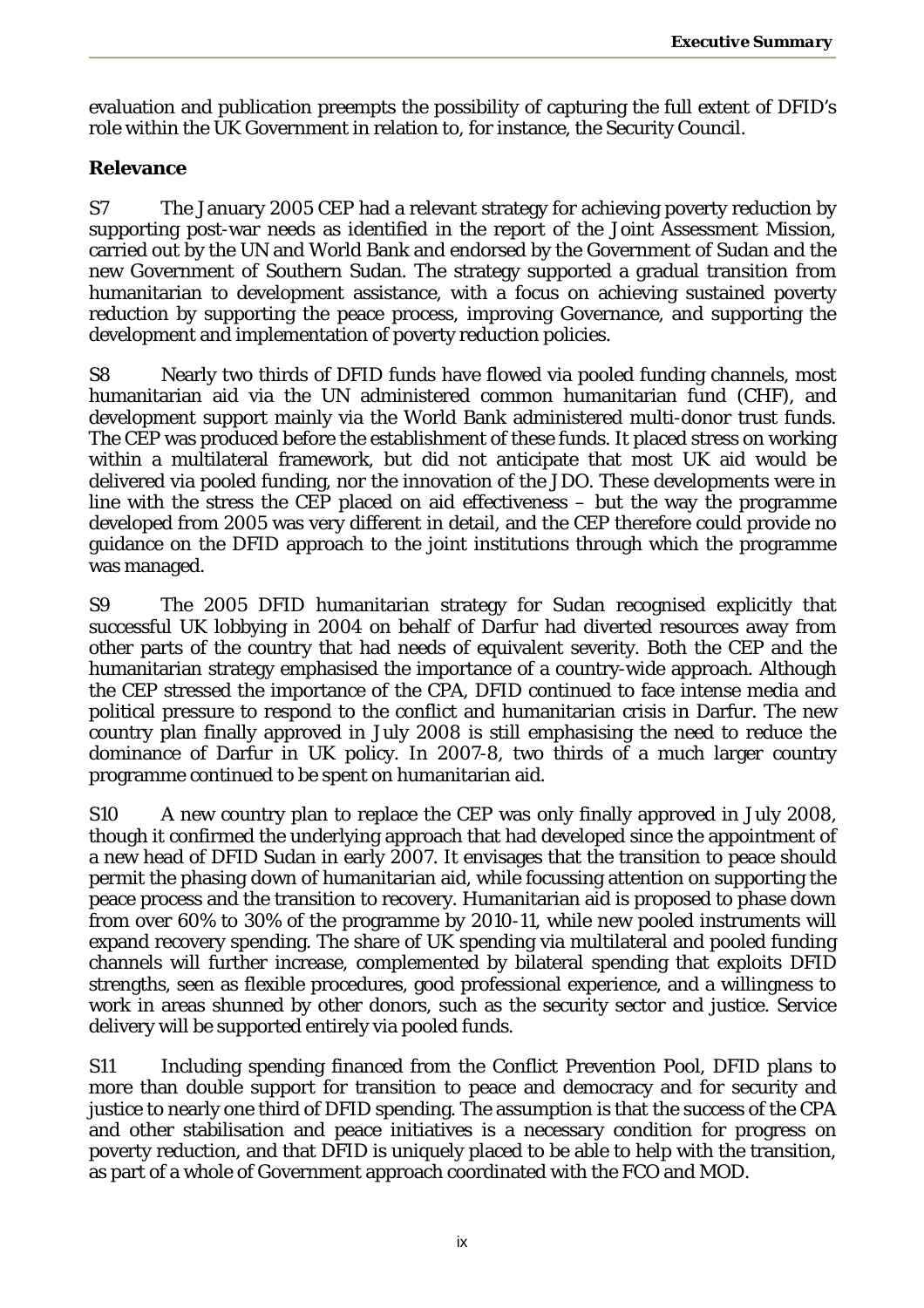evaluation and publication preempts the possibility of capturing the full extent of DFID's role within the UK Government in relation to, for instance, the Security Council.

### Relevance

S7 The January 2005 CEP had a relevant strategy for achieving poverty reduction by supporting post-war needs as identified in the report of the Joint Assessment Mission, carried out by the UN and World Bank and endorsed by the Government of Sudan and the new Government of Southern Sudan. The strategy supported a gradual transition from humanitarian to development assistance, with a focus on achieving sustained poverty reduction by supporting the peace process, improving Governance, and supporting the development and implementation of poverty reduction policies.

S8 Nearly two thirds of DFID funds have flowed via pooled funding channels, most humanitarian aid via the UN administered common humanitarian fund (CHF), and development support mainly via the World Bank administered multi-donor trust funds. The CEP was produced before the establishment of these funds. It placed stress on working within a multilateral framework, but did not anticipate that most UK aid would be delivered via pooled funding, nor the innovation of the JDO. These developments were in line with the stress the CEP placed on aid effectiveness – but the way the programme developed from 2005 was very different in detail, and the CEP therefore could provide no guidance on the DFID approach to the joint institutions through which the programme was managed.

S9 The 2005 DFID humanitarian strategy for Sudan recognised explicitly that successful UK lobbying in 2004 on behalf of Darfur had diverted resources away from other parts of the country that had needs of equivalent severity. Both the CEP and the humanitarian strategy emphasised the importance of a country-wide approach. Although the CEP stressed the importance of the CPA, DFID continued to face intense media and political pressure to respond to the conflict and humanitarian crisis in Darfur. The new country plan finally approved in July 2008 is still emphasising the need to reduce the dominance of Darfur in UK policy. In 2007-8, two thirds of a much larger country programme continued to be spent on humanitarian aid.

S10 A new country plan to replace the CEP was only finally approved in July 2008, though it confirmed the underlying approach that had developed since the appointment of a new head of DFID Sudan in early 2007. It envisages that the transition to peace should permit the phasing down of humanitarian aid, while focussing attention on supporting the peace process and the transition to recovery. Humanitarian aid is proposed to phase down from over 60% to 30% of the programme by 2010-11, while new pooled instruments will expand recovery spending. The share of UK spending via multilateral and pooled funding channels will further increase, complemented by bilateral spending that exploits DFID strengths, seen as flexible procedures, good professional experience, and a willingness to work in areas shunned by other donors, such as the security sector and justice. Service delivery will be supported entirely via pooled funds.

S11 Including spending financed from the Conflict Prevention Pool, DFID plans to more than double support for transition to peace and democracy and for security and justice to nearly one third of DFID spending. The assumption is that the success of the CPA and other stabilisation and peace initiatives is a necessary condition for progress on poverty reduction, and that DFID is uniquely placed to be able to help with the transition, as part of a whole of Government approach coordinated with the FCO and MOD.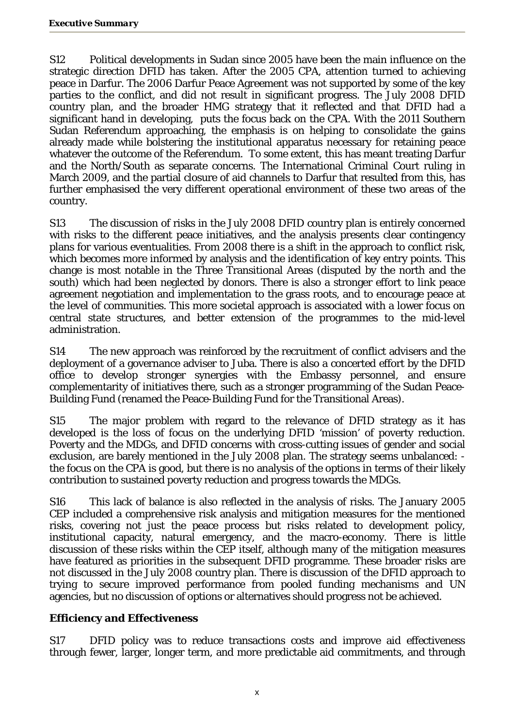S12 Political developments in Sudan since 2005 have been the main influence on the strategic direction DFID has taken. After the 2005 CPA, attention turned to achieving peace in Darfur. The 2006 Darfur Peace Agreement was not supported by some of the key parties to the conflict, and did not result in significant progress. The July 2008 DFID country plan, and the broader HMG strategy that it reflected and that DFID had a significant hand in developing, puts the focus back on the CPA. With the 2011 Southern Sudan Referendum approaching, the emphasis is on helping to consolidate the gains already made while bolstering the institutional apparatus necessary for retaining peace whatever the outcome of the Referendum. To some extent, this has meant treating Darfur and the North/South as separate concerns. The International Criminal Court ruling in March 2009, and the partial closure of aid channels to Darfur that resulted from this, has further emphasised the very different operational environment of these two areas of the country.

S13 The discussion of risks in the July 2008 DFID country plan is entirely concerned with risks to the different peace initiatives, and the analysis presents clear contingency plans for various eventualities. From 2008 there is a shift in the approach to conflict risk, which becomes more informed by analysis and the identification of key entry points. This change is most notable in the Three Transitional Areas (disputed by the north and the south) which had been neglected by donors. There is also a stronger effort to link peace agreement negotiation and implementation to the grass roots, and to encourage peace at the level of communities. This more societal approach is associated with a lower focus on central state structures, and better extension of the programmes to the mid-level administration.

S14 The new approach was reinforced by the recruitment of conflict advisers and the deployment of a governance adviser to Juba. There is also a concerted effort by the DFID office to develop stronger synergies with the Embassy personnel, and ensure complementarity of initiatives there, such as a stronger programming of the Sudan Peace-Building Fund (renamed the Peace-Building Fund for the Transitional Areas).

S15 The major problem with regard to the relevance of DFID strategy as it has developed is the loss of focus on the underlying DFID 'mission' of poverty reduction. Poverty and the MDGs, and DFID concerns with cross-cutting issues of gender and social exclusion, are barely mentioned in the July 2008 plan. The strategy seems unbalanced: - the focus on the CPA is good, but there is no analysis of the options in terms of their likely contribution to sustained poverty reduction and progress towards the MDGs.

S16 This lack of balance is also reflected in the analysis of risks. The January 2005 CEP included a comprehensive risk analysis and mitigation measures for the mentioned risks, covering not just the peace process but risks related to development policy, institutional capacity, natural emergency, and the macro-economy. There is little discussion of these risks within the CEP itself, although many of the mitigation measures have featured as priorities in the subsequent DFID programme. These broader risks are not discussed in the July 2008 country plan. There is discussion of the DFID approach to trying to secure improved performance from pooled funding mechanisms and UN agencies, but no discussion of options or alternatives should progress not be achieved.

## Efficiency and Effectiveness

S17 DFID policy was to reduce transactions costs and improve aid effectiveness through fewer, larger, longer term, and more predictable aid commitments, and through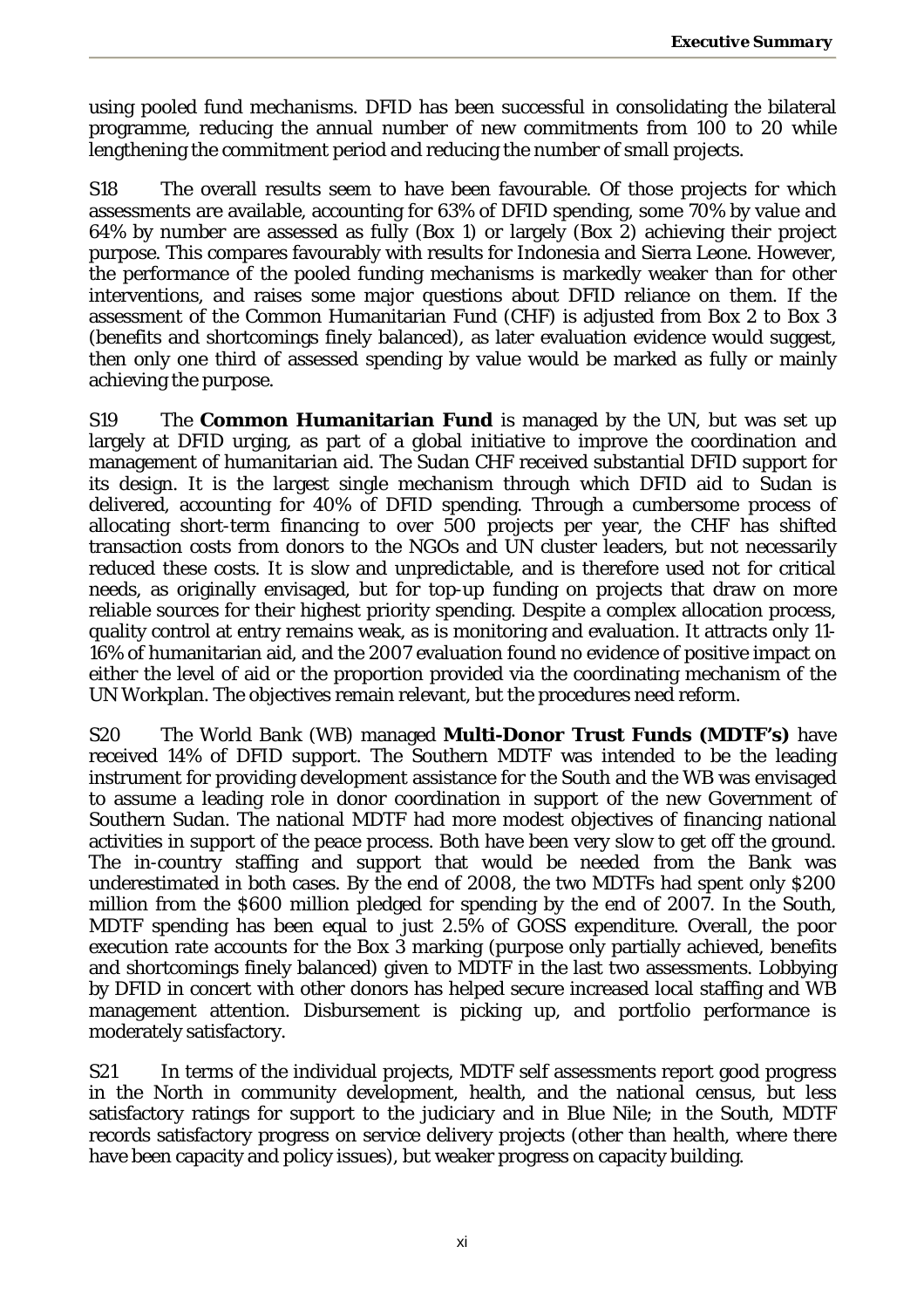using pooled fund mechanisms. DFID has been successful in consolidating the bilateral programme, reducing the annual number of new commitments from 100 to 20 while lengthening the commitment period and reducing the number of small projects.

S18 The overall results seem to have been favourable. Of those projects for which assessments are available, accounting for 63% of DFID spending, some 70% by value and 64% by number are assessed as fully (Box 1) or largely (Box 2) achieving their project purpose. This compares favourably with results for Indonesia and Sierra Leone. However, the performance of the pooled funding mechanisms is markedly weaker than for other interventions, and raises some major questions about DFID reliance on them. If the assessment of the Common Humanitarian Fund (CHF) is adjusted from Box 2 to Box 3 (benefits and shortcomings finely balanced), as later evaluation evidence would suggest, then only one third of assessed spending by value would be marked as fully or mainly achieving the purpose.

S19 The **Common Humanitarian Fund** is managed by the UN, but was set up largely at DFID urging, as part of a global initiative to improve the coordination and management of humanitarian aid. The Sudan CHF received substantial DFID support for its design. It is the largest single mechanism through which DFID aid to Sudan is delivered, accounting for 40% of DFID spending. Through a cumbersome process of allocating short-term financing to over 500 projects per year, the CHF has shifted transaction costs from donors to the NGOs and UN cluster leaders, but not necessarily reduced these costs. It is slow and unpredictable, and is therefore used not for critical needs, as originally envisaged, but for top-up funding on projects that draw on more reliable sources for their highest priority spending. Despite a complex allocation process, quality control at entry remains weak, as is monitoring and evaluation. It attracts only 11-16% of humanitarian aid, and the 2007 evaluation found no evidence of positive impact on either the level of aid or the proportion provided via the coordinating mechanism of the UN Workplan. The objectives remain relevant, but the procedures need reform.

S20 The World Bank (WB) managed **Multi-Donor Trust Funds (MDTF's)** have received 14% of DFID support. The Southern MDTF was intended to be the leading instrument for providing development assistance for the South and the WB was envisaged to assume a leading role in donor coordination in support of the new Government of Southern Sudan. The national MDTF had more modest objectives of financing national activities in support of the peace process. Both have been very slow to get off the ground. The in-country staffing and support that would be needed from the Bank was underestimated in both cases. By the end of 2008, the two MDTFs had spent only $200 million from the $600 million pledged for spending by the end of 2007. In the South, MDTF spending has been equal to just 2.5% of GOSS expenditure. Overall, the poor execution rate accounts for the Box 3 marking (purpose only partially achieved, benefits and shortcomings finely balanced) given to MDTF in the last two assessments. Lobbying by DFID in concert with other donors has helped secure increased local staffing and WB management attention. Disbursement is picking up, and portfolio performance is moderately satisfactory.

S21 In terms of the individual projects, MDTF self assessments report good progress in the North in community development, health, and the national census, but less satisfactory ratings for support to the judiciary and in Blue Nile; in the South, MDTF records satisfactory progress on service delivery projects (other than health, where there have been capacity and policy issues), but weaker progress on capacity building.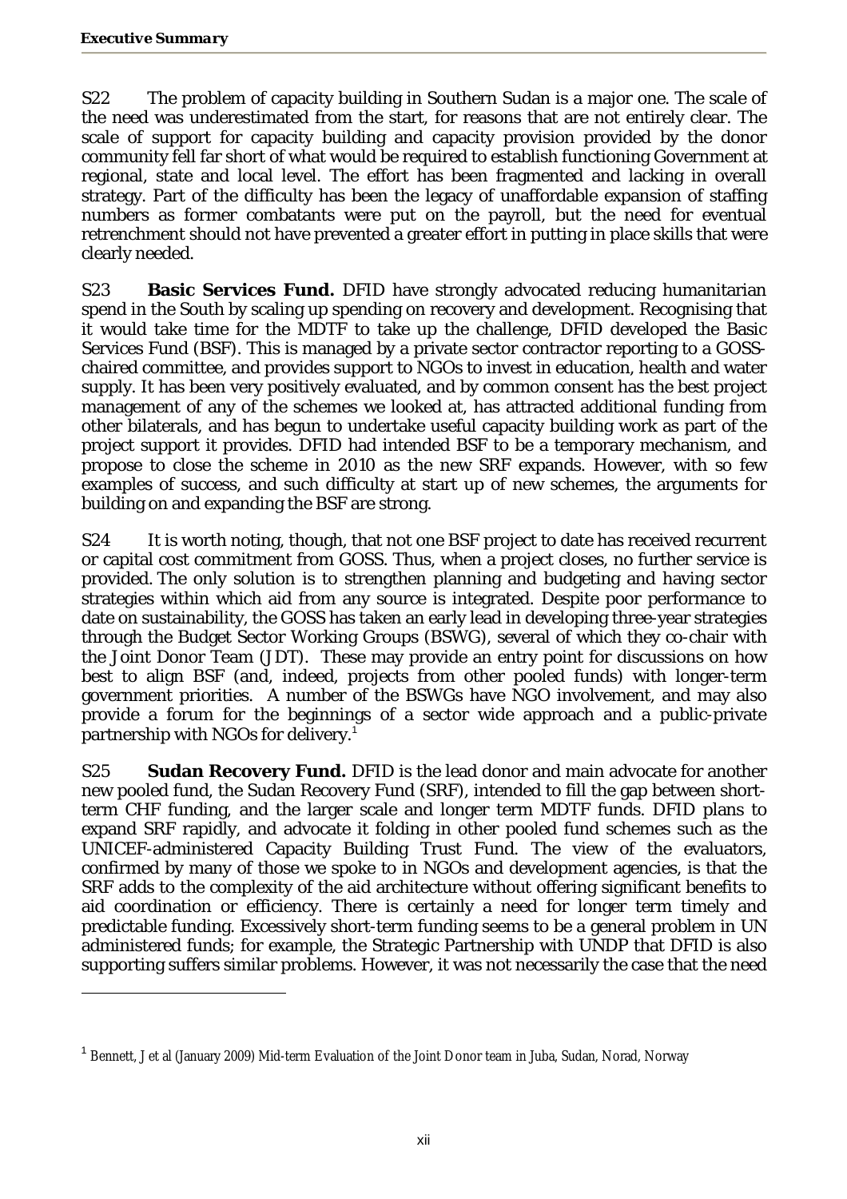S22 The problem of capacity building in Southern Sudan is a major one. The scale of the need was underestimated from the start, for reasons that are not entirely clear. The scale of support for capacity building and capacity provision provided by the donor community fell far short of what would be required to establish functioning Government at regional, state and local level. The effort has been fragmented and lacking in overall strategy. Part of the difficulty has been the legacy of unaffordable expansion of staffing numbers as former combatants were put on the payroll, but the need for eventual retrenchment should not have prevented a greater effort in putting in place skills that were clearly needed.

S23 **Basic Services Fund.** DFID have strongly advocated reducing humanitarian spend in the South by scaling up spending on recovery and development. Recognising that it would take time for the MDTF to take up the challenge, DFID developed the Basic Services Fund (BSF). This is managed by a private sector contractor reporting to a GOSS-chaired committee, and provides support to NGOs to invest in education, health and water supply. It has been very positively evaluated, and by common consent has the best project management of any of the schemes we looked at, has attracted additional funding from other bilaterals, and has begun to undertake useful capacity building work as part of the project support it provides. DFID had intended BSF to be a temporary mechanism, and propose to close the scheme in 2010 as the new SRF expands. However, with so few examples of success, and such difficulty at start up of new schemes, the arguments for building on and expanding the BSF are strong.

S24 It is worth noting, though, that not one BSF project to date has received recurrent or capital cost commitment from GOSS. Thus, when a project closes, no further service is provided. The only solution is to strengthen planning and budgeting and having sector strategies within which aid from any source is integrated. Despite poor performance to date on sustainability, the GOSS has taken an early lead in developing three-year strategies through the Budget Sector Working Groups (BSWG), several of which they co-chair with the Joint Donor Team (JDT). These may provide an entry point for discussions on how best to align BSF (and, indeed, projects from other pooled funds) with longer-term government priorities. A number of the BSWGs have NGO involvement, and may also provide a forum for the beginnings of a sector wide approach and a public-private partnership with NGOs for delivery.[1]

S25 **Sudan Recovery Fund.** DFID is the lead donor and main advocate for another new pooled fund, the Sudan Recovery Fund (SRF), intended to fill the gap between short-term CHF funding, and the larger scale and longer term MDTF funds. DFID plans to expand SRF rapidly, and advocate it folding in other pooled fund schemes such as the UNICEF-administered Capacity Building Trust Fund. The view of the evaluators, confirmed by many of those we spoke to in NGOs and development agencies, is that the SRF adds to the complexity of the aid architecture without offering significant benefits to aid coordination or efficiency. There is certainly a need for longer term timely and predictable funding. Excessively short-term funding seems to be a general problem in UN administered funds; for example, the Strategic Partnership with UNDP that DFID is also supporting suffers similar problems. However, it was not necessarily the case that the need

---

[1] Bennett, J et al (January 2009) Mid-term Evaluation of the Joint Donor team in Juba, Sudan, Norad, Norway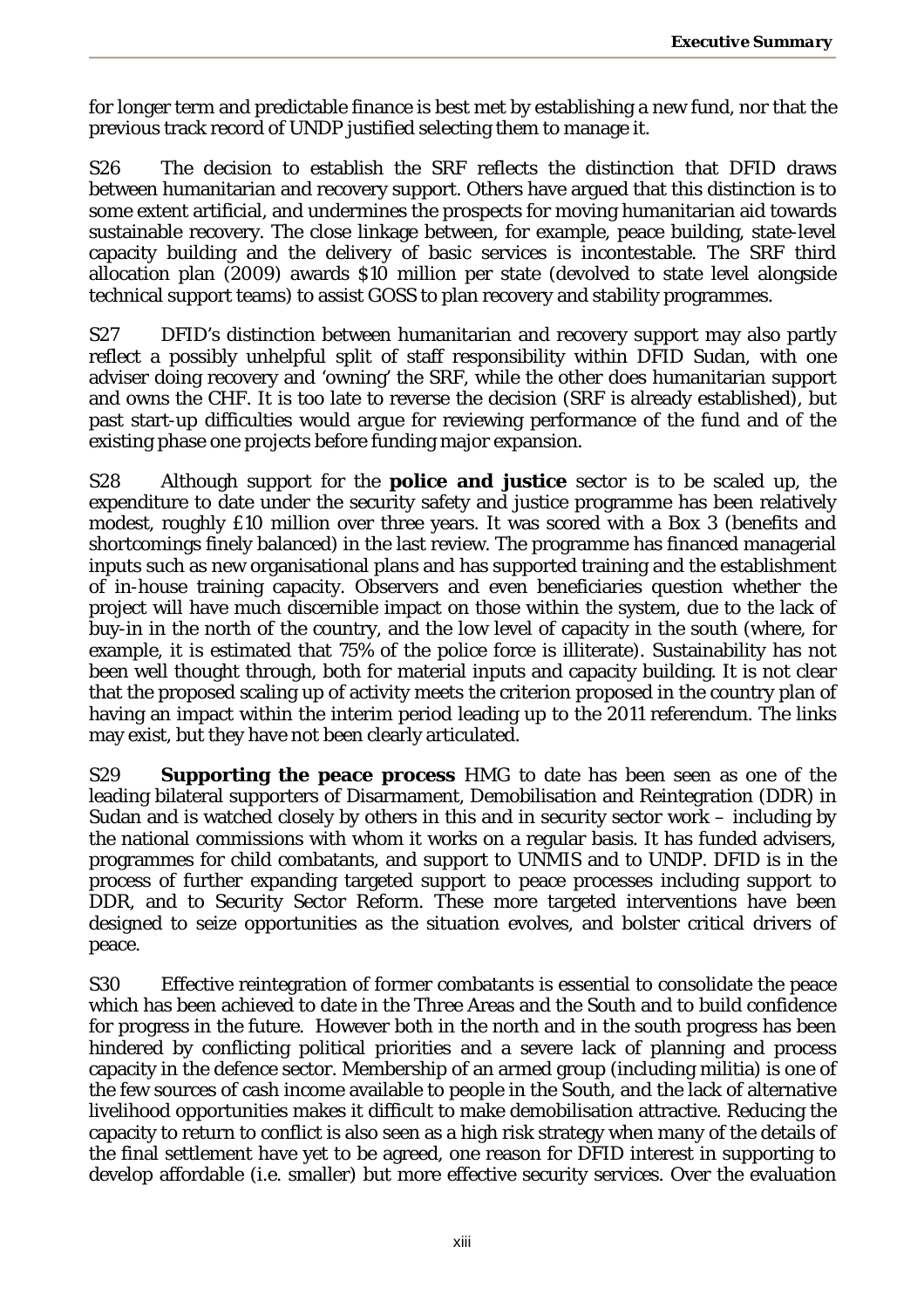for longer term and predictable finance is best met by establishing a new fund, nor that the previous track record of UNDP justified selecting them to manage it.

S26 The decision to establish the SRF reflects the distinction that DFID draws between humanitarian and recovery support. Others have argued that this distinction is to some extent artificial, and undermines the prospects for moving humanitarian aid towards sustainable recovery. The close linkage between, for example, peace building, state-level capacity building and the delivery of basic services is incontestable. The SRF third allocation plan (2009) awards $10 million per state (devolved to state level alongside technical support teams) to assist GOSS to plan recovery and stability programmes.

S27 DFID's distinction between humanitarian and recovery support may also partly reflect a possibly unhelpful split of staff responsibility within DFID Sudan, with one adviser doing recovery and 'owning' the SRF, while the other does humanitarian support and owns the CHF. It is too late to reverse the decision (SRF is already established), but past start-up difficulties would argue for reviewing performance of the fund and of the existing phase one projects before funding major expansion.

S28 Although support for the **police and justice** sector is to be scaled up, the expenditure to date under the security safety and justice programme has been relatively modest, roughly £10 million over three years. It was scored with a Box 3 (benefits and shortcomings finely balanced) in the last review. The programme has financed managerial inputs such as new organisational plans and has supported training and the establishment of in-house training capacity. Observers and even beneficiaries question whether the project will have much discernible impact on those within the system, due to the lack of buy-in in the north of the country, and the low level of capacity in the south (where, for example, it is estimated that 75% of the police force is illiterate). Sustainability has not been well thought through, both for material inputs and capacity building. It is not clear that the proposed scaling up of activity meets the criterion proposed in the country plan of having an impact within the interim period leading up to the 2011 referendum. The links may exist, but they have not been clearly articulated.

S29 **Supporting the peace process** HMG to date has been seen as one of the leading bilateral supporters of Disarmament, Demobilisation and Reintegration (DDR) in Sudan and is watched closely by others in this and in security sector work – including by the national commissions with whom it works on a regular basis. It has funded advisers, programmes for child combatants, and support to UNMIS and to UNDP. DFID is in the process of further expanding targeted support to peace processes including support to DDR, and to Security Sector Reform. These more targeted interventions have been designed to seize opportunities as the situation evolves, and bolster critical drivers of peace.

S30 Effective reintegration of former combatants is essential to consolidate the peace which has been achieved to date in the Three Areas and the South and to build confidence for progress in the future. However both in the north and in the south progress has been hindered by conflicting political priorities and a severe lack of planning and process capacity in the defence sector. Membership of an armed group (including militia) is one of the few sources of cash income available to people in the South, and the lack of alternative livelihood opportunities makes it difficult to make demobilisation attractive. Reducing the capacity to return to conflict is also seen as a high risk strategy when many of the details of the final settlement have yet to be agreed, one reason for DFID interest in supporting to develop affordable (i.e. smaller) but more effective security services. Over the evaluation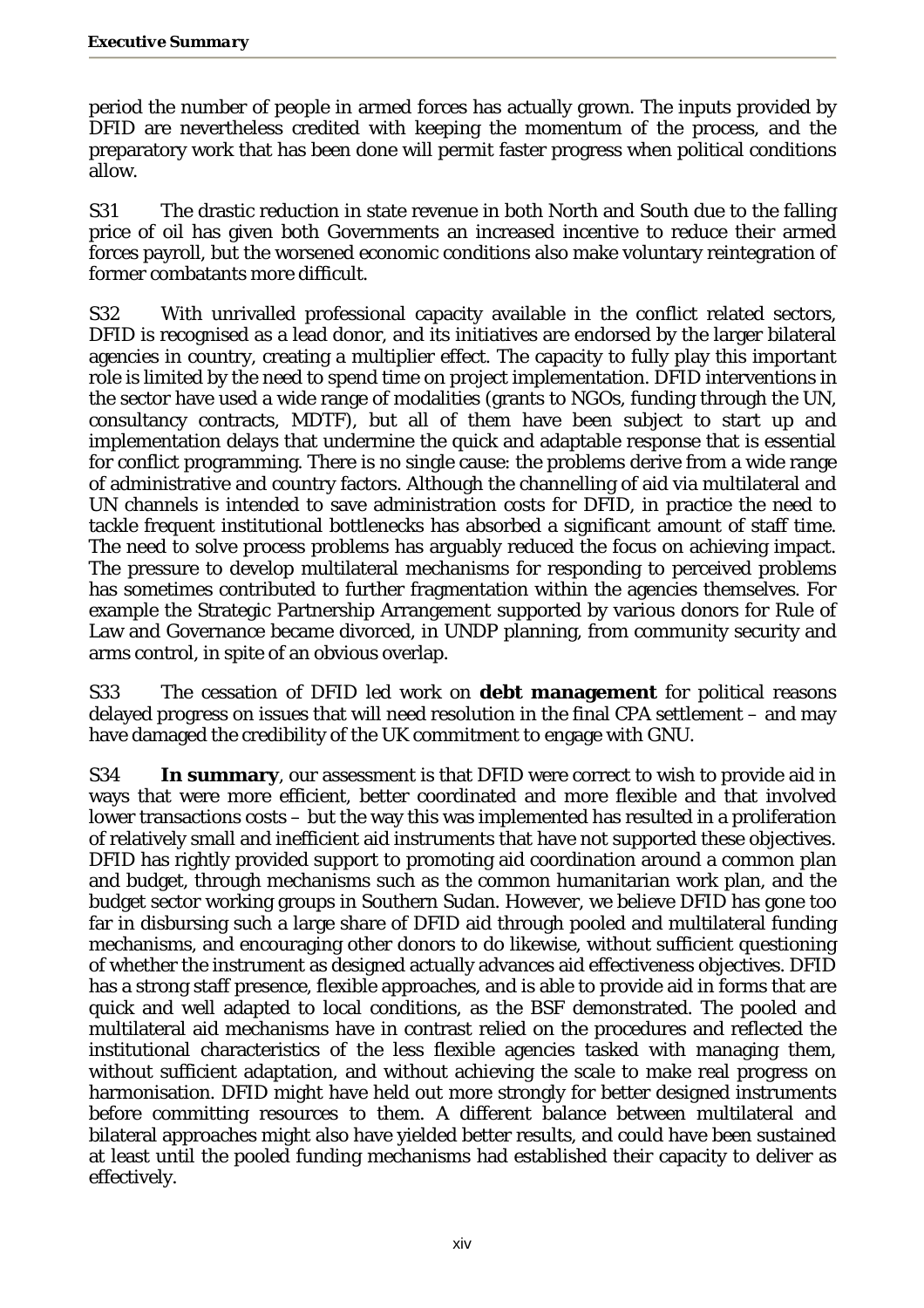period the number of people in armed forces has actually grown. The inputs provided by DFID are nevertheless credited with keeping the momentum of the process, and the preparatory work that has been done will permit faster progress when political conditions allow.

S31 The drastic reduction in state revenue in both North and South due to the falling price of oil has given both Governments an increased incentive to reduce their armed forces payroll, but the worsened economic conditions also make voluntary reintegration of former combatants more difficult.

S32 With unrivalled professional capacity available in the conflict related sectors, DFID is recognised as a lead donor, and its initiatives are endorsed by the larger bilateral agencies in country, creating a multiplier effect. The capacity to fully play this important role is limited by the need to spend time on project implementation. DFID interventions in the sector have used a wide range of modalities (grants to NGOs, funding through the UN, consultancy contracts, MDTF), but all of them have been subject to start up and implementation delays that undermine the quick and adaptable response that is essential for conflict programming. There is no single cause: the problems derive from a wide range of administrative and country factors. Although the channelling of aid via multilateral and UN channels is intended to save administration costs for DFID, in practice the need to tackle frequent institutional bottlenecks has absorbed a significant amount of staff time. The need to solve process problems has arguably reduced the focus on achieving impact. The pressure to develop multilateral mechanisms for responding to perceived problems has sometimes contributed to further fragmentation within the agencies themselves. For example the Strategic Partnership Arrangement supported by various donors for Rule of Law and Governance became divorced, in UNDP planning, from community security and arms control, in spite of an obvious overlap.

S33 The cessation of DFID led work on **debt management** for political reasons delayed progress on issues that will need resolution in the final CPA settlement – and may have damaged the credibility of the UK commitment to engage with GNU.

S34 **In summary**, our assessment is that DFID were correct to wish to provide aid in ways that were more efficient, better coordinated and more flexible and that involved lower transactions costs – but the way this was implemented has resulted in a proliferation of relatively small and inefficient aid instruments that have not supported these objectives. DFID has rightly provided support to promoting aid coordination around a common plan and budget, through mechanisms such as the common humanitarian work plan, and the budget sector working groups in Southern Sudan. However, we believe DFID has gone too far in disbursing such a large share of DFID aid through pooled and multilateral funding mechanisms, and encouraging other donors to do likewise, without sufficient questioning of whether the instrument as designed actually advances aid effectiveness objectives. DFID has a strong staff presence, flexible approaches, and is able to provide aid in forms that are quick and well adapted to local conditions, as the BSF demonstrated. The pooled and multilateral aid mechanisms have in contrast relied on the procedures and reflected the institutional characteristics of the less flexible agencies tasked with managing them, without sufficient adaptation, and without achieving the scale to make real progress on harmonisation. DFID might have held out more strongly for better designed instruments before committing resources to them. A different balance between multilateral and bilateral approaches might also have yielded better results, and could have been sustained at least until the pooled funding mechanisms had established their capacity to deliver as effectively.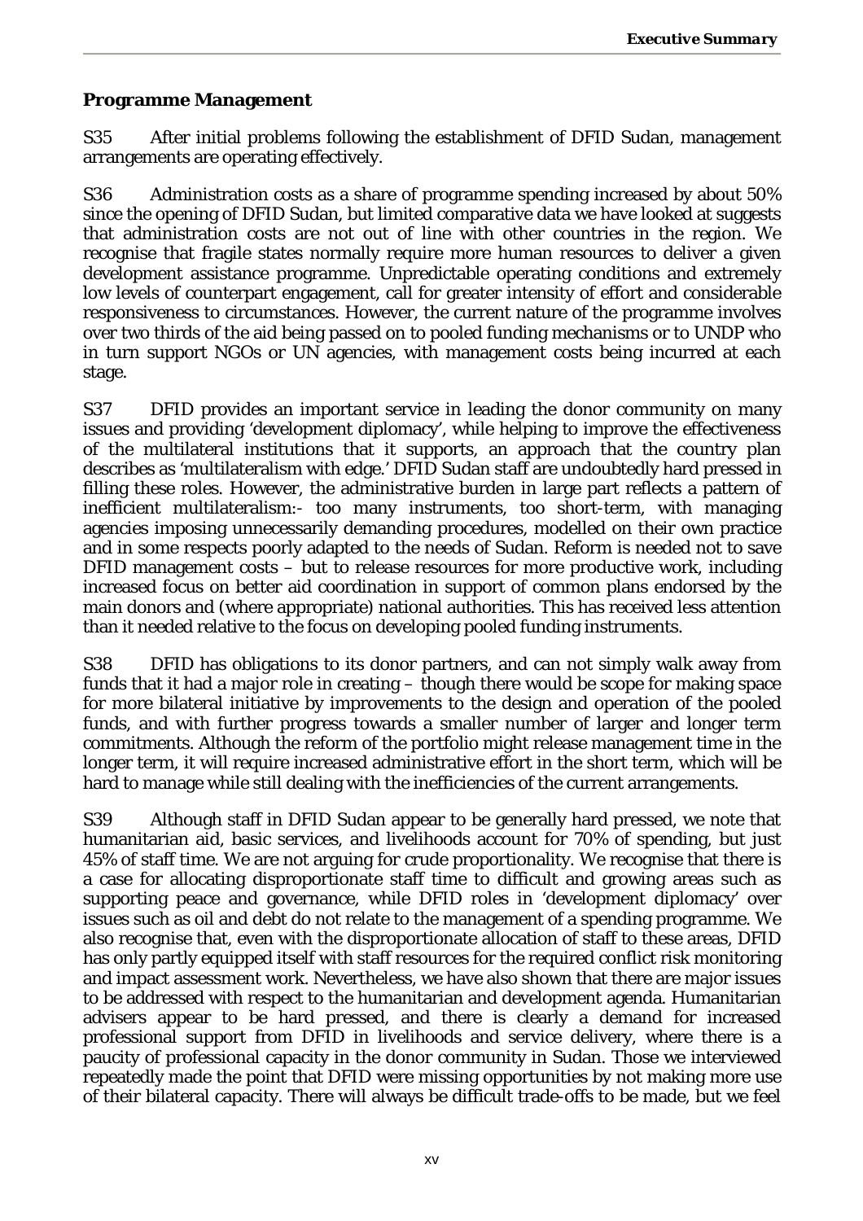## Programme Management

S35 After initial problems following the establishment of DFID Sudan, management arrangements are operating effectively.

S36 Administration costs as a share of programme spending increased by about 50% since the opening of DFID Sudan, but limited comparative data we have looked at suggests that administration costs are not out of line with other countries in the region. We recognise that fragile states normally require more human resources to deliver a given development assistance programme. Unpredictable operating conditions and extremely low levels of counterpart engagement, call for greater intensity of effort and considerable responsiveness to circumstances. However, the current nature of the programme involves over two thirds of the aid being passed on to pooled funding mechanisms or to UNDP who in turn support NGOs or UN agencies, with management costs being incurred at each stage.

S37 DFID provides an important service in leading the donor community on many issues and providing 'development diplomacy', while helping to improve the effectiveness of the multilateral institutions that it supports, an approach that the country plan describes as 'multilateralism with edge.' DFID Sudan staff are undoubtedly hard pressed in filling these roles. However, the administrative burden in large part reflects a pattern of inefficient multilateralism:- too many instruments, too short-term, with managing agencies imposing unnecessarily demanding procedures, modelled on their own practice and in some respects poorly adapted to the needs of Sudan. Reform is needed not to save DFID management costs – but to release resources for more productive work, including increased focus on better aid coordination in support of common plans endorsed by the main donors and (where appropriate) national authorities. This has received less attention than it needed relative to the focus on developing pooled funding instruments.

S38 DFID has obligations to its donor partners, and can not simply walk away from funds that it had a major role in creating – though there would be scope for making space for more bilateral initiative by improvements to the design and operation of the pooled funds, and with further progress towards a smaller number of larger and longer term commitments. Although the reform of the portfolio might release management time in the longer term, it will require increased administrative effort in the short term, which will be hard to manage while still dealing with the inefficiencies of the current arrangements.

S39 Although staff in DFID Sudan appear to be generally hard pressed, we note that humanitarian aid, basic services, and livelihoods account for 70% of spending, but just 45% of staff time. We are not arguing for crude proportionality. We recognise that there is a case for allocating disproportionate staff time to difficult and growing areas such as supporting peace and governance, while DFID roles in 'development diplomacy' over issues such as oil and debt do not relate to the management of a spending programme. We also recognise that, even with the disproportionate allocation of staff to these areas, DFID has only partly equipped itself with staff resources for the required conflict risk monitoring and impact assessment work. Nevertheless, we have also shown that there are major issues to be addressed with respect to the humanitarian and development agenda. Humanitarian advisers appear to be hard pressed, and there is clearly a demand for increased professional support from DFID in livelihoods and service delivery, where there is a paucity of professional capacity in the donor community in Sudan. Those we interviewed repeatedly made the point that DFID were missing opportunities by not making more use of their bilateral capacity. There will always be difficult trade-offs to be made, but we feel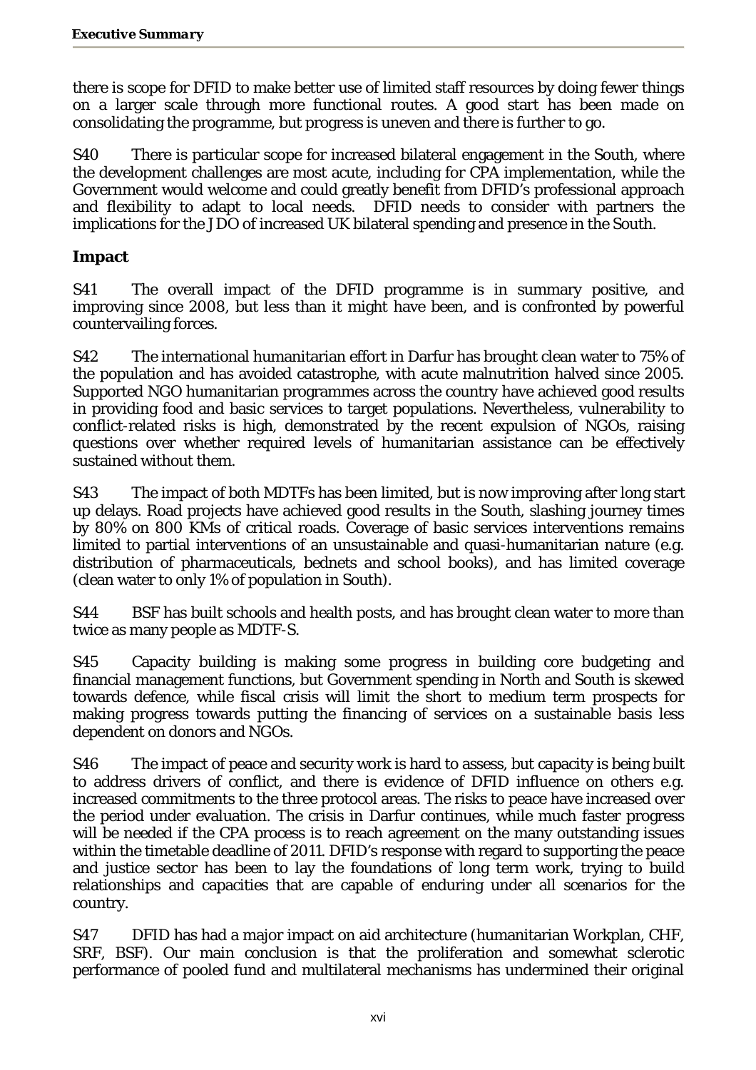there is scope for DFID to make better use of limited staff resources by doing fewer things on a larger scale through more functional routes. A good start has been made on consolidating the programme, but progress is uneven and there is further to go.

S40 There is particular scope for increased bilateral engagement in the South, where the development challenges are most acute, including for CPA implementation, while the Government would welcome and could greatly benefit from DFID's professional approach and flexibility to adapt to local needs. DFID needs to consider with partners the implications for the JDO of increased UK bilateral spending and presence in the South.

### Impact

S41 The overall impact of the DFID programme is in summary positive, and improving since 2008, but less than it might have been, and is confronted by powerful countervailing forces.

S42 The international humanitarian effort in Darfur has brought clean water to 75% of the population and has avoided catastrophe, with acute malnutrition halved since 2005. Supported NGO humanitarian programmes across the country have achieved good results in providing food and basic services to target populations. Nevertheless, vulnerability to conflict-related risks is high, demonstrated by the recent expulsion of NGOs, raising questions over whether required levels of humanitarian assistance can be effectively sustained without them.

S43 The impact of both MDTFs has been limited, but is now improving after long start up delays. Road projects have achieved good results in the South, slashing journey times by 80% on 800 KMs of critical roads. Coverage of basic services interventions remains limited to partial interventions of an unsustainable and quasi-humanitarian nature (e.g. distribution of pharmaceuticals, bednets and school books), and has limited coverage (clean water to only 1% of population in South).

S44 BSF has built schools and health posts, and has brought clean water to more than twice as many people as MDTF-S.

S45 Capacity building is making some progress in building core budgeting and financial management functions, but Government spending in North and South is skewed towards defence, while fiscal crisis will limit the short to medium term prospects for making progress towards putting the financing of services on a sustainable basis less dependent on donors and NGOs.

S46 The impact of peace and security work is hard to assess, but capacity is being built to address drivers of conflict, and there is evidence of DFID influence on others e.g. increased commitments to the three protocol areas. The risks to peace have increased over the period under evaluation. The crisis in Darfur continues, while much faster progress will be needed if the CPA process is to reach agreement on the many outstanding issues within the timetable deadline of 2011. DFID's response with regard to supporting the peace and justice sector has been to lay the foundations of long term work, trying to build relationships and capacities that are capable of enduring under all scenarios for the country.

S47 DFID has had a major impact on aid architecture (humanitarian Workplan, CHF, SRF, BSF). Our main conclusion is that the proliferation and somewhat sclerotic performance of pooled fund and multilateral mechanisms has undermined their original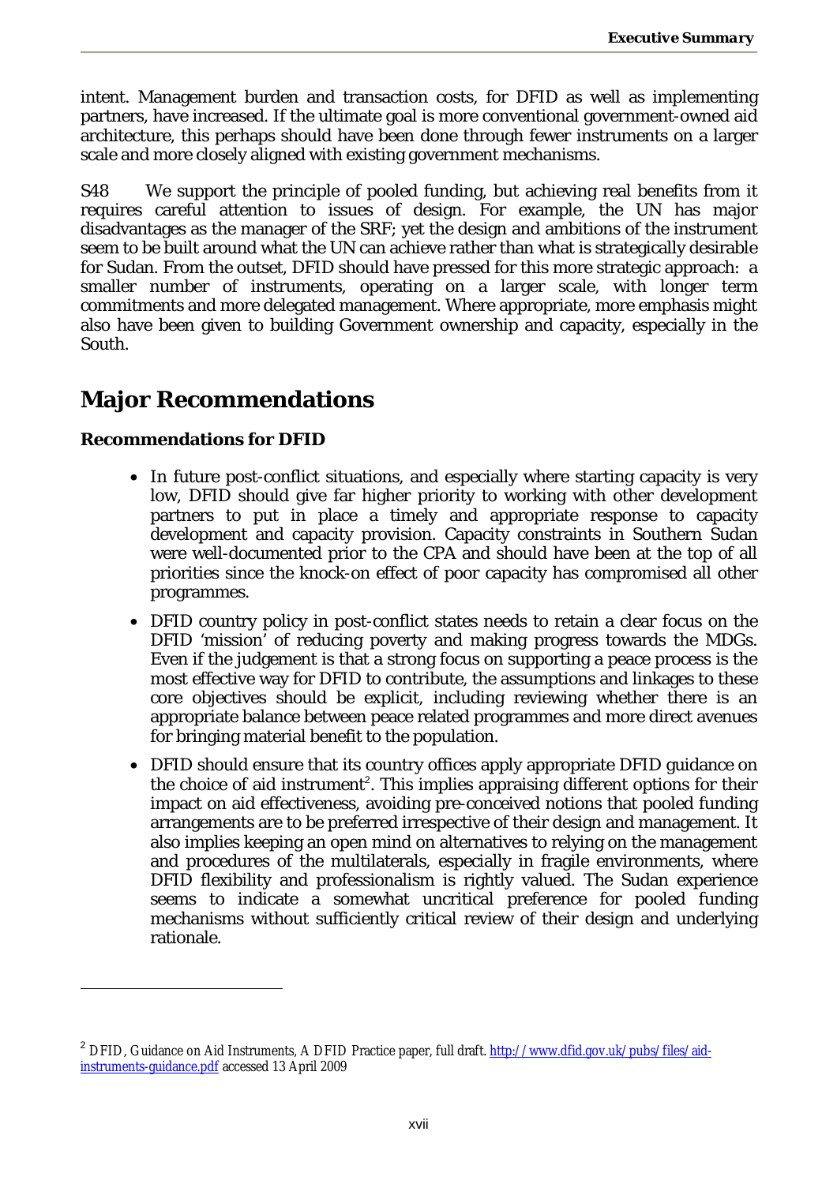intent. Management burden and transaction costs, for DFID as well as implementing partners, have increased. If the ultimate goal is more conventional government-owned aid architecture, this perhaps should have been done through fewer instruments on a larger scale and more closely aligned with existing government mechanisms.

S48 We support the principle of pooled funding, but achieving real benefits from it requires careful attention to issues of design. For example, the UN has major disadvantages as the manager of the SRF; yet the design and ambitions of the instrument seem to be built around what the UN can achieve rather than what is strategically desirable for Sudan. From the outset, DFID should have pressed for this more strategic approach: a smaller number of instruments, operating on a larger scale, with longer term commitments and more delegated management. Where appropriate, more emphasis might also have been given to building Government ownership and capacity, especially in the South.

# Major Recommendations

**Recommendations for DFID**

- In future post-conflict situations, and especially where starting capacity is very low, DFID should give far higher priority to working with other development partners to put in place a timely and appropriate response to capacity development and capacity provision. Capacity constraints in Southern Sudan were well-documented prior to the CPA and should have been at the top of all priorities since the knock-on effect of poor capacity has compromised all other programmes.
- DFID country policy in post-conflict states needs to retain a clear focus on the DFID 'mission' of reducing poverty and making progress towards the MDGs. Even if the judgement is that a strong focus on supporting a peace process is the most effective way for DFID to contribute, the assumptions and linkages to these core objectives should be explicit, including reviewing whether there is an appropriate balance between peace related programmes and more direct avenues for bringing material benefit to the population.
- DFID should ensure that its country offices apply appropriate DFID guidance on the choice of aid instrument[2]. This implies appraising different options for their impact on aid effectiveness, avoiding pre-conceived notions that pooled funding arrangements are to be preferred irrespective of their design and management. It also implies keeping an open mind on alternatives to relying on the management and procedures of the multilaterals, especially in fragile environments, where DFID flexibility and professionalism is rightly valued. The Sudan experience seems to indicate a somewhat uncritical preference for pooled funding mechanisms without sufficiently critical review of their design and underlying rationale.

---

[2] DFID, Guidance on Aid Instruments, A DFID Practice paper, full draft. http://www.dfid.gov.uk/pubs/files/aid-instruments-guidance.pdf accessed 13 April 2009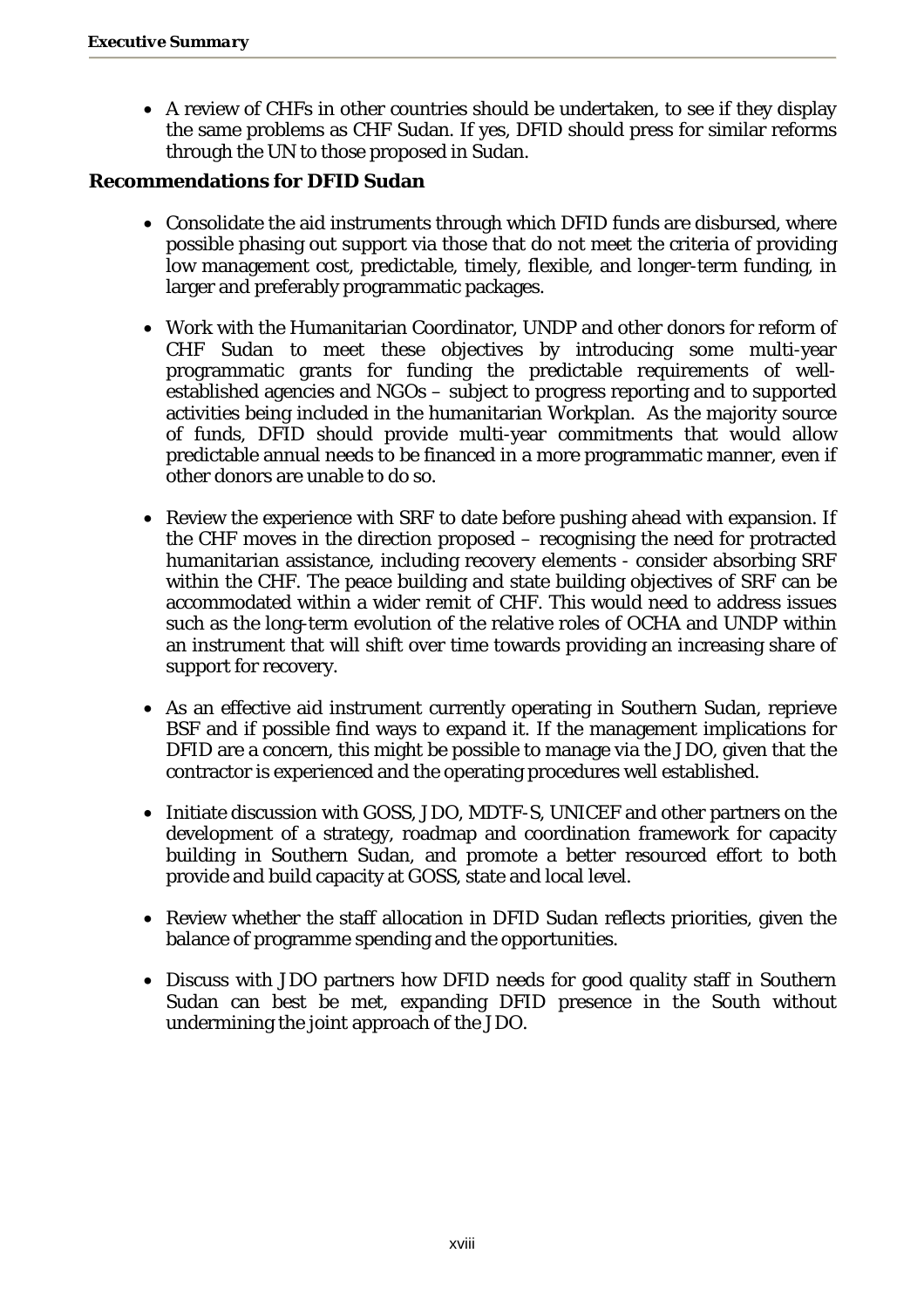- A review of CHFs in other countries should be undertaken, to see if they display the same problems as CHF Sudan. If yes, DFID should press for similar reforms through the UN to those proposed in Sudan.

**Recommendations for DFID Sudan**

- Consolidate the aid instruments through which DFID funds are disbursed, where possible phasing out support via those that do not meet the criteria of providing low management cost, predictable, timely, flexible, and longer-term funding, in larger and preferably programmatic packages.

- Work with the Humanitarian Coordinator, UNDP and other donors for reform of CHF Sudan to meet these objectives by introducing some multi-year programmatic grants for funding the predictable requirements of well-established agencies and NGOs – subject to progress reporting and to supported activities being included in the humanitarian Workplan. As the majority source of funds, DFID should provide multi-year commitments that would allow predictable annual needs to be financed in a more programmatic manner, even if other donors are unable to do so.

- Review the experience with SRF to date before pushing ahead with expansion. If the CHF moves in the direction proposed – recognising the need for protracted humanitarian assistance, including recovery elements - consider absorbing SRF within the CHF. The peace building and state building objectives of SRF can be accommodated within a wider remit of CHF. This would need to address issues such as the long-term evolution of the relative roles of OCHA and UNDP within an instrument that will shift over time towards providing an increasing share of support for recovery.

- As an effective aid instrument currently operating in Southern Sudan, reprieve BSF and if possible find ways to expand it. If the management implications for DFID are a concern, this might be possible to manage via the JDO, given that the contractor is experienced and the operating procedures well established.

- Initiate discussion with GOSS, JDO, MDTF-S, UNICEF and other partners on the development of a strategy, roadmap and coordination framework for capacity building in Southern Sudan, and promote a better resourced effort to both provide and build capacity at GOSS, state and local level.

- Review whether the staff allocation in DFID Sudan reflects priorities, given the balance of programme spending and the opportunities.

- Discuss with JDO partners how DFID needs for good quality staff in Southern Sudan can best be met, expanding DFID presence in the South without undermining the joint approach of the JDO.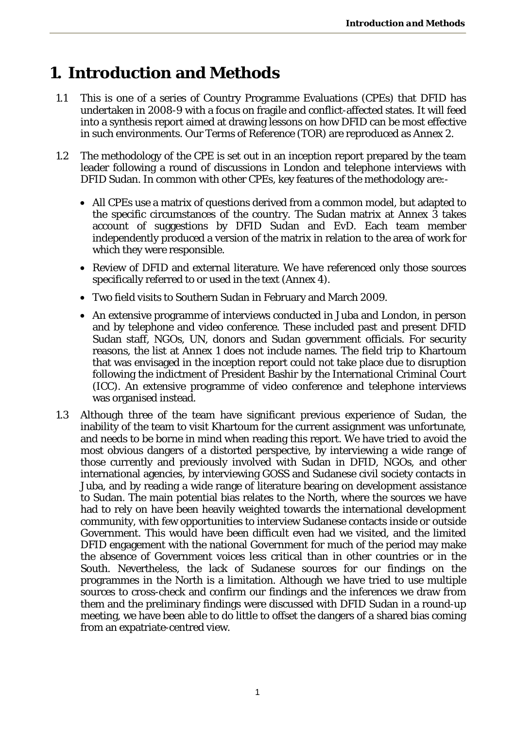# 1. Introduction and Methods

1.1 This is one of a series of Country Programme Evaluations (CPEs) that DFID has undertaken in 2008-9 with a focus on fragile and conflict-affected states. It will feed into a synthesis report aimed at drawing lessons on how DFID can be most effective in such environments. Our Terms of Reference (TOR) are reproduced as Annex 2.

1.2 The methodology of the CPE is set out in an inception report prepared by the team leader following a round of discussions in London and telephone interviews with DFID Sudan. In common with other CPEs, key features of the methodology are:-

- All CPEs use a matrix of questions derived from a common model, but adapted to the specific circumstances of the country. The Sudan matrix at Annex 3 takes account of suggestions by DFID Sudan and EvD. Each team member independently produced a version of the matrix in relation to the area of work for which they were responsible.
- Review of DFID and external literature. We have referenced only those sources specifically referred to or used in the text (Annex 4).
- Two field visits to Southern Sudan in February and March 2009.
- An extensive programme of interviews conducted in Juba and London, in person and by telephone and video conference. These included past and present DFID Sudan staff, NGOs, UN, donors and Sudan government officials. For security reasons, the list at Annex 1 does not include names. The field trip to Khartoum that was envisaged in the inception report could not take place due to disruption following the indictment of President Bashir by the International Criminal Court (ICC). An extensive programme of video conference and telephone interviews was organised instead.

1.3 Although three of the team have significant previous experience of Sudan, the inability of the team to visit Khartoum for the current assignment was unfortunate, and needs to be borne in mind when reading this report. We have tried to avoid the most obvious dangers of a distorted perspective, by interviewing a wide range of those currently and previously involved with Sudan in DFID, NGOs, and other international agencies, by interviewing GOSS and Sudanese civil society contacts in Juba, and by reading a wide range of literature bearing on development assistance to Sudan. The main potential bias relates to the North, where the sources we have had to rely on have been heavily weighted towards the international development community, with few opportunities to interview Sudanese contacts inside or outside Government. This would have been difficult even had we visited, and the limited DFID engagement with the national Government for much of the period may make the absence of Government voices less critical than in other countries or in the South. Nevertheless, the lack of Sudanese sources for our findings on the programmes in the North is a limitation. Although we have tried to use multiple sources to cross-check and confirm our findings and the inferences we draw from them and the preliminary findings were discussed with DFID Sudan in a round-up meeting, we have been able to do little to offset the dangers of a shared bias coming from an expatriate-centred view.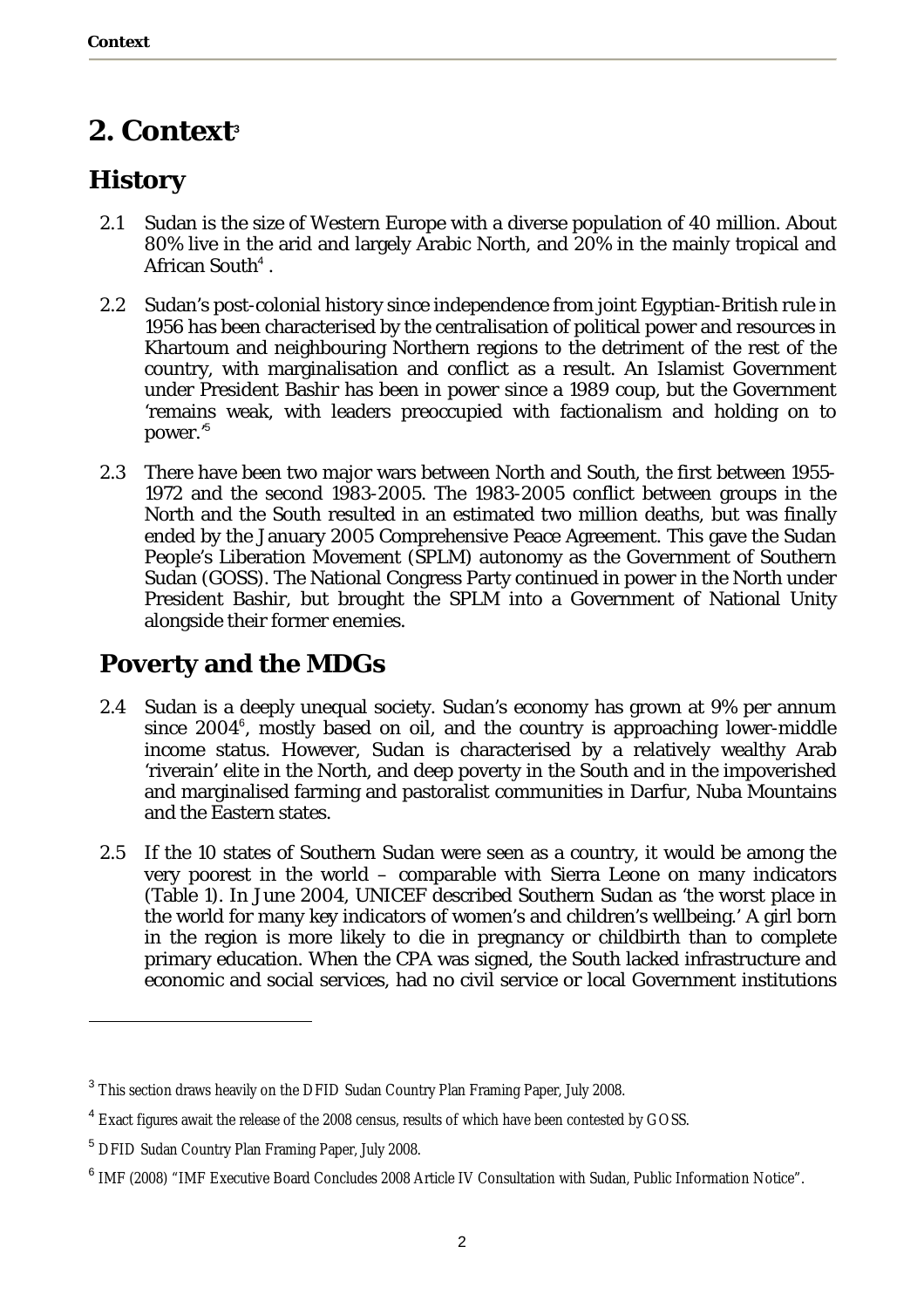# 2. Context[3]

## History

2.1 Sudan is the size of Western Europe with a diverse population of 40 million. About 80% live in the arid and largely Arabic North, and 20% in the mainly tropical and African South[4] .

2.2 Sudan's post-colonial history since independence from joint Egyptian-British rule in 1956 has been characterised by the centralisation of political power and resources in Khartoum and neighbouring Northern regions to the detriment of the rest of the country, with marginalisation and conflict as a result. An Islamist Government under President Bashir has been in power since a 1989 coup, but the Government 'remains weak, with leaders preoccupied with factionalism and holding on to power.'[5]

2.3 There have been two major wars between North and South, the first between 1955-1972 and the second 1983-2005. The 1983-2005 conflict between groups in the North and the South resulted in an estimated two million deaths, but was finally ended by the January 2005 Comprehensive Peace Agreement. This gave the Sudan People's Liberation Movement (SPLM) autonomy as the Government of Southern Sudan (GOSS). The National Congress Party continued in power in the North under President Bashir, but brought the SPLM into a Government of National Unity alongside their former enemies.

## Poverty and the MDGs

2.4 Sudan is a deeply unequal society. Sudan's economy has grown at 9% per annum since 2004[6], mostly based on oil, and the country is approaching lower-middle income status. However, Sudan is characterised by a relatively wealthy Arab 'riverain' elite in the North, and deep poverty in the South and in the impoverished and marginalised farming and pastoralist communities in Darfur, Nuba Mountains and the Eastern states.

2.5 If the 10 states of Southern Sudan were seen as a country, it would be among the very poorest in the world – comparable with Sierra Leone on many indicators (Table 1). In June 2004, UNICEF described Southern Sudan as 'the worst place in the world for many key indicators of women's and children's wellbeing.' A girl born in the region is more likely to die in pregnancy or childbirth than to complete primary education. When the CPA was signed, the South lacked infrastructure and economic and social services, had no civil service or local Government institutions

---

[3] This section draws heavily on the DFID Sudan Country Plan Framing Paper, July 2008.

[4] Exact figures await the release of the 2008 census, results of which have been contested by GOSS.

[5] DFID Sudan Country Plan Framing Paper, July 2008.

[6] IMF (2008) "IMF Executive Board Concludes 2008 Article IV Consultation with Sudan, Public Information Notice".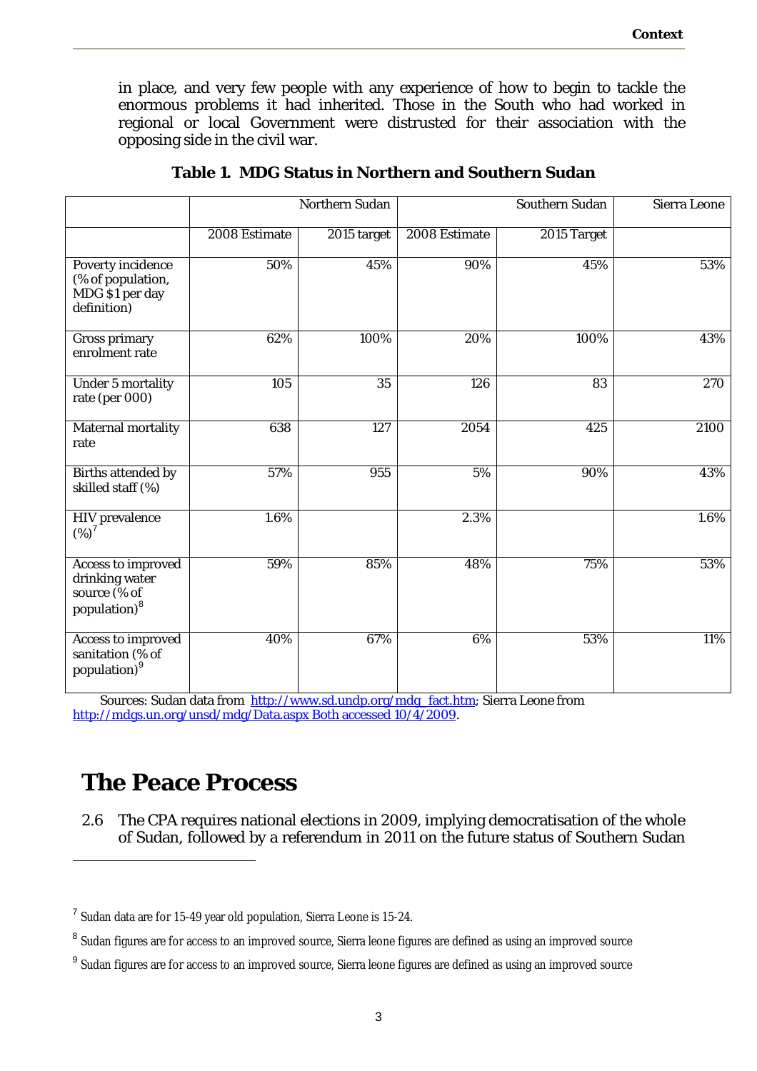in place, and very few people with any experience of how to begin to tackle the enormous problems it had inherited. Those in the South who had worked in regional or local Government were distrusted for their association with the opposing side in the civil war.

**Table 1. MDG Status in Northern and Southern Sudan**

| | Northern Sudan | | Southern Sudan | | Sierra Leone |
|---|---|---|---|---|---|
| | 2008 Estimate | 2015 target | 2008 Estimate | 2015 Target | |
| Poverty incidence (% of population, MDG $1 per day definition) | 50% | 45% | 90% | 45% | 53% |
| Gross primary enrolment rate | 62% | 100% | 20% | 100% | 43% |
| Under 5 mortality rate (per 000) | 105 | 35 | 126 | 83 | 270 |
| Maternal mortality rate | 638 | 127 | 2054 | 425 | 2100 |
| Births attended by skilled staff (%) | 57% | 955 | 5% | 90% | 43% |
| HIV prevalence (%)[7] | 1.6% | | 2.3% | | 1.6% |
| Access to improved drinking water source (% of population)[8] | 59% | 85% | 48% | 75% | 53% |
| Access to improved sanitation (% of population)[9] | 40% | 67% | 6% | 53% | 11% |

Sources: Sudan data from http://www.sd.undp.org/mdg_fact.htm; Sierra Leone from http://mdgs.un.org/unsd/mdg/Data.aspx Both accessed 10/4/2009.

# The Peace Process

2.6 The CPA requires national elections in 2009, implying democratisation of the whole of Sudan, followed by a referendum in 2011 on the future status of Southern Sudan

---

[7] Sudan data are for 15-49 year old population, Sierra Leone is 15-24.

[8] Sudan figures are for access to an improved source, Sierra leone figures are defined as using an improved source

[9] Sudan figures are for access to an improved source, Sierra leone figures are defined as using an improved source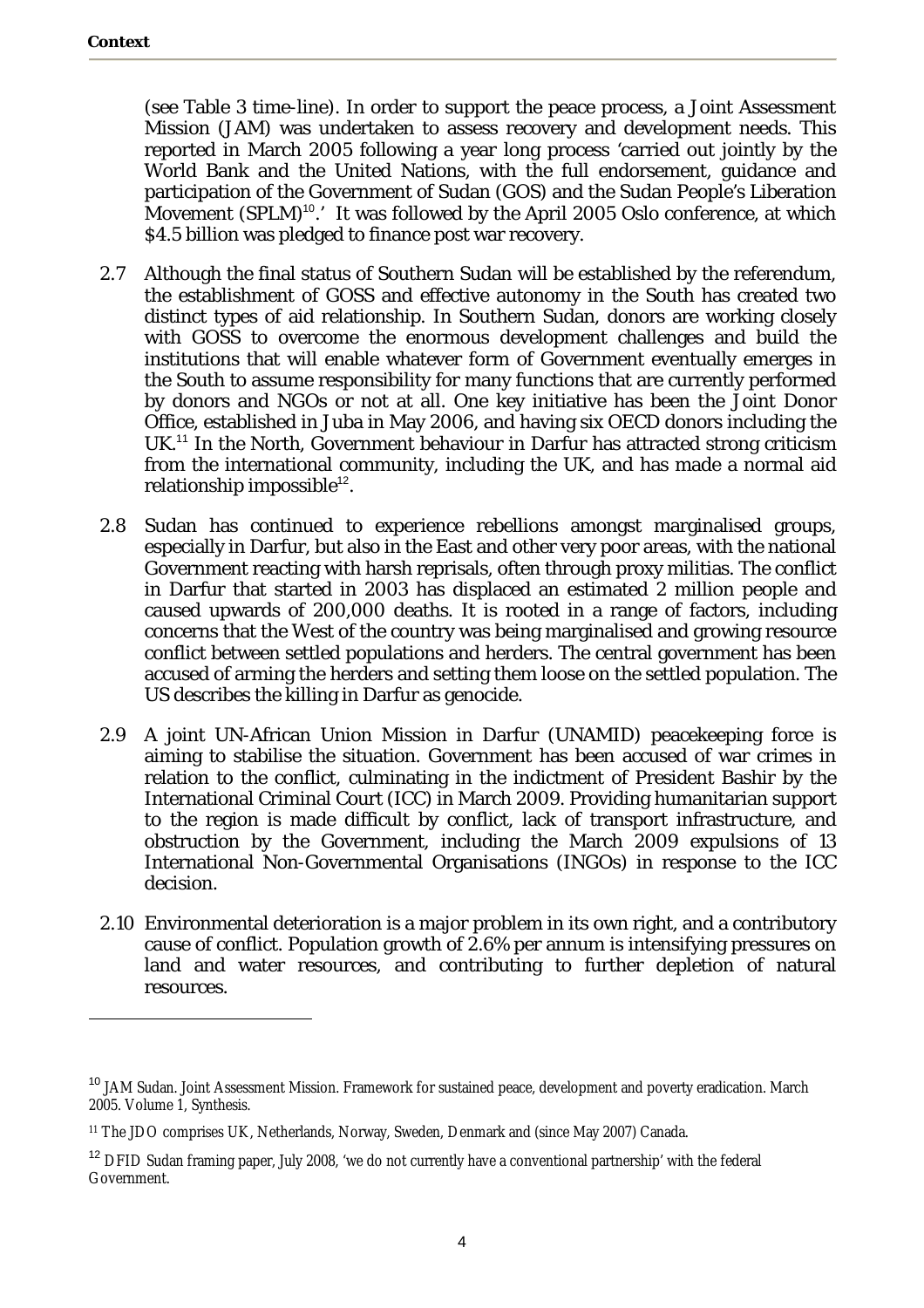(see Table 3 time-line). In order to support the peace process, a Joint Assessment Mission (JAM) was undertaken to assess recovery and development needs. This reported in March 2005 following a year long process 'carried out jointly by the World Bank and the United Nations, with the full endorsement, guidance and participation of the Government of Sudan (GOS) and the Sudan People's Liberation Movement (SPLM)[10].' It was followed by the April 2005 Oslo conference, at which \$4.5 billion was pledged to finance post war recovery.

2.7 Although the final status of Southern Sudan will be established by the referendum, the establishment of GOSS and effective autonomy in the South has created two distinct types of aid relationship. In Southern Sudan, donors are working closely with GOSS to overcome the enormous development challenges and build the institutions that will enable whatever form of Government eventually emerges in the South to assume responsibility for many functions that are currently performed by donors and NGOs or not at all. One key initiative has been the Joint Donor Office, established in Juba in May 2006, and having six OECD donors including the UK.[11] In the North, Government behaviour in Darfur has attracted strong criticism from the international community, including the UK, and has made a normal aid relationship impossible[12].

2.8 Sudan has continued to experience rebellions amongst marginalised groups, especially in Darfur, but also in the East and other very poor areas, with the national Government reacting with harsh reprisals, often through proxy militias. The conflict in Darfur that started in 2003 has displaced an estimated 2 million people and caused upwards of 200,000 deaths. It is rooted in a range of factors, including concerns that the West of the country was being marginalised and growing resource conflict between settled populations and herders. The central government has been accused of arming the herders and setting them loose on the settled population. The US describes the killing in Darfur as genocide.

2.9 A joint UN-African Union Mission in Darfur (UNAMID) peacekeeping force is aiming to stabilise the situation. Government has been accused of war crimes in relation to the conflict, culminating in the indictment of President Bashir by the International Criminal Court (ICC) in March 2009. Providing humanitarian support to the region is made difficult by conflict, lack of transport infrastructure, and obstruction by the Government, including the March 2009 expulsions of 13 International Non-Governmental Organisations (INGOs) in response to the ICC decision.

2.10 Environmental deterioration is a major problem in its own right, and a contributory cause of conflict. Population growth of 2.6% per annum is intensifying pressures on land and water resources, and contributing to further depletion of natural resources.

---

[10] JAM Sudan. Joint Assessment Mission. Framework for sustained peace, development and poverty eradication. March 2005. Volume 1, Synthesis.

[11] The JDO comprises UK, Netherlands, Norway, Sweden, Denmark and (since May 2007) Canada.

[12] DFID Sudan framing paper, July 2008, 'we do not currently have a conventional partnership' with the federal Government.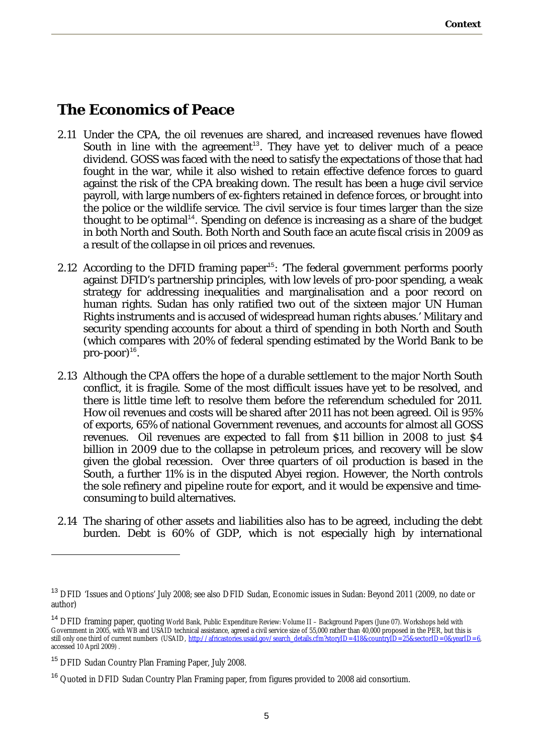## The Economics of Peace

2.11 Under the CPA, the oil revenues are shared, and increased revenues have flowed South in line with the agreement[13]. They have yet to deliver much of a peace dividend. GOSS was faced with the need to satisfy the expectations of those that had fought in the war, while it also wished to retain effective defence forces to guard against the risk of the CPA breaking down. The result has been a huge civil service payroll, with large numbers of ex-fighters retained in defence forces, or brought into the police or the wildlife service. The civil service is four times larger than the size thought to be optimal[14]. Spending on defence is increasing as a share of the budget in both North and South. Both North and South face an acute fiscal crisis in 2009 as a result of the collapse in oil prices and revenues.

2.12 According to the DFID framing paper[15]: 'The federal government performs poorly against DFID's partnership principles, with low levels of pro-poor spending, a weak strategy for addressing inequalities and marginalisation and a poor record on human rights. Sudan has only ratified two out of the sixteen major UN Human Rights instruments and is accused of widespread human rights abuses.' Military and security spending accounts for about a third of spending in both North and South (which compares with 20% of federal spending estimated by the World Bank to be pro-poor)[16].

2.13 Although the CPA offers the hope of a durable settlement to the major North South conflict, it is fragile. Some of the most difficult issues have yet to be resolved, and there is little time left to resolve them before the referendum scheduled for 2011. How oil revenues and costs will be shared after 2011 has not been agreed. Oil is 95% of exports, 65% of national Government revenues, and accounts for almost all GOSS revenues. Oil revenues are expected to fall from $11 billion in 2008 to just $4 billion in 2009 due to the collapse in petroleum prices, and recovery will be slow given the global recession. Over three quarters of oil production is based in the South, a further 11% is in the disputed Abyei region. However, the North controls the sole refinery and pipeline route for export, and it would be expensive and time-consuming to build alternatives.

2.14 The sharing of other assets and liabilities also has to be agreed, including the debt burden. Debt is 60% of GDP, which is not especially high by international

---

[13] DFID 'Issues and Options' July 2008; see also DFID Sudan, Economic issues in Sudan: Beyond 2011 (2009, no date or author)

[14] DFID framing paper, quoting World Bank, Public Expenditure Review: Volume II – Background Papers (June 07). Workshops held with Government in 2005, with WB and USAID technical assistance, agreed a civil service size of 55,000 rather than 40,000 proposed in the PER, but this is still only one third of current numbers (USAID, http://africastories.usaid.gov/search_details.cfm?storyID=418&countryID=25&sectorID=0&yearID=6, accessed 10 April 2009) .

[15] DFID Sudan Country Plan Framing Paper, July 2008.

[16] Quoted in DFID Sudan Country Plan Framing paper, from figures provided to 2008 aid consortium.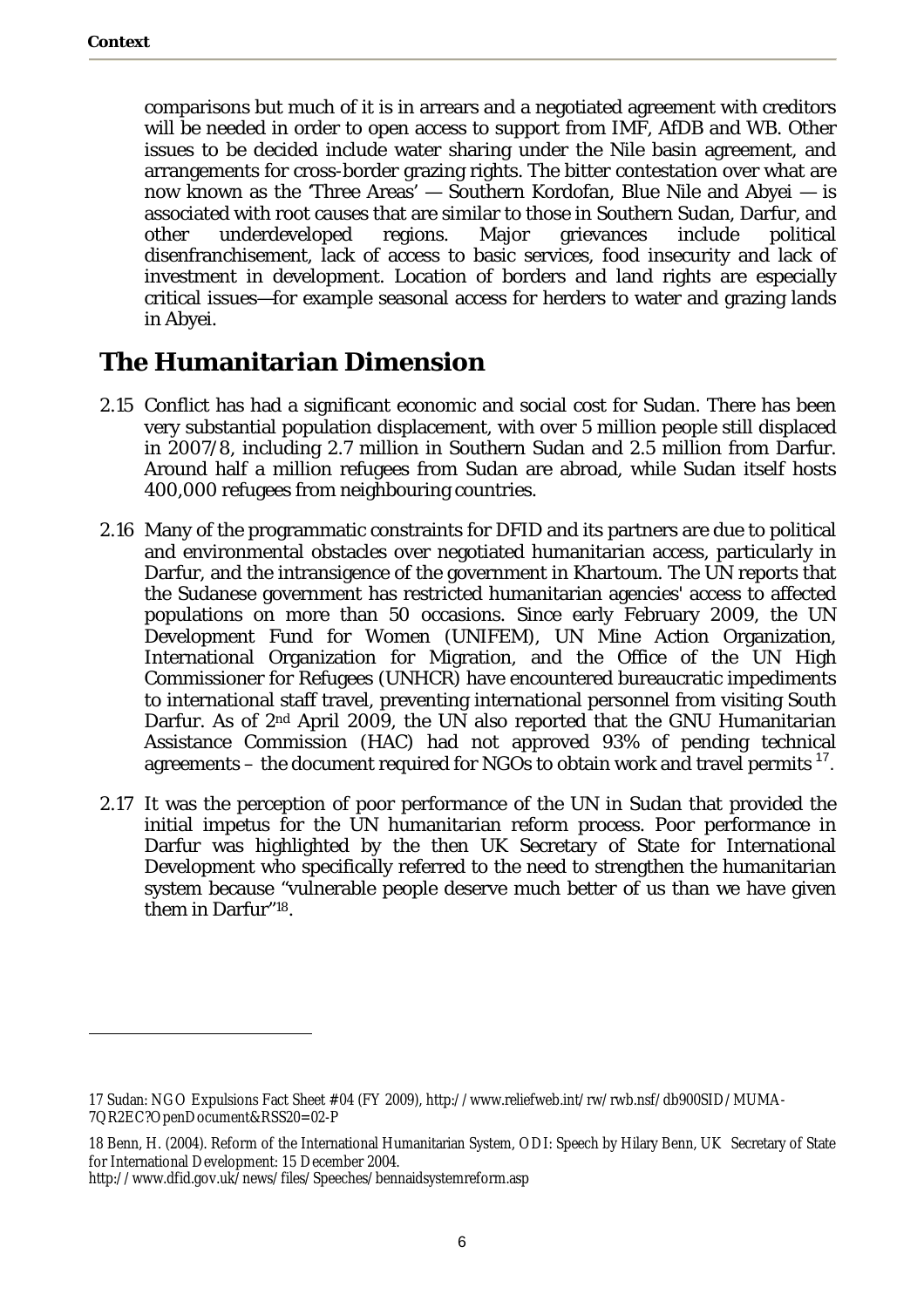comparisons but much of it is in arrears and a negotiated agreement with creditors will be needed in order to open access to support from IMF, AfDB and WB. Other issues to be decided include water sharing under the Nile basin agreement, and arrangements for cross-border grazing rights. The bitter contestation over what are now known as the 'Three Areas' — Southern Kordofan, Blue Nile and Abyei — is associated with root causes that are similar to those in Southern Sudan, Darfur, and other underdeveloped regions. Major grievances include political disenfranchisement, lack of access to basic services, food insecurity and lack of investment in development. Location of borders and land rights are especially critical issues—for example seasonal access for herders to water and grazing lands in Abyei.

## The Humanitarian Dimension

2.15 Conflict has had a significant economic and social cost for Sudan. There has been very substantial population displacement, with over 5 million people still displaced in 2007/8, including 2.7 million in Southern Sudan and 2.5 million from Darfur. Around half a million refugees from Sudan are abroad, while Sudan itself hosts 400,000 refugees from neighbouring countries.

2.16 Many of the programmatic constraints for DFID and its partners are due to political and environmental obstacles over negotiated humanitarian access, particularly in Darfur, and the intransigence of the government in Khartoum. The UN reports that the Sudanese government has restricted humanitarian agencies' access to affected populations on more than 50 occasions. Since early February 2009, the UN Development Fund for Women (UNIFEM), UN Mine Action Organization, International Organization for Migration, and the Office of the UN High Commissioner for Refugees (UNHCR) have encountered bureaucratic impediments to international staff travel, preventing international personnel from visiting South Darfur. As of 2nd April 2009, the UN also reported that the GNU Humanitarian Assistance Commission (HAC) had not approved 93% of pending technical agreements – the document required for NGOs to obtain work and travel permits [17].

2.17 It was the perception of poor performance of the UN in Sudan that provided the initial impetus for the UN humanitarian reform process. Poor performance in Darfur was highlighted by the then UK Secretary of State for International Development who specifically referred to the need to strengthen the humanitarian system because "vulnerable people deserve much better of us than we have given them in Darfur"[18].

---

17 Sudan: NGO Expulsions Fact Sheet #04 (FY 2009), http://www.reliefweb.int/rw/rwb.nsf/db900SID/MUMA-7QR2EC?OpenDocument&RSS20=02-P

18 Benn, H. (2004). Reform of the International Humanitarian System, ODI: Speech by Hilary Benn, UK Secretary of State for International Development: 15 December 2004.
http://www.dfid.gov.uk/news/files/Speeches/bennaidsystemreform.asp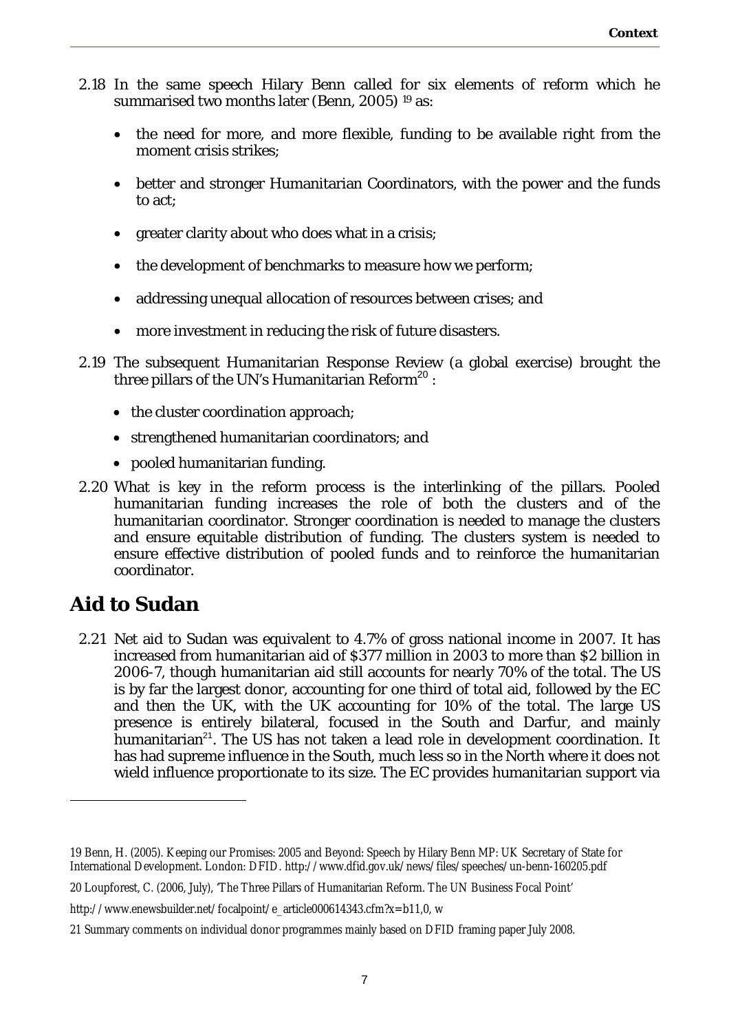2.18 In the same speech Hilary Benn called for six elements of reform which he summarised two months later (Benn, 2005) [19] as:

- the need for more, and more flexible, funding to be available right from the moment crisis strikes;
- better and stronger Humanitarian Coordinators, with the power and the funds to act;
- greater clarity about who does what in a crisis;
- the development of benchmarks to measure how we perform;
- addressing unequal allocation of resources between crises; and
- more investment in reducing the risk of future disasters.

2.19 The subsequent Humanitarian Response Review (a global exercise) brought the three pillars of the UN's Humanitarian Reform[20] :

- the cluster coordination approach;
- strengthened humanitarian coordinators; and
- pooled humanitarian funding.

2.20 What is key in the reform process is the interlinking of the pillars. Pooled humanitarian funding increases the role of both the clusters and of the humanitarian coordinator. Stronger coordination is needed to manage the clusters and ensure equitable distribution of funding. The clusters system is needed to ensure effective distribution of pooled funds and to reinforce the humanitarian coordinator.

## Aid to Sudan

2.21 Net aid to Sudan was equivalent to 4.7% of gross national income in 2007. It has increased from humanitarian aid of $377 million in 2003 to more than $2 billion in 2006-7, though humanitarian aid still accounts for nearly 70% of the total. The US is by far the largest donor, accounting for one third of total aid, followed by the EC and then the UK, with the UK accounting for 10% of the total. The large US presence is entirely bilateral, focused in the South and Darfur, and mainly humanitarian[21]. The US has not taken a lead role in development coordination. It has had supreme influence in the South, much less so in the North where it does not wield influence proportionate to its size. The EC provides humanitarian support via

---

19 Benn, H. (2005). Keeping our Promises: 2005 and Beyond: Speech by Hilary Benn MP: UK Secretary of State for International Development. London: DFID. http://www.dfid.gov.uk/news/files/speeches/un-benn-160205.pdf

20 Loupforest, C. (2006, July), 'The Three Pillars of Humanitarian Reform. The UN Business Focal Point'

http://www.enewsbuilder.net/focalpoint/e_article000614343.cfm?x=b11,0, w

21 Summary comments on individual donor programmes mainly based on DFID framing paper July 2008.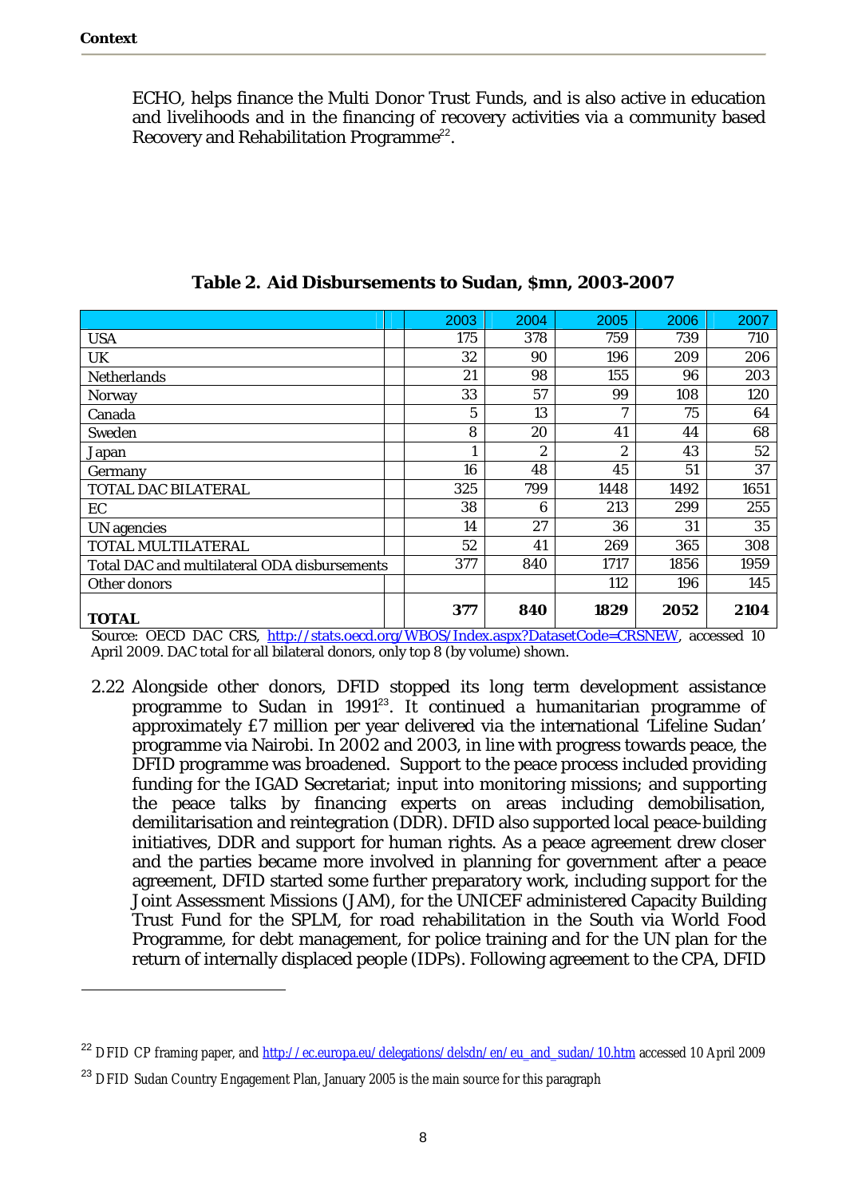ECHO, helps finance the Multi Donor Trust Funds, and is also active in education and livelihoods and in the financing of recovery activities via a community based Recovery and Rehabilitation Programme[22].

**Table 2. Aid Disbursements to Sudan, $mn, 2003-2007**

| | 2003 | 2004 | 2005 | 2006 | 2007 |
|---|---|---|---|---|---|
| USA | 175 | 378 | 759 | 739 | 710 |
| UK | 32 | 90 | 196 | 209 | 206 |
| Netherlands | 21 | 98 | 155 | 96 | 203 |
| Norway | 33 | 57 | 99 | 108 | 120 |
| Canada | 5 | 13 | 7 | 75 | 64 |
| Sweden | 8 | 20 | 41 | 44 | 68 |
| Japan | 1 | 2 | 2 | 43 | 52 |
| Germany | 16 | 48 | 45 | 51 | 37 |
| TOTAL DAC BILATERAL | 325 | 799 | 1448 | 1492 | 1651 |
| EC | 38 | 6 | 213 | 299 | 255 |
| UN agencies | 14 | 27 | 36 | 31 | 35 |
| TOTAL MULTILATERAL | 52 | 41 | 269 | 365 | 308 |
| Total DAC and multilateral ODA disbursements | 377 | 840 | 1717 | 1856 | 1959 |
| Other donors | | | 112 | 196 | 145 |
| **TOTAL** | **377** | **840** | **1829** | **2052** | **2104** |

Source: OECD DAC CRS, http://stats.oecd.org/WBOS/Index.aspx?DatasetCode=CRSNEW, accessed 10 April 2009. DAC total for all bilateral donors, only top 8 (by volume) shown.

2.22 Alongside other donors, DFID stopped its long term development assistance programme to Sudan in 1991[23]. It continued a humanitarian programme of approximately £7 million per year delivered via the international 'Lifeline Sudan' programme via Nairobi. In 2002 and 2003, in line with progress towards peace, the DFID programme was broadened. Support to the peace process included providing funding for the IGAD Secretariat; input into monitoring missions; and supporting the peace talks by financing experts on areas including demobilisation, demilitarisation and reintegration (DDR). DFID also supported local peace-building initiatives, DDR and support for human rights. As a peace agreement drew closer and the parties became more involved in planning for government after a peace agreement, DFID started some further preparatory work, including support for the Joint Assessment Missions (JAM), for the UNICEF administered Capacity Building Trust Fund for the SPLM, for road rehabilitation in the South via World Food Programme, for debt management, for police training and for the UN plan for the return of internally displaced people (IDPs). Following agreement to the CPA, DFID

---

[22] DFID CP framing paper, and http://ec.europa.eu/delegations/delsdn/en/eu_and_sudan/10.htm accessed 10 April 2009

[23] DFID Sudan Country Engagement Plan, January 2005 is the main source for this paragraph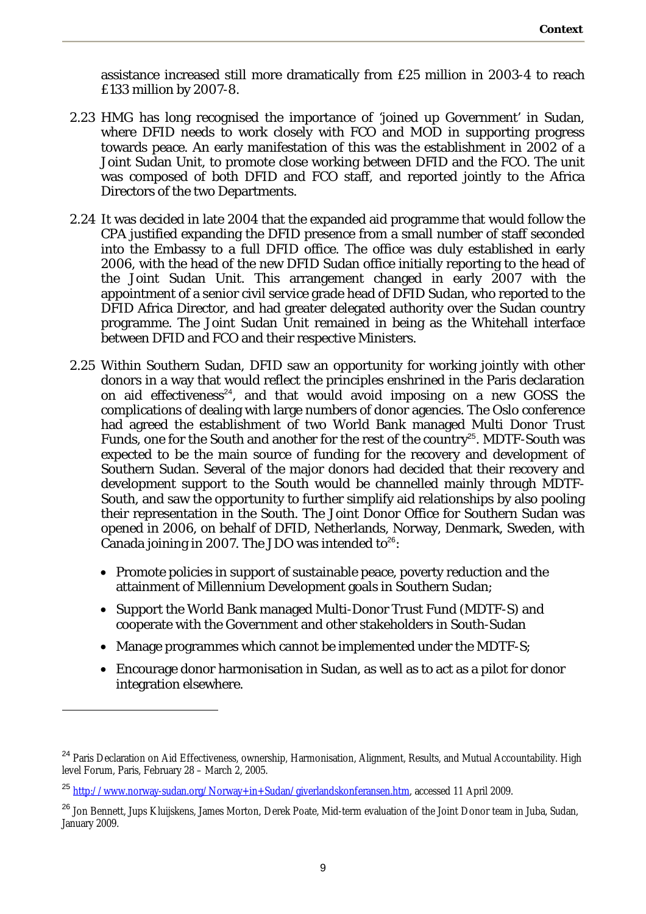assistance increased still more dramatically from £25 million in 2003-4 to reach £133 million by 2007-8.

2.23 HMG has long recognised the importance of 'joined up Government' in Sudan, where DFID needs to work closely with FCO and MOD in supporting progress towards peace. An early manifestation of this was the establishment in 2002 of a Joint Sudan Unit, to promote close working between DFID and the FCO. The unit was composed of both DFID and FCO staff, and reported jointly to the Africa Directors of the two Departments.

2.24 It was decided in late 2004 that the expanded aid programme that would follow the CPA justified expanding the DFID presence from a small number of staff seconded into the Embassy to a full DFID office. The office was duly established in early 2006, with the head of the new DFID Sudan office initially reporting to the head of the Joint Sudan Unit. This arrangement changed in early 2007 with the appointment of a senior civil service grade head of DFID Sudan, who reported to the DFID Africa Director, and had greater delegated authority over the Sudan country programme. The Joint Sudan Unit remained in being as the Whitehall interface between DFID and FCO and their respective Ministers.

2.25 Within Southern Sudan, DFID saw an opportunity for working jointly with other donors in a way that would reflect the principles enshrined in the Paris declaration on aid effectiveness[24], and that would avoid imposing on a new GOSS the complications of dealing with large numbers of donor agencies. The Oslo conference had agreed the establishment of two World Bank managed Multi Donor Trust Funds, one for the South and another for the rest of the country[25]. MDTF-South was expected to be the main source of funding for the recovery and development of Southern Sudan. Several of the major donors had decided that their recovery and development support to the South would be channelled mainly through MDTF-South, and saw the opportunity to further simplify aid relationships by also pooling their representation in the South. The Joint Donor Office for Southern Sudan was opened in 2006, on behalf of DFID, Netherlands, Norway, Denmark, Sweden, with Canada joining in 2007. The JDO was intended to[26]:

- Promote policies in support of sustainable peace, poverty reduction and the attainment of Millennium Development goals in Southern Sudan;
- Support the World Bank managed Multi-Donor Trust Fund (MDTF-S) and cooperate with the Government and other stakeholders in South-Sudan
- Manage programmes which cannot be implemented under the MDTF-S;
- Encourage donor harmonisation in Sudan, as well as to act as a pilot for donor integration elsewhere.

---

[24] Paris Declaration on Aid Effectiveness, ownership, Harmonisation, Alignment, Results, and Mutual Accountability. High level Forum, Paris, February 28 – March 2, 2005.

[25] http://www.norway-sudan.org/Norway+in+Sudan/giverlandskonferansen.htm, accessed 11 April 2009.

[26] Jon Bennett, Jups Kluijskens, James Morton, Derek Poate, Mid-term evaluation of the Joint Donor team in Juba, Sudan, January 2009.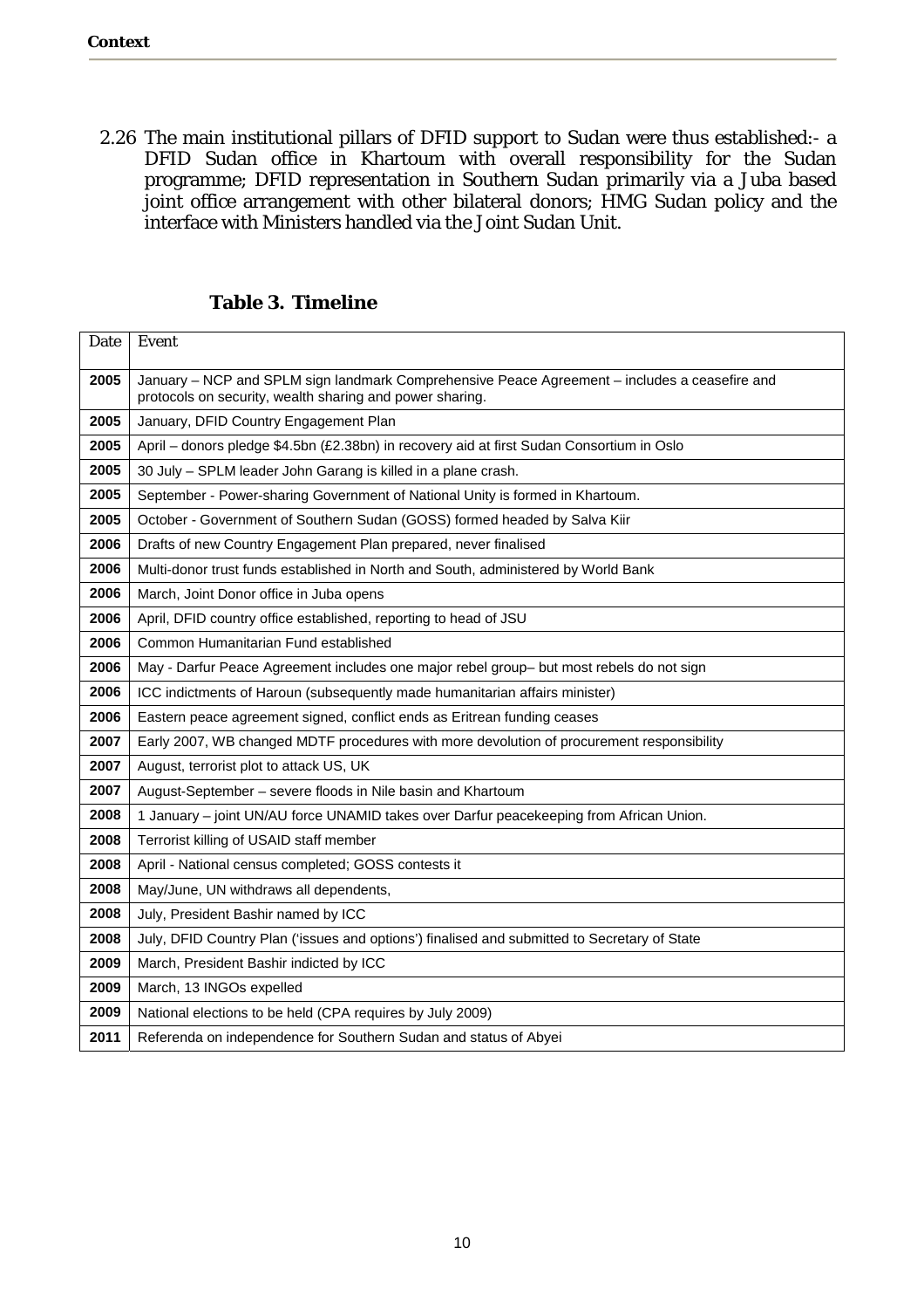2.26 The main institutional pillars of DFID support to Sudan were thus established:- a DFID Sudan office in Khartoum with overall responsibility for the Sudan programme; DFID representation in Southern Sudan primarily via a Juba based joint office arrangement with other bilateral donors; HMG Sudan policy and the interface with Ministers handled via the Joint Sudan Unit.

**Table 3. Timeline**

| Date | Event |
|---|---|
| **2005** | January – NCP and SPLM sign landmark Comprehensive Peace Agreement – includes a ceasefire and protocols on security, wealth sharing and power sharing. |
| **2005** | January, DFID Country Engagement Plan |
| **2005** | April – donors pledge $4.5bn (£2.38bn) in recovery aid at first Sudan Consortium in Oslo |
| **2005** | 30 July – SPLM leader John Garang is killed in a plane crash. |
| **2005** | September - Power-sharing Government of National Unity is formed in Khartoum. |
| **2005** | October - Government of Southern Sudan (GOSS) formed headed by Salva Kiir |
| **2006** | Drafts of new Country Engagement Plan prepared, never finalised |
| **2006** | Multi-donor trust funds established in North and South, administered by World Bank |
| **2006** | March, Joint Donor office in Juba opens |
| **2006** | April, DFID country office established, reporting to head of JSU |
| **2006** | Common Humanitarian Fund established |
| **2006** | May - Darfur Peace Agreement includes one major rebel group– but most rebels do not sign |
| **2006** | ICC indictments of Haroun (subsequently made humanitarian affairs minister) |
| **2006** | Eastern peace agreement signed, conflict ends as Eritrean funding ceases |
| **2007** | Early 2007, WB changed MDTF procedures with more devolution of procurement responsibility |
| **2007** | August, terrorist plot to attack US, UK |
| **2007** | August-September – severe floods in Nile basin and Khartoum |
| **2008** | 1 January – joint UN/AU force UNAMID takes over Darfur peacekeeping from African Union. |
| **2008** | Terrorist killing of USAID staff member |
| **2008** | April - National census completed; GOSS contests it |
| **2008** | May/June, UN withdraws all dependents, |
| **2008** | July, President Bashir named by ICC |
| **2008** | July, DFID Country Plan ('issues and options') finalised and submitted to Secretary of State |
| **2009** | March, President Bashir indicted by ICC |
| **2009** | March, 13 INGOs expelled |
| **2009** | National elections to be held (CPA requires by July 2009) |
| **2011** | Referenda on independence for Southern Sudan and status of Abyei |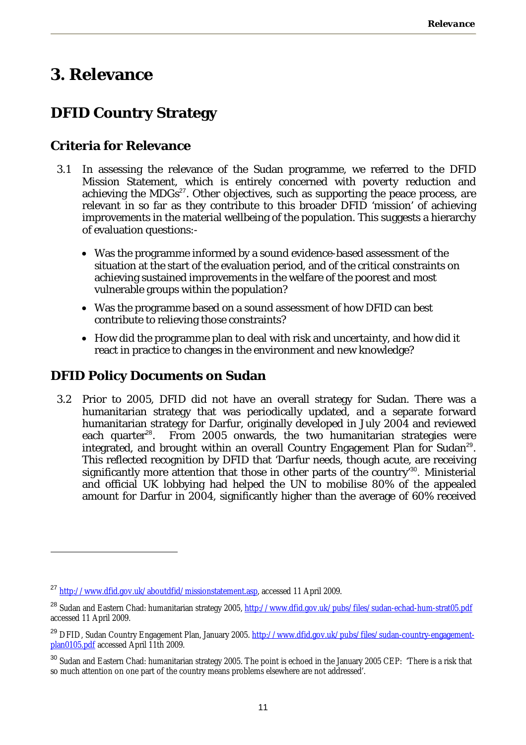# 3. Relevance

## DFID Country Strategy

### Criteria for Relevance

3.1 In assessing the relevance of the Sudan programme, we referred to the DFID Mission Statement, which is entirely concerned with poverty reduction and achieving the MDGs[27]. Other objectives, such as supporting the peace process, are relevant in so far as they contribute to this broader DFID 'mission' of achieving improvements in the material wellbeing of the population. This suggests a hierarchy of evaluation questions:-

- Was the programme informed by a sound evidence-based assessment of the situation at the start of the evaluation period, and of the critical constraints on achieving sustained improvements in the welfare of the poorest and most vulnerable groups within the population?
- Was the programme based on a sound assessment of how DFID can best contribute to relieving those constraints?
- How did the programme plan to deal with risk and uncertainty, and how did it react in practice to changes in the environment and new knowledge?

## DFID Policy Documents on Sudan

3.2 Prior to 2005, DFID did not have an overall strategy for Sudan. There was a humanitarian strategy that was periodically updated, and a separate forward humanitarian strategy for Darfur, originally developed in July 2004 and reviewed each quarter[28]. From 2005 onwards, the two humanitarian strategies were integrated, and brought within an overall Country Engagement Plan for Sudan[29]. This reflected recognition by DFID that 'Darfur needs, though acute, are receiving significantly more attention that those in other parts of the country'[30]. Ministerial and official UK lobbying had helped the UN to mobilise 80% of the appealed amount for Darfur in 2004, significantly higher than the average of 60% received

---

[27] http://www.dfid.gov.uk/aboutdfid/missionstatement.asp, accessed 11 April 2009.

[28] Sudan and Eastern Chad: humanitarian strategy 2005, http://www.dfid.gov.uk/pubs/files/sudan-echad-hum-strat05.pdf accessed 11 April 2009.

[29] DFID, Sudan Country Engagement Plan, January 2005. http://www.dfid.gov.uk/pubs/files/sudan-country-engagement-plan0105.pdf accessed April 11th 2009.

[30] Sudan and Eastern Chad: humanitarian strategy 2005. The point is echoed in the January 2005 CEP: 'There is a risk that so much attention on one part of the country means problems elsewhere are not addressed'.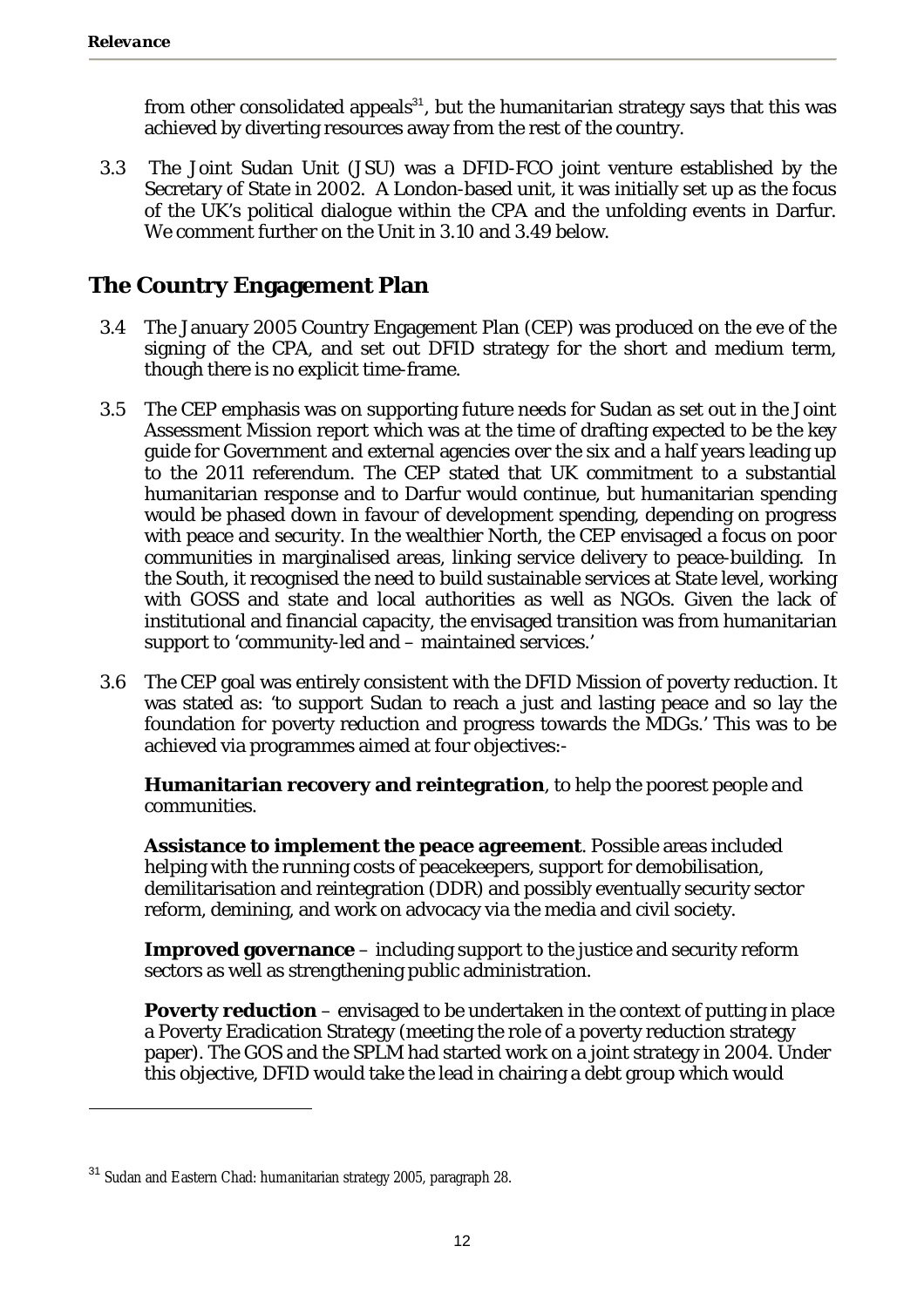from other consolidated appeals[31], but the humanitarian strategy says that this was achieved by diverting resources away from the rest of the country.

3.3 The Joint Sudan Unit (JSU) was a DFID-FCO joint venture established by the Secretary of State in 2002. A London-based unit, it was initially set up as the focus of the UK's political dialogue within the CPA and the unfolding events in Darfur. We comment further on the Unit in 3.10 and 3.49 below.

## The Country Engagement Plan

3.4 The January 2005 Country Engagement Plan (CEP) was produced on the eve of the signing of the CPA, and set out DFID strategy for the short and medium term, though there is no explicit time-frame.

3.5 The CEP emphasis was on supporting future needs for Sudan as set out in the Joint Assessment Mission report which was at the time of drafting expected to be the key guide for Government and external agencies over the six and a half years leading up to the 2011 referendum. The CEP stated that UK commitment to a substantial humanitarian response and to Darfur would continue, but humanitarian spending would be phased down in favour of development spending, depending on progress with peace and security. In the wealthier North, the CEP envisaged a focus on poor communities in marginalised areas, linking service delivery to peace-building. In the South, it recognised the need to build sustainable services at State level, working with GOSS and state and local authorities as well as NGOs. Given the lack of institutional and financial capacity, the envisaged transition was from humanitarian support to 'community-led and – maintained services.'

3.6 The CEP goal was entirely consistent with the DFID Mission of poverty reduction. It was stated as: 'to support Sudan to reach a just and lasting peace and so lay the foundation for poverty reduction and progress towards the MDGs.' This was to be achieved via programmes aimed at four objectives:-

**Humanitarian recovery and reintegration**, to help the poorest people and communities.

**Assistance to implement the peace agreement**. Possible areas included helping with the running costs of peacekeepers, support for demobilisation, demilitarisation and reintegration (DDR) and possibly eventually security sector reform, demining, and work on advocacy via the media and civil society.

**Improved governance** – including support to the justice and security reform sectors as well as strengthening public administration.

**Poverty reduction** – envisaged to be undertaken in the context of putting in place a Poverty Eradication Strategy (meeting the role of a poverty reduction strategy paper). The GOS and the SPLM had started work on a joint strategy in 2004. Under this objective, DFID would take the lead in chairing a debt group which would

[31] Sudan and Eastern Chad: humanitarian strategy 2005, paragraph 28.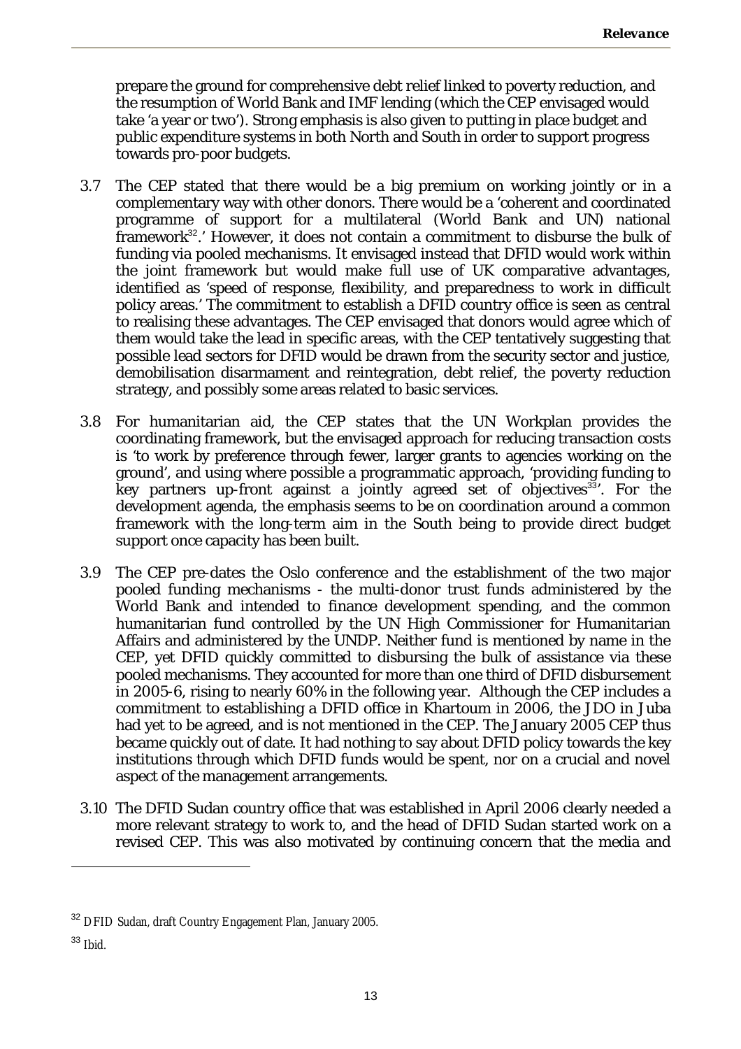prepare the ground for comprehensive debt relief linked to poverty reduction, and the resumption of World Bank and IMF lending (which the CEP envisaged would take 'a year or two'). Strong emphasis is also given to putting in place budget and public expenditure systems in both North and South in order to support progress towards pro-poor budgets.

3.7 The CEP stated that there would be a big premium on working jointly or in a complementary way with other donors. There would be a 'coherent and coordinated programme of support for a multilateral (World Bank and UN) national framework[32].' However, it does not contain a commitment to disburse the bulk of funding via pooled mechanisms. It envisaged instead that DFID would work within the joint framework but would make full use of UK comparative advantages, identified as 'speed of response, flexibility, and preparedness to work in difficult policy areas.' The commitment to establish a DFID country office is seen as central to realising these advantages. The CEP envisaged that donors would agree which of them would take the lead in specific areas, with the CEP tentatively suggesting that possible lead sectors for DFID would be drawn from the security sector and justice, demobilisation disarmament and reintegration, debt relief, the poverty reduction strategy, and possibly some areas related to basic services.

3.8 For humanitarian aid, the CEP states that the UN Workplan provides the coordinating framework, but the envisaged approach for reducing transaction costs is 'to work by preference through fewer, larger grants to agencies working on the ground', and using where possible a programmatic approach, 'providing funding to key partners up-front against a jointly agreed set of objectives[33]'. For the development agenda, the emphasis seems to be on coordination around a common framework with the long-term aim in the South being to provide direct budget support once capacity has been built.

3.9 The CEP pre-dates the Oslo conference and the establishment of the two major pooled funding mechanisms - the multi-donor trust funds administered by the World Bank and intended to finance development spending, and the common humanitarian fund controlled by the UN High Commissioner for Humanitarian Affairs and administered by the UNDP. Neither fund is mentioned by name in the CEP, yet DFID quickly committed to disbursing the bulk of assistance via these pooled mechanisms. They accounted for more than one third of DFID disbursement in 2005-6, rising to nearly 60% in the following year. Although the CEP includes a commitment to establishing a DFID office in Khartoum in 2006, the JDO in Juba had yet to be agreed, and is not mentioned in the CEP. The January 2005 CEP thus became quickly out of date. It had nothing to say about DFID policy towards the key institutions through which DFID funds would be spent, nor on a crucial and novel aspect of the management arrangements.

3.10 The DFID Sudan country office that was established in April 2006 clearly needed a more relevant strategy to work to, and the head of DFID Sudan started work on a revised CEP. This was also motivated by continuing concern that the media and

---

[32] DFID Sudan, draft Country Engagement Plan, January 2005.

[33] Ibid.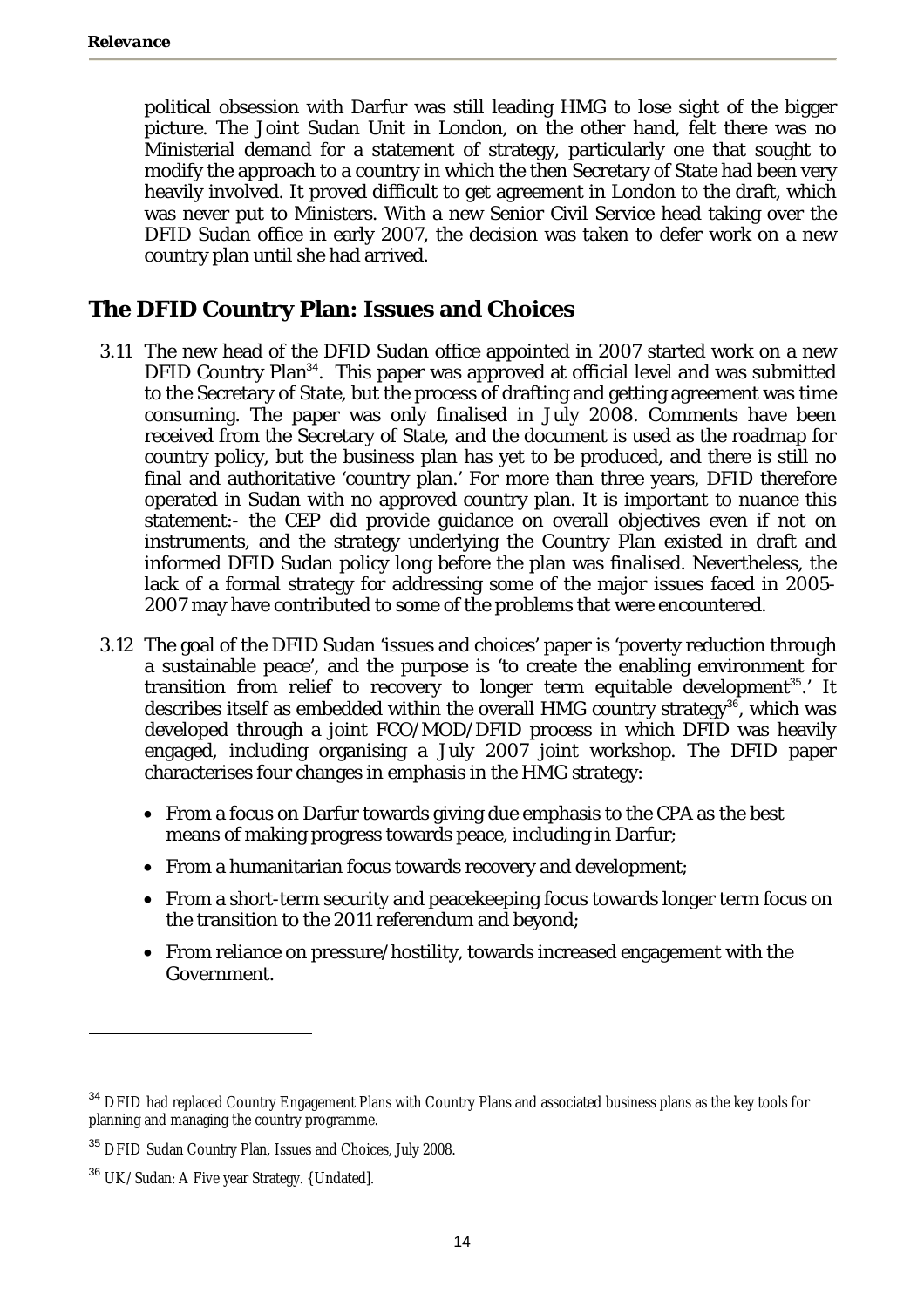political obsession with Darfur was still leading HMG to lose sight of the bigger picture. The Joint Sudan Unit in London, on the other hand, felt there was no Ministerial demand for a statement of strategy, particularly one that sought to modify the approach to a country in which the then Secretary of State had been very heavily involved. It proved difficult to get agreement in London to the draft, which was never put to Ministers. With a new Senior Civil Service head taking over the DFID Sudan office in early 2007, the decision was taken to defer work on a new country plan until she had arrived.

## The DFID Country Plan: Issues and Choices

3.11 The new head of the DFID Sudan office appointed in 2007 started work on a new DFID Country Plan[34]. This paper was approved at official level and was submitted to the Secretary of State, but the process of drafting and getting agreement was time consuming. The paper was only finalised in July 2008. Comments have been received from the Secretary of State, and the document is used as the roadmap for country policy, but the business plan has yet to be produced, and there is still no final and authoritative 'country plan.' For more than three years, DFID therefore operated in Sudan with no approved country plan. It is important to nuance this statement:- the CEP did provide guidance on overall objectives even if not on instruments, and the strategy underlying the Country Plan existed in draft and informed DFID Sudan policy long before the plan was finalised. Nevertheless, the lack of a formal strategy for addressing some of the major issues faced in 2005-2007 may have contributed to some of the problems that were encountered.

3.12 The goal of the DFID Sudan 'issues and choices' paper is 'poverty reduction through a sustainable peace', and the purpose is 'to create the enabling environment for transition from relief to recovery to longer term equitable development[35].' It describes itself as embedded within the overall HMG country strategy[36], which was developed through a joint FCO/MOD/DFID process in which DFID was heavily engaged, including organising a July 2007 joint workshop. The DFID paper characterises four changes in emphasis in the HMG strategy:

- From a focus on Darfur towards giving due emphasis to the CPA as the best means of making progress towards peace, including in Darfur;
- From a humanitarian focus towards recovery and development;
- From a short-term security and peacekeeping focus towards longer term focus on the transition to the 2011 referendum and beyond;
- From reliance on pressure/hostility, towards increased engagement with the Government.

---

[34] DFID had replaced Country Engagement Plans with Country Plans and associated business plans as the key tools for planning and managing the country programme.

[35] DFID Sudan Country Plan, Issues and Choices, July 2008.

[36] UK/Sudan: A Five year Strategy. {Undated].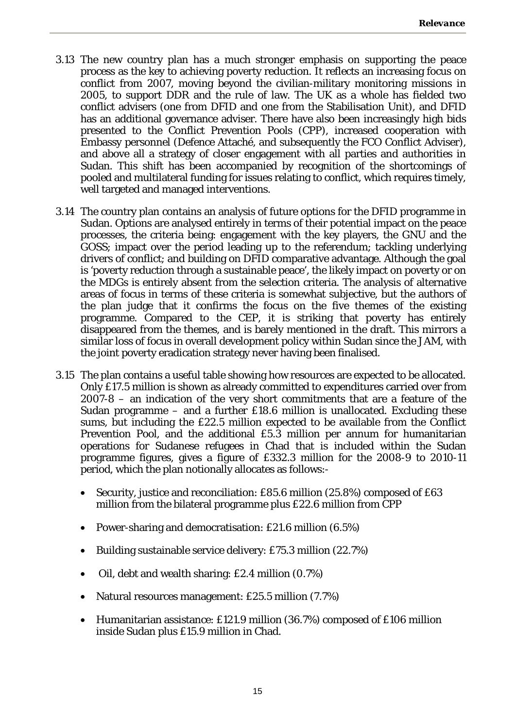3.13 The new country plan has a much stronger emphasis on supporting the peace process as the key to achieving poverty reduction. It reflects an increasing focus on conflict from 2007, moving beyond the civilian-military monitoring missions in 2005, to support DDR and the rule of law. The UK as a whole has fielded two conflict advisers (one from DFID and one from the Stabilisation Unit), and DFID has an additional governance adviser. There have also been increasingly high bids presented to the Conflict Prevention Pools (CPP), increased cooperation with Embassy personnel (Defence Attaché, and subsequently the FCO Conflict Adviser), and above all a strategy of closer engagement with all parties and authorities in Sudan. This shift has been accompanied by recognition of the shortcomings of pooled and multilateral funding for issues relating to conflict, which requires timely, well targeted and managed interventions.

3.14 The country plan contains an analysis of future options for the DFID programme in Sudan. Options are analysed entirely in terms of their potential impact on the peace processes, the criteria being: engagement with the key players, the GNU and the GOSS; impact over the period leading up to the referendum; tackling underlying drivers of conflict; and building on DFID comparative advantage. Although the goal is 'poverty reduction through a sustainable peace', the likely impact on poverty or on the MDGs is entirely absent from the selection criteria. The analysis of alternative areas of focus in terms of these criteria is somewhat subjective, but the authors of the plan judge that it confirms the focus on the five themes of the existing programme. Compared to the CEP, it is striking that poverty has entirely disappeared from the themes, and is barely mentioned in the draft. This mirrors a similar loss of focus in overall development policy within Sudan since the JAM, with the joint poverty eradication strategy never having been finalised.

3.15 The plan contains a useful table showing how resources are expected to be allocated. Only £17.5 million is shown as already committed to expenditures carried over from 2007-8 – an indication of the very short commitments that are a feature of the Sudan programme – and a further £18.6 million is unallocated. Excluding these sums, but including the £22.5 million expected to be available from the Conflict Prevention Pool, and the additional £5.3 million per annum for humanitarian operations for Sudanese refugees in Chad that is included within the Sudan programme figures, gives a figure of £332.3 million for the 2008-9 to 2010-11 period, which the plan notionally allocates as follows:-

- Security, justice and reconciliation: £85.6 million (25.8%) composed of £63 million from the bilateral programme plus £22.6 million from CPP
- Power-sharing and democratisation: £21.6 million (6.5%)
- Building sustainable service delivery: £75.3 million (22.7%)
- Oil, debt and wealth sharing: £2.4 million (0.7%)
- Natural resources management: £25.5 million (7.7%)
- Humanitarian assistance: £121.9 million (36.7%) composed of £106 million inside Sudan plus £15.9 million in Chad.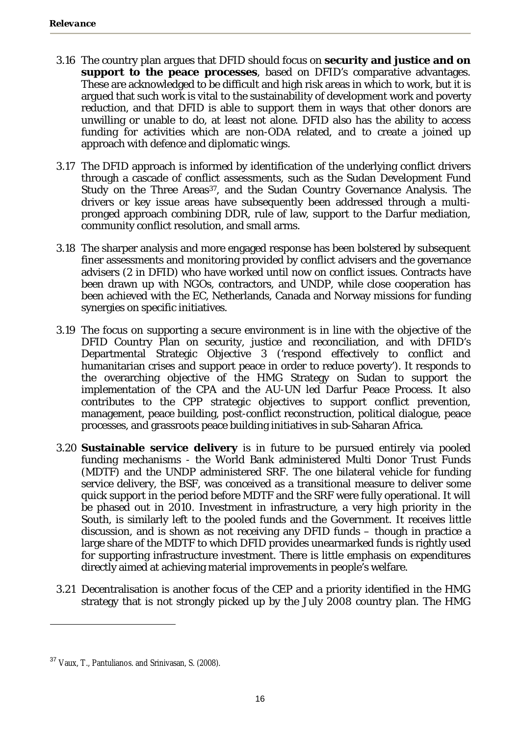3.16 The country plan argues that DFID should focus on **security and justice and on support to the peace processes**, based on DFID's comparative advantages. These are acknowledged to be difficult and high risk areas in which to work, but it is argued that such work is vital to the sustainability of development work and poverty reduction, and that DFID is able to support them in ways that other donors are unwilling or unable to do, at least not alone. DFID also has the ability to access funding for activities which are non-ODA related, and to create a joined up approach with defence and diplomatic wings.

3.17 The DFID approach is informed by identification of the underlying conflict drivers through a cascade of conflict assessments, such as the Sudan Development Fund Study on the Three Areas[37], and the Sudan Country Governance Analysis. The drivers or key issue areas have subsequently been addressed through a multi-pronged approach combining DDR, rule of law, support to the Darfur mediation, community conflict resolution, and small arms.

3.18 The sharper analysis and more engaged response has been bolstered by subsequent finer assessments and monitoring provided by conflict advisers and the governance advisers (2 in DFID) who have worked until now on conflict issues. Contracts have been drawn up with NGOs, contractors, and UNDP, while close cooperation has been achieved with the EC, Netherlands, Canada and Norway missions for funding synergies on specific initiatives.

3.19 The focus on supporting a secure environment is in line with the objective of the DFID Country Plan on security, justice and reconciliation, and with DFID's Departmental Strategic Objective 3 ('respond effectively to conflict and humanitarian crises and support peace in order to reduce poverty'). It responds to the overarching objective of the HMG Strategy on Sudan to support the implementation of the CPA and the AU-UN led Darfur Peace Process. It also contributes to the CPP strategic objectives to support conflict prevention, management, peace building, post-conflict reconstruction, political dialogue, peace processes, and grassroots peace building initiatives in sub-Saharan Africa.

3.20 **Sustainable service delivery** is in future to be pursued entirely via pooled funding mechanisms - the World Bank administered Multi Donor Trust Funds (MDTF) and the UNDP administered SRF. The one bilateral vehicle for funding service delivery, the BSF, was conceived as a transitional measure to deliver some quick support in the period before MDTF and the SRF were fully operational. It will be phased out in 2010. Investment in infrastructure, a very high priority in the South, is similarly left to the pooled funds and the Government. It receives little discussion, and is shown as not receiving any DFID funds – though in practice a large share of the MDTF to which DFID provides unearmarked funds is rightly used for supporting infrastructure investment. There is little emphasis on expenditures directly aimed at achieving material improvements in people's welfare.

3.21 Decentralisation is another focus of the CEP and a priority identified in the HMG strategy that is not strongly picked up by the July 2008 country plan. The HMG

[37] Vaux, T., Pantulianos. and Srinivasan, S. (2008).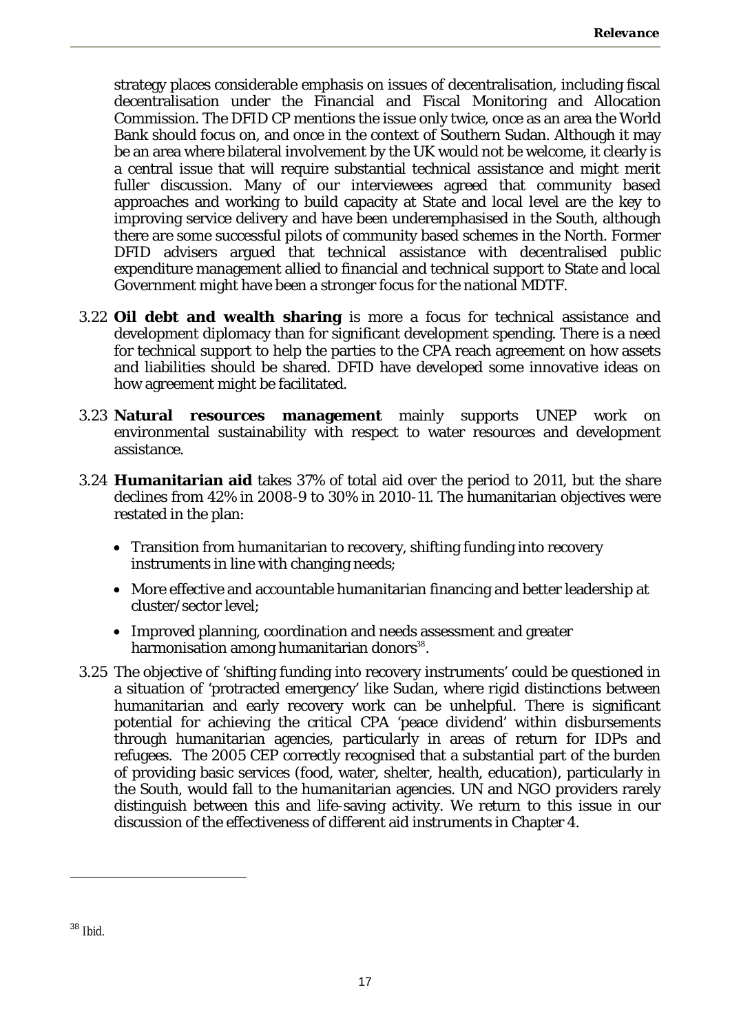strategy places considerable emphasis on issues of decentralisation, including fiscal decentralisation under the Financial and Fiscal Monitoring and Allocation Commission. The DFID CP mentions the issue only twice, once as an area the World Bank should focus on, and once in the context of Southern Sudan. Although it may be an area where bilateral involvement by the UK would not be welcome, it clearly is a central issue that will require substantial technical assistance and might merit fuller discussion. Many of our interviewees agreed that community based approaches and working to build capacity at State and local level are the key to improving service delivery and have been underemphasised in the South, although there are some successful pilots of community based schemes in the North. Former DFID advisers argued that technical assistance with decentralised public expenditure management allied to financial and technical support to State and local Government might have been a stronger focus for the national MDTF.

3.22 **Oil debt and wealth sharing** is more a focus for technical assistance and development diplomacy than for significant development spending. There is a need for technical support to help the parties to the CPA reach agreement on how assets and liabilities should be shared. DFID have developed some innovative ideas on how agreement might be facilitated.

3.23 **Natural resources management** mainly supports UNEP work on environmental sustainability with respect to water resources and development assistance.

3.24 **Humanitarian aid** takes 37% of total aid over the period to 2011, but the share declines from 42% in 2008-9 to 30% in 2010-11. The humanitarian objectives were restated in the plan:

- Transition from humanitarian to recovery, shifting funding into recovery instruments in line with changing needs;
- More effective and accountable humanitarian financing and better leadership at cluster/sector level;
- Improved planning, coordination and needs assessment and greater harmonisation among humanitarian donors[38].

3.25 The objective of 'shifting funding into recovery instruments' could be questioned in a situation of 'protracted emergency' like Sudan, where rigid distinctions between humanitarian and early recovery work can be unhelpful. There is significant potential for achieving the critical CPA 'peace dividend' within disbursements through humanitarian agencies, particularly in areas of return for IDPs and refugees. The 2005 CEP correctly recognised that a substantial part of the burden of providing basic services (food, water, shelter, health, education), particularly in the South, would fall to the humanitarian agencies. UN and NGO providers rarely distinguish between this and life-saving activity. We return to this issue in our discussion of the effectiveness of different aid instruments in Chapter 4.

[38] Ibid.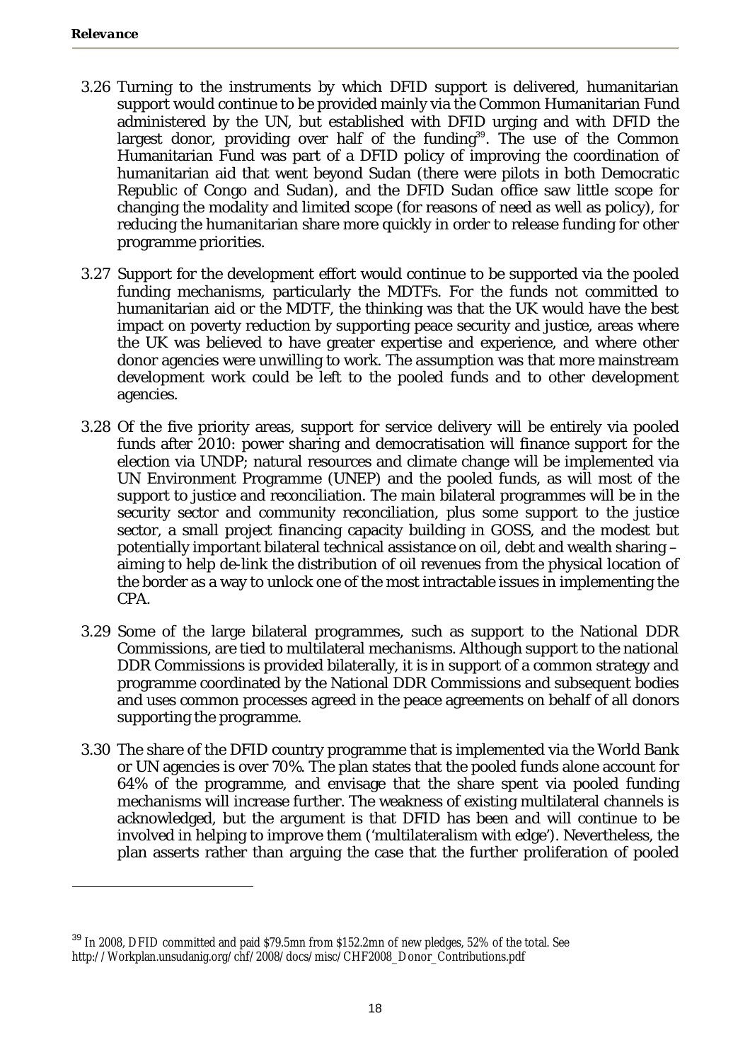3.26 Turning to the instruments by which DFID support is delivered, humanitarian support would continue to be provided mainly via the Common Humanitarian Fund administered by the UN, but established with DFID urging and with DFID the largest donor, providing over half of the funding[39]. The use of the Common Humanitarian Fund was part of a DFID policy of improving the coordination of humanitarian aid that went beyond Sudan (there were pilots in both Democratic Republic of Congo and Sudan), and the DFID Sudan office saw little scope for changing the modality and limited scope (for reasons of need as well as policy), for reducing the humanitarian share more quickly in order to release funding for other programme priorities.

3.27 Support for the development effort would continue to be supported via the pooled funding mechanisms, particularly the MDTFs. For the funds not committed to humanitarian aid or the MDTF, the thinking was that the UK would have the best impact on poverty reduction by supporting peace security and justice, areas where the UK was believed to have greater expertise and experience, and where other donor agencies were unwilling to work. The assumption was that more mainstream development work could be left to the pooled funds and to other development agencies.

3.28 Of the five priority areas, support for service delivery will be entirely via pooled funds after 2010: power sharing and democratisation will finance support for the election via UNDP; natural resources and climate change will be implemented via UN Environment Programme (UNEP) and the pooled funds, as will most of the support to justice and reconciliation. The main bilateral programmes will be in the security sector and community reconciliation, plus some support to the justice sector, a small project financing capacity building in GOSS, and the modest but potentially important bilateral technical assistance on oil, debt and wealth sharing – aiming to help de-link the distribution of oil revenues from the physical location of the border as a way to unlock one of the most intractable issues in implementing the CPA.

3.29 Some of the large bilateral programmes, such as support to the National DDR Commissions, are tied to multilateral mechanisms. Although support to the national DDR Commissions is provided bilaterally, it is in support of a common strategy and programme coordinated by the National DDR Commissions and subsequent bodies and uses common processes agreed in the peace agreements on behalf of all donors supporting the programme.

3.30 The share of the DFID country programme that is implemented via the World Bank or UN agencies is over 70%. The plan states that the pooled funds alone account for 64% of the programme, and envisage that the share spent via pooled funding mechanisms will increase further. The weakness of existing multilateral channels is acknowledged, but the argument is that DFID has been and will continue to be involved in helping to improve them ('multilateralism with edge'). Nevertheless, the plan asserts rather than arguing the case that the further proliferation of pooled

---

[39] In 2008, DFID committed and paid $79.5mn from $152.2mn of new pledges, 52% of the total. See http://Workplan.unsudanig.org/chf/2008/docs/misc/CHF2008_Donor_Contributions.pdf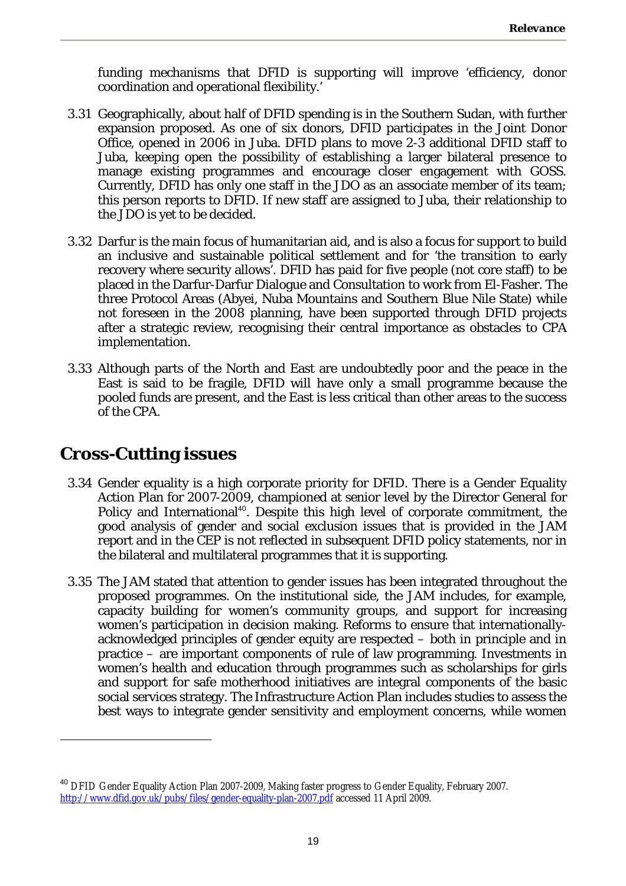funding mechanisms that DFID is supporting will improve 'efficiency, donor coordination and operational flexibility.'

3.31 Geographically, about half of DFID spending is in the Southern Sudan, with further expansion proposed. As one of six donors, DFID participates in the Joint Donor Office, opened in 2006 in Juba. DFID plans to move 2-3 additional DFID staff to Juba, keeping open the possibility of establishing a larger bilateral presence to manage existing programmes and encourage closer engagement with GOSS. Currently, DFID has only one staff in the JDO as an associate member of its team; this person reports to DFID. If new staff are assigned to Juba, their relationship to the JDO is yet to be decided.

3.32 Darfur is the main focus of humanitarian aid, and is also a focus for support to build an inclusive and sustainable political settlement and for 'the transition to early recovery where security allows'. DFID has paid for five people (not core staff) to be placed in the Darfur-Darfur Dialogue and Consultation to work from El-Fasher. The three Protocol Areas (Abyei, Nuba Mountains and Southern Blue Nile State) while not foreseen in the 2008 planning, have been supported through DFID projects after a strategic review, recognising their central importance as obstacles to CPA implementation.

3.33 Although parts of the North and East are undoubtedly poor and the peace in the East is said to be fragile, DFID will have only a small programme because the pooled funds are present, and the East is less critical than other areas to the success of the CPA.

## Cross-Cutting issues

3.34 Gender equality is a high corporate priority for DFID. There is a Gender Equality Action Plan for 2007-2009, championed at senior level by the Director General for Policy and International[40]. Despite this high level of corporate commitment, the good analysis of gender and social exclusion issues that is provided in the JAM report and in the CEP is not reflected in subsequent DFID policy statements, nor in the bilateral and multilateral programmes that it is supporting.

3.35 The JAM stated that attention to gender issues has been integrated throughout the proposed programmes. On the institutional side, the JAM includes, for example, capacity building for women's community groups, and support for increasing women's participation in decision making. Reforms to ensure that internationally-acknowledged principles of gender equity are respected – both in principle and in practice – are important components of rule of law programming. Investments in women's health and education through programmes such as scholarships for girls and support for safe motherhood initiatives are integral components of the basic social services strategy. The Infrastructure Action Plan includes studies to assess the best ways to integrate gender sensitivity and employment concerns, while women

---

[40] DFID Gender Equality Action Plan 2007-2009, Making faster progress to Gender Equality, February 2007. http://www.dfid.gov.uk/pubs/files/gender-equality-plan-2007.pdf accessed 11 April 2009.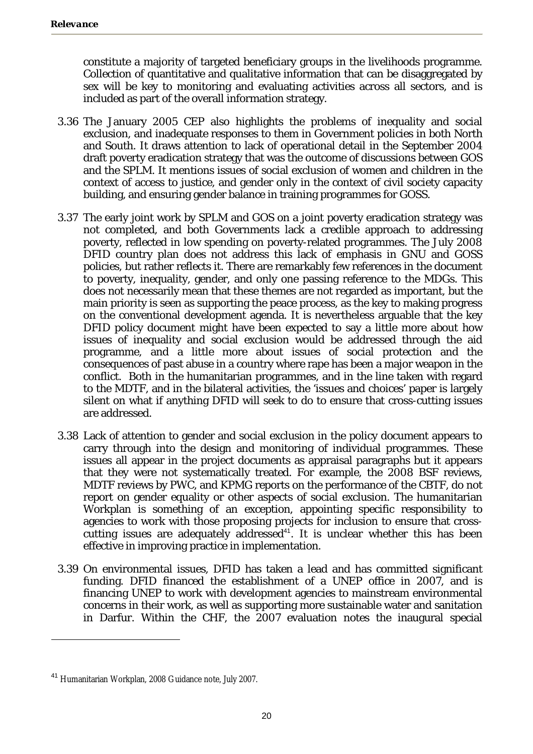constitute a majority of targeted beneficiary groups in the livelihoods programme. Collection of quantitative and qualitative information that can be disaggregated by sex will be key to monitoring and evaluating activities across all sectors, and is included as part of the overall information strategy.

3.36 The January 2005 CEP also highlights the problems of inequality and social exclusion, and inadequate responses to them in Government policies in both North and South. It draws attention to lack of operational detail in the September 2004 draft poverty eradication strategy that was the outcome of discussions between GOS and the SPLM. It mentions issues of social exclusion of women and children in the context of access to justice, and gender only in the context of civil society capacity building, and ensuring gender balance in training programmes for GOSS.

3.37 The early joint work by SPLM and GOS on a joint poverty eradication strategy was not completed, and both Governments lack a credible approach to addressing poverty, reflected in low spending on poverty-related programmes. The July 2008 DFID country plan does not address this lack of emphasis in GNU and GOSS policies, but rather reflects it. There are remarkably few references in the document to poverty, inequality, gender, and only one passing reference to the MDGs. This does not necessarily mean that these themes are not regarded as important, but the main priority is seen as supporting the peace process, as the key to making progress on the conventional development agenda. It is nevertheless arguable that the key DFID policy document might have been expected to say a little more about how issues of inequality and social exclusion would be addressed through the aid programme, and a little more about issues of social protection and the consequences of past abuse in a country where rape has been a major weapon in the conflict. Both in the humanitarian programmes, and in the line taken with regard to the MDTF, and in the bilateral activities, the 'issues and choices' paper is largely silent on what if anything DFID will seek to do to ensure that cross-cutting issues are addressed.

3.38 Lack of attention to gender and social exclusion in the policy document appears to carry through into the design and monitoring of individual programmes. These issues all appear in the project documents as appraisal paragraphs but it appears that they were not systematically treated. For example, the 2008 BSF reviews, MDTF reviews by PWC, and KPMG reports on the performance of the CBTF, do not report on gender equality or other aspects of social exclusion. The humanitarian Workplan is something of an exception, appointing specific responsibility to agencies to work with those proposing projects for inclusion to ensure that cross-cutting issues are adequately addressed[41]. It is unclear whether this has been effective in improving practice in implementation.

3.39 On environmental issues, DFID has taken a lead and has committed significant funding. DFID financed the establishment of a UNEP office in 2007, and is financing UNEP to work with development agencies to mainstream environmental concerns in their work, as well as supporting more sustainable water and sanitation in Darfur. Within the CHF, the 2007 evaluation notes the inaugural special

[41] Humanitarian Workplan, 2008 Guidance note, July 2007.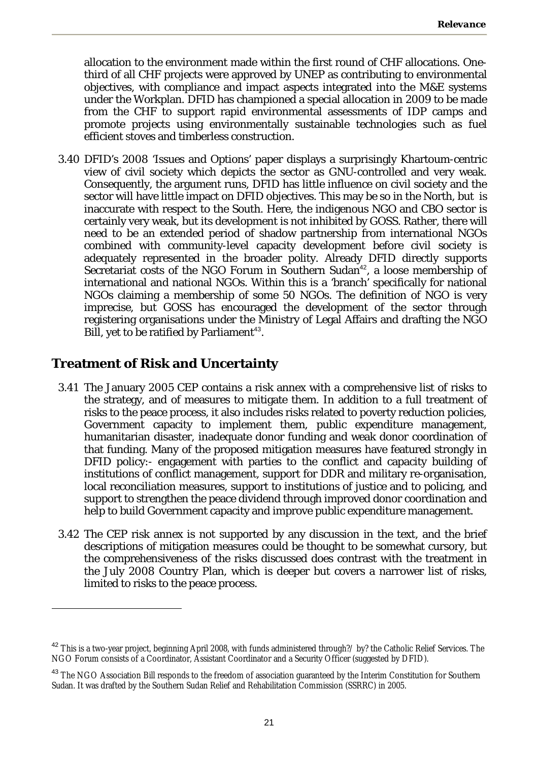allocation to the environment made within the first round of CHF allocations. One-third of all CHF projects were approved by UNEP as contributing to environmental objectives, with compliance and impact aspects integrated into the M&E systems under the Workplan. DFID has championed a special allocation in 2009 to be made from the CHF to support rapid environmental assessments of IDP camps and promote projects using environmentally sustainable technologies such as fuel efficient stoves and timberless construction.

3.40 DFID's 2008 'Issues and Options' paper displays a surprisingly Khartoum-centric view of civil society which depicts the sector as GNU-controlled and very weak. Consequently, the argument runs, DFID has little influence on civil society and the sector will have little impact on DFID objectives. This may be so in the North, but is inaccurate with respect to the South. Here, the indigenous NGO and CBO sector is certainly very weak, but its development is not inhibited by GOSS. Rather, there will need to be an extended period of shadow partnership from international NGOs combined with community-level capacity development before civil society is adequately represented in the broader polity. Already DFID directly supports Secretariat costs of the NGO Forum in Southern Sudan[42], a loose membership of international and national NGOs. Within this is a 'branch' specifically for national NGOs claiming a membership of some 50 NGOs. The definition of NGO is very imprecise, but GOSS has encouraged the development of the sector through registering organisations under the Ministry of Legal Affairs and drafting the NGO Bill, yet to be ratified by Parliament[43].

## Treatment of Risk and Uncertainty

3.41 The January 2005 CEP contains a risk annex with a comprehensive list of risks to the strategy, and of measures to mitigate them. In addition to a full treatment of risks to the peace process, it also includes risks related to poverty reduction policies, Government capacity to implement them, public expenditure management, humanitarian disaster, inadequate donor funding and weak donor coordination of that funding. Many of the proposed mitigation measures have featured strongly in DFID policy:- engagement with parties to the conflict and capacity building of institutions of conflict management, support for DDR and military re-organisation, local reconciliation measures, support to institutions of justice and to policing, and support to strengthen the peace dividend through improved donor coordination and help to build Government capacity and improve public expenditure management.

3.42 The CEP risk annex is not supported by any discussion in the text, and the brief descriptions of mitigation measures could be thought to be somewhat cursory, but the comprehensiveness of the risks discussed does contrast with the treatment in the July 2008 Country Plan, which is deeper but covers a narrower list of risks, limited to risks to the peace process.

---

[42] This is a two-year project, beginning April 2008, with funds administered through?/ by? the Catholic Relief Services. The NGO Forum consists of a Coordinator, Assistant Coordinator and a Security Officer (suggested by DFID).

[43] The NGO Association Bill responds to the freedom of association guaranteed by the Interim Constitution for Southern Sudan. It was drafted by the Southern Sudan Relief and Rehabilitation Commission (SSRRC) in 2005.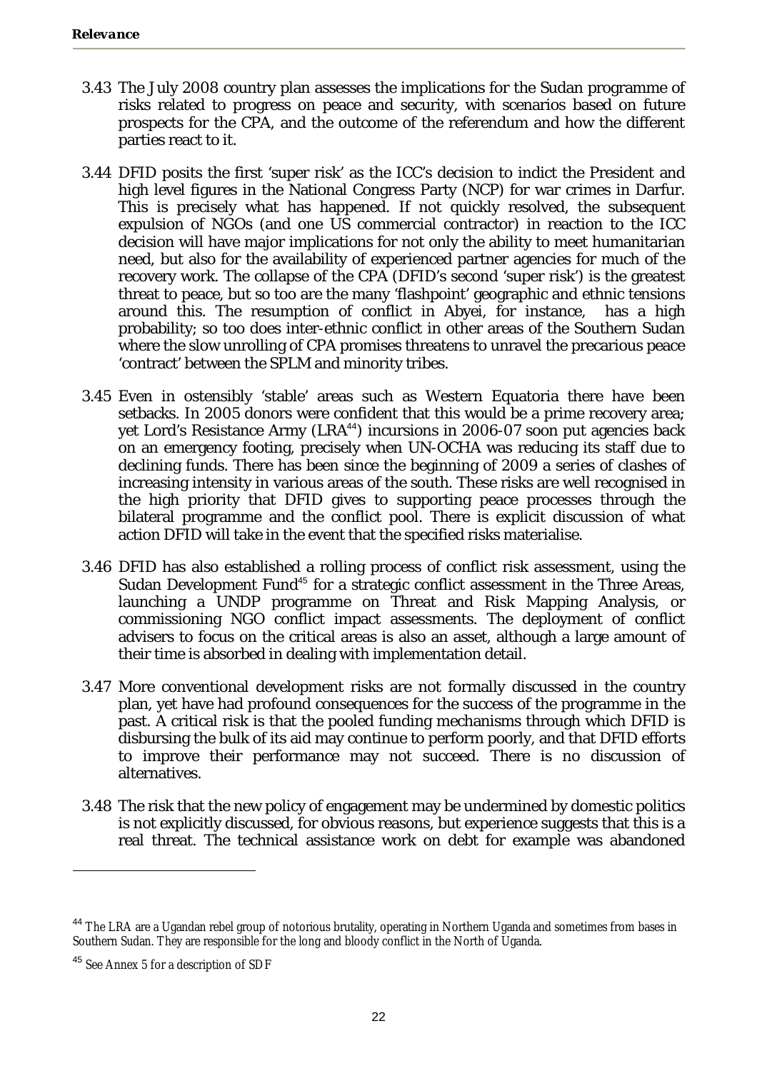3.43 The July 2008 country plan assesses the implications for the Sudan programme of risks related to progress on peace and security, with scenarios based on future prospects for the CPA, and the outcome of the referendum and how the different parties react to it.

3.44 DFID posits the first 'super risk' as the ICC's decision to indict the President and high level figures in the National Congress Party (NCP) for war crimes in Darfur. This is precisely what has happened. If not quickly resolved, the subsequent expulsion of NGOs (and one US commercial contractor) in reaction to the ICC decision will have major implications for not only the ability to meet humanitarian need, but also for the availability of experienced partner agencies for much of the recovery work. The collapse of the CPA (DFID's second 'super risk') is the greatest threat to peace, but so too are the many 'flashpoint' geographic and ethnic tensions around this. The resumption of conflict in Abyei, for instance, has a high probability; so too does inter-ethnic conflict in other areas of the Southern Sudan where the slow unrolling of CPA promises threatens to unravel the precarious peace 'contract' between the SPLM and minority tribes.

3.45 Even in ostensibly 'stable' areas such as Western Equatoria there have been setbacks. In 2005 donors were confident that this would be a prime recovery area; yet Lord's Resistance Army (LRA[44]) incursions in 2006-07 soon put agencies back on an emergency footing, precisely when UN-OCHA was reducing its staff due to declining funds. There has been since the beginning of 2009 a series of clashes of increasing intensity in various areas of the south. These risks are well recognised in the high priority that DFID gives to supporting peace processes through the bilateral programme and the conflict pool. There is explicit discussion of what action DFID will take in the event that the specified risks materialise.

3.46 DFID has also established a rolling process of conflict risk assessment, using the Sudan Development Fund[45] for a strategic conflict assessment in the Three Areas, launching a UNDP programme on Threat and Risk Mapping Analysis, or commissioning NGO conflict impact assessments. The deployment of conflict advisers to focus on the critical areas is also an asset, although a large amount of their time is absorbed in dealing with implementation detail.

3.47 More conventional development risks are not formally discussed in the country plan, yet have had profound consequences for the success of the programme in the past. A critical risk is that the pooled funding mechanisms through which DFID is disbursing the bulk of its aid may continue to perform poorly, and that DFID efforts to improve their performance may not succeed. There is no discussion of alternatives.

3.48 The risk that the new policy of engagement may be undermined by domestic politics is not explicitly discussed, for obvious reasons, but experience suggests that this is a real threat. The technical assistance work on debt for example was abandoned

---

[44] The LRA are a Ugandan rebel group of notorious brutality, operating in Northern Uganda and sometimes from bases in Southern Sudan. They are responsible for the long and bloody conflict in the North of Uganda.

[45] See Annex 5 for a description of SDF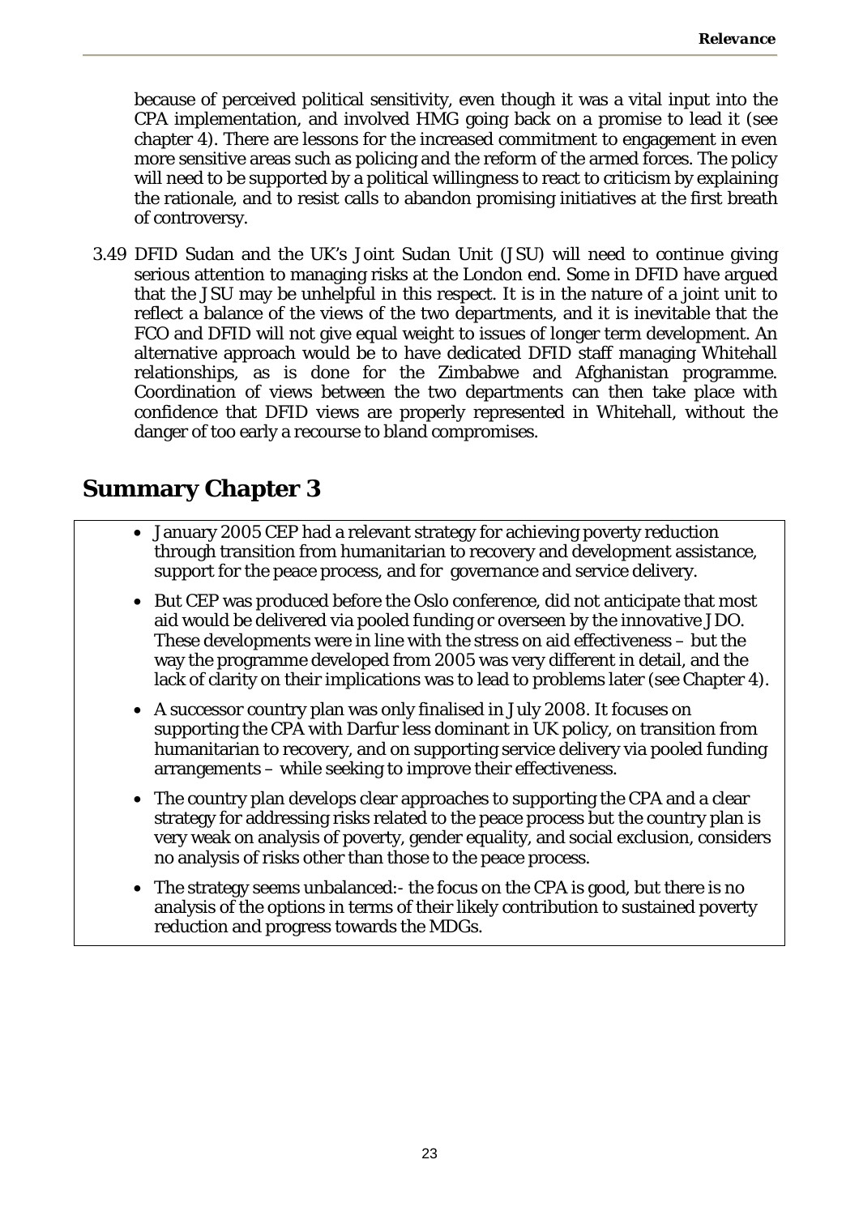because of perceived political sensitivity, even though it was a vital input into the CPA implementation, and involved HMG going back on a promise to lead it (see chapter 4). There are lessons for the increased commitment to engagement in even more sensitive areas such as policing and the reform of the armed forces. The policy will need to be supported by a political willingness to react to criticism by explaining the rationale, and to resist calls to abandon promising initiatives at the first breath of controversy.

3.49 DFID Sudan and the UK's Joint Sudan Unit (JSU) will need to continue giving serious attention to managing risks at the London end. Some in DFID have argued that the JSU may be unhelpful in this respect. It is in the nature of a joint unit to reflect a balance of the views of the two departments, and it is inevitable that the FCO and DFID will not give equal weight to issues of longer term development. An alternative approach would be to have dedicated DFID staff managing Whitehall relationships, as is done for the Zimbabwe and Afghanistan programme. Coordination of views between the two departments can then take place with confidence that DFID views are properly represented in Whitehall, without the danger of too early a recourse to bland compromises.

## Summary Chapter 3

- January 2005 CEP had a relevant strategy for achieving poverty reduction through transition from humanitarian to recovery and development assistance, support for the peace process, and for governance and service delivery.
- But CEP was produced before the Oslo conference, did not anticipate that most aid would be delivered via pooled funding or overseen by the innovative JDO. These developments were in line with the stress on aid effectiveness – but the way the programme developed from 2005 was very different in detail, and the lack of clarity on their implications was to lead to problems later (see Chapter 4).
- A successor country plan was only finalised in July 2008. It focuses on supporting the CPA with Darfur less dominant in UK policy, on transition from humanitarian to recovery, and on supporting service delivery via pooled funding arrangements – while seeking to improve their effectiveness.
- The country plan develops clear approaches to supporting the CPA and a clear strategy for addressing risks related to the peace process but the country plan is very weak on analysis of poverty, gender equality, and social exclusion, considers no analysis of risks other than those to the peace process.
- The strategy seems unbalanced:- the focus on the CPA is good, but there is no analysis of the options in terms of their likely contribution to sustained poverty reduction and progress towards the MDGs.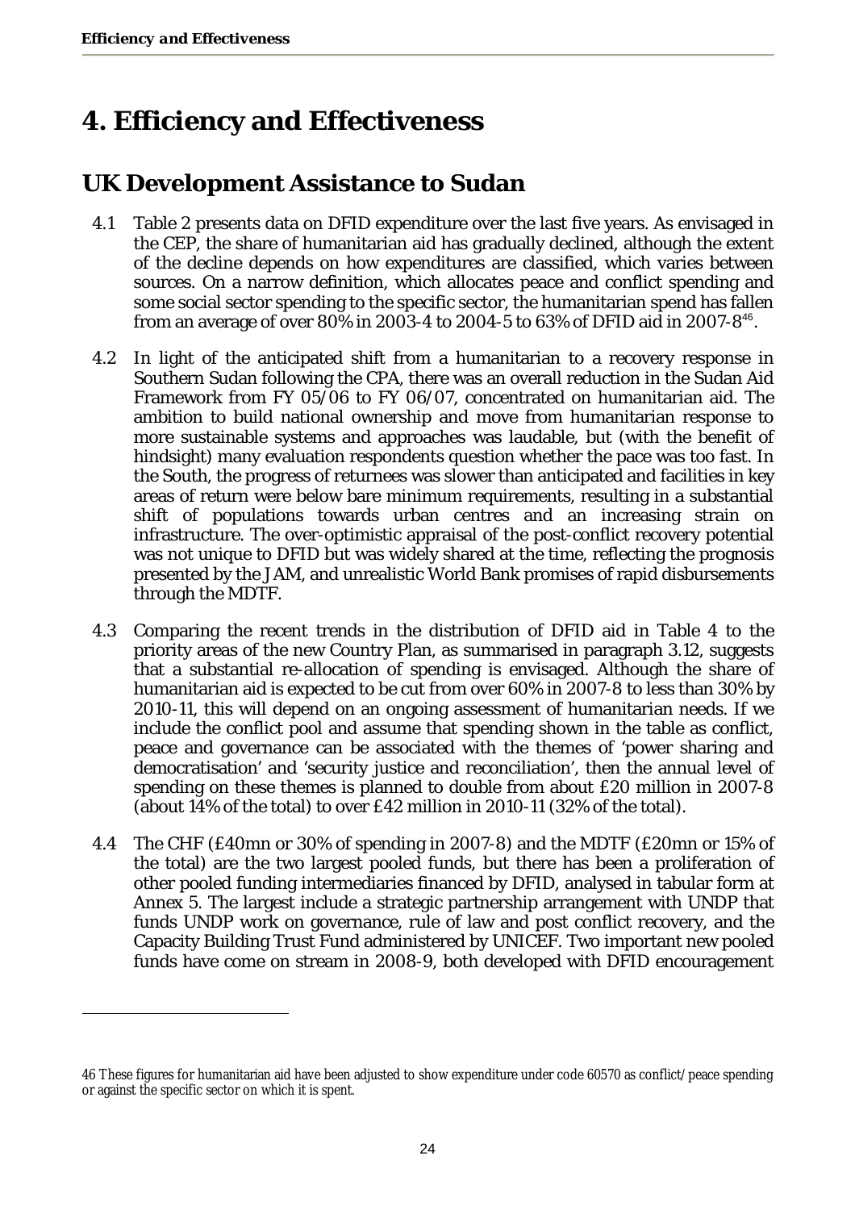# 4. Efficiency and Effectiveness

## UK Development Assistance to Sudan

4.1 Table 2 presents data on DFID expenditure over the last five years. As envisaged in the CEP, the share of humanitarian aid has gradually declined, although the extent of the decline depends on how expenditures are classified, which varies between sources. On a narrow definition, which allocates peace and conflict spending and some social sector spending to the specific sector, the humanitarian spend has fallen from an average of over 80% in 2003-4 to 2004-5 to 63% of DFID aid in 2007-8[46].

4.2 In light of the anticipated shift from a humanitarian to a recovery response in Southern Sudan following the CPA, there was an overall reduction in the Sudan Aid Framework from FY 05/06 to FY 06/07, concentrated on humanitarian aid. The ambition to build national ownership and move from humanitarian response to more sustainable systems and approaches was laudable, but (with the benefit of hindsight) many evaluation respondents question whether the pace was too fast. In the South, the progress of returnees was slower than anticipated and facilities in key areas of return were below bare minimum requirements, resulting in a substantial shift of populations towards urban centres and an increasing strain on infrastructure. The over-optimistic appraisal of the post-conflict recovery potential was not unique to DFID but was widely shared at the time, reflecting the prognosis presented by the JAM, and unrealistic World Bank promises of rapid disbursements through the MDTF.

4.3 Comparing the recent trends in the distribution of DFID aid in Table 4 to the priority areas of the new Country Plan, as summarised in paragraph 3.12, suggests that a substantial re-allocation of spending is envisaged. Although the share of humanitarian aid is expected to be cut from over 60% in 2007-8 to less than 30% by 2010-11, this will depend on an ongoing assessment of humanitarian needs. If we include the conflict pool and assume that spending shown in the table as conflict, peace and governance can be associated with the themes of 'power sharing and democratisation' and 'security justice and reconciliation', then the annual level of spending on these themes is planned to double from about £20 million in 2007-8 (about 14% of the total) to over £42 million in 2010-11 (32% of the total).

4.4 The CHF (£40mn or 30% of spending in 2007-8) and the MDTF (£20mn or 15% of the total) are the two largest pooled funds, but there has been a proliferation of other pooled funding intermediaries financed by DFID, analysed in tabular form at Annex 5. The largest include a strategic partnership arrangement with UNDP that funds UNDP work on governance, rule of law and post conflict recovery, and the Capacity Building Trust Fund administered by UNICEF. Two important new pooled funds have come on stream in 2008-9, both developed with DFID encouragement

---

46 These figures for humanitarian aid have been adjusted to show expenditure under code 60570 as conflict/peace spending or against the specific sector on which it is spent.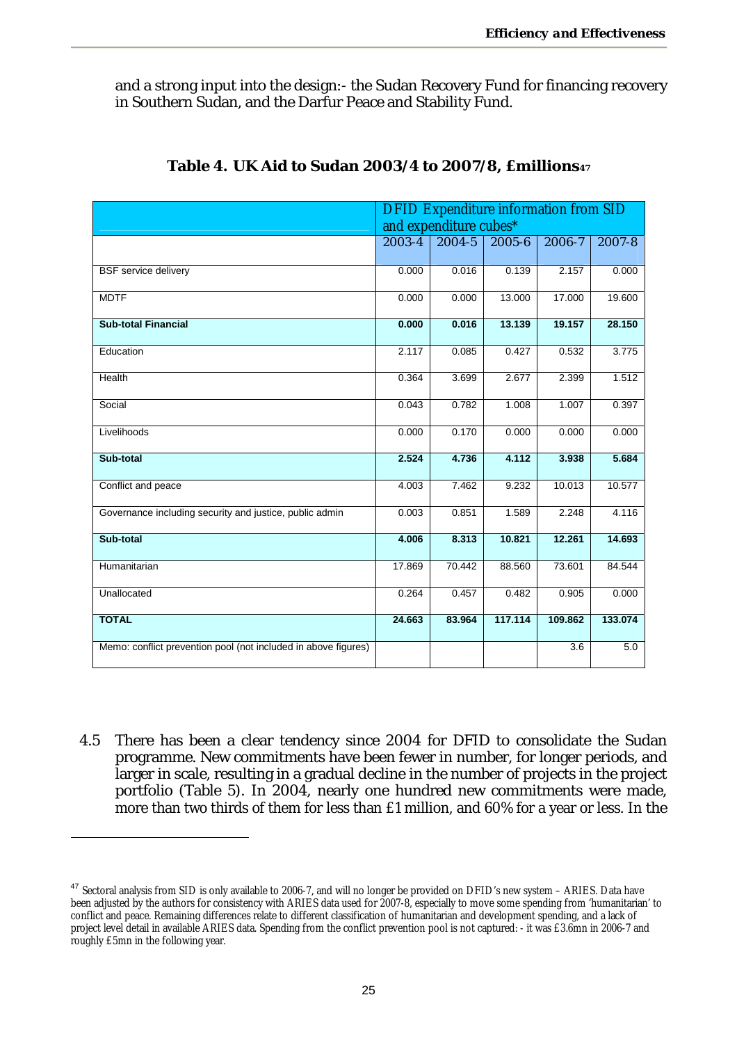and a strong input into the design:- the Sudan Recovery Fund for financing recovery in Southern Sudan, and the Darfur Peace and Stability Fund.

**Table 4. UK Aid to Sudan 2003/4 to 2007/8, £millions[47]**

| | DFID Expenditure information from SID and expenditure cubes* | | | | |
|---|---|---|---|---|---|
| | 2003-4 | 2004-5 | 2005-6 | 2006-7 | 2007-8 |
| BSF service delivery | 0.000 | 0.016 | 0.139 | 2.157 | 0.000 |
| MDTF | 0.000 | 0.000 | 13.000 | 17.000 | 19.600 |
| **Sub-total Financial** | **0.000** | **0.016** | **13.139** | **19.157** | **28.150** |
| Education | 2.117 | 0.085 | 0.427 | 0.532 | 3.775 |
| Health | 0.364 | 3.699 | 2.677 | 2.399 | 1.512 |
| Social | 0.043 | 0.782 | 1.008 | 1.007 | 0.397 |
| Livelihoods | 0.000 | 0.170 | 0.000 | 0.000 | 0.000 |
| **Sub-total** | **2.524** | **4.736** | **4.112** | **3.938** | **5.684** |
| Conflict and peace | 4.003 | 7.462 | 9.232 | 10.013 | 10.577 |
| Governance including security and justice, public admin | 0.003 | 0.851 | 1.589 | 2.248 | 4.116 |
| **Sub-total** | **4.006** | **8.313** | **10.821** | **12.261** | **14.693** |
| Humanitarian | 17.869 | 70.442 | 88.560 | 73.601 | 84.544 |
| Unallocated | 0.264 | 0.457 | 0.482 | 0.905 | 0.000 |
| **TOTAL** | **24.663** | **83.964** | **117.114** | **109.862** | **133.074** |
| Memo: conflict prevention pool (not included in above figures) | | | | 3.6 | 5.0 |

4.5 There has been a clear tendency since 2004 for DFID to consolidate the Sudan programme. New commitments have been fewer in number, for longer periods, and larger in scale, resulting in a gradual decline in the number of projects in the project portfolio (Table 5). In 2004, nearly one hundred new commitments were made, more than two thirds of them for less than £1 million, and 60% for a year or less. In the

[47] Sectoral analysis from SID is only available to 2006-7, and will no longer be provided on DFID's new system – ARIES. Data have been adjusted by the authors for consistency with ARIES data used for 2007-8, especially to move some spending from 'humanitarian' to conflict and peace. Remaining differences relate to different classification of humanitarian and development spending, and a lack of project level detail in available ARIES data. Spending from the conflict prevention pool is not captured: - it was £3.6mn in 2006-7 and roughly £5mn in the following year.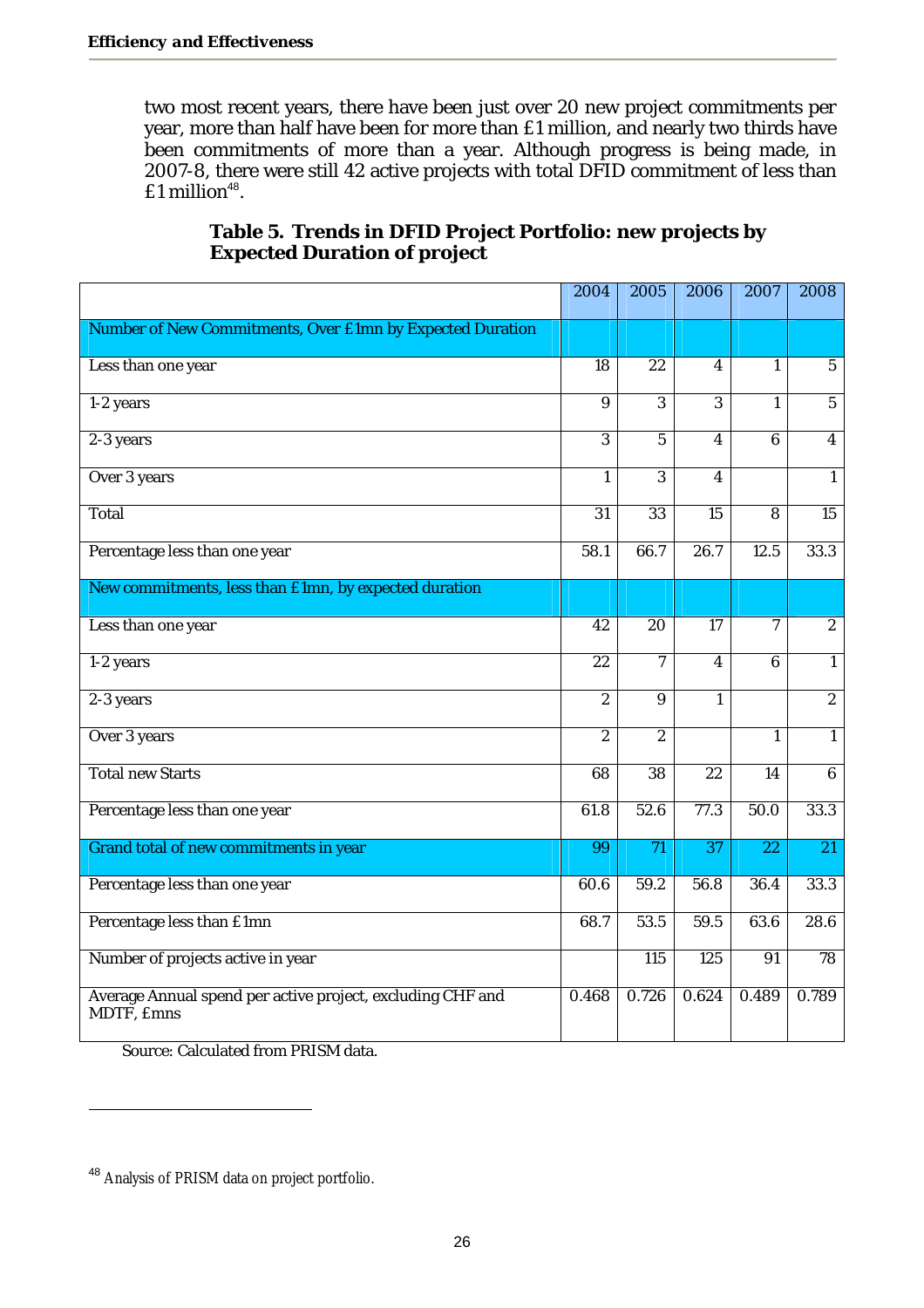two most recent years, there have been just over 20 new project commitments per year, more than half have been for more than £1 million, and nearly two thirds have been commitments of more than a year. Although progress is being made, in 2007-8, there were still 42 active projects with total DFID commitment of less than £1 million[48].

**Table 5. Trends in DFID Project Portfolio: new projects by Expected Duration of project**

| | 2004 | 2005 | 2006 | 2007 | 2008 |
|---|---|---|---|---|---|
| Number of New Commitments, Over £1mn by Expected Duration | | | | | |
| Less than one year | 18 | 22 | 4 | 1 | 5 |
| 1-2 years | 9 | 3 | 3 | 1 | 5 |
| 2-3 years | 3 | 5 | 4 | 6 | 4 |
| Over 3 years | 1 | 3 | 4 | | 1 |
| Total | 31 | 33 | 15 | 8 | 15 |
| Percentage less than one year | 58.1 | 66.7 | 26.7 | 12.5 | 33.3 |
| New commitments, less than £1mn, by expected duration | | | | | |
| Less than one year | 42 | 20 | 17 | 7 | 2 |
| 1-2 years | 22 | 7 | 4 | 6 | 1 |
| 2-3 years | 2 | 9 | 1 | | 2 |
| Over 3 years | 2 | 2 | | 1 | 1 |
| Total new Starts | 68 | 38 | 22 | 14 | 6 |
| Percentage less than one year | 61.8 | 52.6 | 77.3 | 50.0 | 33.3 |
| Grand total of new commitments in year | 99 | 71 | 37 | 22 | 21 |
| Percentage less than one year | 60.6 | 59.2 | 56.8 | 36.4 | 33.3 |
| Percentage less than £1mn | 68.7 | 53.5 | 59.5 | 63.6 | 28.6 |
| Number of projects active in year | | 115 | 125 | 91 | 78 |
| Average Annual spend per active project, excluding CHF and MDTF, £mns | 0.468 | 0.726 | 0.624 | 0.489 | 0.789 |

Source: Calculated from PRISM data.

[48] *Analysis of PRISM data on project portfolio.*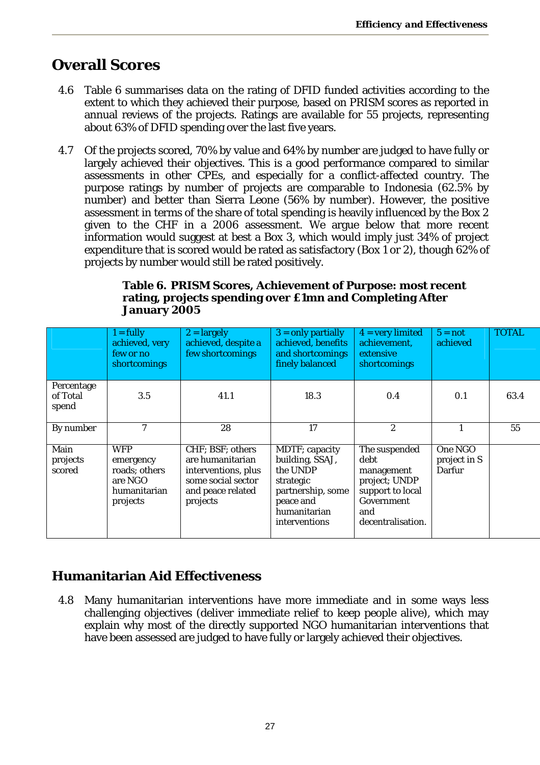## Overall Scores

4.6 Table 6 summarises data on the rating of DFID funded activities according to the extent to which they achieved their purpose, based on PRISM scores as reported in annual reviews of the projects. Ratings are available for 55 projects, representing about 63% of DFID spending over the last five years.

4.7 Of the projects scored, 70% by value and 64% by number are judged to have fully or largely achieved their objectives. This is a good performance compared to similar assessments in other CPEs, and especially for a conflict-affected country. The purpose ratings by number of projects are comparable to Indonesia (62.5% by number) and better than Sierra Leone (56% by number). However, the positive assessment in terms of the share of total spending is heavily influenced by the Box 2 given to the CHF in a 2006 assessment. We argue below that more recent information would suggest at best a Box 3, which would imply just 34% of project expenditure that is scored would be rated as satisfactory (Box 1 or 2), though 62% of projects by number would still be rated positively.

**Table 6. PRISM Scores, Achievement of Purpose: most recent rating, projects spending over £1mn and Completing After January 2005**

| | 1 = fully achieved, very few or no shortcomings | 2 = largely achieved, despite a few shortcomings | 3 = only partially achieved, benefits and shortcomings finely balanced | 4 = very limited achievement, extensive shortcomings | 5 = not achieved | TOTAL |
|---|---|---|---|---|---|---|
| Percentage of Total spend | 3.5 | 41.1 | 18.3 | 0.4 | 0.1 | 63.4 |
| By number | 7 | 28 | 17 | 2 | 1 | 55 |
| Main projects scored | WFP emergency roads; others are NGO humanitarian projects | CHF; BSF; others are humanitarian interventions, plus some social sector and peace related projects | MDTF; capacity building, SSAJ, the UNDP strategic partnership, some peace and humanitarian interventions | The suspended debt management project; UNDP support to local Government and decentralisation. | One NGO project in S Darfur | |

## Humanitarian Aid Effectiveness

4.8 Many humanitarian interventions have more immediate and in some ways less challenging objectives (deliver immediate relief to keep people alive), which may explain why most of the directly supported NGO humanitarian interventions that have been assessed are judged to have fully or largely achieved their objectives.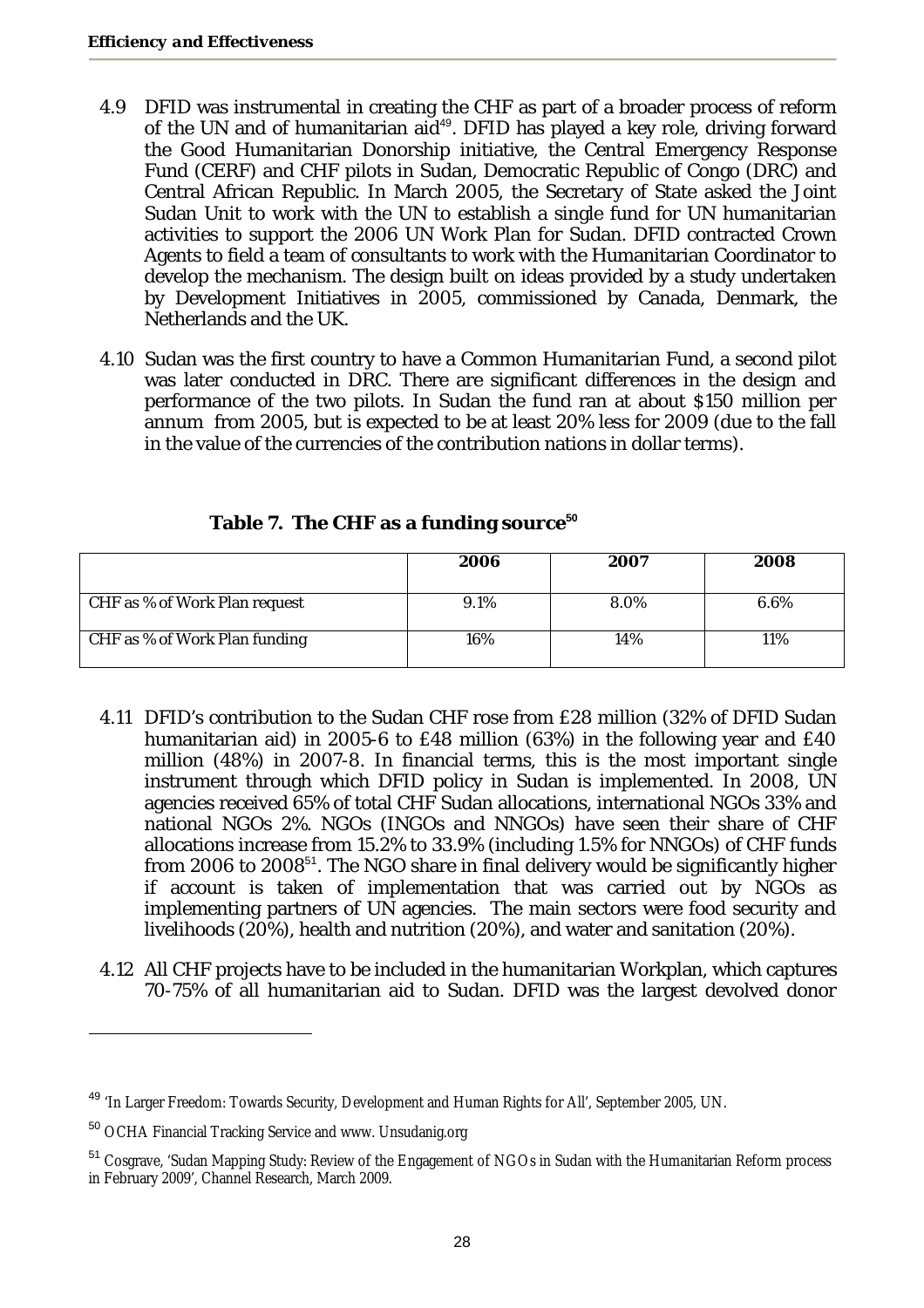4.9 DFID was instrumental in creating the CHF as part of a broader process of reform of the UN and of humanitarian aid[49]. DFID has played a key role, driving forward the Good Humanitarian Donorship initiative, the Central Emergency Response Fund (CERF) and CHF pilots in Sudan, Democratic Republic of Congo (DRC) and Central African Republic. In March 2005, the Secretary of State asked the Joint Sudan Unit to work with the UN to establish a single fund for UN humanitarian activities to support the 2006 UN Work Plan for Sudan. DFID contracted Crown Agents to field a team of consultants to work with the Humanitarian Coordinator to develop the mechanism. The design built on ideas provided by a study undertaken by Development Initiatives in 2005, commissioned by Canada, Denmark, the Netherlands and the UK.

4.10 Sudan was the first country to have a Common Humanitarian Fund, a second pilot was later conducted in DRC. There are significant differences in the design and performance of the two pilots. In Sudan the fund ran at about $150 million per annum from 2005, but is expected to be at least 20% less for 2009 (due to the fall in the value of the currencies of the contribution nations in dollar terms).

**Table 7. The CHF as a funding source[50]**

| | 2006 | 2007 | 2008 |
|---|---|---|---|
| CHF as % of Work Plan request | 9.1% | 8.0% | 6.6% |
| CHF as % of Work Plan funding | 16% | 14% | 11% |

4.11 DFID's contribution to the Sudan CHF rose from £28 million (32% of DFID Sudan humanitarian aid) in 2005-6 to £48 million (63%) in the following year and £40 million (48%) in 2007-8. In financial terms, this is the most important single instrument through which DFID policy in Sudan is implemented. In 2008, UN agencies received 65% of total CHF Sudan allocations, international NGOs 33% and national NGOs 2%. NGOs (INGOs and NNGOs) have seen their share of CHF allocations increase from 15.2% to 33.9% (including 1.5% for NNGOs) of CHF funds from 2006 to 2008[51]. The NGO share in final delivery would be significantly higher if account is taken of implementation that was carried out by NGOs as implementing partners of UN agencies. The main sectors were food security and livelihoods (20%), health and nutrition (20%), and water and sanitation (20%).

4.12 All CHF projects have to be included in the humanitarian Workplan, which captures 70-75% of all humanitarian aid to Sudan. DFID was the largest devolved donor

---

[49] 'In Larger Freedom: Towards Security, Development and Human Rights for All', September 2005, UN.

[50] OCHA Financial Tracking Service and www. Unsudanig.org

[51] Cosgrave, 'Sudan Mapping Study: Review of the Engagement of NGOs in Sudan with the Humanitarian Reform process in February 2009', Channel Research, March 2009.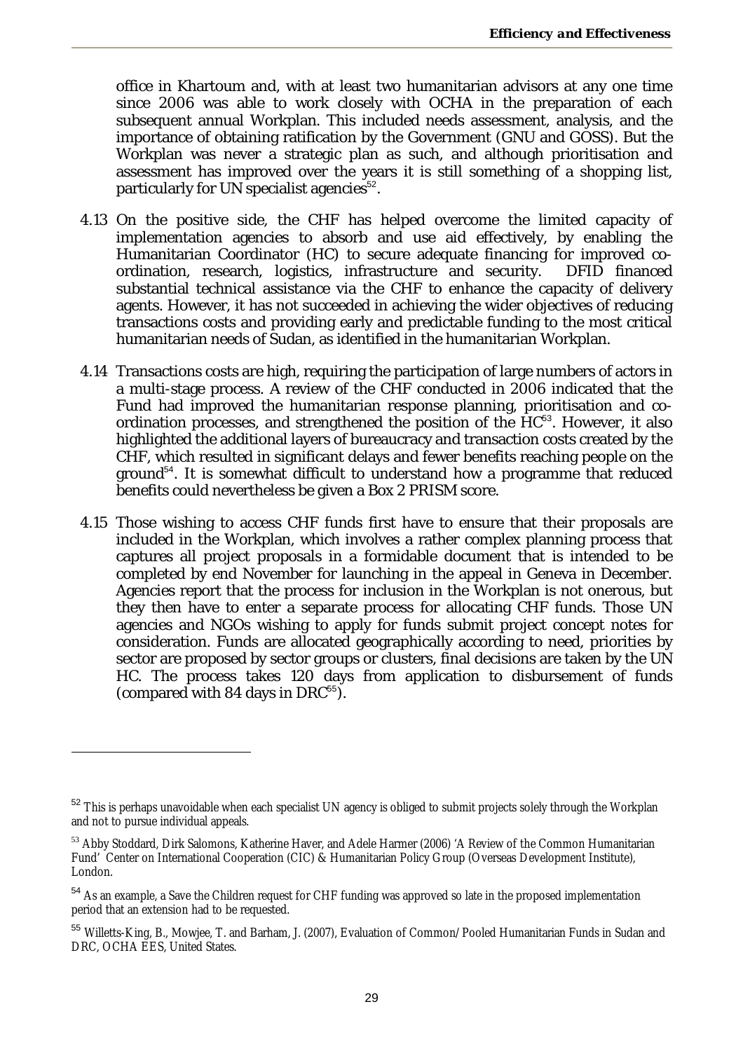office in Khartoum and, with at least two humanitarian advisors at any one time since 2006 was able to work closely with OCHA in the preparation of each subsequent annual Workplan. This included needs assessment, analysis, and the importance of obtaining ratification by the Government (GNU and GOSS). But the Workplan was never a strategic plan as such, and although prioritisation and assessment has improved over the years it is still something of a shopping list, particularly for UN specialist agencies[52].

4.13 On the positive side, the CHF has helped overcome the limited capacity of implementation agencies to absorb and use aid effectively, by enabling the Humanitarian Coordinator (HC) to secure adequate financing for improved co-ordination, research, logistics, infrastructure and security. DFID financed substantial technical assistance via the CHF to enhance the capacity of delivery agents. However, it has not succeeded in achieving the wider objectives of reducing transactions costs and providing early and predictable funding to the most critical humanitarian needs of Sudan, as identified in the humanitarian Workplan.

4.14 Transactions costs are high, requiring the participation of large numbers of actors in a multi-stage process. A review of the CHF conducted in 2006 indicated that the Fund had improved the humanitarian response planning, prioritisation and co-ordination processes, and strengthened the position of the HC[53]. However, it also highlighted the additional layers of bureaucracy and transaction costs created by the CHF, which resulted in significant delays and fewer benefits reaching people on the ground[54]. It is somewhat difficult to understand how a programme that reduced benefits could nevertheless be given a Box 2 PRISM score.

4.15 Those wishing to access CHF funds first have to ensure that their proposals are included in the Workplan, which involves a rather complex planning process that captures all project proposals in a formidable document that is intended to be completed by end November for launching in the appeal in Geneva in December. Agencies report that the process for inclusion in the Workplan is not onerous, but they then have to enter a separate process for allocating CHF funds. Those UN agencies and NGOs wishing to apply for funds submit project concept notes for consideration. Funds are allocated geographically according to need, priorities by sector are proposed by sector groups or clusters, final decisions are taken by the UN HC. The process takes 120 days from application to disbursement of funds (compared with 84 days in DRC[55]).

---

[52] This is perhaps unavoidable when each specialist UN agency is obliged to submit projects solely through the Workplan and not to pursue individual appeals.

[53] Abby Stoddard, Dirk Salomons, Katherine Haver, and Adele Harmer (2006) 'A Review of the Common Humanitarian Fund' Center on International Cooperation (CIC) & Humanitarian Policy Group (Overseas Development Institute), London.

[54] As an example, a Save the Children request for CHF funding was approved so late in the proposed implementation period that an extension had to be requested.

[55] Willetts-King, B., Mowjee, T. and Barham, J. (2007), Evaluation of Common/Pooled Humanitarian Funds in Sudan and DRC, OCHA EES, United States.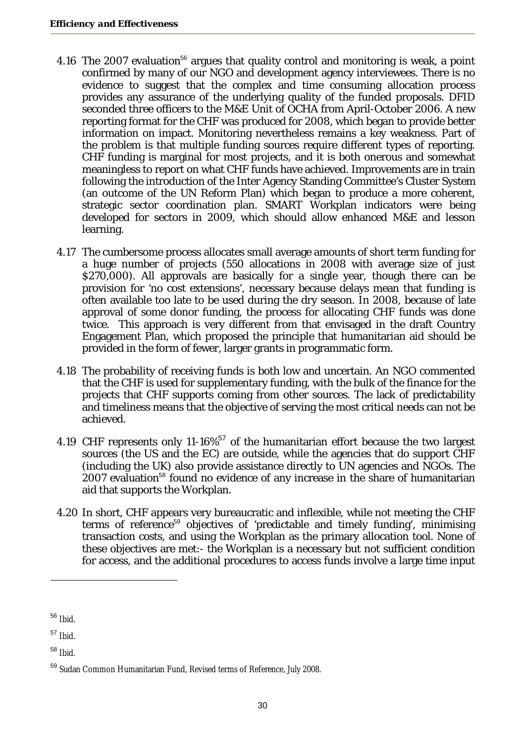4.16 The 2007 evaluation[56] argues that quality control and monitoring is weak, a point confirmed by many of our NGO and development agency interviewees. There is no evidence to suggest that the complex and time consuming allocation process provides any assurance of the underlying quality of the funded proposals. DFID seconded three officers to the M&E Unit of OCHA from April-October 2006. A new reporting format for the CHF was produced for 2008, which began to provide better information on impact. Monitoring nevertheless remains a key weakness. Part of the problem is that multiple funding sources require different types of reporting. CHF funding is marginal for most projects, and it is both onerous and somewhat meaningless to report on what CHF funds have achieved. Improvements are in train following the introduction of the Inter Agency Standing Committee's Cluster System (an outcome of the UN Reform Plan) which began to produce a more coherent, strategic sector coordination plan. SMART Workplan indicators were being developed for sectors in 2009, which should allow enhanced M&E and lesson learning.

4.17 The cumbersome process allocates small average amounts of short term funding for a huge number of projects (550 allocations in 2008 with average size of just $270,000). All approvals are basically for a single year, though there can be provision for 'no cost extensions', necessary because delays mean that funding is often available too late to be used during the dry season. In 2008, because of late approval of some donor funding, the process for allocating CHF funds was done twice. This approach is very different from that envisaged in the draft Country Engagement Plan, which proposed the principle that humanitarian aid should be provided in the form of fewer, larger grants in programmatic form.

4.18 The probability of receiving funds is both low and uncertain. An NGO commented that the CHF is used for supplementary funding, with the bulk of the finance for the projects that CHF supports coming from other sources. The lack of predictability and timeliness means that the objective of serving the most critical needs can not be achieved.

4.19 CHF represents only 11-16%[57] of the humanitarian effort because the two largest sources (the US and the EC) are outside, while the agencies that do support CHF (including the UK) also provide assistance directly to UN agencies and NGOs. The 2007 evaluation[58] found no evidence of any increase in the share of humanitarian aid that supports the Workplan.

4.20 In short, CHF appears very bureaucratic and inflexible, while not meeting the CHF terms of reference[59] objectives of 'predictable and timely funding', minimising transaction costs, and using the Workplan as the primary allocation tool. None of these objectives are met:- the Workplan is a necessary but not sufficient condition for access, and the additional procedures to access funds involve a large time input

[56] Ibid.

[57] Ibid.

[58] Ibid.

[59] Sudan Common Humanitarian Fund, Revised terms of Reference, July 2008.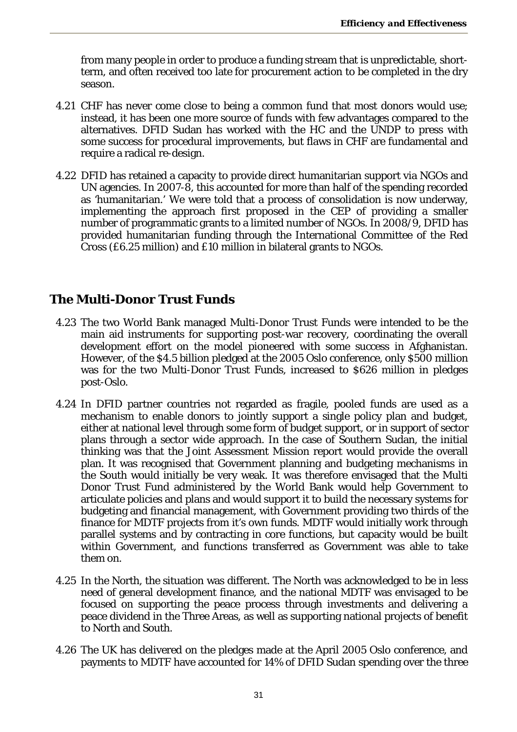from many people in order to produce a funding stream that is unpredictable, short-term, and often received too late for procurement action to be completed in the dry season.

4.21 CHF has never come close to being a common fund that most donors would use; instead, it has been one more source of funds with few advantages compared to the alternatives. DFID Sudan has worked with the HC and the UNDP to press with some success for procedural improvements, but flaws in CHF are fundamental and require a radical re-design.

4.22 DFID has retained a capacity to provide direct humanitarian support via NGOs and UN agencies. In 2007-8, this accounted for more than half of the spending recorded as 'humanitarian.' We were told that a process of consolidation is now underway, implementing the approach first proposed in the CEP of providing a smaller number of programmatic grants to a limited number of NGOs. In 2008/9, DFID has provided humanitarian funding through the International Committee of the Red Cross (£6.25 million) and £10 million in bilateral grants to NGOs.

## The Multi-Donor Trust Funds

4.23 The two World Bank managed Multi-Donor Trust Funds were intended to be the main aid instruments for supporting post-war recovery, coordinating the overall development effort on the model pioneered with some success in Afghanistan. However, of the $4.5 billion pledged at the 2005 Oslo conference, only $500 million was for the two Multi-Donor Trust Funds, increased to $626 million in pledges post-Oslo.

4.24 In DFID partner countries not regarded as fragile, pooled funds are used as a mechanism to enable donors to jointly support a single policy plan and budget, either at national level through some form of budget support, or in support of sector plans through a sector wide approach. In the case of Southern Sudan, the initial thinking was that the Joint Assessment Mission report would provide the overall plan. It was recognised that Government planning and budgeting mechanisms in the South would initially be very weak. It was therefore envisaged that the Multi Donor Trust Fund administered by the World Bank would help Government to articulate policies and plans and would support it to build the necessary systems for budgeting and financial management, with Government providing two thirds of the finance for MDTF projects from it's own funds. MDTF would initially work through parallel systems and by contracting in core functions, but capacity would be built within Government, and functions transferred as Government was able to take them on.

4.25 In the North, the situation was different. The North was acknowledged to be in less need of general development finance, and the national MDTF was envisaged to be focused on supporting the peace process through investments and delivering a peace dividend in the Three Areas, as well as supporting national projects of benefit to North and South.

4.26 The UK has delivered on the pledges made at the April 2005 Oslo conference, and payments to MDTF have accounted for 14% of DFID Sudan spending over the three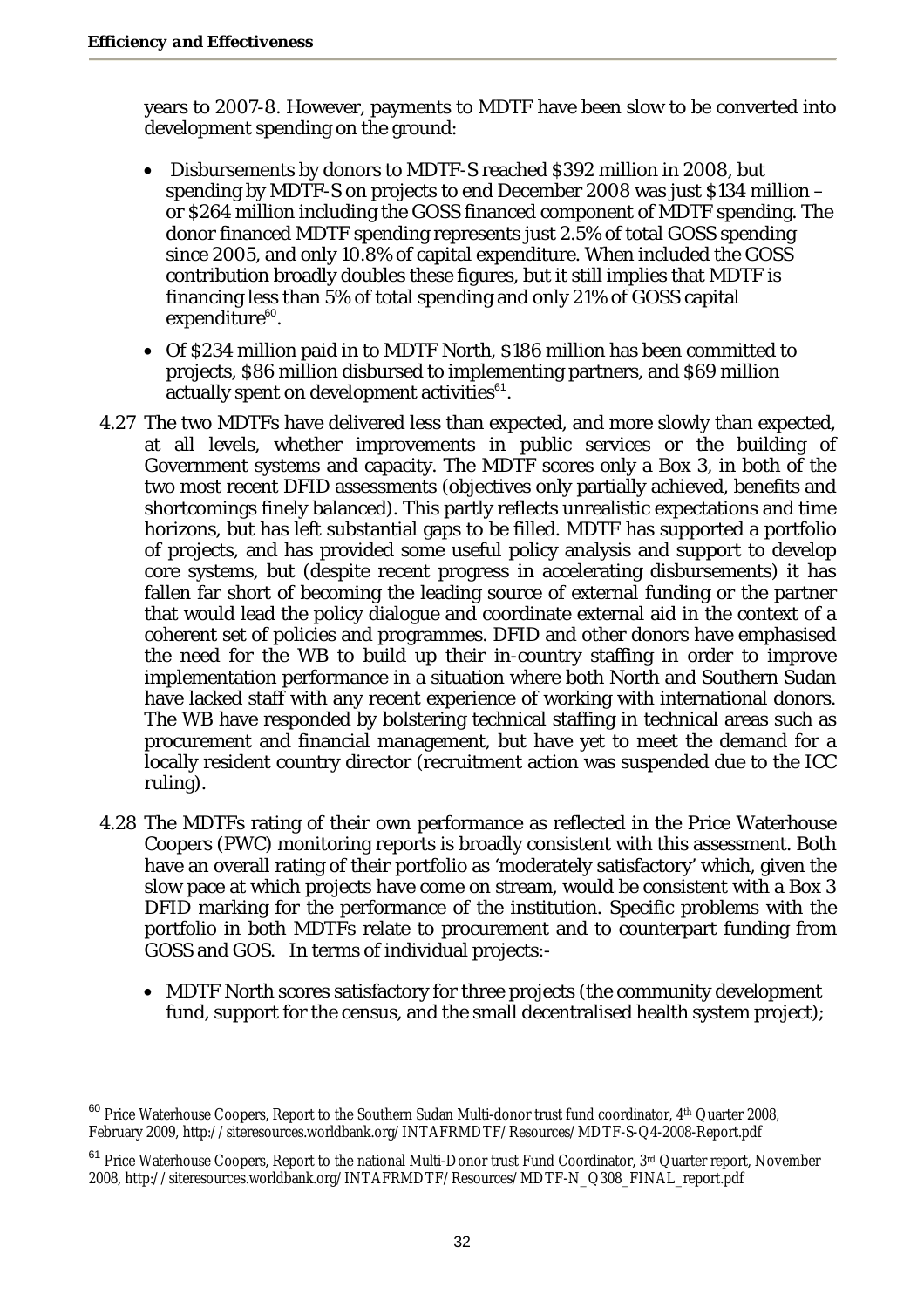years to 2007-8. However, payments to MDTF have been slow to be converted into development spending on the ground:

- Disbursements by donors to MDTF-S reached $392 million in 2008, but spending by MDTF-S on projects to end December 2008 was just $134 million – or $264 million including the GOSS financed component of MDTF spending. The donor financed MDTF spending represents just 2.5% of total GOSS spending since 2005, and only 10.8% of capital expenditure. When included the GOSS contribution broadly doubles these figures, but it still implies that MDTF is financing less than 5% of total spending and only 21% of GOSS capital expenditure[60].
- Of $234 million paid in to MDTF North, $186 million has been committed to projects, $86 million disbursed to implementing partners, and $69 million actually spent on development activities[61].

4.27 The two MDTFs have delivered less than expected, and more slowly than expected, at all levels, whether improvements in public services or the building of Government systems and capacity. The MDTF scores only a Box 3, in both of the two most recent DFID assessments (objectives only partially achieved, benefits and shortcomings finely balanced). This partly reflects unrealistic expectations and time horizons, but has left substantial gaps to be filled. MDTF has supported a portfolio of projects, and has provided some useful policy analysis and support to develop core systems, but (despite recent progress in accelerating disbursements) it has fallen far short of becoming the leading source of external funding or the partner that would lead the policy dialogue and coordinate external aid in the context of a coherent set of policies and programmes. DFID and other donors have emphasised the need for the WB to build up their in-country staffing in order to improve implementation performance in a situation where both North and Southern Sudan have lacked staff with any recent experience of working with international donors. The WB have responded by bolstering technical staffing in technical areas such as procurement and financial management, but have yet to meet the demand for a locally resident country director (recruitment action was suspended due to the ICC ruling).

4.28 The MDTFs rating of their own performance as reflected in the Price Waterhouse Coopers (PWC) monitoring reports is broadly consistent with this assessment. Both have an overall rating of their portfolio as 'moderately satisfactory' which, given the slow pace at which projects have come on stream, would be consistent with a Box 3 DFID marking for the performance of the institution. Specific problems with the portfolio in both MDTFs relate to procurement and to counterpart funding from GOSS and GOS. In terms of individual projects:-

- MDTF North scores satisfactory for three projects (the community development fund, support for the census, and the small decentralised health system project);

---

[60] Price Waterhouse Coopers, Report to the Southern Sudan Multi-donor trust fund coordinator, 4th Quarter 2008, February 2009, http://siteresources.worldbank.org/INTAFRMDTF/Resources/MDTF-S-Q4-2008-Report.pdf

[61] Price Waterhouse Coopers, Report to the national Multi-Donor trust Fund Coordinator, 3rd Quarter report, November 2008, http://siteresources.worldbank.org/INTAFRMDTF/Resources/MDTF-N_Q308_FINAL_report.pdf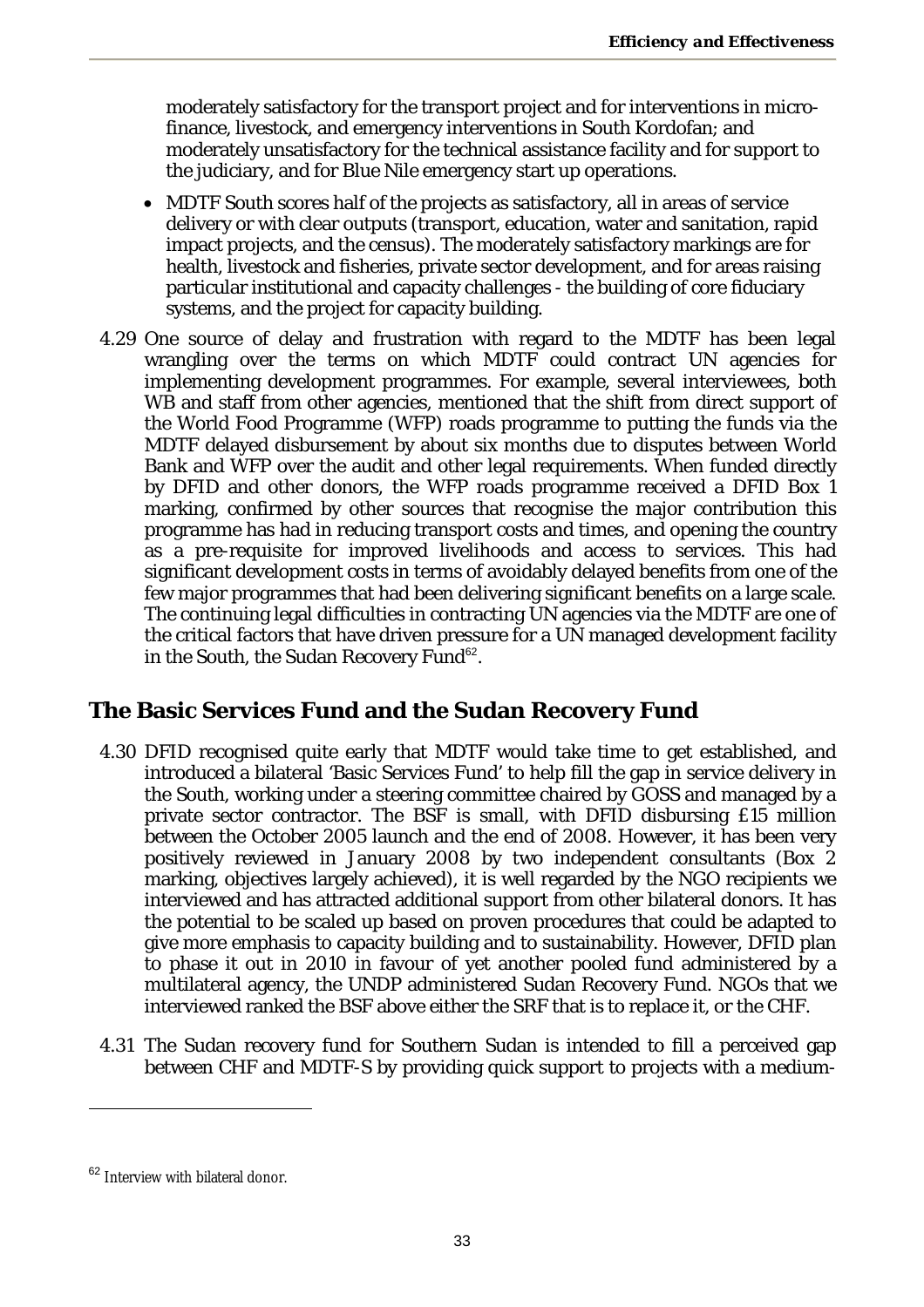moderately satisfactory for the transport project and for interventions in micro-finance, livestock, and emergency interventions in South Kordofan; and moderately unsatisfactory for the technical assistance facility and for support to the judiciary, and for Blue Nile emergency start up operations.

- MDTF South scores half of the projects as satisfactory, all in areas of service delivery or with clear outputs (transport, education, water and sanitation, rapid impact projects, and the census). The moderately satisfactory markings are for health, livestock and fisheries, private sector development, and for areas raising particular institutional and capacity challenges - the building of core fiduciary systems, and the project for capacity building.

4.29 One source of delay and frustration with regard to the MDTF has been legal wrangling over the terms on which MDTF could contract UN agencies for implementing development programmes. For example, several interviewees, both WB and staff from other agencies, mentioned that the shift from direct support of the World Food Programme (WFP) roads programme to putting the funds via the MDTF delayed disbursement by about six months due to disputes between World Bank and WFP over the audit and other legal requirements. When funded directly by DFID and other donors, the WFP roads programme received a DFID Box 1 marking, confirmed by other sources that recognise the major contribution this programme has had in reducing transport costs and times, and opening the country as a pre-requisite for improved livelihoods and access to services. This had significant development costs in terms of avoidably delayed benefits from one of the few major programmes that had been delivering significant benefits on a large scale. The continuing legal difficulties in contracting UN agencies via the MDTF are one of the critical factors that have driven pressure for a UN managed development facility in the South, the Sudan Recovery Fund[62].

## The Basic Services Fund and the Sudan Recovery Fund

4.30 DFID recognised quite early that MDTF would take time to get established, and introduced a bilateral 'Basic Services Fund' to help fill the gap in service delivery in the South, working under a steering committee chaired by GOSS and managed by a private sector contractor. The BSF is small, with DFID disbursing £15 million between the October 2005 launch and the end of 2008. However, it has been very positively reviewed in January 2008 by two independent consultants (Box 2 marking, objectives largely achieved), it is well regarded by the NGO recipients we interviewed and has attracted additional support from other bilateral donors. It has the potential to be scaled up based on proven procedures that could be adapted to give more emphasis to capacity building and to sustainability. However, DFID plan to phase it out in 2010 in favour of yet another pooled fund administered by a multilateral agency, the UNDP administered Sudan Recovery Fund. NGOs that we interviewed ranked the BSF above either the SRF that is to replace it, or the CHF.

4.31 The Sudan recovery fund for Southern Sudan is intended to fill a perceived gap between CHF and MDTF-S by providing quick support to projects with a medium-

---

[62] Interview with bilateral donor.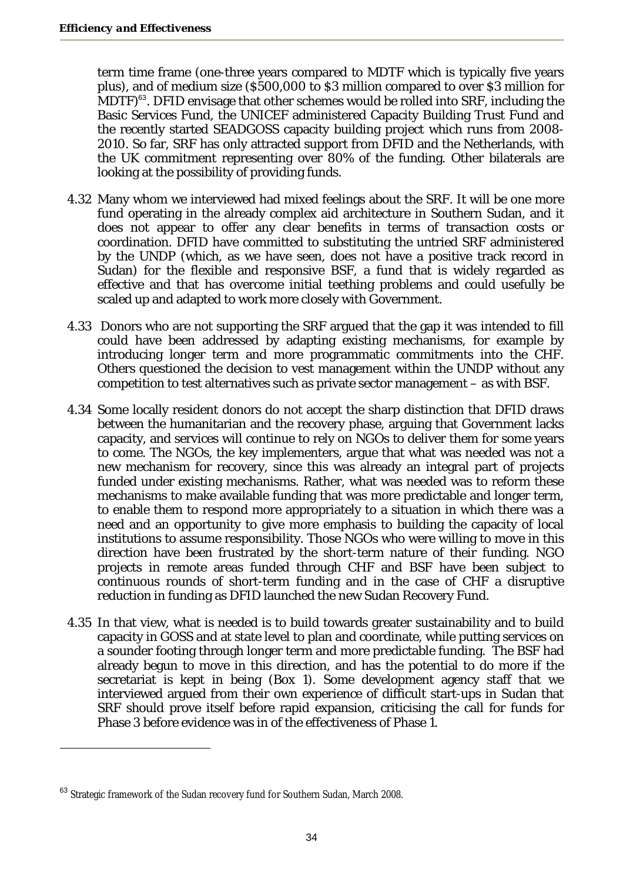term time frame (one-three years compared to MDTF which is typically five years plus), and of medium size ($500,000 to $3 million compared to over $3 million for MDTF)[63]. DFID envisage that other schemes would be rolled into SRF, including the Basic Services Fund, the UNICEF administered Capacity Building Trust Fund and the recently started SEADGOSS capacity building project which runs from 2008-2010. So far, SRF has only attracted support from DFID and the Netherlands, with the UK commitment representing over 80% of the funding. Other bilaterals are looking at the possibility of providing funds.

4.32 Many whom we interviewed had mixed feelings about the SRF. It will be one more fund operating in the already complex aid architecture in Southern Sudan, and it does not appear to offer any clear benefits in terms of transaction costs or coordination. DFID have committed to substituting the untried SRF administered by the UNDP (which, as we have seen, does not have a positive track record in Sudan) for the flexible and responsive BSF, a fund that is widely regarded as effective and that has overcome initial teething problems and could usefully be scaled up and adapted to work more closely with Government.

4.33 Donors who are not supporting the SRF argued that the gap it was intended to fill could have been addressed by adapting existing mechanisms, for example by introducing longer term and more programmatic commitments into the CHF. Others questioned the decision to vest management within the UNDP without any competition to test alternatives such as private sector management – as with BSF.

4.34 Some locally resident donors do not accept the sharp distinction that DFID draws between the humanitarian and the recovery phase, arguing that Government lacks capacity, and services will continue to rely on NGOs to deliver them for some years to come. The NGOs, the key implementers, argue that what was needed was not a new mechanism for recovery, since this was already an integral part of projects funded under existing mechanisms. Rather, what was needed was to reform these mechanisms to make available funding that was more predictable and longer term, to enable them to respond more appropriately to a situation in which there was a need and an opportunity to give more emphasis to building the capacity of local institutions to assume responsibility. Those NGOs who were willing to move in this direction have been frustrated by the short-term nature of their funding. NGO projects in remote areas funded through CHF and BSF have been subject to continuous rounds of short-term funding and in the case of CHF a disruptive reduction in funding as DFID launched the new Sudan Recovery Fund.

4.35 In that view, what is needed is to build towards greater sustainability and to build capacity in GOSS and at state level to plan and coordinate, while putting services on a sounder footing through longer term and more predictable funding. The BSF had already begun to move in this direction, and has the potential to do more if the secretariat is kept in being (Box 1). Some development agency staff that we interviewed argued from their own experience of difficult start-ups in Sudan that SRF should prove itself before rapid expansion, criticising the call for funds for Phase 3 before evidence was in of the effectiveness of Phase 1.

[63] Strategic framework of the Sudan recovery fund for Southern Sudan, March 2008.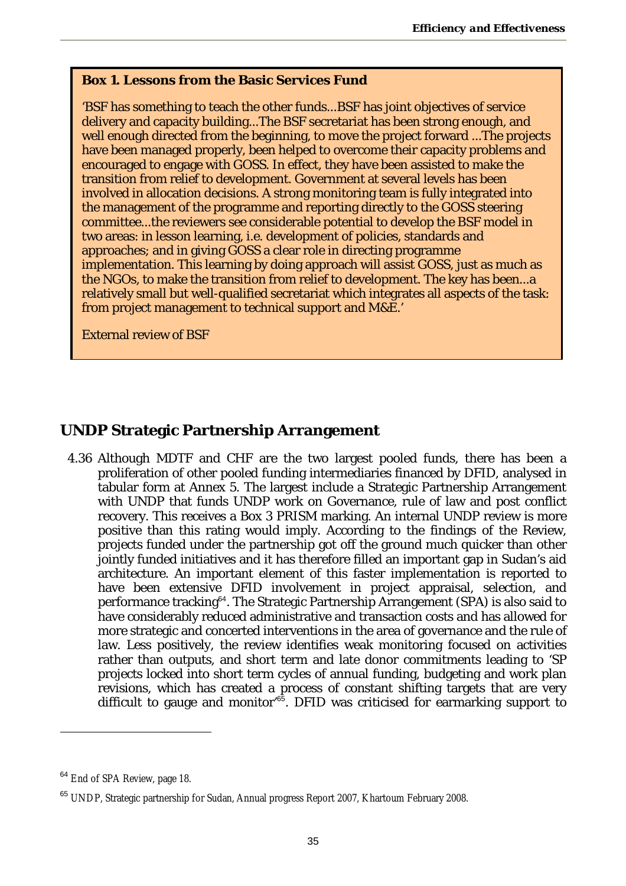**Box 1. Lessons from the Basic Services Fund**

'BSF has something to teach the other funds...BSF has joint objectives of service delivery and capacity building...The BSF secretariat has been strong enough, and well enough directed from the beginning, to move the project forward ...The projects have been managed properly, been helped to overcome their capacity problems and encouraged to engage with GOSS. In effect, they have been assisted to make the transition from relief to development. Government at several levels has been involved in allocation decisions. A strong monitoring team is fully integrated into the management of the programme and reporting directly to the GOSS steering committee...the reviewers see considerable potential to develop the BSF model in two areas: in lesson learning, i.e. development of policies, standards and approaches; and in giving GOSS a clear role in directing programme implementation. This learning by doing approach will assist GOSS, just as much as the NGOs, to make the transition from relief to development. The key has been...a relatively small but well-qualified secretariat which integrates all aspects of the task: from project management to technical support and M&E.'

External review of BSF

## UNDP Strategic Partnership Arrangement

4.36 Although MDTF and CHF are the two largest pooled funds, there has been a proliferation of other pooled funding intermediaries financed by DFID, analysed in tabular form at Annex 5. The largest include a Strategic Partnership Arrangement with UNDP that funds UNDP work on Governance, rule of law and post conflict recovery. This receives a Box 3 PRISM marking. An internal UNDP review is more positive than this rating would imply. According to the findings of the Review, projects funded under the partnership got off the ground much quicker than other jointly funded initiatives and it has therefore filled an important gap in Sudan's aid architecture. An important element of this faster implementation is reported to have been extensive DFID involvement in project appraisal, selection, and performance tracking[64]. The Strategic Partnership Arrangement (SPA) is also said to have considerably reduced administrative and transaction costs and has allowed for more strategic and concerted interventions in the area of governance and the rule of law. Less positively, the review identifies weak monitoring focused on activities rather than outputs, and short term and late donor commitments leading to 'SP projects locked into short term cycles of annual funding, budgeting and work plan revisions, which has created a process of constant shifting targets that are very difficult to gauge and monitor'[65]. DFID was criticised for earmarking support to

---

[64] End of SPA Review, page 18.

[65] UNDP, Strategic partnership for Sudan, Annual progress Report 2007, Khartoum February 2008.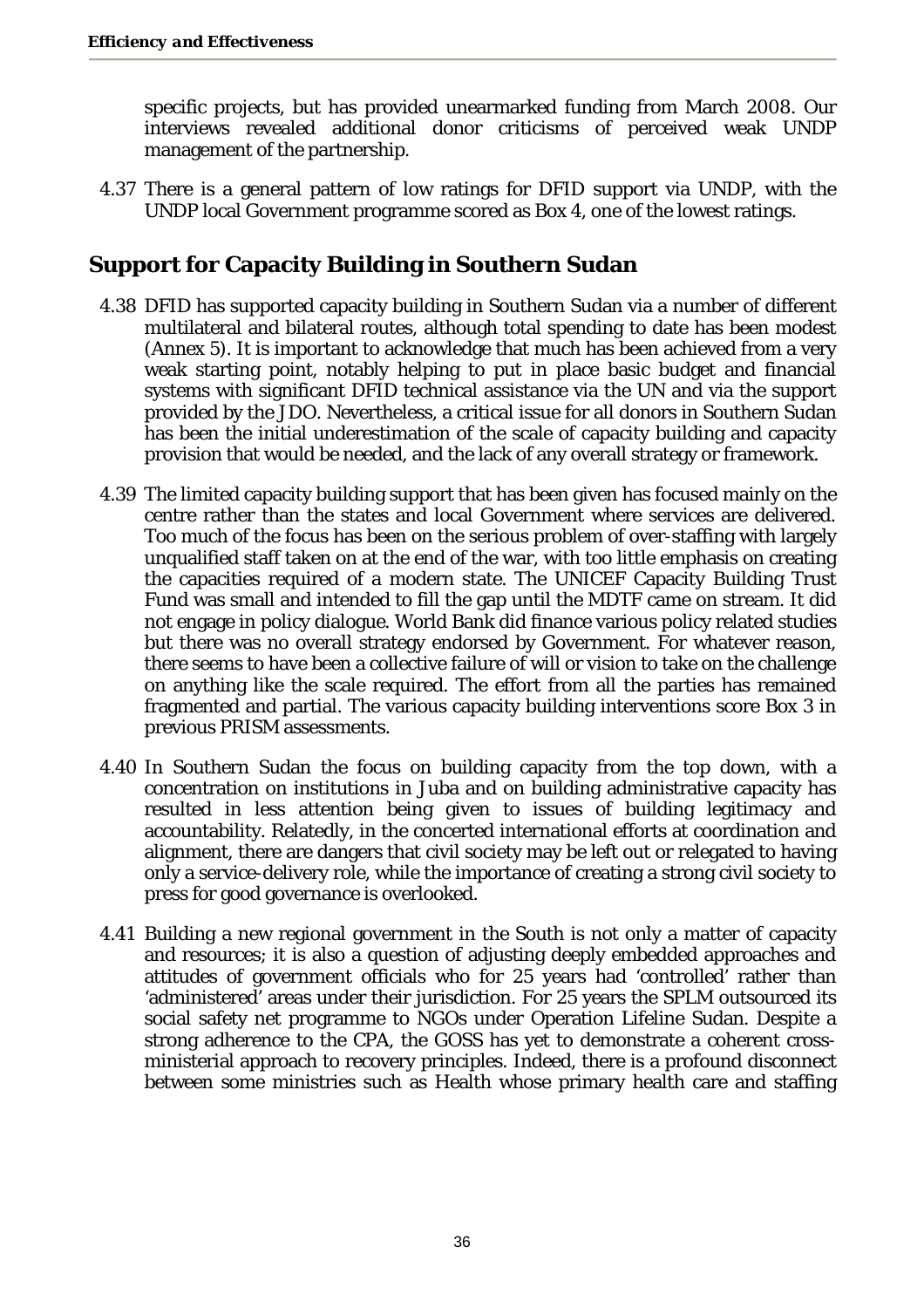specific projects, but has provided unearmarked funding from March 2008. Our interviews revealed additional donor criticisms of perceived weak UNDP management of the partnership.

4.37 There is a general pattern of low ratings for DFID support via UNDP, with the UNDP local Government programme scored as Box 4, one of the lowest ratings.

## Support for Capacity Building in Southern Sudan

4.38 DFID has supported capacity building in Southern Sudan via a number of different multilateral and bilateral routes, although total spending to date has been modest (Annex 5). It is important to acknowledge that much has been achieved from a very weak starting point, notably helping to put in place basic budget and financial systems with significant DFID technical assistance via the UN and via the support provided by the JDO. Nevertheless, a critical issue for all donors in Southern Sudan has been the initial underestimation of the scale of capacity building and capacity provision that would be needed, and the lack of any overall strategy or framework.

4.39 The limited capacity building support that has been given has focused mainly on the centre rather than the states and local Government where services are delivered. Too much of the focus has been on the serious problem of over-staffing with largely unqualified staff taken on at the end of the war, with too little emphasis on creating the capacities required of a modern state. The UNICEF Capacity Building Trust Fund was small and intended to fill the gap until the MDTF came on stream. It did not engage in policy dialogue. World Bank did finance various policy related studies but there was no overall strategy endorsed by Government. For whatever reason, there seems to have been a collective failure of will or vision to take on the challenge on anything like the scale required. The effort from all the parties has remained fragmented and partial. The various capacity building interventions score Box 3 in previous PRISM assessments.

4.40 In Southern Sudan the focus on building capacity from the top down, with a concentration on institutions in Juba and on building administrative capacity has resulted in less attention being given to issues of building legitimacy and accountability. Relatedly, in the concerted international efforts at coordination and alignment, there are dangers that civil society may be left out or relegated to having only a service-delivery role, while the importance of creating a strong civil society to press for good governance is overlooked.

4.41 Building a new regional government in the South is not only a matter of capacity and resources; it is also a question of adjusting deeply embedded approaches and attitudes of government officials who for 25 years had 'controlled' rather than 'administered' areas under their jurisdiction. For 25 years the SPLM outsourced its social safety net programme to NGOs under Operation Lifeline Sudan. Despite a strong adherence to the CPA, the GOSS has yet to demonstrate a coherent cross-ministerial approach to recovery principles. Indeed, there is a profound disconnect between some ministries such as Health whose primary health care and staffing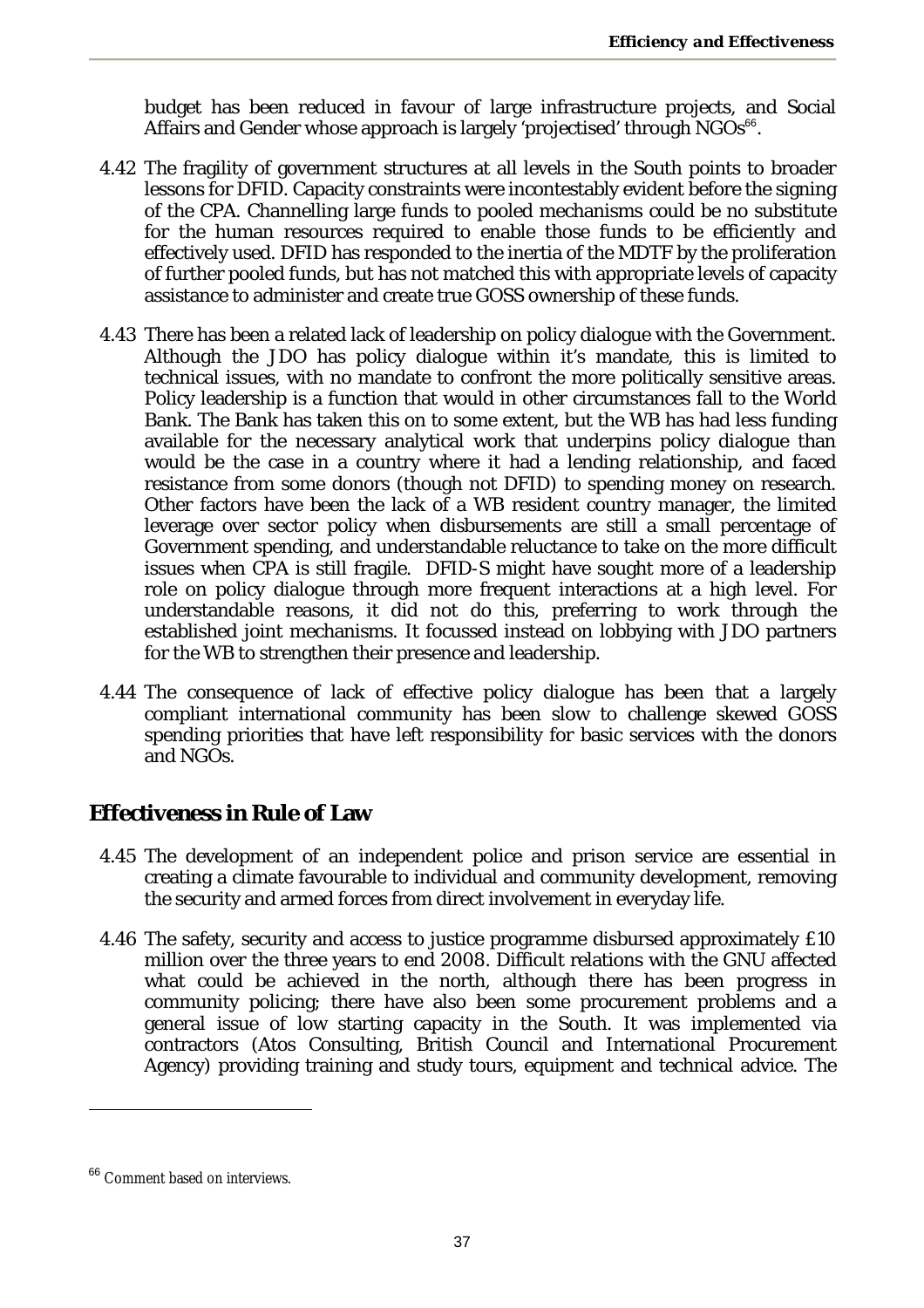budget has been reduced in favour of large infrastructure projects, and Social Affairs and Gender whose approach is largely 'projectised' through NGOs[66].

4.42 The fragility of government structures at all levels in the South points to broader lessons for DFID. Capacity constraints were incontestably evident before the signing of the CPA. Channelling large funds to pooled mechanisms could be no substitute for the human resources required to enable those funds to be efficiently and effectively used. DFID has responded to the inertia of the MDTF by the proliferation of further pooled funds, but has not matched this with appropriate levels of capacity assistance to administer and create true GOSS ownership of these funds.

4.43 There has been a related lack of leadership on policy dialogue with the Government. Although the JDO has policy dialogue within it's mandate, this is limited to technical issues, with no mandate to confront the more politically sensitive areas. Policy leadership is a function that would in other circumstances fall to the World Bank. The Bank has taken this on to some extent, but the WB has had less funding available for the necessary analytical work that underpins policy dialogue than would be the case in a country where it had a lending relationship, and faced resistance from some donors (though not DFID) to spending money on research. Other factors have been the lack of a WB resident country manager, the limited leverage over sector policy when disbursements are still a small percentage of Government spending, and understandable reluctance to take on the more difficult issues when CPA is still fragile. DFID-S might have sought more of a leadership role on policy dialogue through more frequent interactions at a high level. For understandable reasons, it did not do this, preferring to work through the established joint mechanisms. It focussed instead on lobbying with JDO partners for the WB to strengthen their presence and leadership.

4.44 The consequence of lack of effective policy dialogue has been that a largely compliant international community has been slow to challenge skewed GOSS spending priorities that have left responsibility for basic services with the donors and NGOs.

## Effectiveness in Rule of Law

4.45 The development of an independent police and prison service are essential in creating a climate favourable to individual and community development, removing the security and armed forces from direct involvement in everyday life.

4.46 The safety, security and access to justice programme disbursed approximately £10 million over the three years to end 2008. Difficult relations with the GNU affected what could be achieved in the north, although there has been progress in community policing; there have also been some procurement problems and a general issue of low starting capacity in the South. It was implemented via contractors (Atos Consulting, British Council and International Procurement Agency) providing training and study tours, equipment and technical advice. The

---

[66] Comment based on interviews.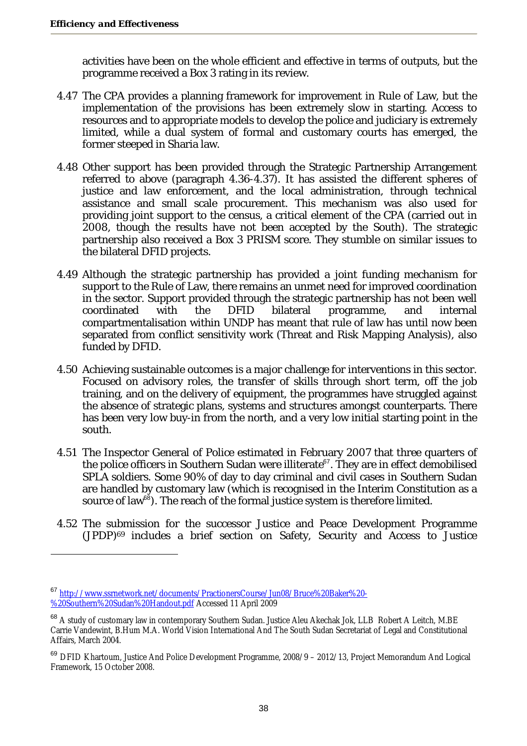activities have been on the whole efficient and effective in terms of outputs, but the programme received a Box 3 rating in its review.

4.47 The CPA provides a planning framework for improvement in Rule of Law, but the implementation of the provisions has been extremely slow in starting. Access to resources and to appropriate models to develop the police and judiciary is extremely limited, while a dual system of formal and customary courts has emerged, the former steeped in Sharia law.

4.48 Other support has been provided through the Strategic Partnership Arrangement referred to above (paragraph 4.36-4.37). It has assisted the different spheres of justice and law enforcement, and the local administration, through technical assistance and small scale procurement. This mechanism was also used for providing joint support to the census, a critical element of the CPA (carried out in 2008, though the results have not been accepted by the South). The strategic partnership also received a Box 3 PRISM score. They stumble on similar issues to the bilateral DFID projects.

4.49 Although the strategic partnership has provided a joint funding mechanism for support to the Rule of Law, there remains an unmet need for improved coordination in the sector. Support provided through the strategic partnership has not been well coordinated with the DFID bilateral programme, and internal compartmentalisation within UNDP has meant that rule of law has until now been separated from conflict sensitivity work (Threat and Risk Mapping Analysis), also funded by DFID.

4.50 Achieving sustainable outcomes is a major challenge for interventions in this sector. Focused on advisory roles, the transfer of skills through short term, off the job training, and on the delivery of equipment, the programmes have struggled against the absence of strategic plans, systems and structures amongst counterparts. There has been very low buy-in from the north, and a very low initial starting point in the south.

4.51 The Inspector General of Police estimated in February 2007 that three quarters of the police officers in Southern Sudan were illiterate[67]. They are in effect demobilised SPLA soldiers. Some 90% of day to day criminal and civil cases in Southern Sudan are handled by customary law (which is recognised in the Interim Constitution as a source of law[68]). The reach of the formal justice system is therefore limited.

4.52 The submission for the successor Justice and Peace Development Programme (JPDP)[69] includes a brief section on Safety, Security and Access to Justice

---

[67] http://www.ssrnetwork.net/documents/PractionersCourse/Jun08/Bruce%20Baker%20-%20Southern%20Sudan%20Handout.pdf Accessed 11 April 2009

[68] A study of customary law in contemporary Southern Sudan. Justice Aleu Akechak Jok, LLB Robert A Leitch, M.BE Carrie Vandewint, B.Hum M.A. World Vision International And The South Sudan Secretariat of Legal and Constitutional Affairs, March 2004.

[69] DFID Khartoum, Justice And Police Development Programme, 2008/9 – 2012/13, Project Memorandum And Logical Framework, 15 October 2008.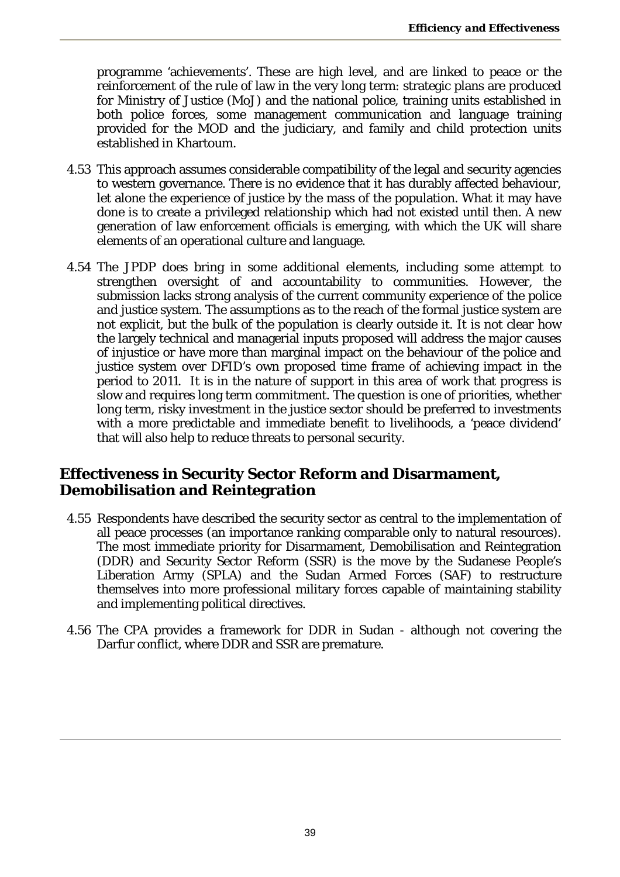programme 'achievements'. These are high level, and are linked to peace or the reinforcement of the rule of law in the very long term: strategic plans are produced for Ministry of Justice (MoJ) and the national police, training units established in both police forces, some management communication and language training provided for the MOD and the judiciary, and family and child protection units established in Khartoum.

4.53 This approach assumes considerable compatibility of the legal and security agencies to western governance. There is no evidence that it has durably affected behaviour, let alone the experience of justice by the mass of the population. What it may have done is to create a privileged relationship which had not existed until then. A new generation of law enforcement officials is emerging, with which the UK will share elements of an operational culture and language.

4.54 The JPDP does bring in some additional elements, including some attempt to strengthen oversight of and accountability to communities. However, the submission lacks strong analysis of the current community experience of the police and justice system. The assumptions as to the reach of the formal justice system are not explicit, but the bulk of the population is clearly outside it. It is not clear how the largely technical and managerial inputs proposed will address the major causes of injustice or have more than marginal impact on the behaviour of the police and justice system over DFID's own proposed time frame of achieving impact in the period to 2011. It is in the nature of support in this area of work that progress is slow and requires long term commitment. The question is one of priorities, whether long term, risky investment in the justice sector should be preferred to investments with a more predictable and immediate benefit to livelihoods, a 'peace dividend' that will also help to reduce threats to personal security.

## Effectiveness in Security Sector Reform and Disarmament, Demobilisation and Reintegration

4.55 Respondents have described the security sector as central to the implementation of all peace processes (an importance ranking comparable only to natural resources). The most immediate priority for Disarmament, Demobilisation and Reintegration (DDR) and Security Sector Reform (SSR) is the move by the Sudanese People's Liberation Army (SPLA) and the Sudan Armed Forces (SAF) to restructure themselves into more professional military forces capable of maintaining stability and implementing political directives.

4.56 The CPA provides a framework for DDR in Sudan - although not covering the Darfur conflict, where DDR and SSR are premature.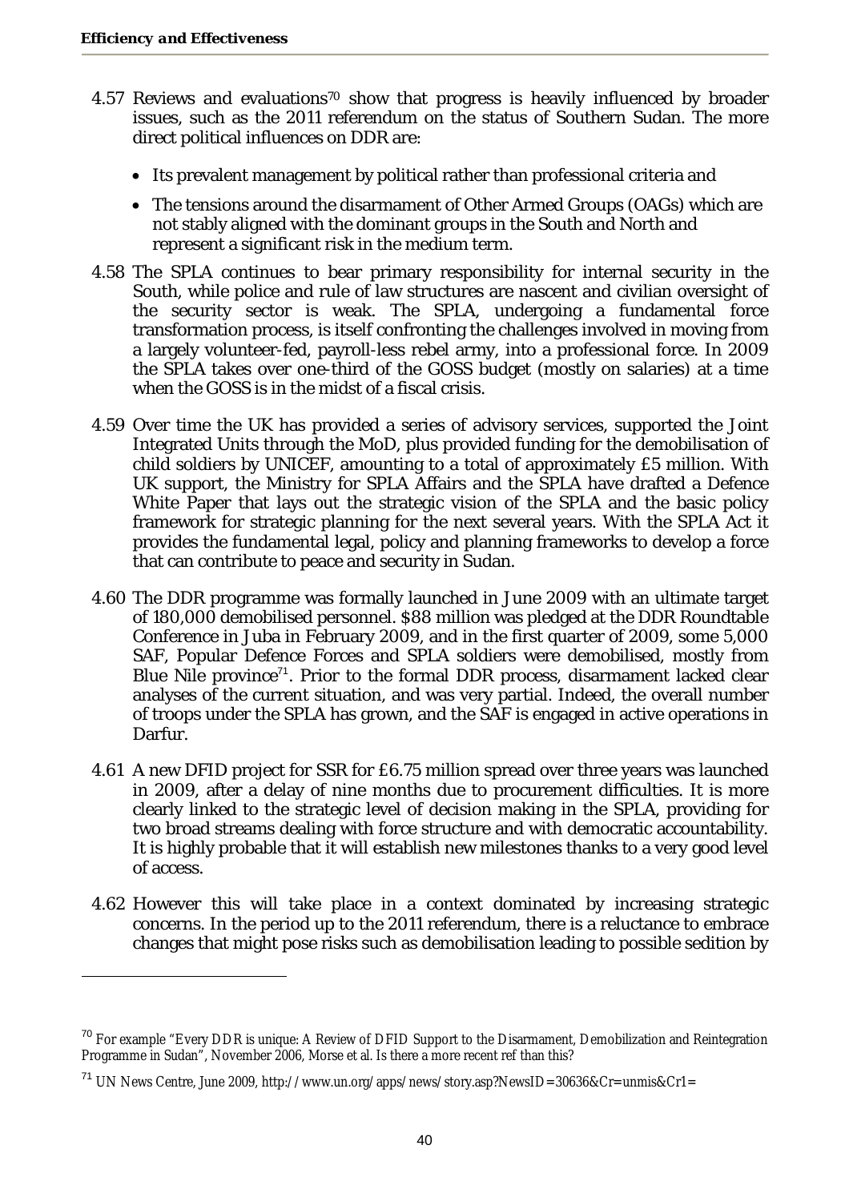4.57 Reviews and evaluations[70] show that progress is heavily influenced by broader issues, such as the 2011 referendum on the status of Southern Sudan. The more direct political influences on DDR are:

- Its prevalent management by political rather than professional criteria and
- The tensions around the disarmament of Other Armed Groups (OAGs) which are not stably aligned with the dominant groups in the South and North and represent a significant risk in the medium term.

4.58 The SPLA continues to bear primary responsibility for internal security in the South, while police and rule of law structures are nascent and civilian oversight of the security sector is weak. The SPLA, undergoing a fundamental force transformation process, is itself confronting the challenges involved in moving from a largely volunteer-fed, payroll-less rebel army, into a professional force. In 2009 the SPLA takes over one-third of the GOSS budget (mostly on salaries) at a time when the GOSS is in the midst of a fiscal crisis.

4.59 Over time the UK has provided a series of advisory services, supported the Joint Integrated Units through the MoD, plus provided funding for the demobilisation of child soldiers by UNICEF, amounting to a total of approximately £5 million. With UK support, the Ministry for SPLA Affairs and the SPLA have drafted a Defence White Paper that lays out the strategic vision of the SPLA and the basic policy framework for strategic planning for the next several years. With the SPLA Act it provides the fundamental legal, policy and planning frameworks to develop a force that can contribute to peace and security in Sudan.

4.60 The DDR programme was formally launched in June 2009 with an ultimate target of 180,000 demobilised personnel. $88 million was pledged at the DDR Roundtable Conference in Juba in February 2009, and in the first quarter of 2009, some 5,000 SAF, Popular Defence Forces and SPLA soldiers were demobilised, mostly from Blue Nile province[71]. Prior to the formal DDR process, disarmament lacked clear analyses of the current situation, and was very partial. Indeed, the overall number of troops under the SPLA has grown, and the SAF is engaged in active operations in Darfur.

4.61 A new DFID project for SSR for £6.75 million spread over three years was launched in 2009, after a delay of nine months due to procurement difficulties. It is more clearly linked to the strategic level of decision making in the SPLA, providing for two broad streams dealing with force structure and with democratic accountability. It is highly probable that it will establish new milestones thanks to a very good level of access.

4.62 However this will take place in a context dominated by increasing strategic concerns. In the period up to the 2011 referendum, there is a reluctance to embrace changes that might pose risks such as demobilisation leading to possible sedition by

---

[70] For example "Every DDR is unique: A Review of DFID Support to the Disarmament, Demobilization and Reintegration Programme in Sudan", November 2006, Morse et al. Is there a more recent ref than this?

[71] UN News Centre, June 2009, http://www.un.org/apps/news/story.asp?NewsID=30636&Cr=unmis&Cr1=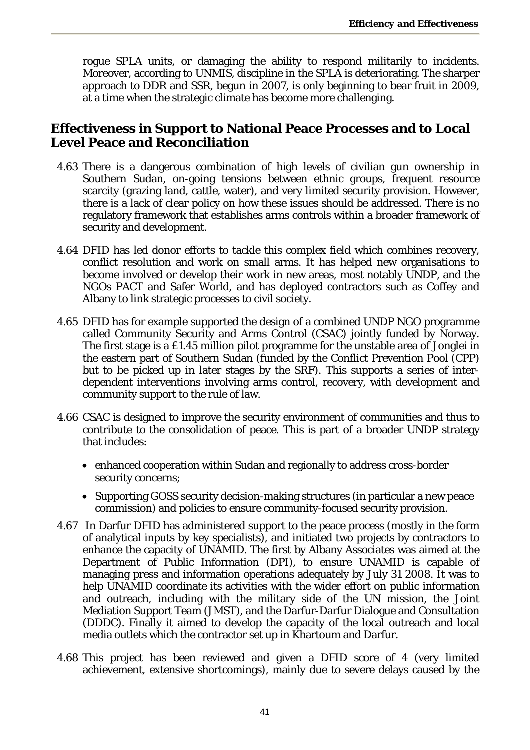rogue SPLA units, or damaging the ability to respond militarily to incidents. Moreover, according to UNMIS, discipline in the SPLA is deteriorating. The sharper approach to DDR and SSR, begun in 2007, is only beginning to bear fruit in 2009, at a time when the strategic climate has become more challenging.

## Effectiveness in Support to National Peace Processes and to Local Level Peace and Reconciliation

4.63 There is a dangerous combination of high levels of civilian gun ownership in Southern Sudan, on-going tensions between ethnic groups, frequent resource scarcity (grazing land, cattle, water), and very limited security provision. However, there is a lack of clear policy on how these issues should be addressed. There is no regulatory framework that establishes arms controls within a broader framework of security and development.

4.64 DFID has led donor efforts to tackle this complex field which combines recovery, conflict resolution and work on small arms. It has helped new organisations to become involved or develop their work in new areas, most notably UNDP, and the NGOs PACT and Safer World, and has deployed contractors such as Coffey and Albany to link strategic processes to civil society.

4.65 DFID has for example supported the design of a combined UNDP NGO programme called Community Security and Arms Control (CSAC) jointly funded by Norway. The first stage is a £1.45 million pilot programme for the unstable area of Jonglei in the eastern part of Southern Sudan (funded by the Conflict Prevention Pool (CPP) but to be picked up in later stages by the SRF). This supports a series of inter-dependent interventions involving arms control, recovery, with development and community support to the rule of law.

4.66 CSAC is designed to improve the security environment of communities and thus to contribute to the consolidation of peace. This is part of a broader UNDP strategy that includes:

- enhanced cooperation within Sudan and regionally to address cross-border security concerns;
- Supporting GOSS security decision-making structures (in particular a new peace commission) and policies to ensure community-focused security provision.

4.67 In Darfur DFID has administered support to the peace process (mostly in the form of analytical inputs by key specialists), and initiated two projects by contractors to enhance the capacity of UNAMID. The first by Albany Associates was aimed at the Department of Public Information (DPI), to ensure UNAMID is capable of managing press and information operations adequately by July 31 2008. It was to help UNAMID coordinate its activities with the wider effort on public information and outreach, including with the military side of the UN mission, the Joint Mediation Support Team (JMST), and the Darfur-Darfur Dialogue and Consultation (DDDC). Finally it aimed to develop the capacity of the local outreach and local media outlets which the contractor set up in Khartoum and Darfur.

4.68 This project has been reviewed and given a DFID score of 4 (very limited achievement, extensive shortcomings), mainly due to severe delays caused by the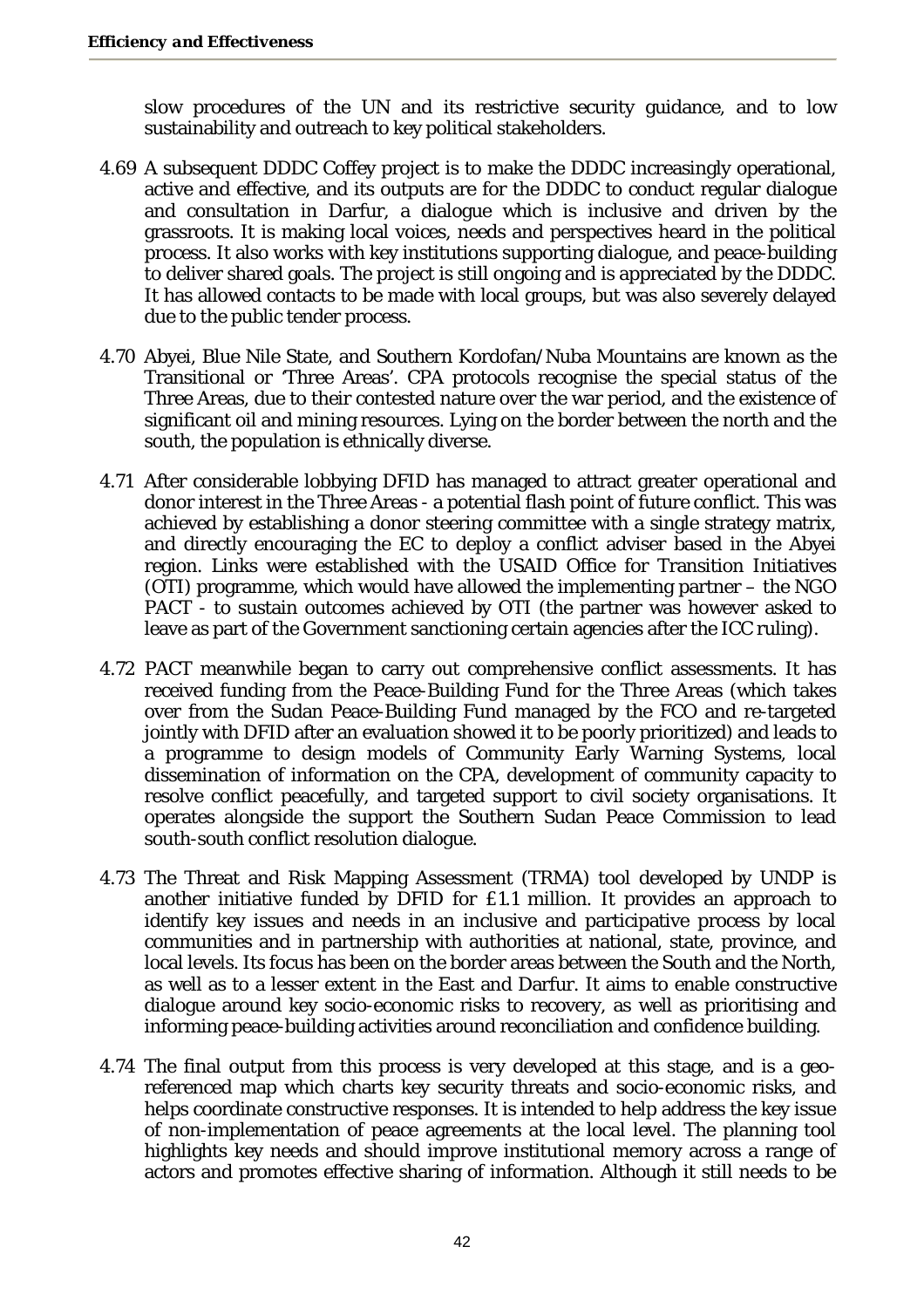slow procedures of the UN and its restrictive security guidance, and to low sustainability and outreach to key political stakeholders.

4.69 A subsequent DDDC Coffey project is to make the DDDC increasingly operational, active and effective, and its outputs are for the DDDC to conduct regular dialogue and consultation in Darfur, a dialogue which is inclusive and driven by the grassroots. It is making local voices, needs and perspectives heard in the political process. It also works with key institutions supporting dialogue, and peace-building to deliver shared goals. The project is still ongoing and is appreciated by the DDDC. It has allowed contacts to be made with local groups, but was also severely delayed due to the public tender process.

4.70 Abyei, Blue Nile State, and Southern Kordofan/Nuba Mountains are known as the Transitional or 'Three Areas'. CPA protocols recognise the special status of the Three Areas, due to their contested nature over the war period, and the existence of significant oil and mining resources. Lying on the border between the north and the south, the population is ethnically diverse.

4.71 After considerable lobbying DFID has managed to attract greater operational and donor interest in the Three Areas - a potential flash point of future conflict. This was achieved by establishing a donor steering committee with a single strategy matrix, and directly encouraging the EC to deploy a conflict adviser based in the Abyei region. Links were established with the USAID Office for Transition Initiatives (OTI) programme, which would have allowed the implementing partner – the NGO PACT - to sustain outcomes achieved by OTI (the partner was however asked to leave as part of the Government sanctioning certain agencies after the ICC ruling).

4.72 PACT meanwhile began to carry out comprehensive conflict assessments. It has received funding from the Peace-Building Fund for the Three Areas (which takes over from the Sudan Peace-Building Fund managed by the FCO and re-targeted jointly with DFID after an evaluation showed it to be poorly prioritized) and leads to a programme to design models of Community Early Warning Systems, local dissemination of information on the CPA, development of community capacity to resolve conflict peacefully, and targeted support to civil society organisations. It operates alongside the support the Southern Sudan Peace Commission to lead south-south conflict resolution dialogue.

4.73 The Threat and Risk Mapping Assessment (TRMA) tool developed by UNDP is another initiative funded by DFID for £1.1 million. It provides an approach to identify key issues and needs in an inclusive and participative process by local communities and in partnership with authorities at national, state, province, and local levels. Its focus has been on the border areas between the South and the North, as well as to a lesser extent in the East and Darfur. It aims to enable constructive dialogue around key socio-economic risks to recovery, as well as prioritising and informing peace-building activities around reconciliation and confidence building.

4.74 The final output from this process is very developed at this stage, and is a geo-referenced map which charts key security threats and socio-economic risks, and helps coordinate constructive responses. It is intended to help address the key issue of non-implementation of peace agreements at the local level. The planning tool highlights key needs and should improve institutional memory across a range of actors and promotes effective sharing of information. Although it still needs to be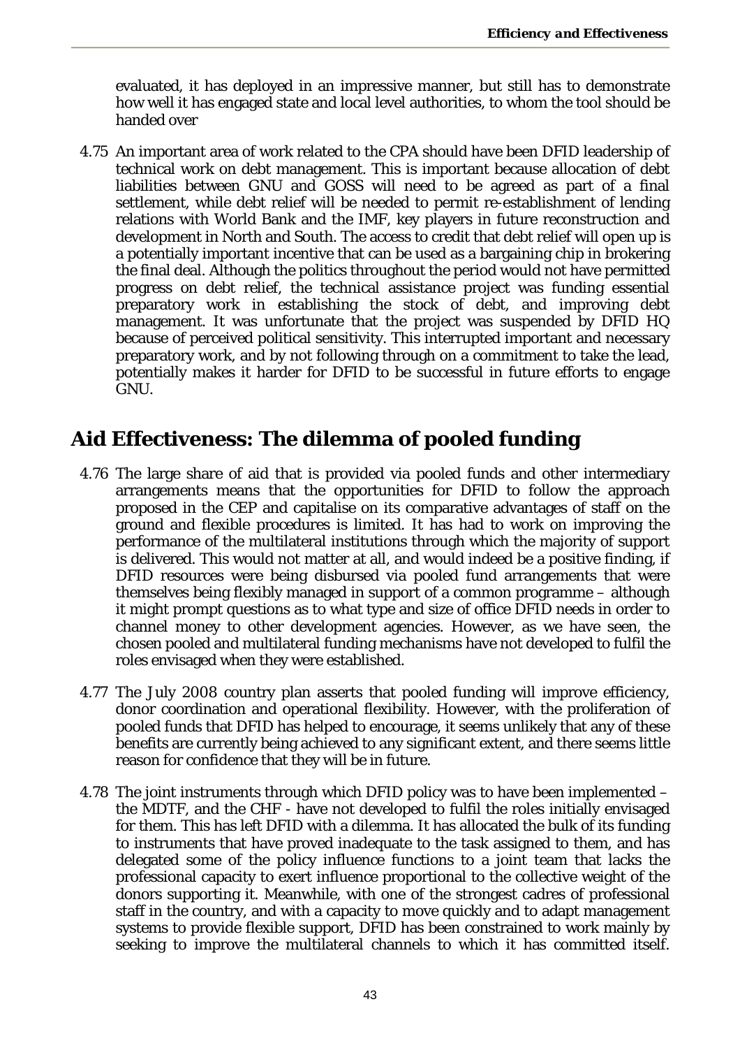evaluated, it has deployed in an impressive manner, but still has to demonstrate how well it has engaged state and local level authorities, to whom the tool should be handed over

4.75 An important area of work related to the CPA should have been DFID leadership of technical work on debt management. This is important because allocation of debt liabilities between GNU and GOSS will need to be agreed as part of a final settlement, while debt relief will be needed to permit re-establishment of lending relations with World Bank and the IMF, key players in future reconstruction and development in North and South. The access to credit that debt relief will open up is a potentially important incentive that can be used as a bargaining chip in brokering the final deal. Although the politics throughout the period would not have permitted progress on debt relief, the technical assistance project was funding essential preparatory work in establishing the stock of debt, and improving debt management. It was unfortunate that the project was suspended by DFID HQ because of perceived political sensitivity. This interrupted important and necessary preparatory work, and by not following through on a commitment to take the lead, potentially makes it harder for DFID to be successful in future efforts to engage GNU.

## Aid Effectiveness: The dilemma of pooled funding

4.76 The large share of aid that is provided via pooled funds and other intermediary arrangements means that the opportunities for DFID to follow the approach proposed in the CEP and capitalise on its comparative advantages of staff on the ground and flexible procedures is limited. It has had to work on improving the performance of the multilateral institutions through which the majority of support is delivered. This would not matter at all, and would indeed be a positive finding, if DFID resources were being disbursed via pooled fund arrangements that were themselves being flexibly managed in support of a common programme – although it might prompt questions as to what type and size of office DFID needs in order to channel money to other development agencies. However, as we have seen, the chosen pooled and multilateral funding mechanisms have not developed to fulfil the roles envisaged when they were established.

4.77 The July 2008 country plan asserts that pooled funding will improve efficiency, donor coordination and operational flexibility. However, with the proliferation of pooled funds that DFID has helped to encourage, it seems unlikely that any of these benefits are currently being achieved to any significant extent, and there seems little reason for confidence that they will be in future.

4.78 The joint instruments through which DFID policy was to have been implemented – the MDTF, and the CHF - have not developed to fulfil the roles initially envisaged for them. This has left DFID with a dilemma. It has allocated the bulk of its funding to instruments that have proved inadequate to the task assigned to them, and has delegated some of the policy influence functions to a joint team that lacks the professional capacity to exert influence proportional to the collective weight of the donors supporting it. Meanwhile, with one of the strongest cadres of professional staff in the country, and with a capacity to move quickly and to adapt management systems to provide flexible support, DFID has been constrained to work mainly by seeking to improve the multilateral channels to which it has committed itself.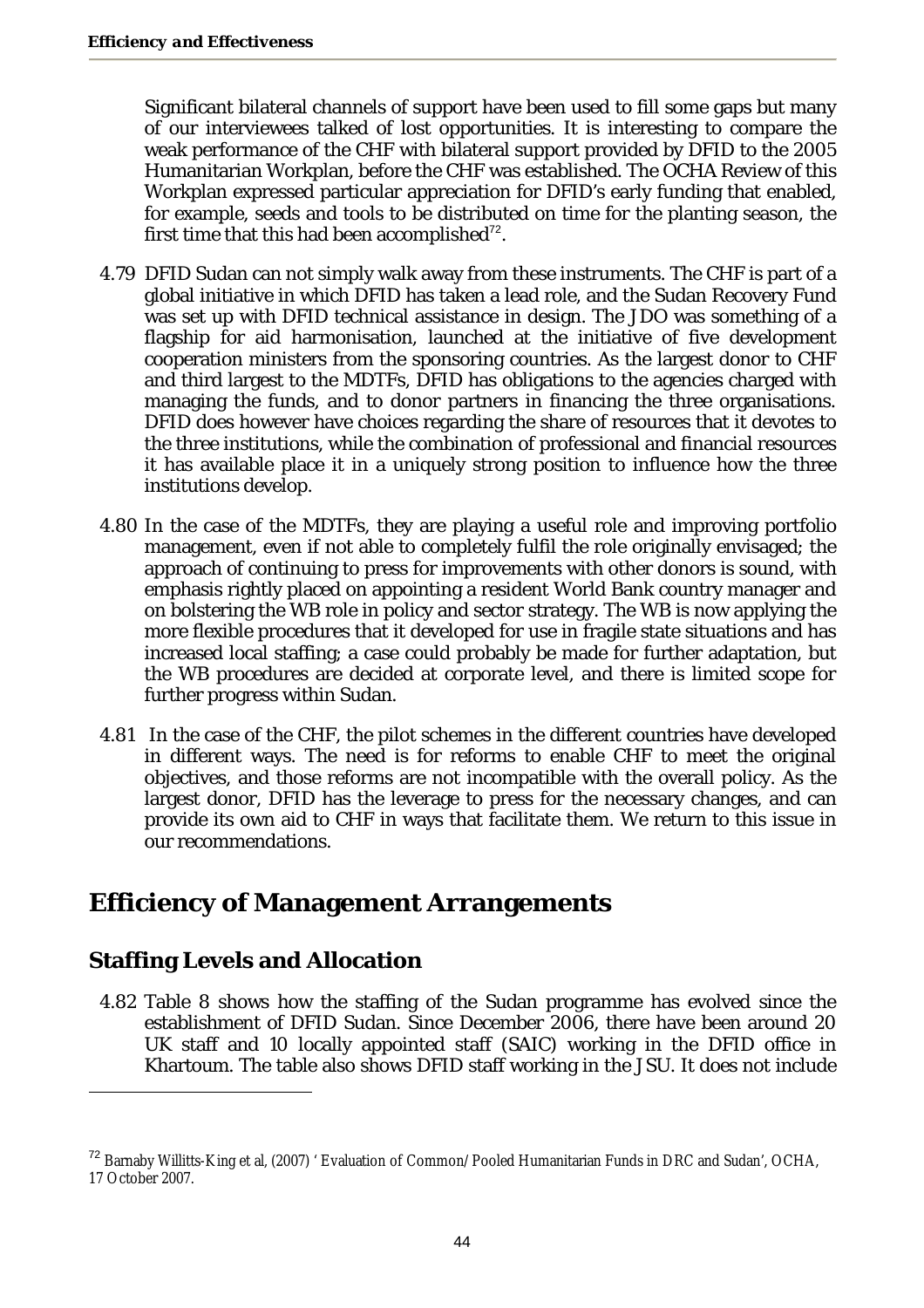Significant bilateral channels of support have been used to fill some gaps but many of our interviewees talked of lost opportunities. It is interesting to compare the weak performance of the CHF with bilateral support provided by DFID to the 2005 Humanitarian Workplan, before the CHF was established. The OCHA Review of this Workplan expressed particular appreciation for DFID's early funding that enabled, for example, seeds and tools to be distributed on time for the planting season, the first time that this had been accomplished[72].

4.79 DFID Sudan can not simply walk away from these instruments. The CHF is part of a global initiative in which DFID has taken a lead role, and the Sudan Recovery Fund was set up with DFID technical assistance in design. The JDO was something of a flagship for aid harmonisation, launched at the initiative of five development cooperation ministers from the sponsoring countries. As the largest donor to CHF and third largest to the MDTFs, DFID has obligations to the agencies charged with managing the funds, and to donor partners in financing the three organisations. DFID does however have choices regarding the share of resources that it devotes to the three institutions, while the combination of professional and financial resources it has available place it in a uniquely strong position to influence how the three institutions develop.

4.80 In the case of the MDTFs, they are playing a useful role and improving portfolio management, even if not able to completely fulfil the role originally envisaged; the approach of continuing to press for improvements with other donors is sound, with emphasis rightly placed on appointing a resident World Bank country manager and on bolstering the WB role in policy and sector strategy. The WB is now applying the more flexible procedures that it developed for use in fragile state situations and has increased local staffing; a case could probably be made for further adaptation, but the WB procedures are decided at corporate level, and there is limited scope for further progress within Sudan.

4.81 In the case of the CHF, the pilot schemes in the different countries have developed in different ways. The need is for reforms to enable CHF to meet the original objectives, and those reforms are not incompatible with the overall policy. As the largest donor, DFID has the leverage to press for the necessary changes, and can provide its own aid to CHF in ways that facilitate them. We return to this issue in our recommendations.

## Efficiency of Management Arrangements

### Staffing Levels and Allocation

4.82 Table 8 shows how the staffing of the Sudan programme has evolved since the establishment of DFID Sudan. Since December 2006, there have been around 20 UK staff and 10 locally appointed staff (SAIC) working in the DFID office in Khartoum. The table also shows DFID staff working in the JSU. It does not include

---

[72] Barnaby Willitts-King et al, (2007) 'Evaluation of Common/Pooled Humanitarian Funds in DRC and Sudan', OCHA, 17 October 2007.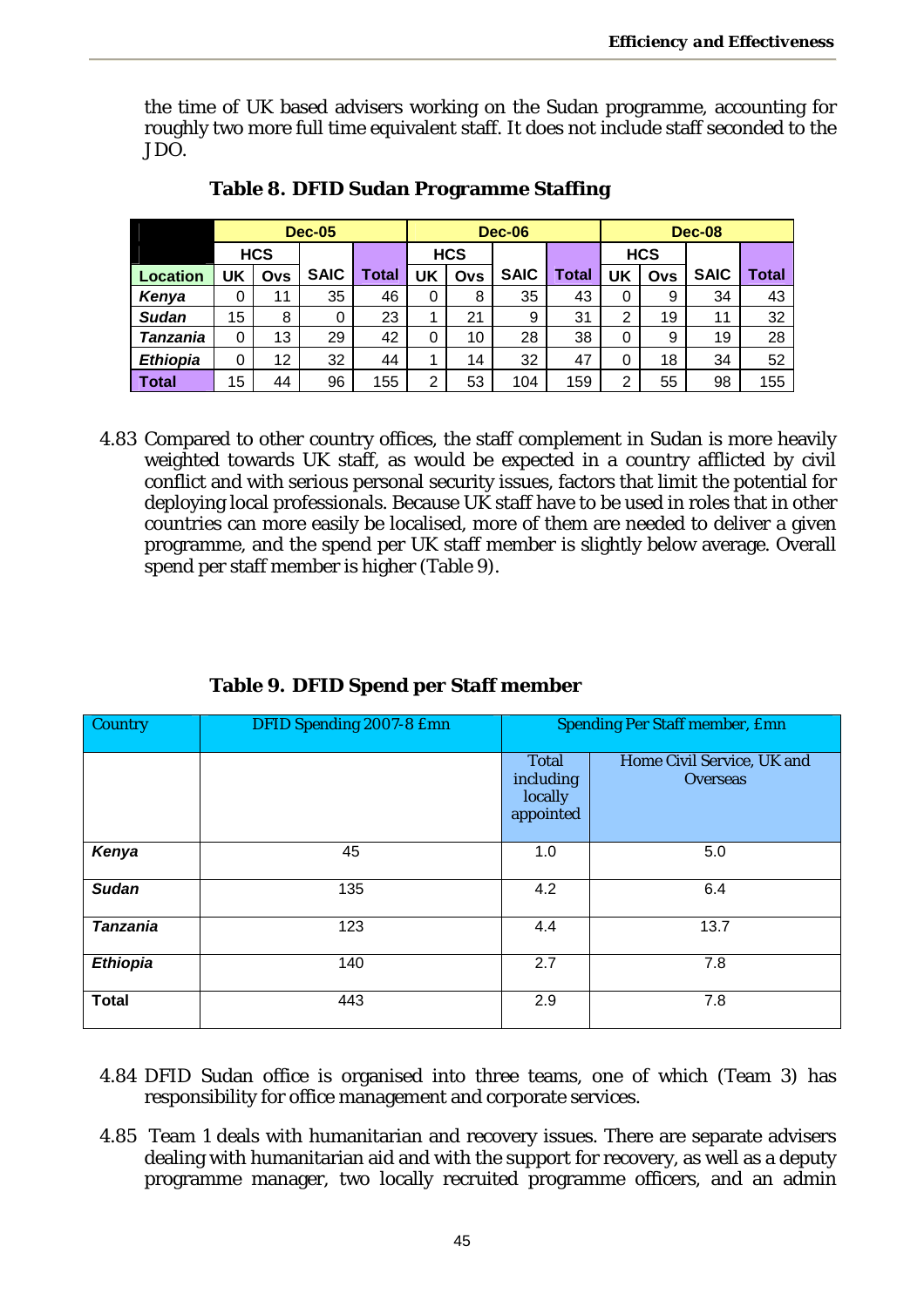the time of UK based advisers working on the Sudan programme, accounting for roughly two more full time equivalent staff. It does not include staff seconded to the JDO.

**Table 8. DFID Sudan Programme Staffing**

| | Dec-05 | | | | Dec-06 | | | | Dec-08 | | | |
|---|---|---|---|---|---|---|---|---|---|---|---|---|
| | HCS | | | | HCS | | | | HCS | | | |
| Location | UK | Ovs | SAIC | Total | UK | Ovs | SAIC | Total | UK | Ovs | SAIC | Total |
| *Kenya* | 0 | 11 | 35 | 46 | 0 | 8 | 35 | 43 | 0 | 9 | 34 | 43 |
| *Sudan* | 15 | 8 | 0 | 23 | 1 | 21 | 9 | 31 | 2 | 19 | 11 | 32 |
| *Tanzania* | 0 | 13 | 29 | 42 | 0 | 10 | 28 | 38 | 0 | 9 | 19 | 28 |
| *Ethiopia* | 0 | 12 | 32 | 44 | 1 | 14 | 32 | 47 | 0 | 18 | 34 | 52 |
| **Total** | 15 | 44 | 96 | 155 | 2 | 53 | 104 | 159 | 2 | 55 | 98 | 155 |

4.83 Compared to other country offices, the staff complement in Sudan is more heavily weighted towards UK staff, as would be expected in a country afflicted by civil conflict and with serious personal security issues, factors that limit the potential for deploying local professionals. Because UK staff have to be used in roles that in other countries can more easily be localised, more of them are needed to deliver a given programme, and the spend per UK staff member is slightly below average. Overall spend per staff member is higher (Table 9).

**Table 9. DFID Spend per Staff member**

| Country | DFID Spending 2007-8 £mn | Spending Per Staff member, £mn | |
|---|---|---|---|
| | | Total including locally appointed | Home Civil Service, UK and Overseas |
| ***Kenya*** | 45 | 1.0 | 5.0 |
| ***Sudan*** | 135 | 4.2 | 6.4 |
| ***Tanzania*** | 123 | 4.4 | 13.7 |
| ***Ethiopia*** | 140 | 2.7 | 7.8 |
| **Total** | 443 | 2.9 | 7.8 |

4.84 DFID Sudan office is organised into three teams, one of which (Team 3) has responsibility for office management and corporate services.

4.85 Team 1 deals with humanitarian and recovery issues. There are separate advisers dealing with humanitarian aid and with the support for recovery, as well as a deputy programme manager, two locally recruited programme officers, and an admin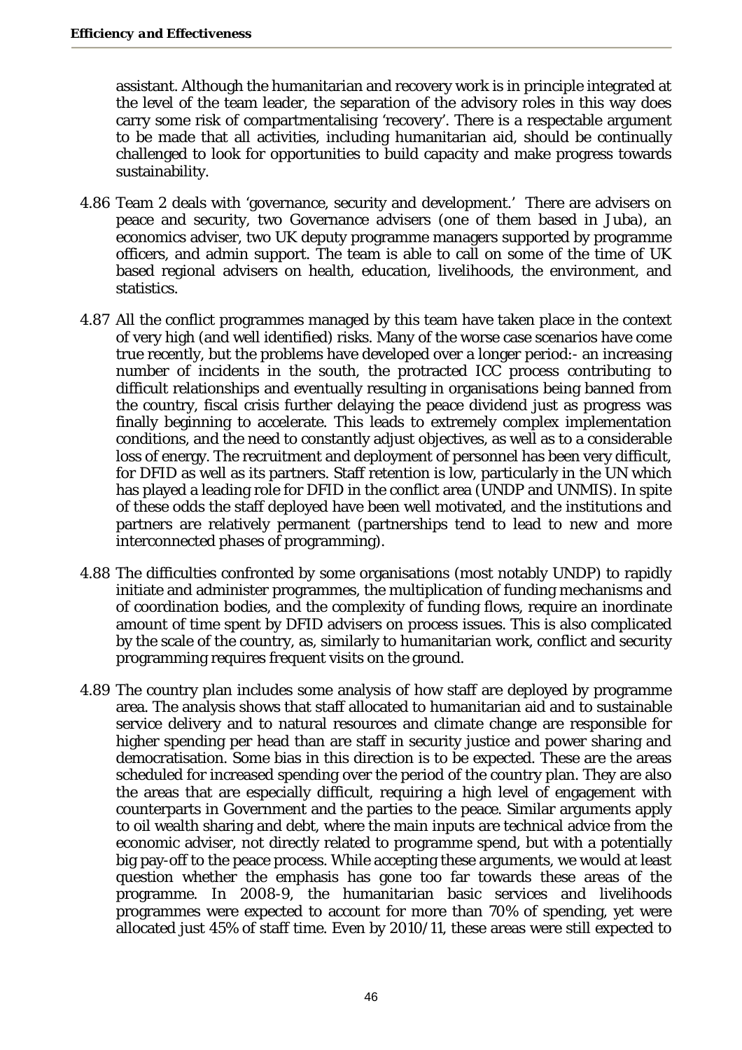assistant. Although the humanitarian and recovery work is in principle integrated at the level of the team leader, the separation of the advisory roles in this way does carry some risk of compartmentalising 'recovery'. There is a respectable argument to be made that all activities, including humanitarian aid, should be continually challenged to look for opportunities to build capacity and make progress towards sustainability.

4.86 Team 2 deals with 'governance, security and development.' There are advisers on peace and security, two Governance advisers (one of them based in Juba), an economics adviser, two UK deputy programme managers supported by programme officers, and admin support. The team is able to call on some of the time of UK based regional advisers on health, education, livelihoods, the environment, and statistics.

4.87 All the conflict programmes managed by this team have taken place in the context of very high (and well identified) risks. Many of the worse case scenarios have come true recently, but the problems have developed over a longer period:- an increasing number of incidents in the south, the protracted ICC process contributing to difficult relationships and eventually resulting in organisations being banned from the country, fiscal crisis further delaying the peace dividend just as progress was finally beginning to accelerate. This leads to extremely complex implementation conditions, and the need to constantly adjust objectives, as well as to a considerable loss of energy. The recruitment and deployment of personnel has been very difficult, for DFID as well as its partners. Staff retention is low, particularly in the UN which has played a leading role for DFID in the conflict area (UNDP and UNMIS). In spite of these odds the staff deployed have been well motivated, and the institutions and partners are relatively permanent (partnerships tend to lead to new and more interconnected phases of programming).

4.88 The difficulties confronted by some organisations (most notably UNDP) to rapidly initiate and administer programmes, the multiplication of funding mechanisms and of coordination bodies, and the complexity of funding flows, require an inordinate amount of time spent by DFID advisers on process issues. This is also complicated by the scale of the country, as, similarly to humanitarian work, conflict and security programming requires frequent visits on the ground.

4.89 The country plan includes some analysis of how staff are deployed by programme area. The analysis shows that staff allocated to humanitarian aid and to sustainable service delivery and to natural resources and climate change are responsible for higher spending per head than are staff in security justice and power sharing and democratisation. Some bias in this direction is to be expected. These are the areas scheduled for increased spending over the period of the country plan. They are also the areas that are especially difficult, requiring a high level of engagement with counterparts in Government and the parties to the peace. Similar arguments apply to oil wealth sharing and debt, where the main inputs are technical advice from the economic adviser, not directly related to programme spend, but with a potentially big pay-off to the peace process. While accepting these arguments, we would at least question whether the emphasis has gone too far towards these areas of the programme. In 2008-9, the humanitarian basic services and livelihoods programmes were expected to account for more than 70% of spending, yet were allocated just 45% of staff time. Even by 2010/11, these areas were still expected to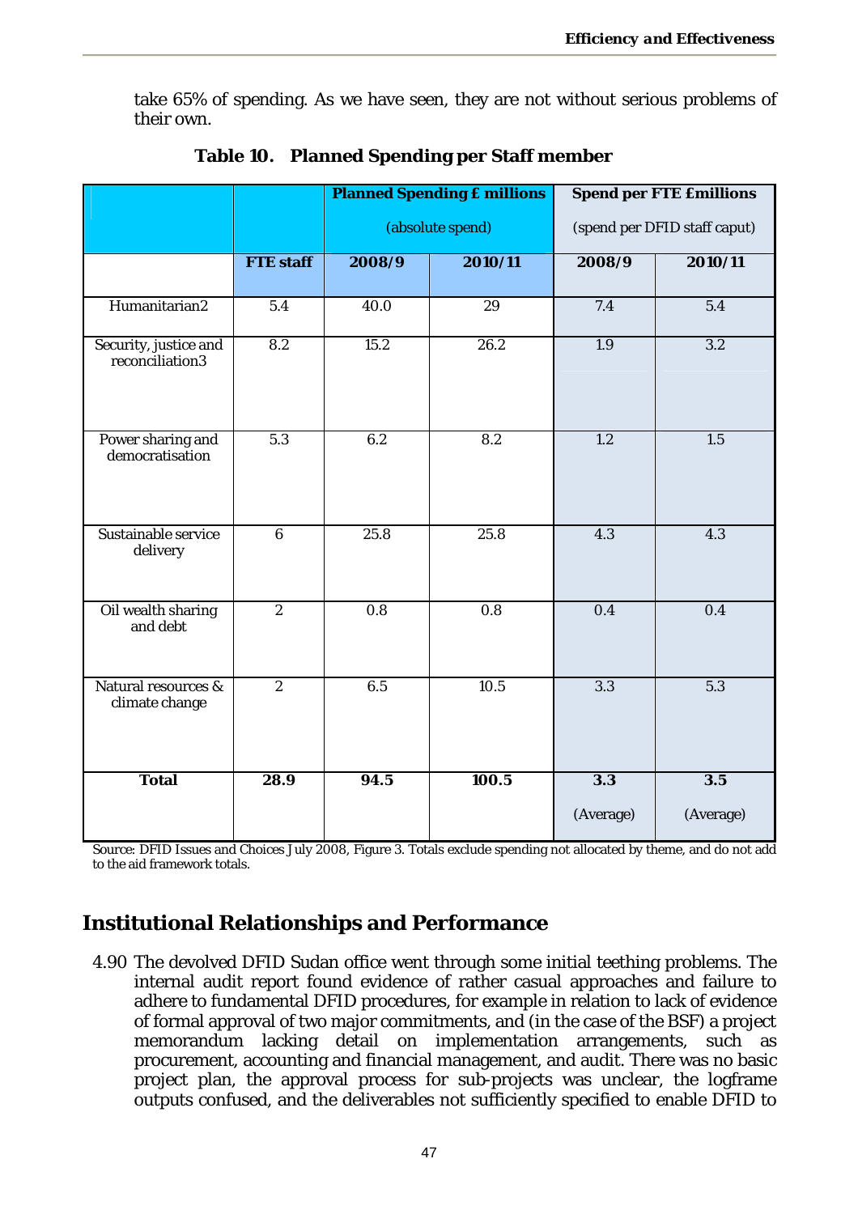take 65% of spending. As we have seen, they are not without serious problems of their own.

**Table 10. Planned Spending per Staff member**

| | | Planned Spending £ millions (absolute spend) | | Spend per FTE £millions (spend per DFID staff caput) | |
|---|---|---|---|---|---|
| | **FTE staff** | **2008/9** | **2010/11** | **2008/9** | **2010/11** |
| Humanitarian2 | 5.4 | 40.0 | 29 | 7.4 | 5.4 |
| Security, justice and reconciliation3 | 8.2 | 15.2 | 26.2 | 1.9 | 3.2 |
| Power sharing and democratisation | 5.3 | 6.2 | 8.2 | 1.2 | 1.5 |
| Sustainable service delivery | 6 | 25.8 | 25.8 | 4.3 | 4.3 |
| Oil wealth sharing and debt | 2 | 0.8 | 0.8 | 0.4 | 0.4 |
| Natural resources & climate change | 2 | 6.5 | 10.5 | 3.3 | 5.3 |
| **Total** | **28.9** | **94.5** | **100.5** | **3.3** (Average) | **3.5** (Average) |

Source: DFID Issues and Choices July 2008, Figure 3. Totals exclude spending not allocated by theme, and do not add to the aid framework totals.

## Institutional Relationships and Performance

4.90 The devolved DFID Sudan office went through some initial teething problems. The internal audit report found evidence of rather casual approaches and failure to adhere to fundamental DFID procedures, for example in relation to lack of evidence of formal approval of two major commitments, and (in the case of the BSF) a project memorandum lacking detail on implementation arrangements, such as procurement, accounting and financial management, and audit. There was no basic project plan, the approval process for sub-projects was unclear, the logframe outputs confused, and the deliverables not sufficiently specified to enable DFID to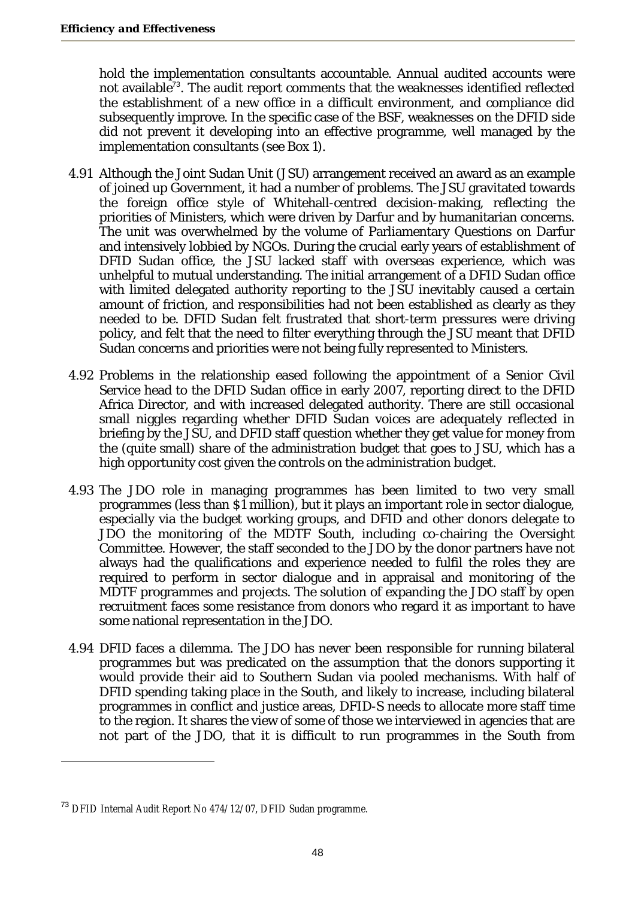hold the implementation consultants accountable. Annual audited accounts were not available[73]. The audit report comments that the weaknesses identified reflected the establishment of a new office in a difficult environment, and compliance did subsequently improve. In the specific case of the BSF, weaknesses on the DFID side did not prevent it developing into an effective programme, well managed by the implementation consultants (see Box 1).

4.91 Although the Joint Sudan Unit (JSU) arrangement received an award as an example of joined up Government, it had a number of problems. The JSU gravitated towards the foreign office style of Whitehall-centred decision-making, reflecting the priorities of Ministers, which were driven by Darfur and by humanitarian concerns. The unit was overwhelmed by the volume of Parliamentary Questions on Darfur and intensively lobbied by NGOs. During the crucial early years of establishment of DFID Sudan office, the JSU lacked staff with overseas experience, which was unhelpful to mutual understanding. The initial arrangement of a DFID Sudan office with limited delegated authority reporting to the JSU inevitably caused a certain amount of friction, and responsibilities had not been established as clearly as they needed to be. DFID Sudan felt frustrated that short-term pressures were driving policy, and felt that the need to filter everything through the JSU meant that DFID Sudan concerns and priorities were not being fully represented to Ministers.

4.92 Problems in the relationship eased following the appointment of a Senior Civil Service head to the DFID Sudan office in early 2007, reporting direct to the DFID Africa Director, and with increased delegated authority. There are still occasional small niggles regarding whether DFID Sudan voices are adequately reflected in briefing by the JSU, and DFID staff question whether they get value for money from the (quite small) share of the administration budget that goes to JSU, which has a high opportunity cost given the controls on the administration budget.

4.93 The JDO role in managing programmes has been limited to two very small programmes (less than $1 million), but it plays an important role in sector dialogue, especially via the budget working groups, and DFID and other donors delegate to JDO the monitoring of the MDTF South, including co-chairing the Oversight Committee. However, the staff seconded to the JDO by the donor partners have not always had the qualifications and experience needed to fulfil the roles they are required to perform in sector dialogue and in appraisal and monitoring of the MDTF programmes and projects. The solution of expanding the JDO staff by open recruitment faces some resistance from donors who regard it as important to have some national representation in the JDO.

4.94 DFID faces a dilemma. The JDO has never been responsible for running bilateral programmes but was predicated on the assumption that the donors supporting it would provide their aid to Southern Sudan via pooled mechanisms. With half of DFID spending taking place in the South, and likely to increase, including bilateral programmes in conflict and justice areas, DFID-S needs to allocate more staff time to the region. It shares the view of some of those we interviewed in agencies that are not part of the JDO, that it is difficult to run programmes in the South from

---

[73] DFID Internal Audit Report No 474/12/07, DFID Sudan programme.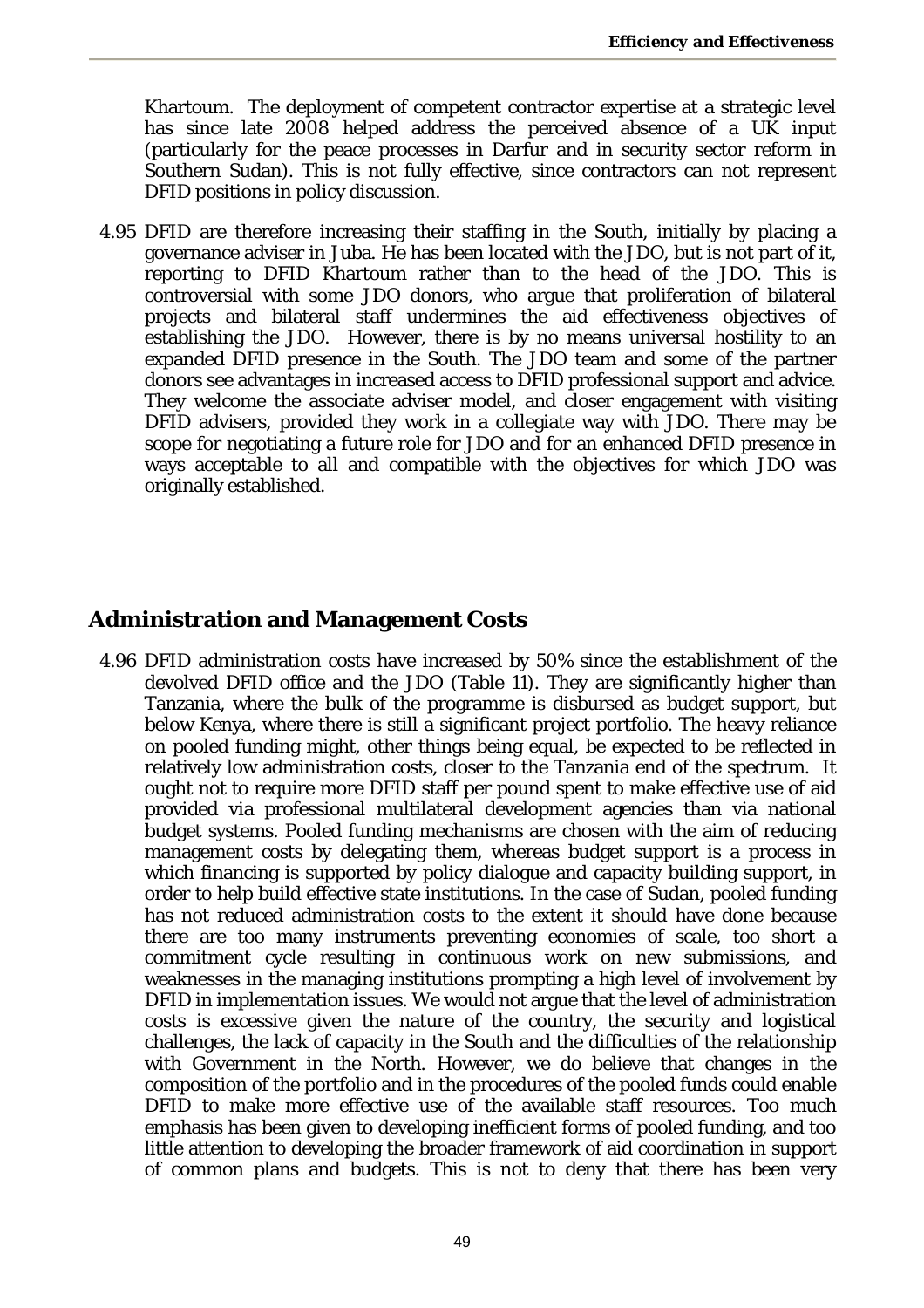Khartoum. The deployment of competent contractor expertise at a strategic level has since late 2008 helped address the perceived absence of a UK input (particularly for the peace processes in Darfur and in security sector reform in Southern Sudan). This is not fully effective, since contractors can not represent DFID positions in policy discussion.

4.95 DFID are therefore increasing their staffing in the South, initially by placing a governance adviser in Juba. He has been located with the JDO, but is not part of it, reporting to DFID Khartoum rather than to the head of the JDO. This is controversial with some JDO donors, who argue that proliferation of bilateral projects and bilateral staff undermines the aid effectiveness objectives of establishing the JDO. However, there is by no means universal hostility to an expanded DFID presence in the South. The JDO team and some of the partner donors see advantages in increased access to DFID professional support and advice. They welcome the associate adviser model, and closer engagement with visiting DFID advisers, provided they work in a collegiate way with JDO. There may be scope for negotiating a future role for JDO and for an enhanced DFID presence in ways acceptable to all and compatible with the objectives for which JDO was originally established.

## Administration and Management Costs

4.96 DFID administration costs have increased by 50% since the establishment of the devolved DFID office and the JDO (Table 11). They are significantly higher than Tanzania, where the bulk of the programme is disbursed as budget support, but below Kenya, where there is still a significant project portfolio. The heavy reliance on pooled funding might, other things being equal, be expected to be reflected in relatively low administration costs, closer to the Tanzania end of the spectrum. It ought not to require more DFID staff per pound spent to make effective use of aid provided via professional multilateral development agencies than via national budget systems. Pooled funding mechanisms are chosen with the aim of reducing management costs by delegating them, whereas budget support is a process in which financing is supported by policy dialogue and capacity building support, in order to help build effective state institutions. In the case of Sudan, pooled funding has not reduced administration costs to the extent it should have done because there are too many instruments preventing economies of scale, too short a commitment cycle resulting in continuous work on new submissions, and weaknesses in the managing institutions prompting a high level of involvement by DFID in implementation issues. We would not argue that the level of administration costs is excessive given the nature of the country, the security and logistical challenges, the lack of capacity in the South and the difficulties of the relationship with Government in the North. However, we do believe that changes in the composition of the portfolio and in the procedures of the pooled funds could enable DFID to make more effective use of the available staff resources. Too much emphasis has been given to developing inefficient forms of pooled funding, and too little attention to developing the broader framework of aid coordination in support of common plans and budgets. This is not to deny that there has been very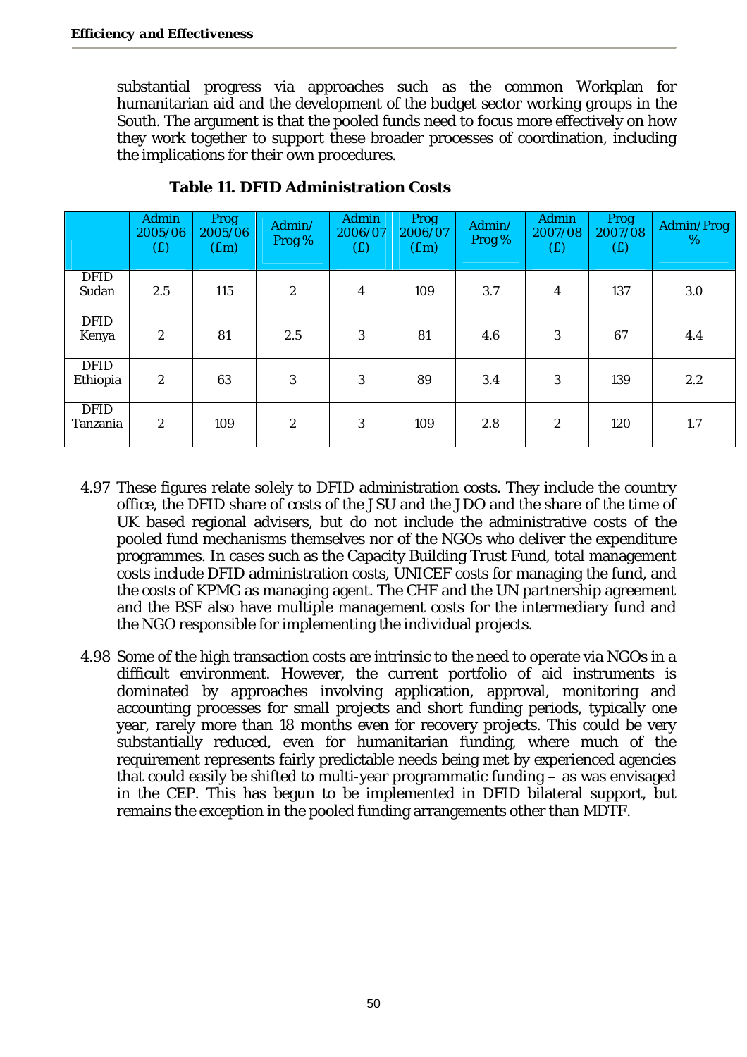substantial progress via approaches such as the common Workplan for humanitarian aid and the development of the budget sector working groups in the South. The argument is that the pooled funds need to focus more effectively on how they work together to support these broader processes of coordination, including the implications for their own procedures.

**Table 11. DFID Administration Costs**

| | Admin 2005/06 (£) | Prog 2005/06 (£m) | Admin/ Prog % | Admin 2006/07 (£) | Prog 2006/07 (£m) | Admin/ Prog % | Admin 2007/08 (£) | Prog 2007/08 (£) | Admin/Prog % |
|---|---|---|---|---|---|---|---|---|---|
| DFID Sudan | 2.5 | 115 | 2 | 4 | 109 | 3.7 | 4 | 137 | 3.0 |
| DFID Kenya | 2 | 81 | 2.5 | 3 | 81 | 4.6 | 3 | 67 | 4.4 |
| DFID Ethiopia | 2 | 63 | 3 | 3 | 89 | 3.4 | 3 | 139 | 2.2 |
| DFID Tanzania | 2 | 109 | 2 | 3 | 109 | 2.8 | 2 | 120 | 1.7 |

4.97 These figures relate solely to DFID administration costs. They include the country office, the DFID share of costs of the JSU and the JDO and the share of the time of UK based regional advisers, but do not include the administrative costs of the pooled fund mechanisms themselves nor of the NGOs who deliver the expenditure programmes. In cases such as the Capacity Building Trust Fund, total management costs include DFID administration costs, UNICEF costs for managing the fund, and the costs of KPMG as managing agent. The CHF and the UN partnership agreement and the BSF also have multiple management costs for the intermediary fund and the NGO responsible for implementing the individual projects.

4.98 Some of the high transaction costs are intrinsic to the need to operate via NGOs in a difficult environment. However, the current portfolio of aid instruments is dominated by approaches involving application, approval, monitoring and accounting processes for small projects and short funding periods, typically one year, rarely more than 18 months even for recovery projects. This could be very substantially reduced, even for humanitarian funding, where much of the requirement represents fairly predictable needs being met by experienced agencies that could easily be shifted to multi-year programmatic funding – as was envisaged in the CEP. This has begun to be implemented in DFID bilateral support, but remains the exception in the pooled funding arrangements other than MDTF.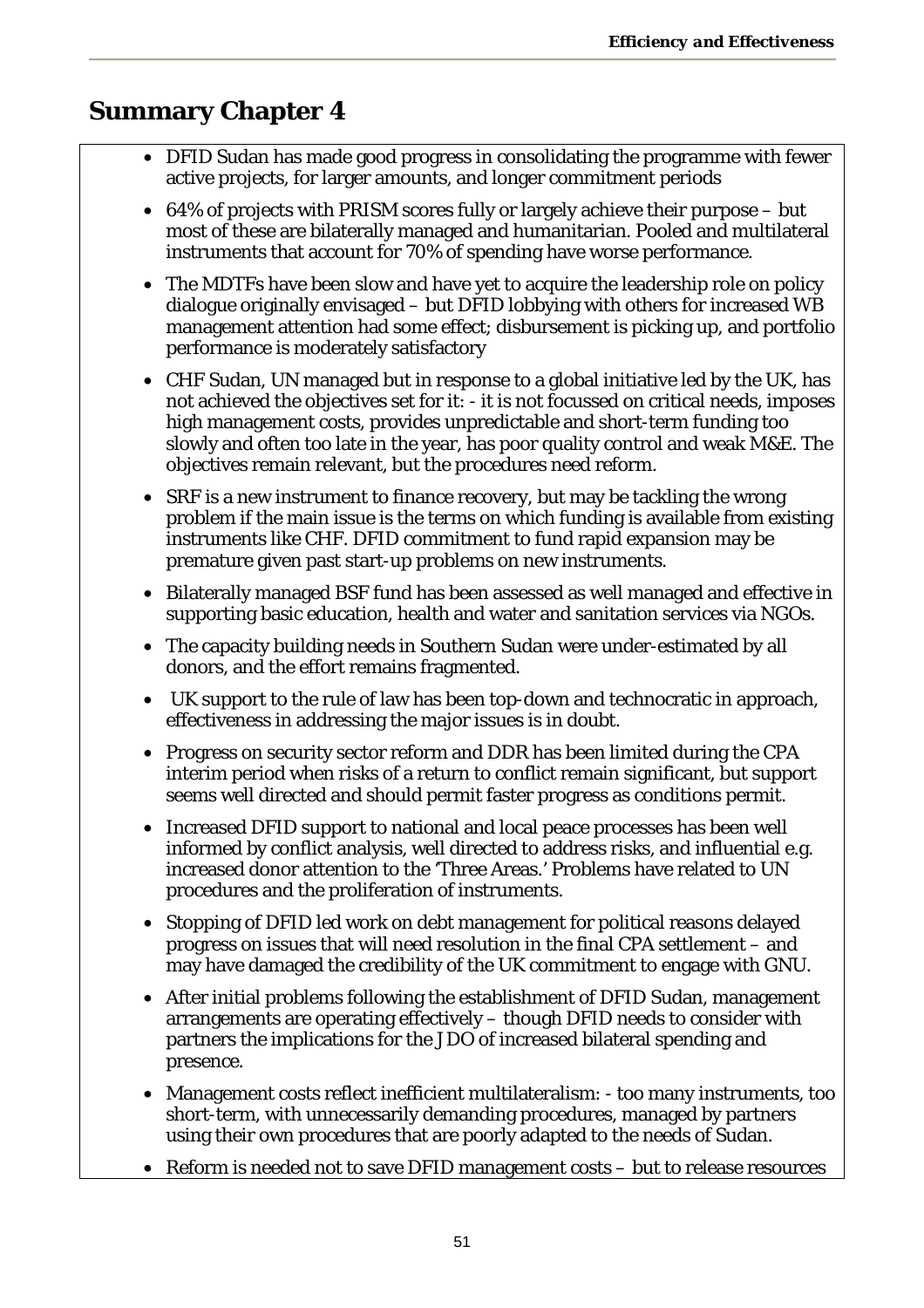## Summary Chapter 4

- DFID Sudan has made good progress in consolidating the programme with fewer active projects, for larger amounts, and longer commitment periods
- 64% of projects with PRISM scores fully or largely achieve their purpose – but most of these are bilaterally managed and humanitarian. Pooled and multilateral instruments that account for 70% of spending have worse performance.
- The MDTFs have been slow and have yet to acquire the leadership role on policy dialogue originally envisaged – but DFID lobbying with others for increased WB management attention had some effect; disbursement is picking up, and portfolio performance is moderately satisfactory
- CHF Sudan, UN managed but in response to a global initiative led by the UK, has not achieved the objectives set for it: - it is not focussed on critical needs, imposes high management costs, provides unpredictable and short-term funding too slowly and often too late in the year, has poor quality control and weak M&E. The objectives remain relevant, but the procedures need reform.
- SRF is a new instrument to finance recovery, but may be tackling the wrong problem if the main issue is the terms on which funding is available from existing instruments like CHF. DFID commitment to fund rapid expansion may be premature given past start-up problems on new instruments.
- Bilaterally managed BSF fund has been assessed as well managed and effective in supporting basic education, health and water and sanitation services via NGOs.
- The capacity building needs in Southern Sudan were under-estimated by all donors, and the effort remains fragmented.
- UK support to the rule of law has been top-down and technocratic in approach, effectiveness in addressing the major issues is in doubt.
- Progress on security sector reform and DDR has been limited during the CPA interim period when risks of a return to conflict remain significant, but support seems well directed and should permit faster progress as conditions permit.
- Increased DFID support to national and local peace processes has been well informed by conflict analysis, well directed to address risks, and influential e.g. increased donor attention to the 'Three Areas.' Problems have related to UN procedures and the proliferation of instruments.
- Stopping of DFID led work on debt management for political reasons delayed progress on issues that will need resolution in the final CPA settlement – and may have damaged the credibility of the UK commitment to engage with GNU.
- After initial problems following the establishment of DFID Sudan, management arrangements are operating effectively – though DFID needs to consider with partners the implications for the JDO of increased bilateral spending and presence.
- Management costs reflect inefficient multilateralism: - too many instruments, too short-term, with unnecessarily demanding procedures, managed by partners using their own procedures that are poorly adapted to the needs of Sudan.
- Reform is needed not to save DFID management costs – but to release resources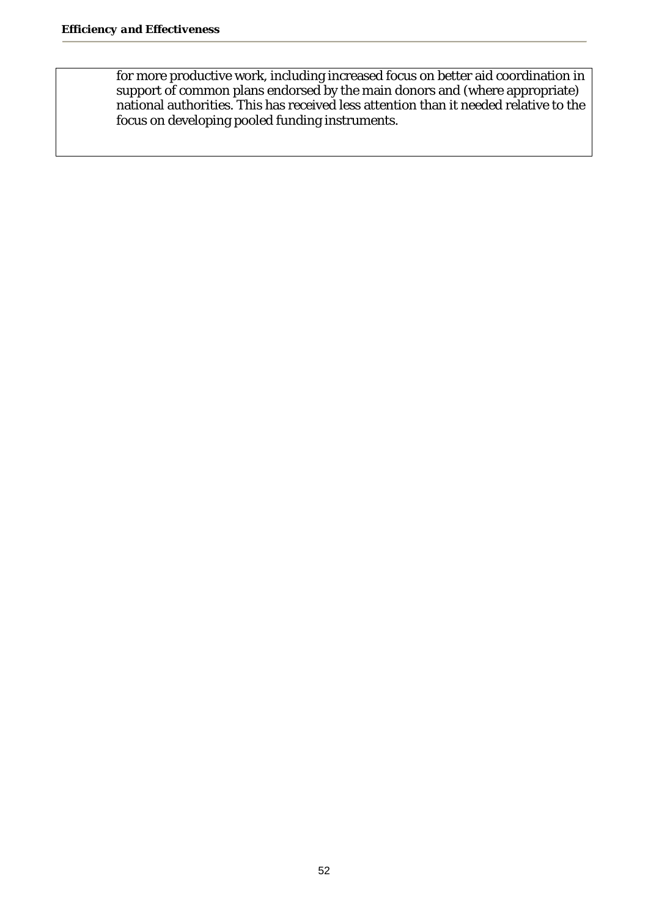for more productive work, including increased focus on better aid coordination in support of common plans endorsed by the main donors and (where appropriate) national authorities. This has received less attention than it needed relative to the focus on developing pooled funding instruments.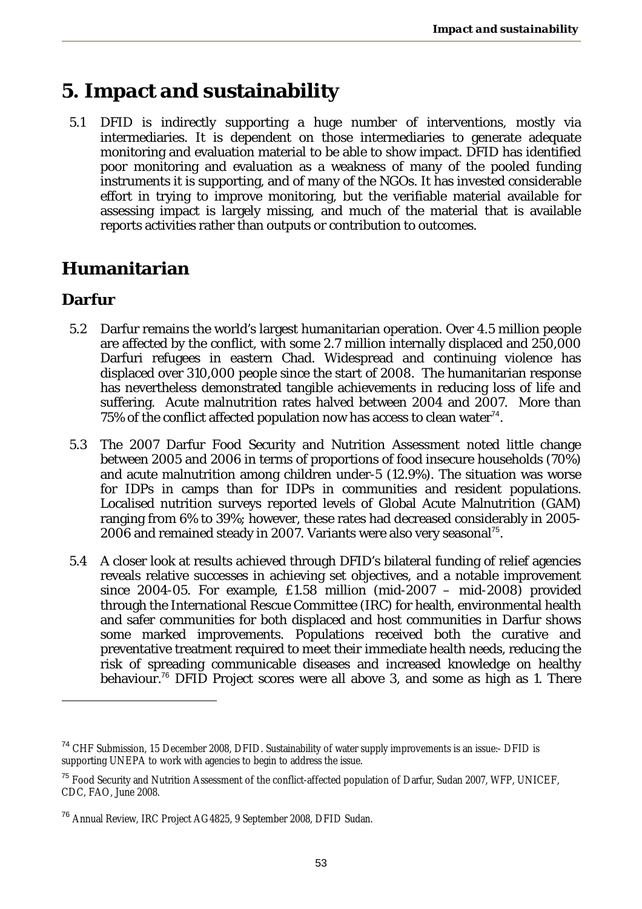# 5. Impact and sustainability

5.1 DFID is indirectly supporting a huge number of interventions, mostly via intermediaries. It is dependent on those intermediaries to generate adequate monitoring and evaluation material to be able to show impact. DFID has identified poor monitoring and evaluation as a weakness of many of the pooled funding instruments it is supporting, and of many of the NGOs. It has invested considerable effort in trying to improve monitoring, but the verifiable material available for assessing impact is largely missing, and much of the material that is available reports activities rather than outputs or contribution to outcomes.

## Humanitarian

### Darfur

5.2 Darfur remains the world's largest humanitarian operation. Over 4.5 million people are affected by the conflict, with some 2.7 million internally displaced and 250,000 Darfuri refugees in eastern Chad. Widespread and continuing violence has displaced over 310,000 people since the start of 2008. The humanitarian response has nevertheless demonstrated tangible achievements in reducing loss of life and suffering. Acute malnutrition rates halved between 2004 and 2007. More than 75% of the conflict affected population now has access to clean water[74].

5.3 The 2007 Darfur Food Security and Nutrition Assessment noted little change between 2005 and 2006 in terms of proportions of food insecure households (70%) and acute malnutrition among children under-5 (12.9%). The situation was worse for IDPs in camps than for IDPs in communities and resident populations. Localised nutrition surveys reported levels of Global Acute Malnutrition (GAM) ranging from 6% to 39%; however, these rates had decreased considerably in 2005-2006 and remained steady in 2007. Variants were also very seasonal[75].

5.4 A closer look at results achieved through DFID's bilateral funding of relief agencies reveals relative successes in achieving set objectives, and a notable improvement since 2004-05. For example, £1.58 million (mid-2007 – mid-2008) provided through the International Rescue Committee (IRC) for health, environmental health and safer communities for both displaced and host communities in Darfur shows some marked improvements. Populations received both the curative and preventative treatment required to meet their immediate health needs, reducing the risk of spreading communicable diseases and increased knowledge on healthy behaviour.[76] DFID Project scores were all above 3, and some as high as 1. There

---

[74] CHF Submission, 15 December 2008, DFID. Sustainability of water supply improvements is an issue:- DFID is supporting UNEPA to work with agencies to begin to address the issue.

[75] Food Security and Nutrition Assessment of the conflict-affected population of Darfur, Sudan 2007, WFP, UNICEF, CDC, FAO, June 2008.

[76] Annual Review, IRC Project AG4825, 9 September 2008, DFID Sudan.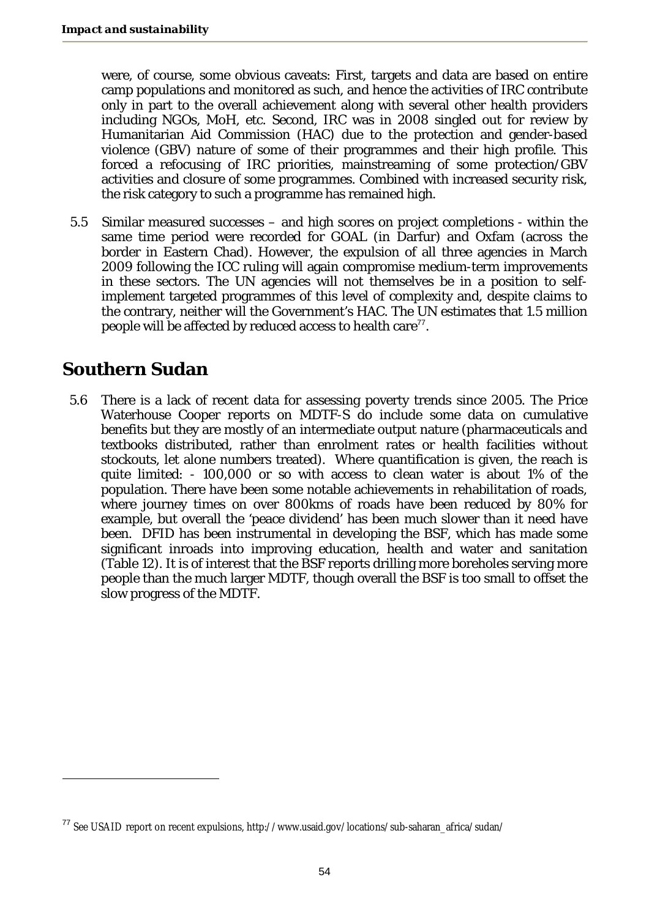were, of course, some obvious caveats: First, targets and data are based on entire camp populations and monitored as such, and hence the activities of IRC contribute only in part to the overall achievement along with several other health providers including NGOs, MoH, etc. Second, IRC was in 2008 singled out for review by Humanitarian Aid Commission (HAC) due to the protection and gender-based violence (GBV) nature of some of their programmes and their high profile. This forced a refocusing of IRC priorities, mainstreaming of some protection/GBV activities and closure of some programmes. Combined with increased security risk, the risk category to such a programme has remained high.

5.5 Similar measured successes – and high scores on project completions - within the same time period were recorded for GOAL (in Darfur) and Oxfam (across the border in Eastern Chad). However, the expulsion of all three agencies in March 2009 following the ICC ruling will again compromise medium-term improvements in these sectors. The UN agencies will not themselves be in a position to self-implement targeted programmes of this level of complexity and, despite claims to the contrary, neither will the Government's HAC. The UN estimates that 1.5 million people will be affected by reduced access to health care[77].

## Southern Sudan

5.6 There is a lack of recent data for assessing poverty trends since 2005. The Price Waterhouse Cooper reports on MDTF-S do include some data on cumulative benefits but they are mostly of an intermediate output nature (pharmaceuticals and textbooks distributed, rather than enrolment rates or health facilities without stockouts, let alone numbers treated). Where quantification is given, the reach is quite limited: - 100,000 or so with access to clean water is about 1% of the population. There have been some notable achievements in rehabilitation of roads, where journey times on over 800kms of roads have been reduced by 80% for example, but overall the 'peace dividend' has been much slower than it need have been. DFID has been instrumental in developing the BSF, which has made some significant inroads into improving education, health and water and sanitation (Table 12). It is of interest that the BSF reports drilling more boreholes serving more people than the much larger MDTF, though overall the BSF is too small to offset the slow progress of the MDTF.

[77] See USAID report on recent expulsions, http://www.usaid.gov/locations/sub-saharan_africa/sudan/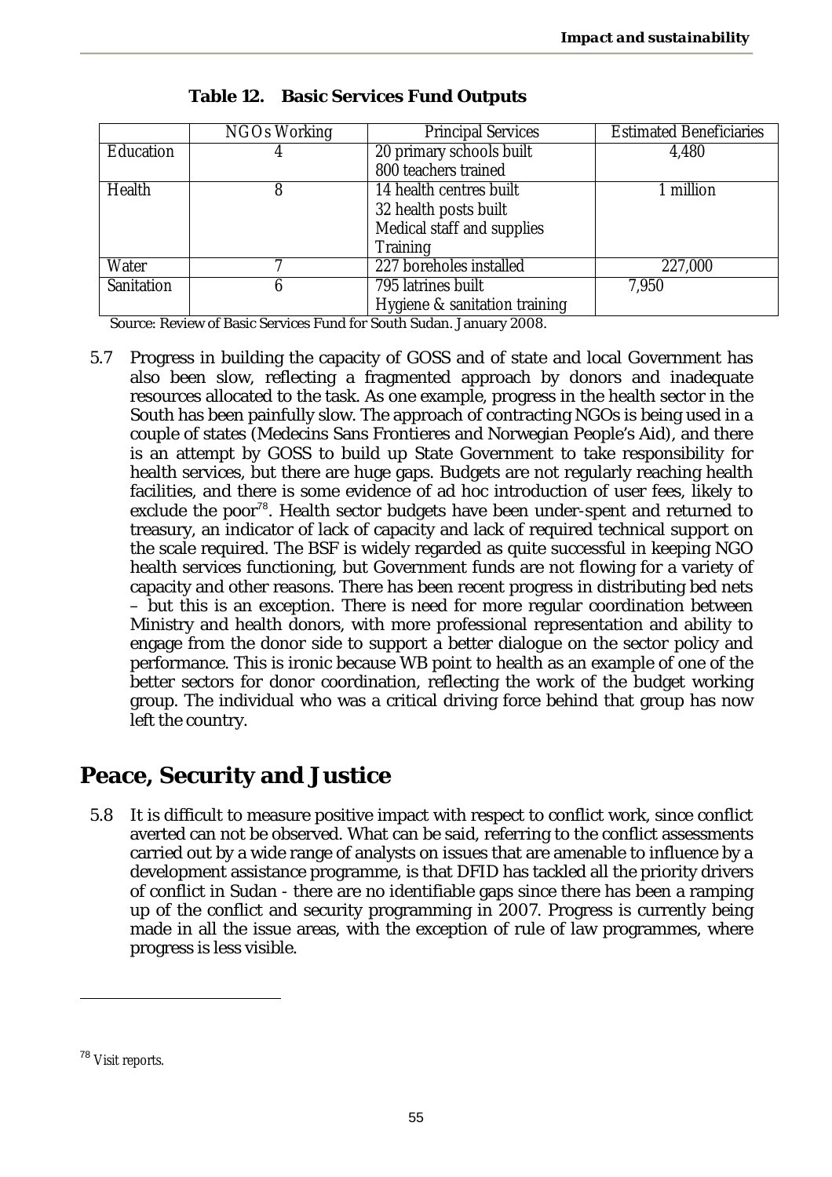**Table 12. Basic Services Fund Outputs**

| | NGOs Working | Principal Services | Estimated Beneficiaries |
|---|---|---|---|
| Education | 4 | 20 primary schools built<br>800 teachers trained | 4,480 |
| Health | 8 | 14 health centres built<br>32 health posts built<br>Medical staff and supplies<br>Training | 1 million |
| Water | 7 | 227 boreholes installed | 227,000 |
| Sanitation | 6 | 795 latrines built<br>Hygiene & sanitation training | 7,950 |

Source: Review of Basic Services Fund for South Sudan. January 2008.

5.7 Progress in building the capacity of GOSS and of state and local Government has also been slow, reflecting a fragmented approach by donors and inadequate resources allocated to the task. As one example, progress in the health sector in the South has been painfully slow. The approach of contracting NGOs is being used in a couple of states (Medecins Sans Frontieres and Norwegian People's Aid), and there is an attempt by GOSS to build up State Government to take responsibility for health services, but there are huge gaps. Budgets are not regularly reaching health facilities, and there is some evidence of ad hoc introduction of user fees, likely to exclude the poor[78]. Health sector budgets have been under-spent and returned to treasury, an indicator of lack of capacity and lack of required technical support on the scale required. The BSF is widely regarded as quite successful in keeping NGO health services functioning, but Government funds are not flowing for a variety of capacity and other reasons. There has been recent progress in distributing bed nets – but this is an exception. There is need for more regular coordination between Ministry and health donors, with more professional representation and ability to engage from the donor side to support a better dialogue on the sector policy and performance. This is ironic because WB point to health as an example of one of the better sectors for donor coordination, reflecting the work of the budget working group. The individual who was a critical driving force behind that group has now left the country.

## Peace, Security and Justice

5.8 It is difficult to measure positive impact with respect to conflict work, since conflict averted can not be observed. What can be said, referring to the conflict assessments carried out by a wide range of analysts on issues that are amenable to influence by a development assistance programme, is that DFID has tackled all the priority drivers of conflict in Sudan - there are no identifiable gaps since there has been a ramping up of the conflict and security programming in 2007. Progress is currently being made in all the issue areas, with the exception of rule of law programmes, where progress is less visible.

[78] Visit reports.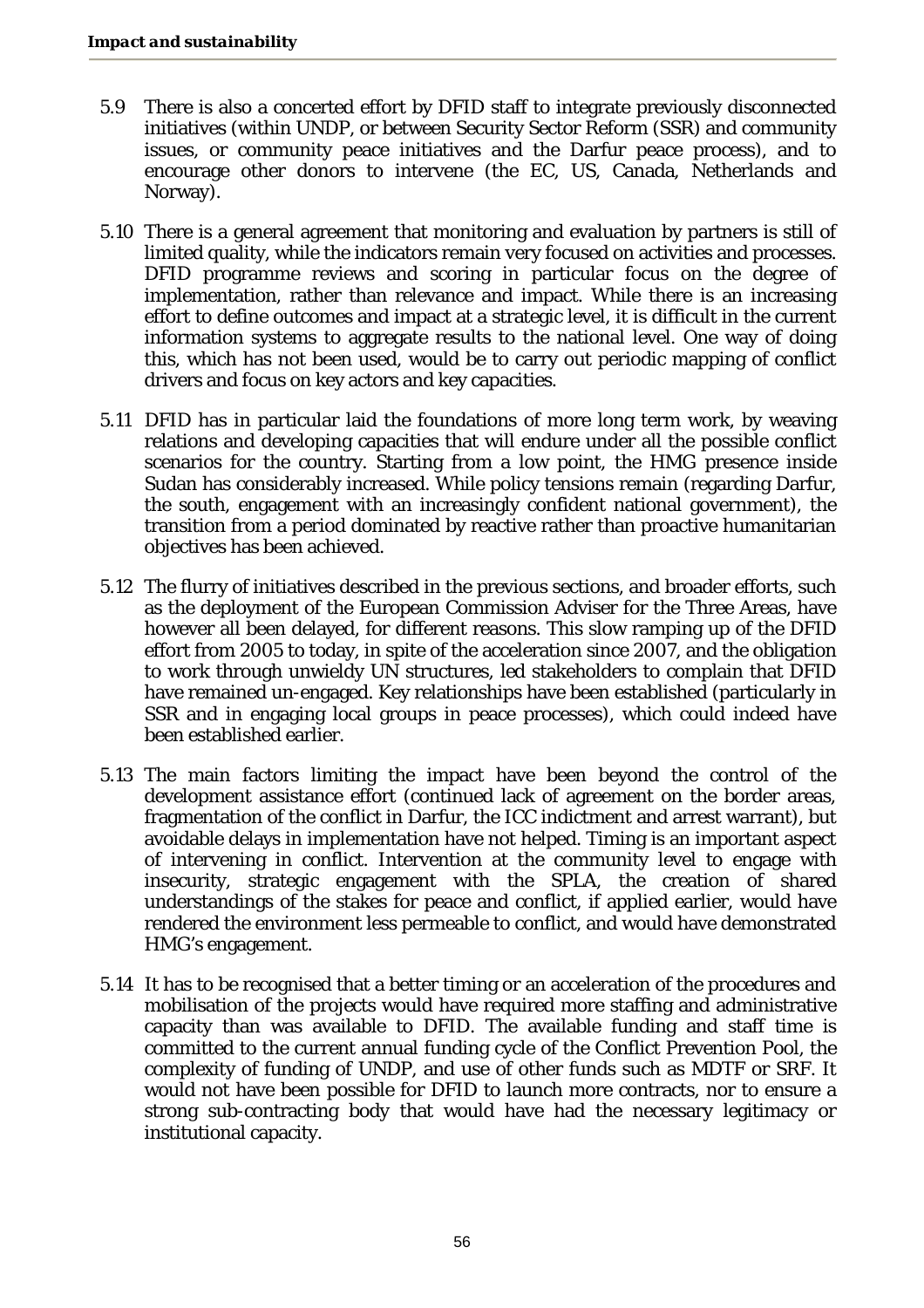5.9 There is also a concerted effort by DFID staff to integrate previously disconnected initiatives (within UNDP, or between Security Sector Reform (SSR) and community issues, or community peace initiatives and the Darfur peace process), and to encourage other donors to intervene (the EC, US, Canada, Netherlands and Norway).

5.10 There is a general agreement that monitoring and evaluation by partners is still of limited quality, while the indicators remain very focused on activities and processes. DFID programme reviews and scoring in particular focus on the degree of implementation, rather than relevance and impact. While there is an increasing effort to define outcomes and impact at a strategic level, it is difficult in the current information systems to aggregate results to the national level. One way of doing this, which has not been used, would be to carry out periodic mapping of conflict drivers and focus on key actors and key capacities.

5.11 DFID has in particular laid the foundations of more long term work, by weaving relations and developing capacities that will endure under all the possible conflict scenarios for the country. Starting from a low point, the HMG presence inside Sudan has considerably increased. While policy tensions remain (regarding Darfur, the south, engagement with an increasingly confident national government), the transition from a period dominated by reactive rather than proactive humanitarian objectives has been achieved.

5.12 The flurry of initiatives described in the previous sections, and broader efforts, such as the deployment of the European Commission Adviser for the Three Areas, have however all been delayed, for different reasons. This slow ramping up of the DFID effort from 2005 to today, in spite of the acceleration since 2007, and the obligation to work through unwieldy UN structures, led stakeholders to complain that DFID have remained un-engaged. Key relationships have been established (particularly in SSR and in engaging local groups in peace processes), which could indeed have been established earlier.

5.13 The main factors limiting the impact have been beyond the control of the development assistance effort (continued lack of agreement on the border areas, fragmentation of the conflict in Darfur, the ICC indictment and arrest warrant), but avoidable delays in implementation have not helped. Timing is an important aspect of intervening in conflict. Intervention at the community level to engage with insecurity, strategic engagement with the SPLA, the creation of shared understandings of the stakes for peace and conflict, if applied earlier, would have rendered the environment less permeable to conflict, and would have demonstrated HMG's engagement.

5.14 It has to be recognised that a better timing or an acceleration of the procedures and mobilisation of the projects would have required more staffing and administrative capacity than was available to DFID. The available funding and staff time is committed to the current annual funding cycle of the Conflict Prevention Pool, the complexity of funding of UNDP, and use of other funds such as MDTF or SRF. It would not have been possible for DFID to launch more contracts, nor to ensure a strong sub-contracting body that would have had the necessary legitimacy or institutional capacity.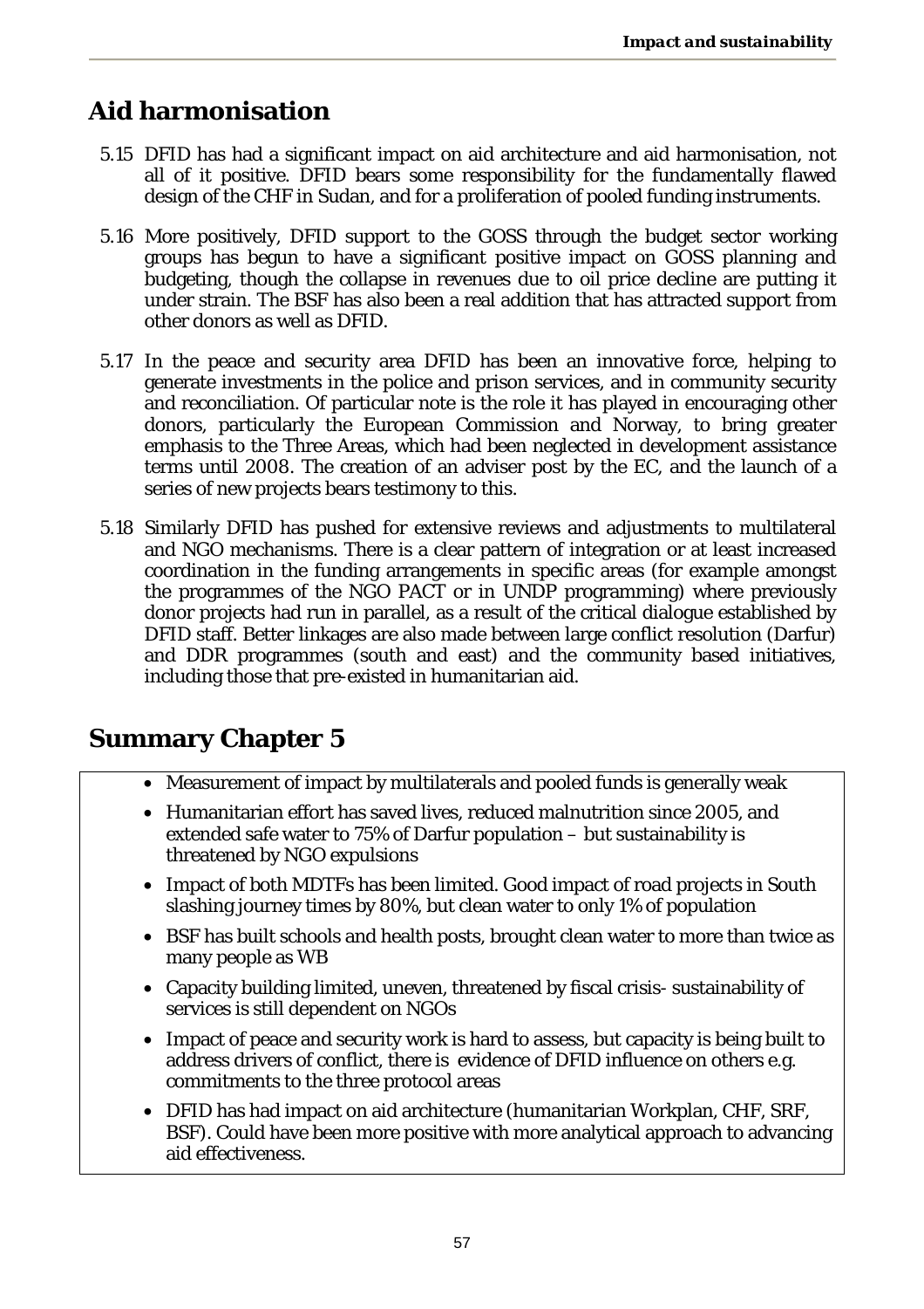## Aid harmonisation

5.15 DFID has had a significant impact on aid architecture and aid harmonisation, not all of it positive. DFID bears some responsibility for the fundamentally flawed design of the CHF in Sudan, and for a proliferation of pooled funding instruments.

5.16 More positively, DFID support to the GOSS through the budget sector working groups has begun to have a significant positive impact on GOSS planning and budgeting, though the collapse in revenues due to oil price decline are putting it under strain. The BSF has also been a real addition that has attracted support from other donors as well as DFID.

5.17 In the peace and security area DFID has been an innovative force, helping to generate investments in the police and prison services, and in community security and reconciliation. Of particular note is the role it has played in encouraging other donors, particularly the European Commission and Norway, to bring greater emphasis to the Three Areas, which had been neglected in development assistance terms until 2008. The creation of an adviser post by the EC, and the launch of a series of new projects bears testimony to this.

5.18 Similarly DFID has pushed for extensive reviews and adjustments to multilateral and NGO mechanisms. There is a clear pattern of integration or at least increased coordination in the funding arrangements in specific areas (for example amongst the programmes of the NGO PACT or in UNDP programming) where previously donor projects had run in parallel, as a result of the critical dialogue established by DFID staff. Better linkages are also made between large conflict resolution (Darfur) and DDR programmes (south and east) and the community based initiatives, including those that pre-existed in humanitarian aid.

## Summary Chapter 5

- Measurement of impact by multilaterals and pooled funds is generally weak
- Humanitarian effort has saved lives, reduced malnutrition since 2005, and extended safe water to 75% of Darfur population – but sustainability is threatened by NGO expulsions
- Impact of both MDTFs has been limited. Good impact of road projects in South slashing journey times by 80%, but clean water to only 1% of population
- BSF has built schools and health posts, brought clean water to more than twice as many people as WB
- Capacity building limited, uneven, threatened by fiscal crisis- sustainability of services is still dependent on NGOs
- Impact of peace and security work is hard to assess, but capacity is being built to address drivers of conflict, there is evidence of DFID influence on others e.g. commitments to the three protocol areas
- DFID has had impact on aid architecture (humanitarian Workplan, CHF, SRF, BSF). Could have been more positive with more analytical approach to advancing aid effectiveness.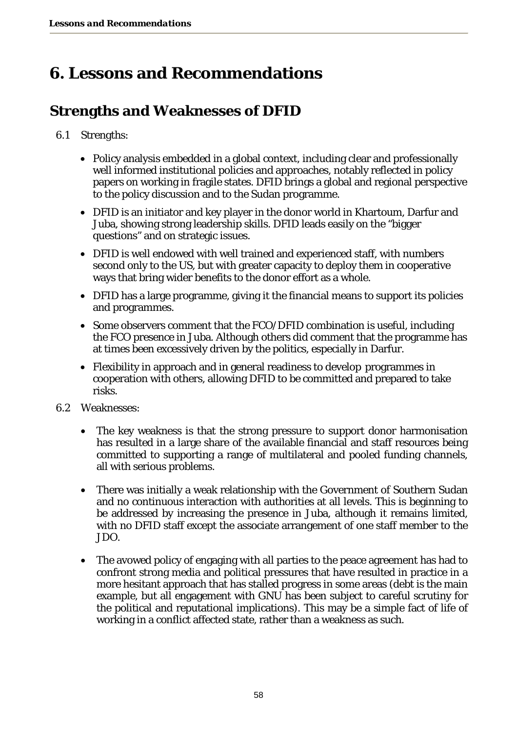# 6. Lessons and Recommendations

## Strengths and Weaknesses of DFID

6.1 Strengths:

- Policy analysis embedded in a global context, including clear and professionally well informed institutional policies and approaches, notably reflected in policy papers on working in fragile states. DFID brings a global and regional perspective to the policy discussion and to the Sudan programme.
- DFID is an initiator and key player in the donor world in Khartoum, Darfur and Juba, showing strong leadership skills. DFID leads easily on the "bigger questions" and on strategic issues.
- DFID is well endowed with well trained and experienced staff, with numbers second only to the US, but with greater capacity to deploy them in cooperative ways that bring wider benefits to the donor effort as a whole.
- DFID has a large programme, giving it the financial means to support its policies and programmes.
- Some observers comment that the FCO/DFID combination is useful, including the FCO presence in Juba. Although others did comment that the programme has at times been excessively driven by the politics, especially in Darfur.
- Flexibility in approach and in general readiness to develop programmes in cooperation with others, allowing DFID to be committed and prepared to take risks.

6.2 Weaknesses:

- The key weakness is that the strong pressure to support donor harmonisation has resulted in a large share of the available financial and staff resources being committed to supporting a range of multilateral and pooled funding channels, all with serious problems.
- There was initially a weak relationship with the Government of Southern Sudan and no continuous interaction with authorities at all levels. This is beginning to be addressed by increasing the presence in Juba, although it remains limited, with no DFID staff except the associate arrangement of one staff member to the JDO.
- The avowed policy of engaging with all parties to the peace agreement has had to confront strong media and political pressures that have resulted in practice in a more hesitant approach that has stalled progress in some areas (debt is the main example, but all engagement with GNU has been subject to careful scrutiny for the political and reputational implications). This may be a simple fact of life of working in a conflict affected state, rather than a weakness as such.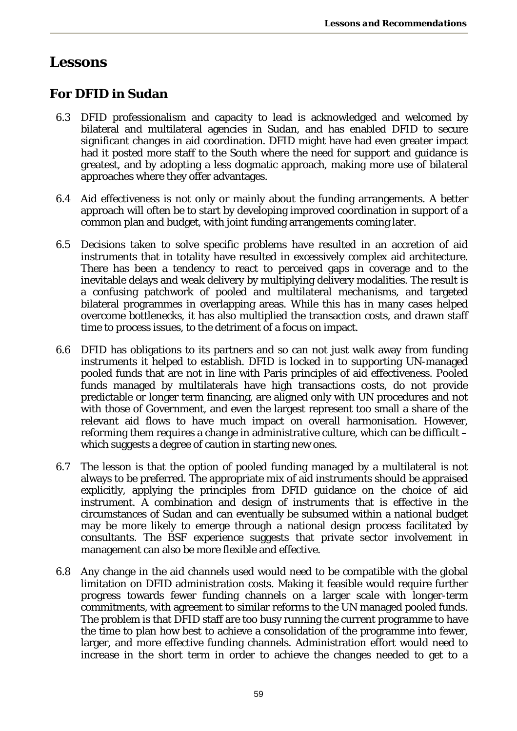# Lessons

## For DFID in Sudan

6.3 DFID professionalism and capacity to lead is acknowledged and welcomed by bilateral and multilateral agencies in Sudan, and has enabled DFID to secure significant changes in aid coordination. DFID might have had even greater impact had it posted more staff to the South where the need for support and guidance is greatest, and by adopting a less dogmatic approach, making more use of bilateral approaches where they offer advantages.

6.4 Aid effectiveness is not only or mainly about the funding arrangements. A better approach will often be to start by developing improved coordination in support of a common plan and budget, with joint funding arrangements coming later.

6.5 Decisions taken to solve specific problems have resulted in an accretion of aid instruments that in totality have resulted in excessively complex aid architecture. There has been a tendency to react to perceived gaps in coverage and to the inevitable delays and weak delivery by multiplying delivery modalities. The result is a confusing patchwork of pooled and multilateral mechanisms, and targeted bilateral programmes in overlapping areas. While this has in many cases helped overcome bottlenecks, it has also multiplied the transaction costs, and drawn staff time to process issues, to the detriment of a focus on impact.

6.6 DFID has obligations to its partners and so can not just walk away from funding instruments it helped to establish. DFID is locked in to supporting UN-managed pooled funds that are not in line with Paris principles of aid effectiveness. Pooled funds managed by multilaterals have high transactions costs, do not provide predictable or longer term financing, are aligned only with UN procedures and not with those of Government, and even the largest represent too small a share of the relevant aid flows to have much impact on overall harmonisation. However, reforming them requires a change in administrative culture, which can be difficult – which suggests a degree of caution in starting new ones.

6.7 The lesson is that the option of pooled funding managed by a multilateral is not always to be preferred. The appropriate mix of aid instruments should be appraised explicitly, applying the principles from DFID guidance on the choice of aid instrument. A combination and design of instruments that is effective in the circumstances of Sudan and can eventually be subsumed within a national budget may be more likely to emerge through a national design process facilitated by consultants. The BSF experience suggests that private sector involvement in management can also be more flexible and effective.

6.8 Any change in the aid channels used would need to be compatible with the global limitation on DFID administration costs. Making it feasible would require further progress towards fewer funding channels on a larger scale with longer-term commitments, with agreement to similar reforms to the UN managed pooled funds. The problem is that DFID staff are too busy running the current programme to have the time to plan how best to achieve a consolidation of the programme into fewer, larger, and more effective funding channels. Administration effort would need to increase in the short term in order to achieve the changes needed to get to a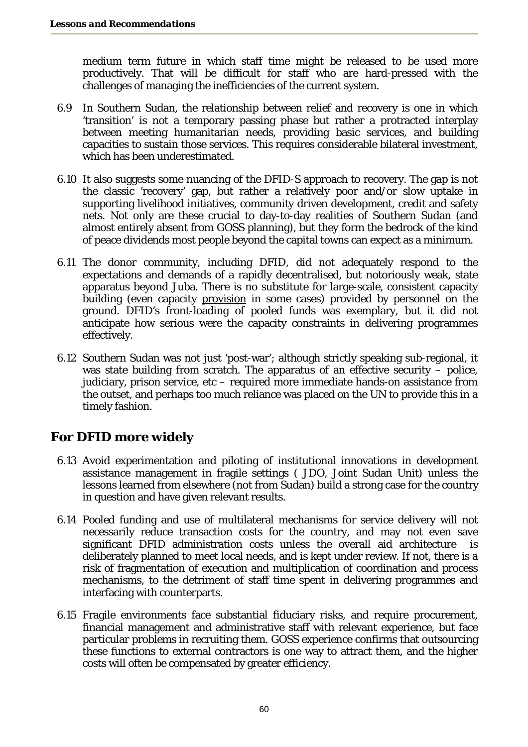medium term future in which staff time might be released to be used more productively. That will be difficult for staff who are hard-pressed with the challenges of managing the inefficiencies of the current system.

6.9 In Southern Sudan, the relationship between relief and recovery is one in which 'transition' is not a temporary passing phase but rather a protracted interplay between meeting humanitarian needs, providing basic services, and building capacities to sustain those services. This requires considerable bilateral investment, which has been underestimated.

6.10 It also suggests some nuancing of the DFID-S approach to recovery. The gap is not the classic 'recovery' gap, but rather a relatively poor and/or slow uptake in supporting livelihood initiatives, community driven development, credit and safety nets. Not only are these crucial to day-to-day realities of Southern Sudan (and almost entirely absent from GOSS planning), but they form the bedrock of the kind of peace dividends most people beyond the capital towns can expect as a minimum.

6.11 The donor community, including DFID, did not adequately respond to the expectations and demands of a rapidly decentralised, but notoriously weak, state apparatus beyond Juba. There is no substitute for large-scale, consistent capacity building (even capacity <u>provision</u> in some cases) provided by personnel on the ground. DFID's front-loading of pooled funds was exemplary, but it did not anticipate how serious were the capacity constraints in delivering programmes effectively.

6.12 Southern Sudan was not just 'post-war'; although strictly speaking sub-regional, it was state building from scratch. The apparatus of an effective security – police, judiciary, prison service, etc – required more immediate hands-on assistance from the outset, and perhaps too much reliance was placed on the UN to provide this in a timely fashion.

## For DFID more widely

6.13 Avoid experimentation and piloting of institutional innovations in development assistance management in fragile settings ( JDO, Joint Sudan Unit) unless the lessons learned from elsewhere (not from Sudan) build a strong case for the country in question and have given relevant results.

6.14 Pooled funding and use of multilateral mechanisms for service delivery will not necessarily reduce transaction costs for the country, and may not even save significant DFID administration costs unless the overall aid architecture is deliberately planned to meet local needs, and is kept under review. If not, there is a risk of fragmentation of execution and multiplication of coordination and process mechanisms, to the detriment of staff time spent in delivering programmes and interfacing with counterparts.

6.15 Fragile environments face substantial fiduciary risks, and require procurement, financial management and administrative staff with relevant experience, but face particular problems in recruiting them. GOSS experience confirms that outsourcing these functions to external contractors is one way to attract them, and the higher costs will often be compensated by greater efficiency.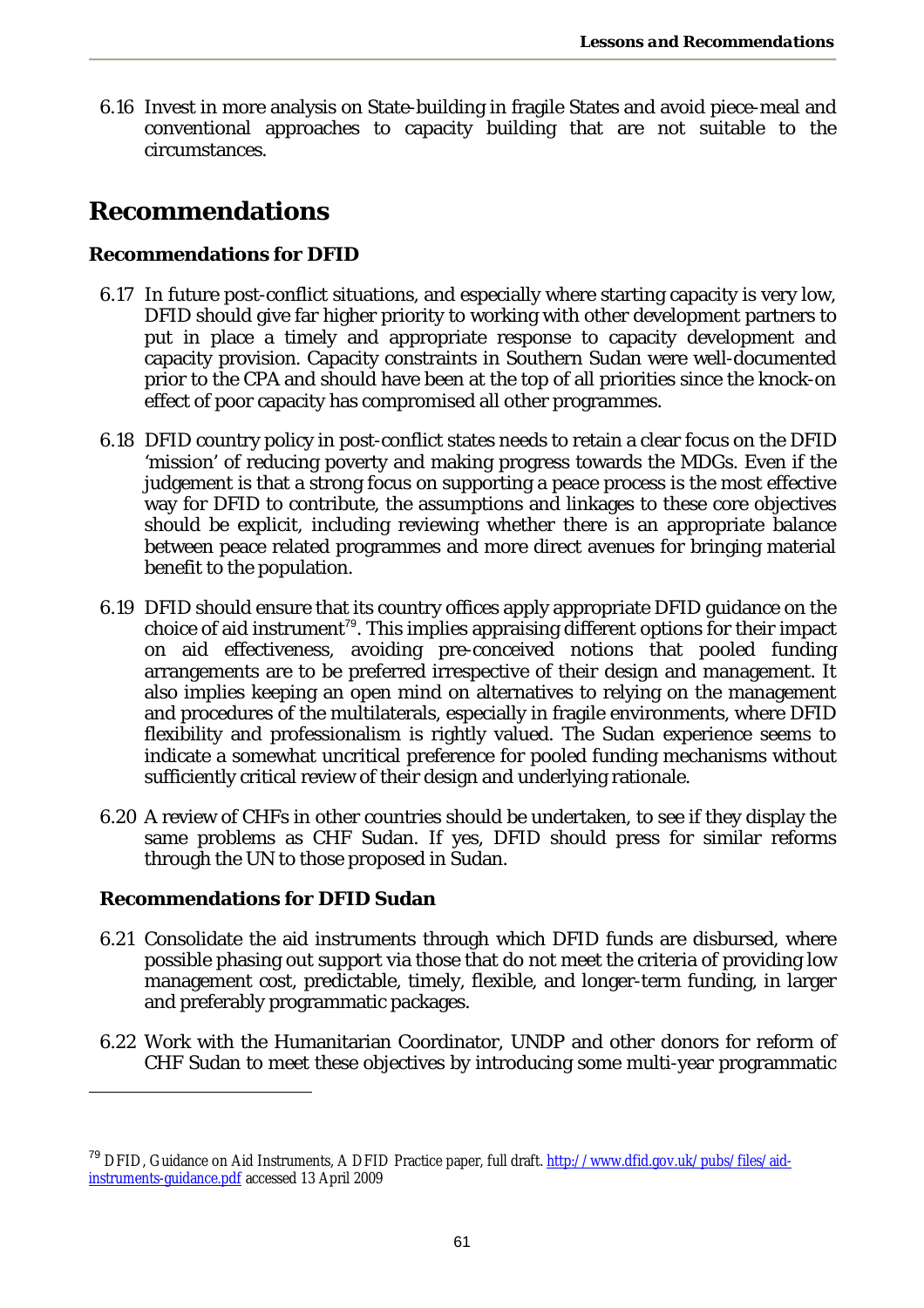6.16 Invest in more analysis on State-building in fragile States and avoid piece-meal and conventional approaches to capacity building that are not suitable to the circumstances.

## Recommendations

### Recommendations for DFID

6.17 In future post-conflict situations, and especially where starting capacity is very low, DFID should give far higher priority to working with other development partners to put in place a timely and appropriate response to capacity development and capacity provision. Capacity constraints in Southern Sudan were well-documented prior to the CPA and should have been at the top of all priorities since the knock-on effect of poor capacity has compromised all other programmes.

6.18 DFID country policy in post-conflict states needs to retain a clear focus on the DFID 'mission' of reducing poverty and making progress towards the MDGs. Even if the judgement is that a strong focus on supporting a peace process is the most effective way for DFID to contribute, the assumptions and linkages to these core objectives should be explicit, including reviewing whether there is an appropriate balance between peace related programmes and more direct avenues for bringing material benefit to the population.

6.19 DFID should ensure that its country offices apply appropriate DFID guidance on the choice of aid instrument[79]. This implies appraising different options for their impact on aid effectiveness, avoiding pre-conceived notions that pooled funding arrangements are to be preferred irrespective of their design and management. It also implies keeping an open mind on alternatives to relying on the management and procedures of the multilaterals, especially in fragile environments, where DFID flexibility and professionalism is rightly valued. The Sudan experience seems to indicate a somewhat uncritical preference for pooled funding mechanisms without sufficiently critical review of their design and underlying rationale.

6.20 A review of CHFs in other countries should be undertaken, to see if they display the same problems as CHF Sudan. If yes, DFID should press for similar reforms through the UN to those proposed in Sudan.

### Recommendations for DFID Sudan

6.21 Consolidate the aid instruments through which DFID funds are disbursed, where possible phasing out support via those that do not meet the criteria of providing low management cost, predictable, timely, flexible, and longer-term funding, in larger and preferably programmatic packages.

6.22 Work with the Humanitarian Coordinator, UNDP and other donors for reform of CHF Sudan to meet these objectives by introducing some multi-year programmatic

[79] DFID, Guidance on Aid Instruments, A DFID Practice paper, full draft. http://www.dfid.gov.uk/pubs/files/aid-instruments-guidance.pdf accessed 13 April 2009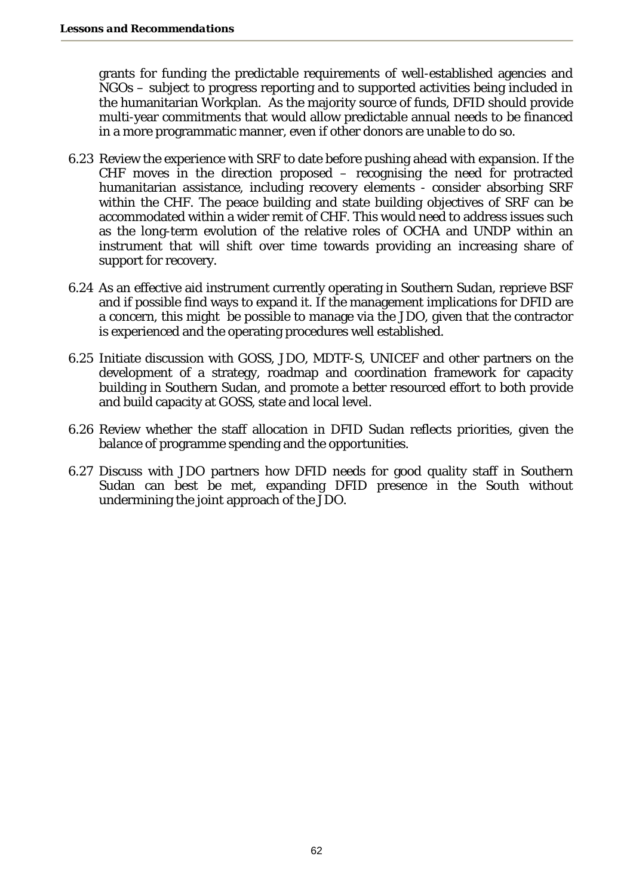grants for funding the predictable requirements of well-established agencies and NGOs – subject to progress reporting and to supported activities being included in the humanitarian Workplan. As the majority source of funds, DFID should provide multi-year commitments that would allow predictable annual needs to be financed in a more programmatic manner, even if other donors are unable to do so.

6.23 Review the experience with SRF to date before pushing ahead with expansion. If the CHF moves in the direction proposed – recognising the need for protracted humanitarian assistance, including recovery elements - consider absorbing SRF within the CHF. The peace building and state building objectives of SRF can be accommodated within a wider remit of CHF. This would need to address issues such as the long-term evolution of the relative roles of OCHA and UNDP within an instrument that will shift over time towards providing an increasing share of support for recovery.

6.24 As an effective aid instrument currently operating in Southern Sudan, reprieve BSF and if possible find ways to expand it. If the management implications for DFID are a concern, this might be possible to manage via the JDO, given that the contractor is experienced and the operating procedures well established.

6.25 Initiate discussion with GOSS, JDO, MDTF-S, UNICEF and other partners on the development of a strategy, roadmap and coordination framework for capacity building in Southern Sudan, and promote a better resourced effort to both provide and build capacity at GOSS, state and local level.

6.26 Review whether the staff allocation in DFID Sudan reflects priorities, given the balance of programme spending and the opportunities.

6.27 Discuss with JDO partners how DFID needs for good quality staff in Southern Sudan can best be met, expanding DFID presence in the South without undermining the joint approach of the JDO.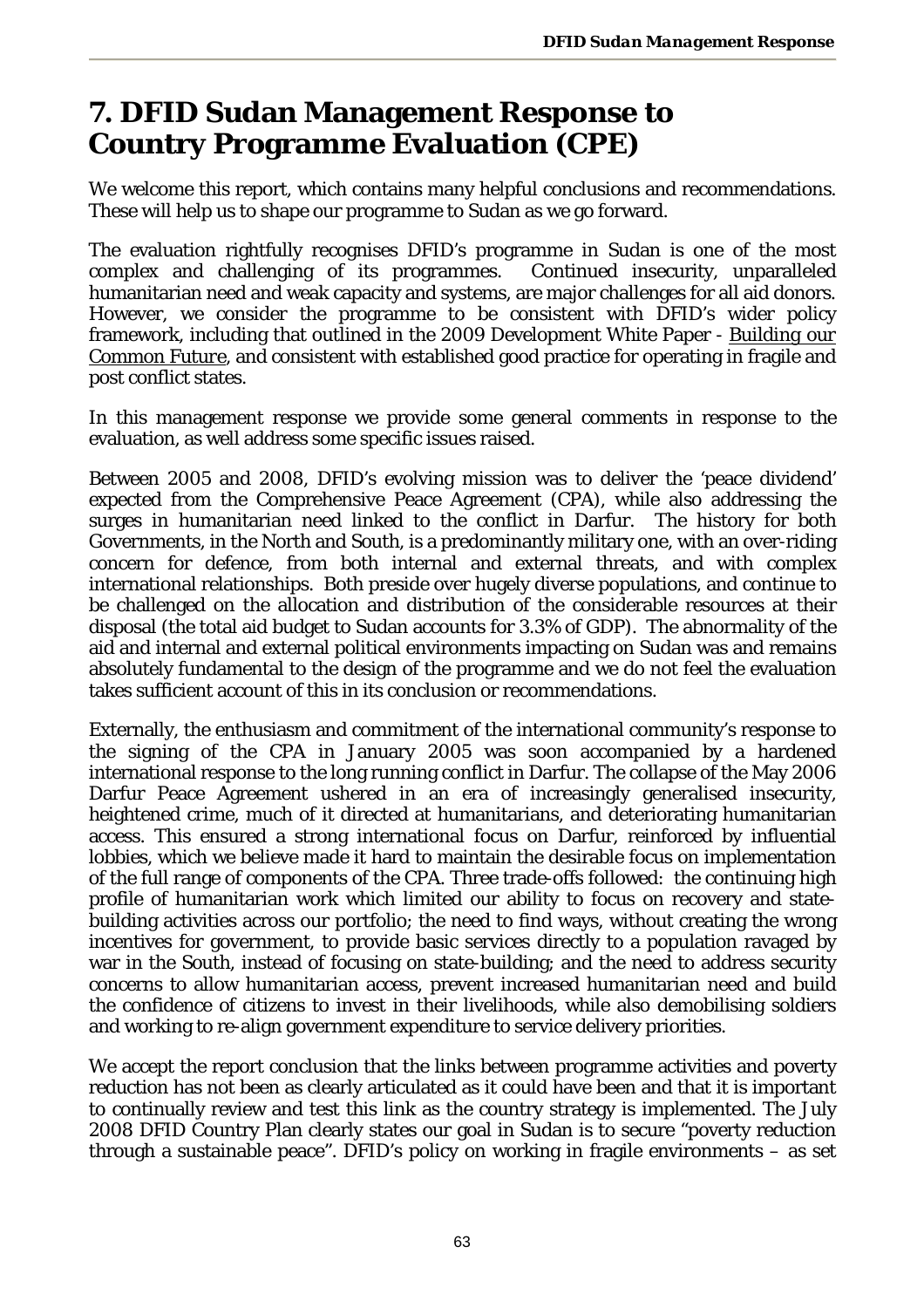# 7. DFID Sudan Management Response to Country Programme Evaluation (CPE)

We welcome this report, which contains many helpful conclusions and recommendations. These will help us to shape our programme to Sudan as we go forward.

The evaluation rightfully recognises DFID's programme in Sudan is one of the most complex and challenging of its programmes. Continued insecurity, unparalleled humanitarian need and weak capacity and systems, are major challenges for all aid donors. However, we consider the programme to be consistent with DFID's wider policy framework, including that outlined in the 2009 Development White Paper - Building our Common Future, and consistent with established good practice for operating in fragile and post conflict states.

In this management response we provide some general comments in response to the evaluation, as well address some specific issues raised.

Between 2005 and 2008, DFID's evolving mission was to deliver the 'peace dividend' expected from the Comprehensive Peace Agreement (CPA), while also addressing the surges in humanitarian need linked to the conflict in Darfur. The history for both Governments, in the North and South, is a predominantly military one, with an over-riding concern for defence, from both internal and external threats, and with complex international relationships. Both preside over hugely diverse populations, and continue to be challenged on the allocation and distribution of the considerable resources at their disposal (the total aid budget to Sudan accounts for 3.3% of GDP). The abnormality of the aid and internal and external political environments impacting on Sudan was and remains absolutely fundamental to the design of the programme and we do not feel the evaluation takes sufficient account of this in its conclusion or recommendations.

Externally, the enthusiasm and commitment of the international community's response to the signing of the CPA in January 2005 was soon accompanied by a hardened international response to the long running conflict in Darfur. The collapse of the May 2006 Darfur Peace Agreement ushered in an era of increasingly generalised insecurity, heightened crime, much of it directed at humanitarians, and deteriorating humanitarian access. This ensured a strong international focus on Darfur, reinforced by influential lobbies, which we believe made it hard to maintain the desirable focus on implementation of the full range of components of the CPA. Three trade-offs followed: the continuing high profile of humanitarian work which limited our ability to focus on recovery and state-building activities across our portfolio; the need to find ways, without creating the wrong incentives for government, to provide basic services directly to a population ravaged by war in the South, instead of focusing on state-building; and the need to address security concerns to allow humanitarian access, prevent increased humanitarian need and build the confidence of citizens to invest in their livelihoods, while also demobilising soldiers and working to re-align government expenditure to service delivery priorities.

We accept the report conclusion that the links between programme activities and poverty reduction has not been as clearly articulated as it could have been and that it is important to continually review and test this link as the country strategy is implemented. The July 2008 DFID Country Plan clearly states our goal in Sudan is to secure "poverty reduction through a sustainable peace". DFID's policy on working in fragile environments – as set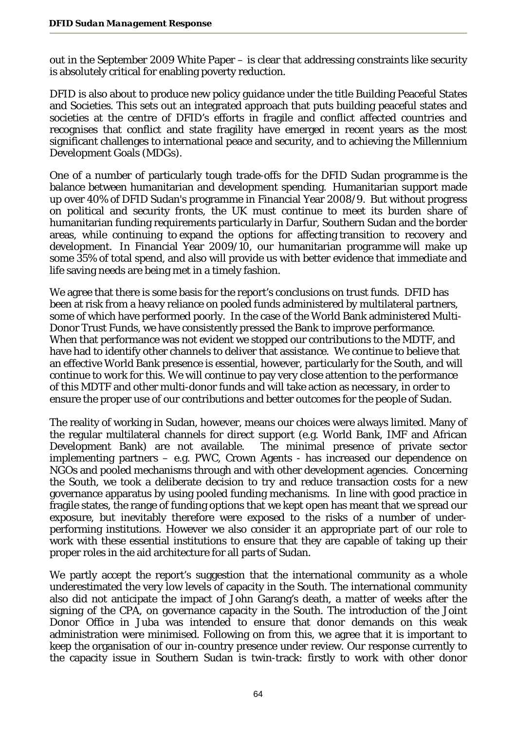out in the September 2009 White Paper – is clear that addressing constraints like security is absolutely critical for enabling poverty reduction.

DFID is also about to produce new policy guidance under the title Building Peaceful States and Societies. This sets out an integrated approach that puts building peaceful states and societies at the centre of DFID's efforts in fragile and conflict affected countries and recognises that conflict and state fragility have emerged in recent years as the most significant challenges to international peace and security, and to achieving the Millennium Development Goals (MDGs).

One of a number of particularly tough trade-offs for the DFID Sudan programme is the balance between humanitarian and development spending. Humanitarian support made up over 40% of DFID Sudan's programme in Financial Year 2008/9. But without progress on political and security fronts, the UK must continue to meet its burden share of humanitarian funding requirements particularly in Darfur, Southern Sudan and the border areas, while continuing to expand the options for affecting transition to recovery and development. In Financial Year 2009/10, our humanitarian programme will make up some 35% of total spend, and also will provide us with better evidence that immediate and life saving needs are being met in a timely fashion.

We agree that there is some basis for the report's conclusions on trust funds. DFID has been at risk from a heavy reliance on pooled funds administered by multilateral partners, some of which have performed poorly. In the case of the World Bank administered Multi-Donor Trust Funds, we have consistently pressed the Bank to improve performance. When that performance was not evident we stopped our contributions to the MDTF, and have had to identify other channels to deliver that assistance. We continue to believe that an effective World Bank presence is essential, however, particularly for the South, and will continue to work for this. We will continue to pay very close attention to the performance of this MDTF and other multi-donor funds and will take action as necessary, in order to ensure the proper use of our contributions and better outcomes for the people of Sudan.

The reality of working in Sudan, however, means our choices were always limited. Many of the regular multilateral channels for direct support (e.g. World Bank, IMF and African Development Bank) are not available. The minimal presence of private sector implementing partners – e.g. PWC, Crown Agents - has increased our dependence on NGOs and pooled mechanisms through and with other development agencies. Concerning the South, we took a deliberate decision to try and reduce transaction costs for a new governance apparatus by using pooled funding mechanisms. In line with good practice in fragile states, the range of funding options that we kept open has meant that we spread our exposure, but inevitably therefore were exposed to the risks of a number of under-performing institutions. However we also consider it an appropriate part of our role to work with these essential institutions to ensure that they are capable of taking up their proper roles in the aid architecture for all parts of Sudan.

We partly accept the report's suggestion that the international community as a whole underestimated the very low levels of capacity in the South. The international community also did not anticipate the impact of John Garang's death, a matter of weeks after the signing of the CPA, on governance capacity in the South. The introduction of the Joint Donor Office in Juba was intended to ensure that donor demands on this weak administration were minimised. Following on from this, we agree that it is important to keep the organisation of our in-country presence under review. Our response currently to the capacity issue in Southern Sudan is twin-track: firstly to work with other donor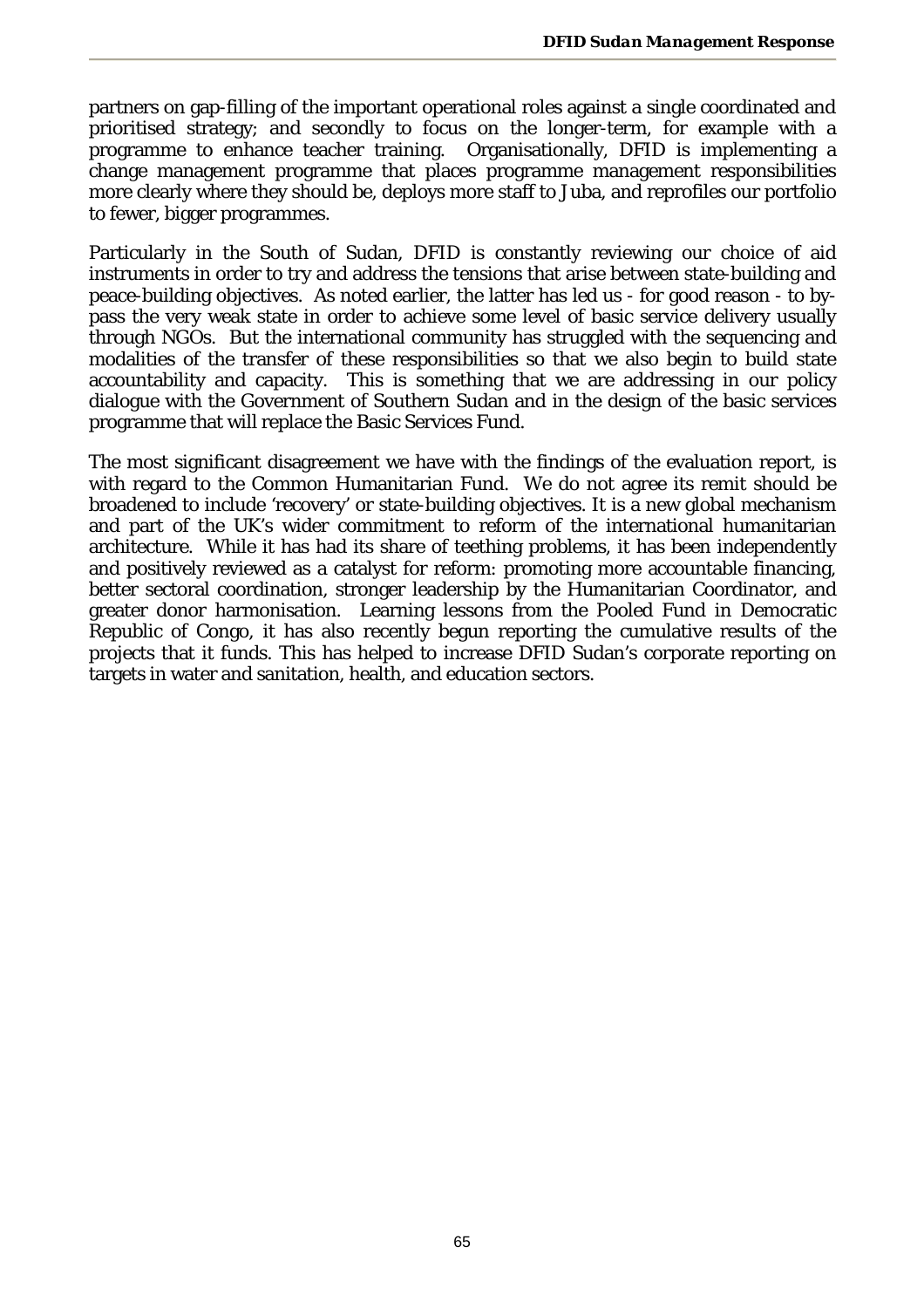partners on gap-filling of the important operational roles against a single coordinated and prioritised strategy; and secondly to focus on the longer-term, for example with a programme to enhance teacher training. Organisationally, DFID is implementing a change management programme that places programme management responsibilities more clearly where they should be, deploys more staff to Juba, and reprofiles our portfolio to fewer, bigger programmes.

Particularly in the South of Sudan, DFID is constantly reviewing our choice of aid instruments in order to try and address the tensions that arise between state-building and peace-building objectives. As noted earlier, the latter has led us - for good reason - to by-pass the very weak state in order to achieve some level of basic service delivery usually through NGOs. But the international community has struggled with the sequencing and modalities of the transfer of these responsibilities so that we also begin to build state accountability and capacity. This is something that we are addressing in our policy dialogue with the Government of Southern Sudan and in the design of the basic services programme that will replace the Basic Services Fund.

The most significant disagreement we have with the findings of the evaluation report, is with regard to the Common Humanitarian Fund. We do not agree its remit should be broadened to include 'recovery' or state-building objectives. It is a new global mechanism and part of the UK's wider commitment to reform of the international humanitarian architecture. While it has had its share of teething problems, it has been independently and positively reviewed as a catalyst for reform: promoting more accountable financing, better sectoral coordination, stronger leadership by the Humanitarian Coordinator, and greater donor harmonisation. Learning lessons from the Pooled Fund in Democratic Republic of Congo, it has also recently begun reporting the cumulative results of the projects that it funds. This has helped to increase DFID Sudan's corporate reporting on targets in water and sanitation, health, and education sectors.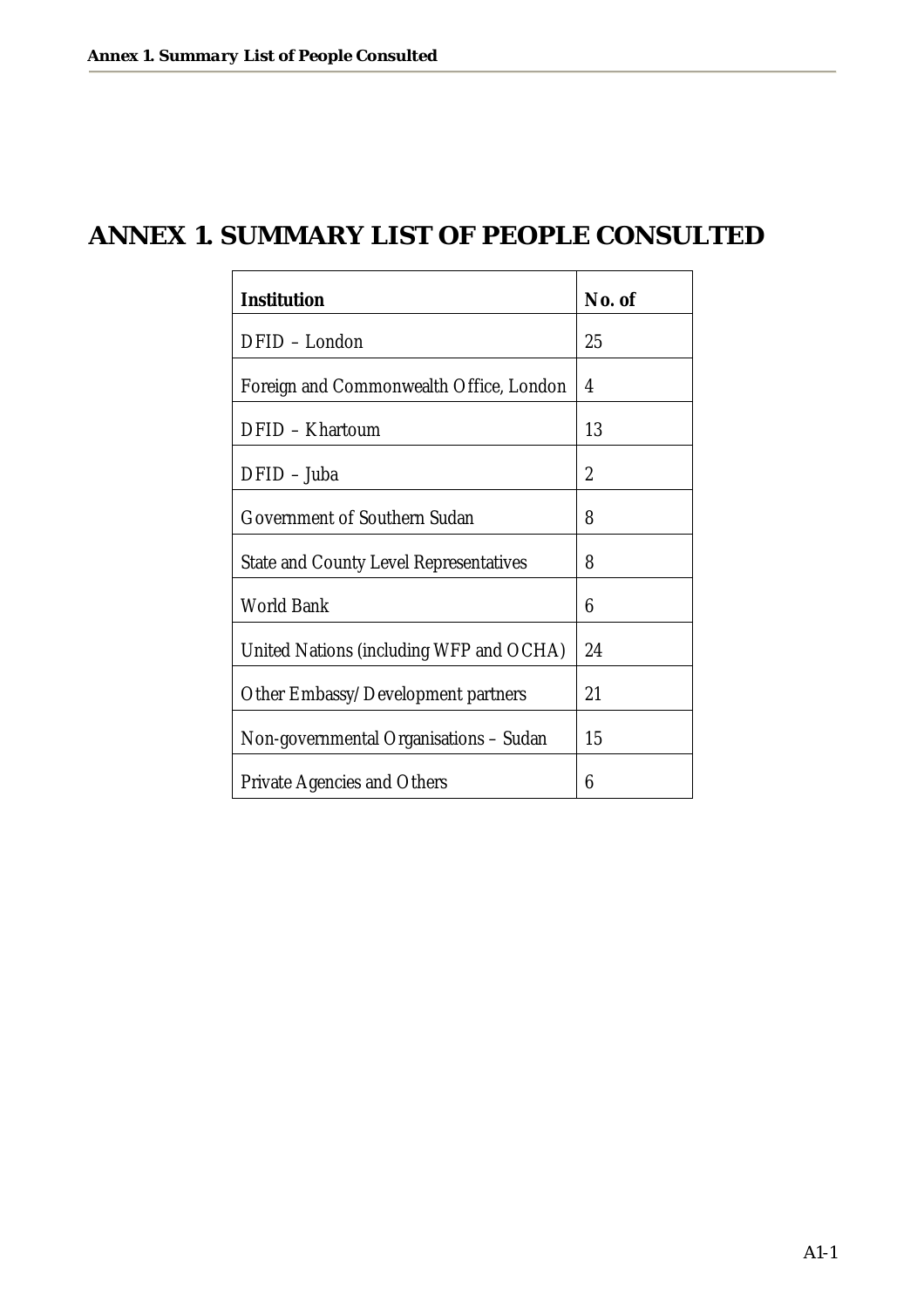# ANNEX 1. SUMMARY LIST OF PEOPLE CONSULTED

| Institution | No. of |
|---|---|
| DFID – London | 25 |
| Foreign and Commonwealth Office, London | 4 |
| DFID – Khartoum | 13 |
| DFID – Juba | 2 |
| Government of Southern Sudan | 8 |
| State and County Level Representatives | 8 |
| World Bank | 6 |
| United Nations (including WFP and OCHA) | 24 |
| Other Embassy/Development partners | 21 |
| Non-governmental Organisations – Sudan | 15 |
| Private Agencies and Others | 6 |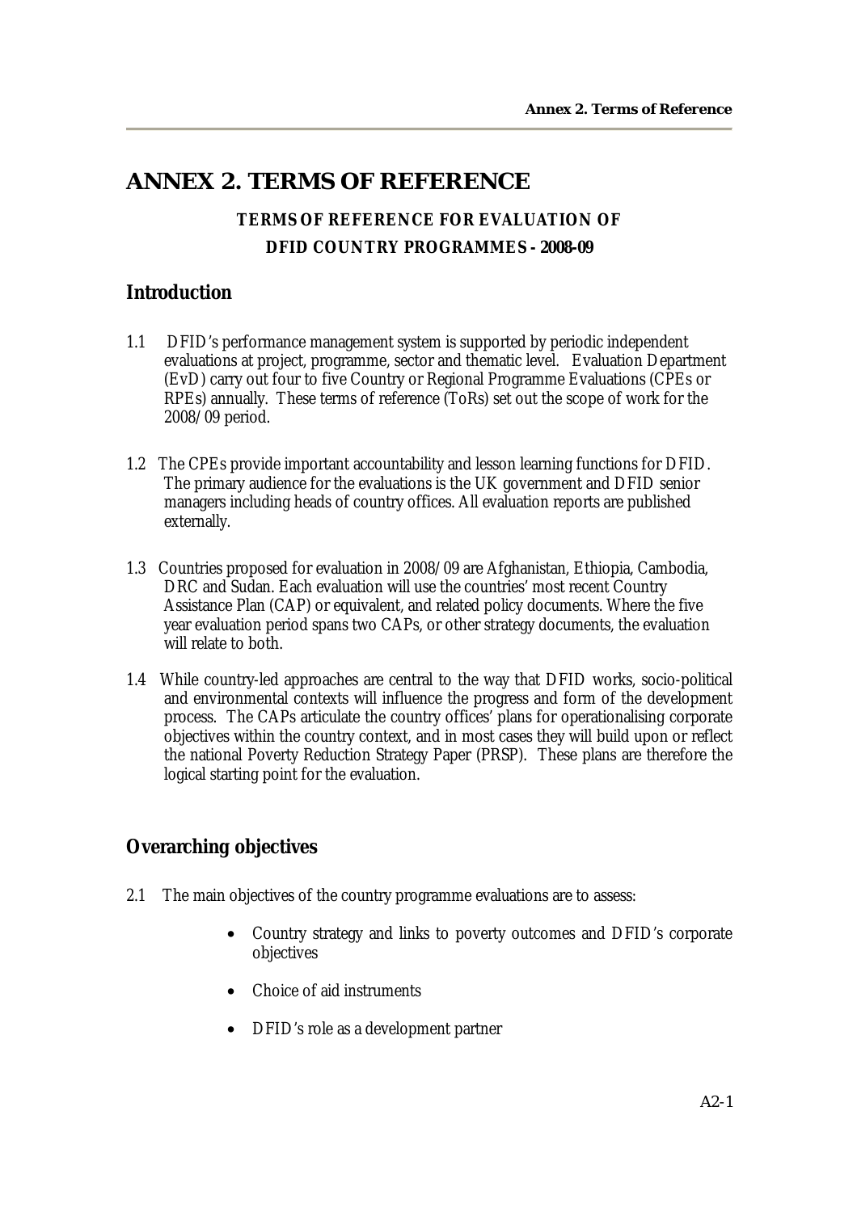# ANNEX 2. TERMS OF REFERENCE

**TERMS OF REFERENCE FOR EVALUATION OF DFID COUNTRY PROGRAMMES - 2008-09**

## Introduction

1.1 DFID's performance management system is supported by periodic independent evaluations at project, programme, sector and thematic level. Evaluation Department (EvD) carry out four to five Country or Regional Programme Evaluations (CPEs or RPEs) annually. These terms of reference (ToRs) set out the scope of work for the 2008/09 period.

1.2 The CPEs provide important accountability and lesson learning functions for DFID. The primary audience for the evaluations is the UK government and DFID senior managers including heads of country offices. All evaluation reports are published externally.

1.3 Countries proposed for evaluation in 2008/09 are Afghanistan, Ethiopia, Cambodia, DRC and Sudan. Each evaluation will use the countries' most recent Country Assistance Plan (CAP) or equivalent, and related policy documents. Where the five year evaluation period spans two CAPs, or other strategy documents, the evaluation will relate to both.

1.4 While country-led approaches are central to the way that DFID works, socio-political and environmental contexts will influence the progress and form of the development process. The CAPs articulate the country offices' plans for operationalising corporate objectives within the country context, and in most cases they will build upon or reflect the national Poverty Reduction Strategy Paper (PRSP). These plans are therefore the logical starting point for the evaluation.

## Overarching objectives

2.1 The main objectives of the country programme evaluations are to assess:

- Country strategy and links to poverty outcomes and DFID's corporate objectives
- Choice of aid instruments
- DFID's role as a development partner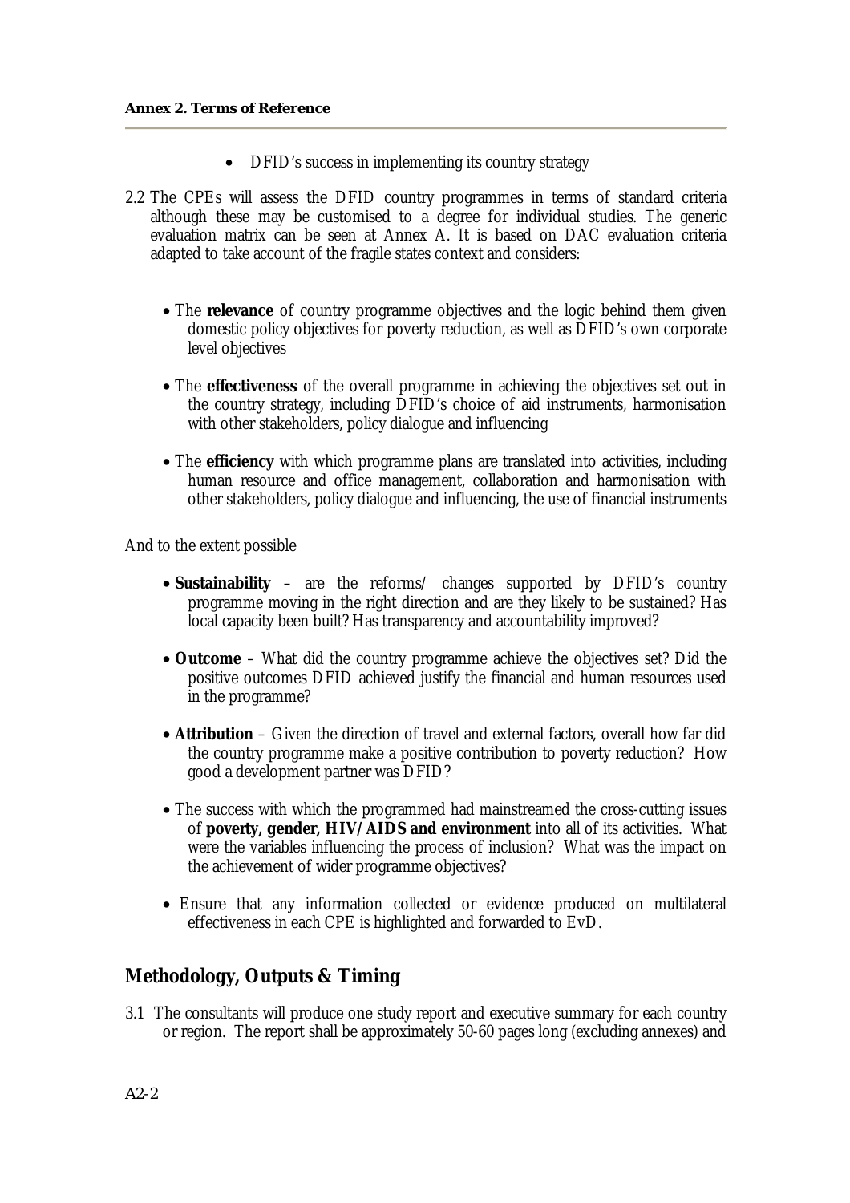- DFID's success in implementing its country strategy

2.2 The CPEs will assess the DFID country programmes in terms of standard criteria although these may be customised to a degree for individual studies. The generic evaluation matrix can be seen at Annex A. It is based on DAC evaluation criteria adapted to take account of the fragile states context and considers:

- The **relevance** of country programme objectives and the logic behind them given domestic policy objectives for poverty reduction, as well as DFID's own corporate level objectives

- The **effectiveness** of the overall programme in achieving the objectives set out in the country strategy, including DFID's choice of aid instruments, harmonisation with other stakeholders, policy dialogue and influencing

- The **efficiency** with which programme plans are translated into activities, including human resource and office management, collaboration and harmonisation with other stakeholders, policy dialogue and influencing, the use of financial instruments

And to the extent possible

- **Sustainability** – are the reforms/ changes supported by DFID's country programme moving in the right direction and are they likely to be sustained? Has local capacity been built? Has transparency and accountability improved?

- **Outcome** – What did the country programme achieve the objectives set? Did the positive outcomes DFID achieved justify the financial and human resources used in the programme?

- **Attribution** – Given the direction of travel and external factors, overall how far did the country programme make a positive contribution to poverty reduction? How good a development partner was DFID?

- The success with which the programmed had mainstreamed the cross-cutting issues of **poverty, gender, HIV/AIDS and environment** into all of its activities. What were the variables influencing the process of inclusion? What was the impact on the achievement of wider programme objectives?

- Ensure that any information collected or evidence produced on multilateral effectiveness in each CPE is highlighted and forwarded to EvD.

## Methodology, Outputs & Timing

3.1 The consultants will produce one study report and executive summary for each country or region. The report shall be approximately 50-60 pages long (excluding annexes) and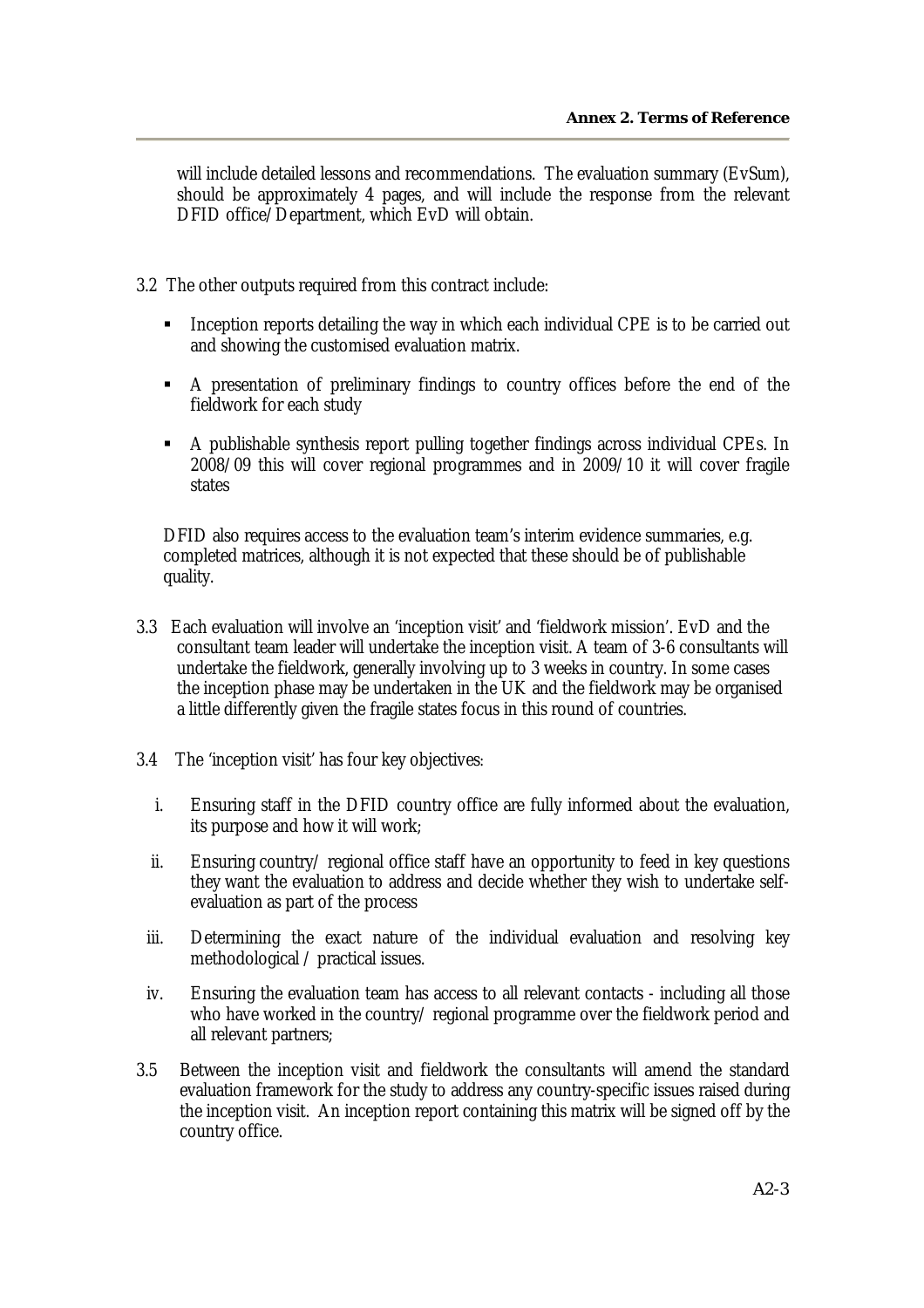will include detailed lessons and recommendations. The evaluation summary (EvSum), should be approximately 4 pages, and will include the response from the relevant DFID office/Department, which EvD will obtain.

3.2 The other outputs required from this contract include:

- Inception reports detailing the way in which each individual CPE is to be carried out and showing the customised evaluation matrix.
- A presentation of preliminary findings to country offices before the end of the fieldwork for each study
- A publishable synthesis report pulling together findings across individual CPEs. In 2008/09 this will cover regional programmes and in 2009/10 it will cover fragile states

DFID also requires access to the evaluation team's interim evidence summaries, e.g. completed matrices, although it is not expected that these should be of publishable quality.

3.3 Each evaluation will involve an 'inception visit' and 'fieldwork mission'. EvD and the consultant team leader will undertake the inception visit. A team of 3-6 consultants will undertake the fieldwork, generally involving up to 3 weeks in country. In some cases the inception phase may be undertaken in the UK and the fieldwork may be organised a little differently given the fragile states focus in this round of countries.

3.4 The 'inception visit' has four key objectives:

i. Ensuring staff in the DFID country office are fully informed about the evaluation, its purpose and how it will work;
ii. Ensuring country/ regional office staff have an opportunity to feed in key questions they want the evaluation to address and decide whether they wish to undertake self-evaluation as part of the process
iii. Determining the exact nature of the individual evaluation and resolving key methodological / practical issues.
iv. Ensuring the evaluation team has access to all relevant contacts - including all those who have worked in the country/ regional programme over the fieldwork period and all relevant partners;

3.5 Between the inception visit and fieldwork the consultants will amend the standard evaluation framework for the study to address any country-specific issues raised during the inception visit. An inception report containing this matrix will be signed off by the country office.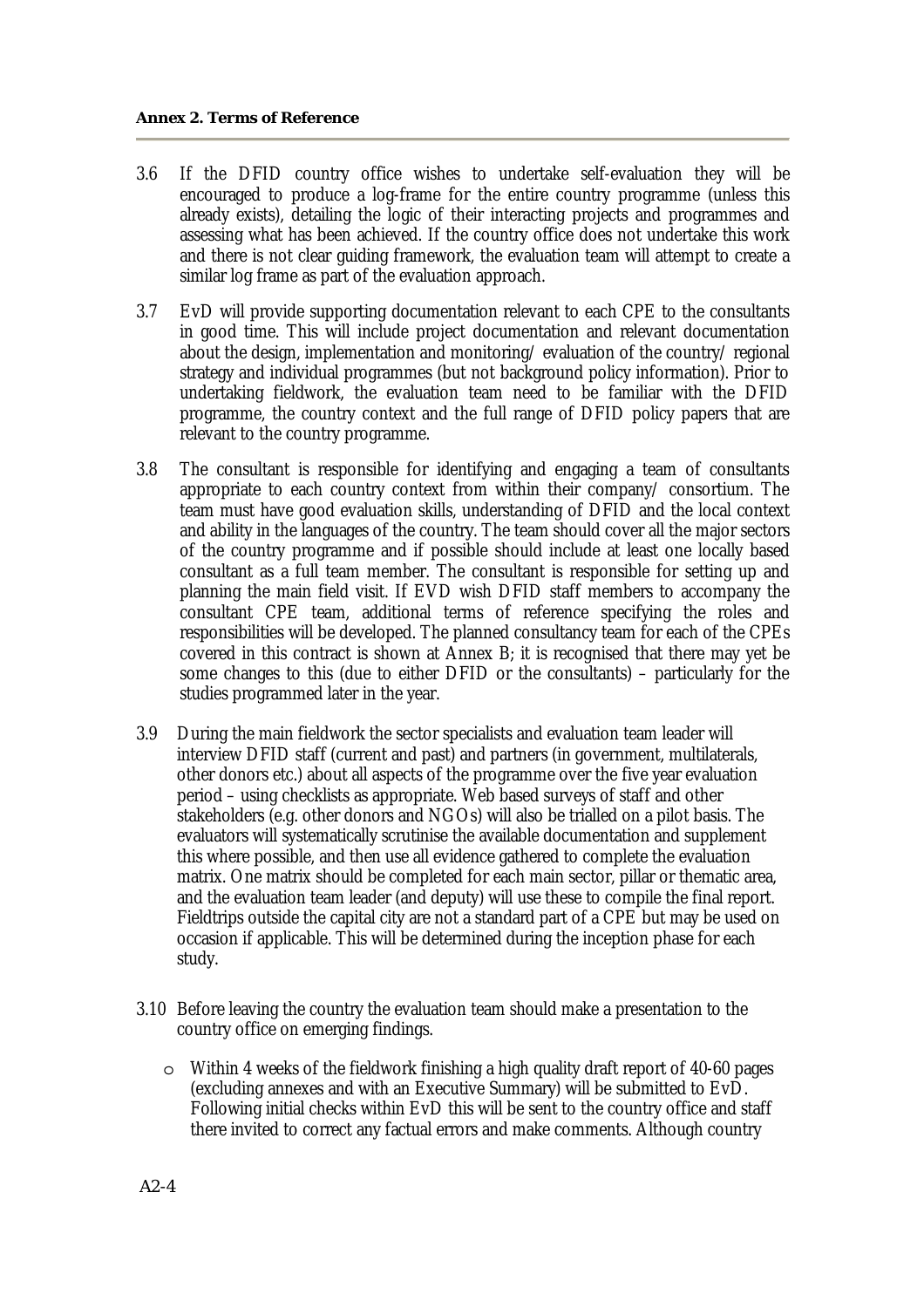3.6 If the DFID country office wishes to undertake self-evaluation they will be encouraged to produce a log-frame for the entire country programme (unless this already exists), detailing the logic of their interacting projects and programmes and assessing what has been achieved. If the country office does not undertake this work and there is not clear guiding framework, the evaluation team will attempt to create a similar log frame as part of the evaluation approach.

3.7 EvD will provide supporting documentation relevant to each CPE to the consultants in good time. This will include project documentation and relevant documentation about the design, implementation and monitoring/ evaluation of the country/ regional strategy and individual programmes (but not background policy information). Prior to undertaking fieldwork, the evaluation team need to be familiar with the DFID programme, the country context and the full range of DFID policy papers that are relevant to the country programme.

3.8 The consultant is responsible for identifying and engaging a team of consultants appropriate to each country context from within their company/ consortium. The team must have good evaluation skills, understanding of DFID and the local context and ability in the languages of the country. The team should cover all the major sectors of the country programme and if possible should include at least one locally based consultant as a full team member. The consultant is responsible for setting up and planning the main field visit. If EVD wish DFID staff members to accompany the consultant CPE team, additional terms of reference specifying the roles and responsibilities will be developed. The planned consultancy team for each of the CPEs covered in this contract is shown at Annex B; it is recognised that there may yet be some changes to this (due to either DFID or the consultants) – particularly for the studies programmed later in the year.

3.9 During the main fieldwork the sector specialists and evaluation team leader will interview DFID staff (current and past) and partners (in government, multilaterals, other donors etc.) about all aspects of the programme over the five year evaluation period – using checklists as appropriate. Web based surveys of staff and other stakeholders (e.g. other donors and NGOs) will also be trialled on a pilot basis. The evaluators will systematically scrutinise the available documentation and supplement this where possible, and then use all evidence gathered to complete the evaluation matrix. One matrix should be completed for each main sector, pillar or thematic area, and the evaluation team leader (and deputy) will use these to compile the final report. Fieldtrips outside the capital city are not a standard part of a CPE but may be used on occasion if applicable. This will be determined during the inception phase for each study.

3.10 Before leaving the country the evaluation team should make a presentation to the country office on emerging findings.

- Within 4 weeks of the fieldwork finishing a high quality draft report of 40-60 pages (excluding annexes and with an Executive Summary) will be submitted to EvD. Following initial checks within EvD this will be sent to the country office and staff there invited to correct any factual errors and make comments. Although country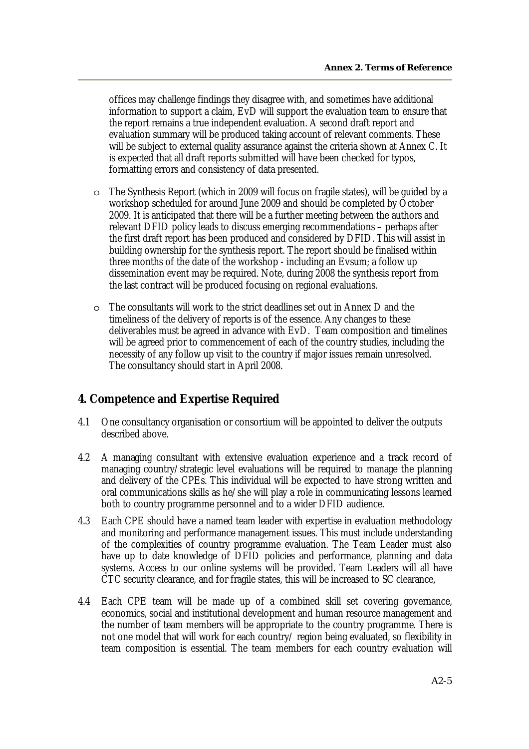offices may challenge findings they disagree with, and sometimes have additional information to support a claim, EvD will support the evaluation team to ensure that the report remains a true independent evaluation. A second draft report and evaluation summary will be produced taking account of relevant comments. These will be subject to external quality assurance against the criteria shown at Annex C. It is expected that all draft reports submitted will have been checked for typos, formatting errors and consistency of data presented.

- The Synthesis Report (which in 2009 will focus on fragile states), will be guided by a workshop scheduled for around June 2009 and should be completed by October 2009. It is anticipated that there will be a further meeting between the authors and relevant DFID policy leads to discuss emerging recommendations – perhaps after the first draft report has been produced and considered by DFID. This will assist in building ownership for the synthesis report. The report should be finalised within three months of the date of the workshop - including an Evsum; a follow up dissemination event may be required. Note, during 2008 the synthesis report from the last contract will be produced focusing on regional evaluations.

- The consultants will work to the strict deadlines set out in Annex D and the timeliness of the delivery of reports is of the essence. Any changes to these deliverables must be agreed in advance with EvD. Team composition and timelines will be agreed prior to commencement of each of the country studies, including the necessity of any follow up visit to the country if major issues remain unresolved. The consultancy should start in April 2008.

## 4. Competence and Expertise Required

4.1 One consultancy organisation or consortium will be appointed to deliver the outputs described above.

4.2 A managing consultant with extensive evaluation experience and a track record of managing country/strategic level evaluations will be required to manage the planning and delivery of the CPEs. This individual will be expected to have strong written and oral communications skills as he/she will play a role in communicating lessons learned both to country programme personnel and to a wider DFID audience.

4.3 Each CPE should have a named team leader with expertise in evaluation methodology and monitoring and performance management issues. This must include understanding of the complexities of country programme evaluation. The Team Leader must also have up to date knowledge of DFID policies and performance, planning and data systems. Access to our online systems will be provided. Team Leaders will all have CTC security clearance, and for fragile states, this will be increased to SC clearance,

4.4 Each CPE team will be made up of a combined skill set covering governance, economics, social and institutional development and human resource management and the number of team members will be appropriate to the country programme. There is not one model that will work for each country/ region being evaluated, so flexibility in team composition is essential. The team members for each country evaluation will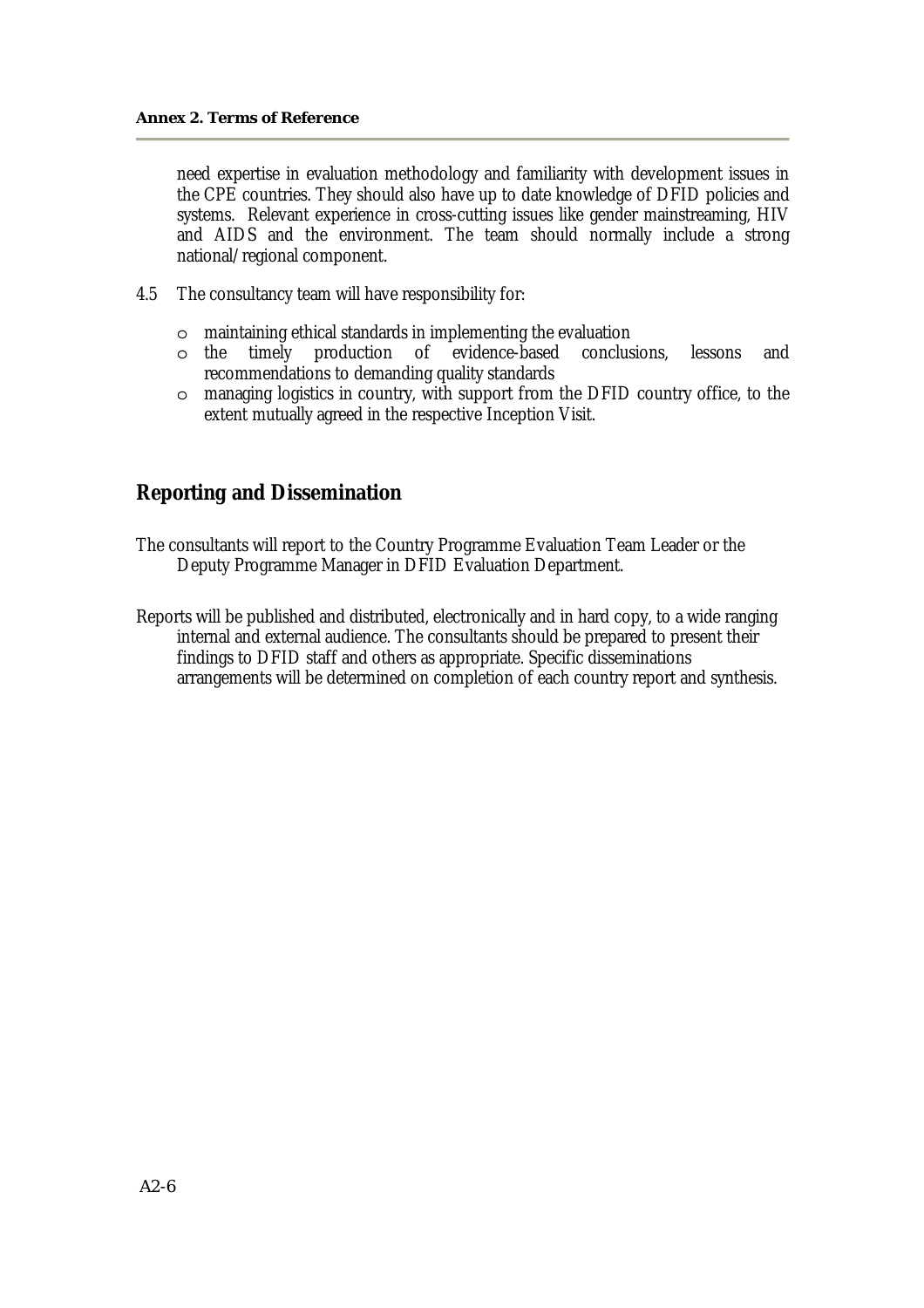need expertise in evaluation methodology and familiarity with development issues in the CPE countries. They should also have up to date knowledge of DFID policies and systems. Relevant experience in cross-cutting issues like gender mainstreaming, HIV and AIDS and the environment. The team should normally include a strong national/regional component.

4.5 The consultancy team will have responsibility for:

- maintaining ethical standards in implementing the evaluation
- the timely production of evidence-based conclusions, lessons and recommendations to demanding quality standards
- managing logistics in country, with support from the DFID country office, to the extent mutually agreed in the respective Inception Visit.

## Reporting and Dissemination

The consultants will report to the Country Programme Evaluation Team Leader or the Deputy Programme Manager in DFID Evaluation Department.

Reports will be published and distributed, electronically and in hard copy, to a wide ranging internal and external audience. The consultants should be prepared to present their findings to DFID staff and others as appropriate. Specific disseminations arrangements will be determined on completion of each country report and synthesis.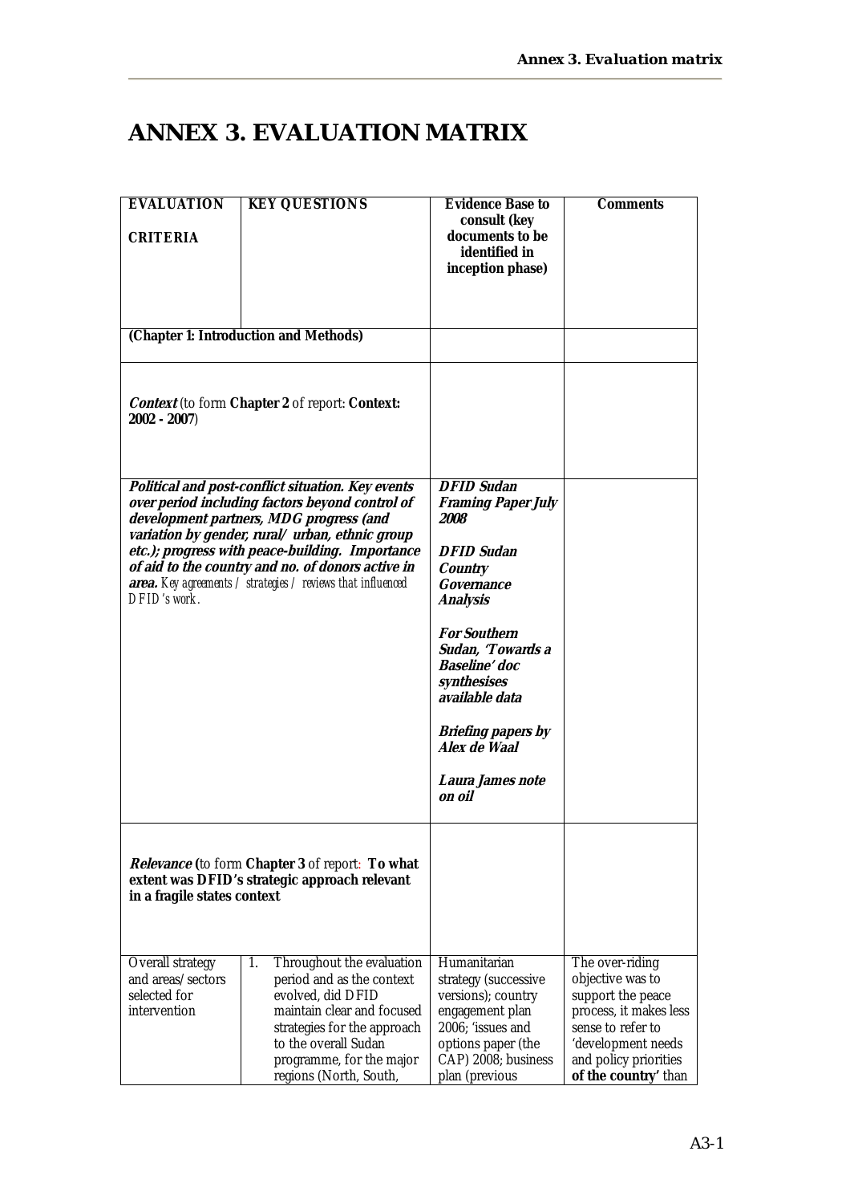# ANNEX 3. EVALUATION MATRIX

| EVALUATION CRITERIA | KEY QUESTIONS | Evidence Base to consult (key documents to be identified in inception phase) | Comments |
|---|---|---|---|
| **(Chapter 1: Introduction and Methods)** | | | |
| ***Context*** (to form **Chapter 2** of report: **Context: 2002 - 2007**) | | | |
| ***Political and post-conflict situation. Key events over period including factors beyond control of development partners, MDG progress (and variation by gender, rural/ urban, ethnic group etc.); progress with peace-building. Importance of aid to the country and no. of donors active in area.*** *Key agreements / strategies / reviews that influenced DFID's work.* | | ***DFID Sudan Framing Paper July 2008***<br><br>***DFID Sudan Country Governance Analysis***<br><br>***For Southern Sudan, 'Towards a Baseline' doc synthesises available data***<br><br>***Briefing papers by Alex de Waal***<br><br>***Laura James note on oil*** | |
| ***Relevance*** **(**to form **Chapter 3** of report: **To what extent was DFID's strategic approach relevant in a fragile states context** | | | |
| Overall strategy and areas/sectors selected for intervention | 1. Throughout the evaluation period and as the context evolved, did DFID maintain clear and focused strategies for the approach to the overall Sudan programme, for the major regions (North, South, | Humanitarian strategy (successive versions); country engagement plan 2006; 'issues and options paper (the CAP) 2008; business plan (previous | The over-riding objective was to support the peace process, it makes less sense to refer to 'development needs and policy priorities **of the country'** than |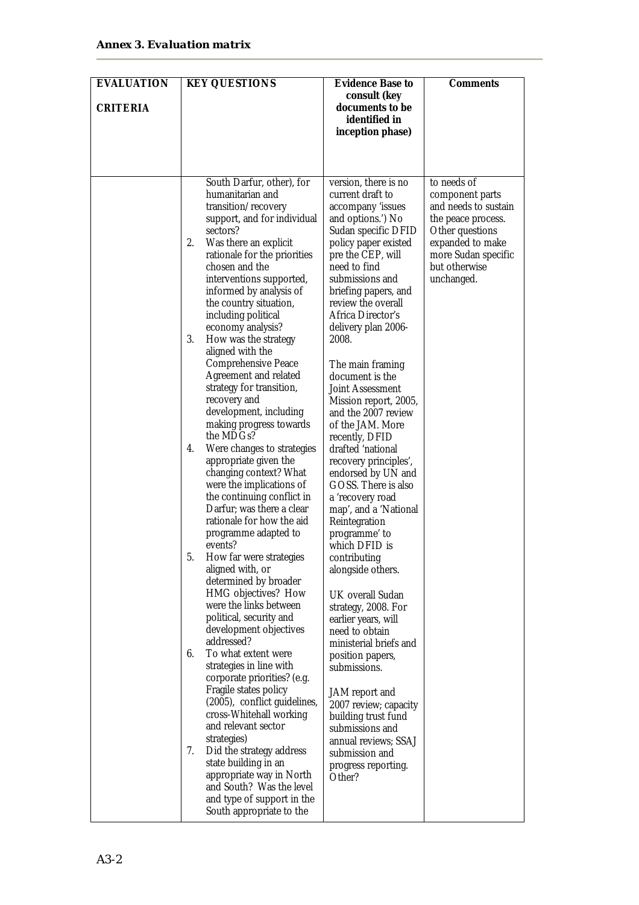### Annex 3. Evaluation matrix

| EVALUATION CRITERIA | KEY QUESTIONS | Evidence Base to consult (key documents to be identified in inception phase) | Comments |
|---|---|---|---|
| | South Darfur, other), for humanitarian and transition/recovery support, and for individual sectors?<br>2. Was there an explicit rationale for the priorities chosen and the interventions supported, informed by analysis of the country situation, including political economy analysis?<br>3. How was the strategy aligned with the Comprehensive Peace Agreement and related strategy for transition, recovery and development, including making progress towards the MDGs?<br>4. Were changes to strategies appropriate given the changing context? What were the implications of the continuing conflict in Darfur; was there a clear rationale for how the aid programme adapted to events?<br>5. How far were strategies aligned with, or determined by broader HMG objectives? How were the links between political, security and development objectives addressed?<br>6. To what extent were strategies in line with corporate priorities? (e.g. Fragile states policy (2005), conflict guidelines, cross-Whitehall working and relevant sector strategies)<br>7. Did the strategy address state building in an appropriate way in North and South? Was the level and type of support in the South appropriate to the | version, there is no current draft to accompany 'issues and options.') No Sudan specific DFID policy paper existed pre the CEP, will need to find submissions and briefing papers, and review the overall Africa Director's delivery plan 2006-2008.<br><br>The main framing document is the Joint Assessment Mission report, 2005, and the 2007 review of the JAM. More recently, DFID drafted 'national recovery principles', endorsed by UN and GOSS. There is also a 'recovery road map', and a 'National Reintegration programme' to which DFID is contributing alongside others.<br><br>UK overall Sudan strategy, 2008. For earlier years, will need to obtain ministerial briefs and position papers, submissions.<br><br>JAM report and 2007 review; capacity building trust fund submissions and annual reviews; SSAJ submission and progress reporting. Other? | to needs of component parts and needs to sustain the peace process. Other questions expanded to make more Sudan specific but otherwise unchanged. |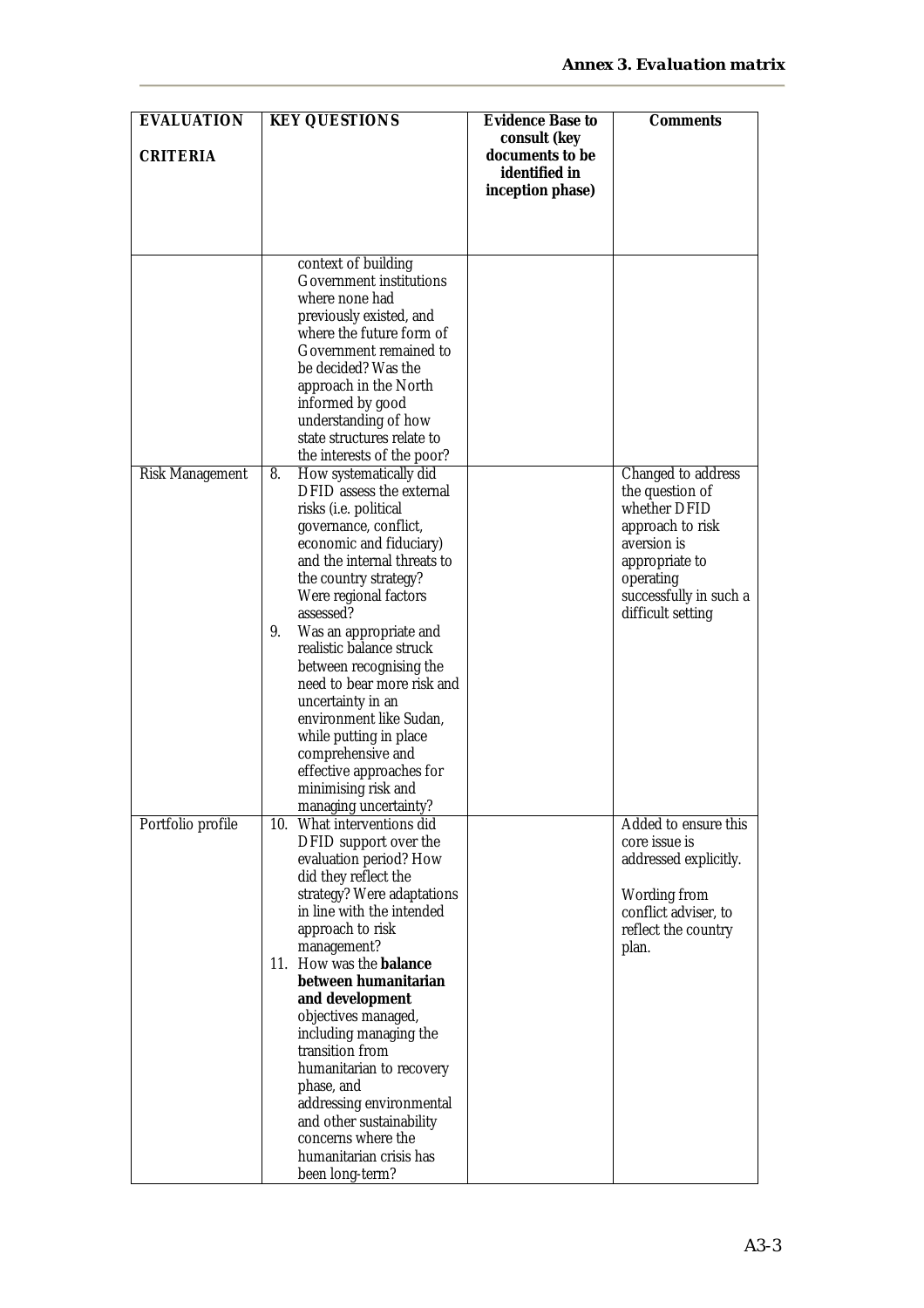| EVALUATION CRITERIA | KEY QUESTIONS | Evidence Base to consult (key documents to be identified in inception phase) | Comments |
|---|---|---|---|
| | context of building Government institutions where none had previously existed, and where the future form of Government remained to be decided? Was the approach in the North informed by good understanding of how state structures relate to the interests of the poor? | | |
| Risk Management | 8. How systematically did DFID assess the external risks (i.e. political governance, conflict, economic and fiduciary) and the internal threats to the country strategy? Were regional factors assessed?<br>9. Was an appropriate and realistic balance struck between recognising the need to bear more risk and uncertainty in an environment like Sudan, while putting in place comprehensive and effective approaches for minimising risk and managing uncertainty? | | Changed to address the question of whether DFID approach to risk aversion is appropriate to operating successfully in such a difficult setting |
| Portfolio profile | 10. What interventions did DFID support over the evaluation period? How did they reflect the strategy? Were adaptations in line with the intended approach to risk management?<br>11. How was the **balance between humanitarian and development** objectives managed, including managing the transition from humanitarian to recovery phase, and addressing environmental and other sustainability concerns where the humanitarian crisis has been long-term? | | Added to ensure this core issue is addressed explicitly.<br><br>Wording from conflict adviser, to reflect the country plan. |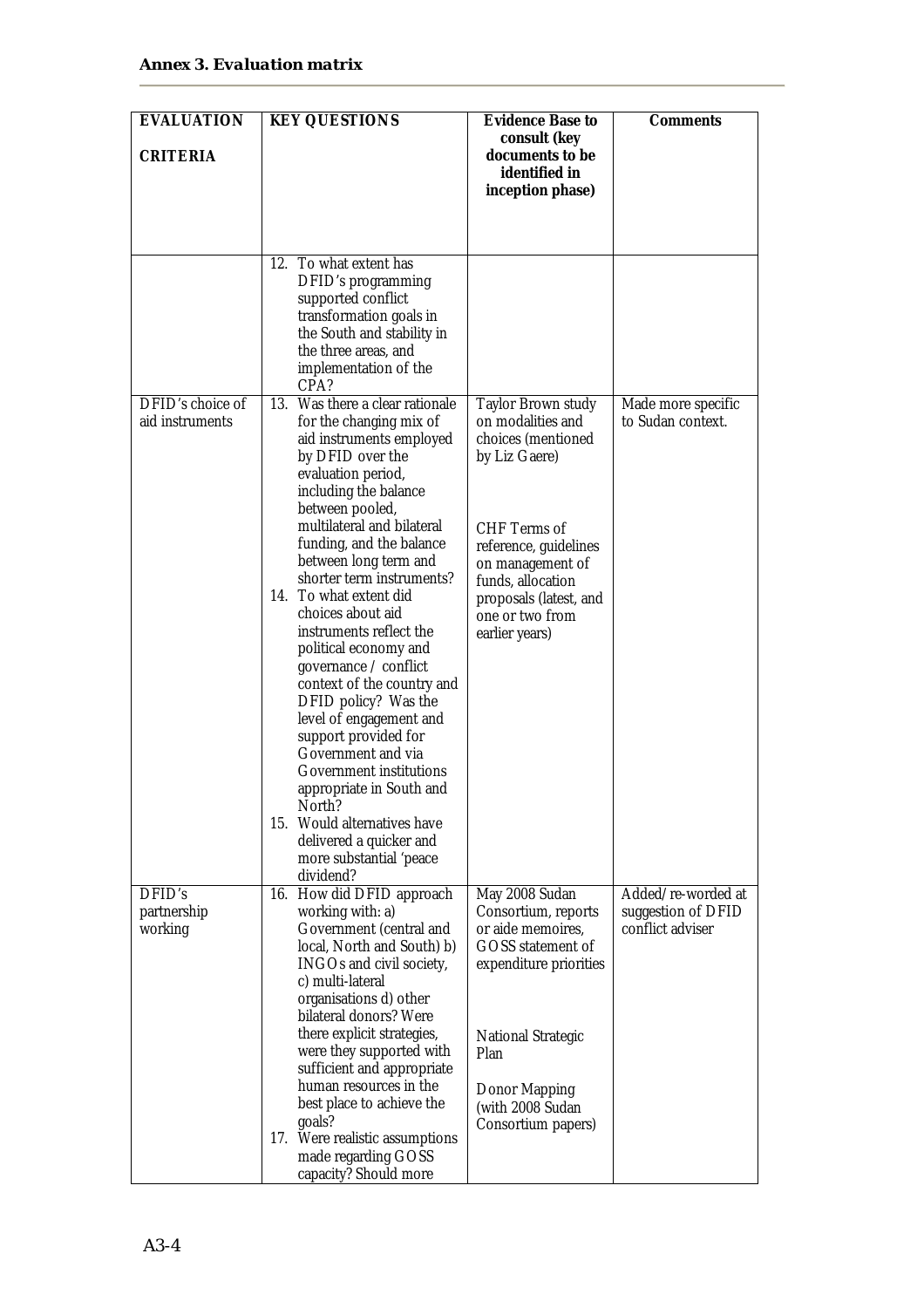**Annex 3. Evaluation matrix**

| EVALUATION CRITERIA | KEY QUESTIONS | Evidence Base to consult (key documents to be identified in inception phase) | Comments |
|---|---|---|---|
| | 12. To what extent has DFID's programming supported conflict transformation goals in the South and stability in the three areas, and implementation of the CPA? | | |
| DFID's choice of aid instruments | 13. Was there a clear rationale for the changing mix of aid instruments employed by DFID over the evaluation period, including the balance between pooled, multilateral and bilateral funding, and the balance between long term and shorter term instruments?<br>14. To what extent did choices about aid instruments reflect the political economy and governance / conflict context of the country and DFID policy? Was the level of engagement and support provided for Government and via Government institutions appropriate in South and North?<br>15. Would alternatives have delivered a quicker and more substantial 'peace dividend? | Taylor Brown study on modalities and choices (mentioned by Liz Gaere)<br><br>CHF Terms of reference, guidelines on management of funds, allocation proposals (latest, and one or two from earlier years) | Made more specific to Sudan context. |
| DFID's partnership working | 16. How did DFID approach working with: a) Government (central and local, North and South) b) INGOs and civil society, c) multi-lateral organisations d) other bilateral donors? Were there explicit strategies, were they supported with sufficient and appropriate human resources in the best place to achieve the goals?<br>17. Were realistic assumptions made regarding GOSS capacity? Should more | May 2008 Sudan Consortium, reports or aide memoires, GOSS statement of expenditure priorities<br><br>National Strategic Plan<br><br>Donor Mapping (with 2008 Sudan Consortium papers) | Added/re-worded at suggestion of DFID conflict adviser |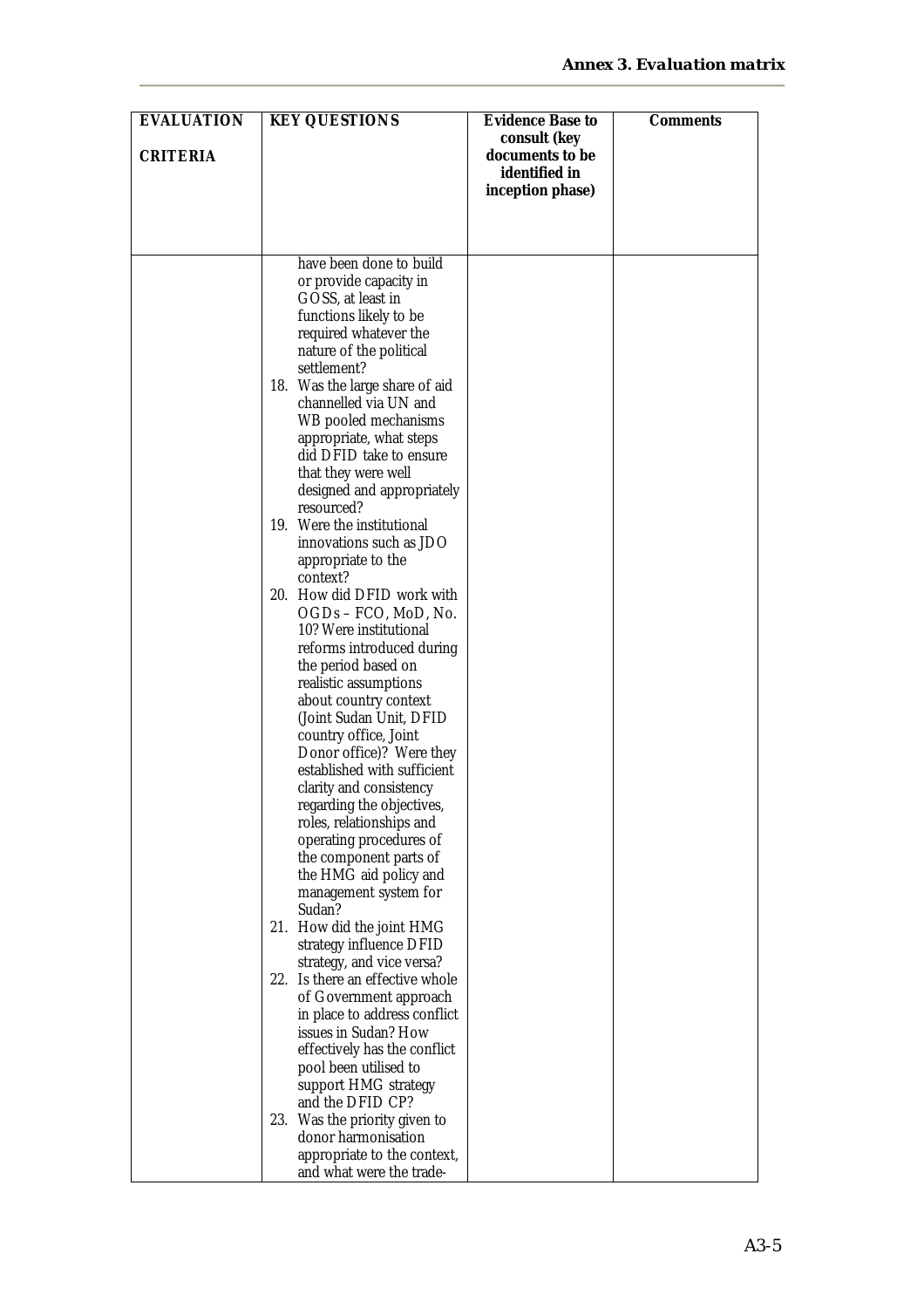| EVALUATION CRITERIA | KEY QUESTIONS | Evidence Base to consult (key documents to be identified in inception phase) | Comments |
|---|---|---|---|
| | have been done to build or provide capacity in GOSS, at least in functions likely to be required whatever the nature of the political settlement?<br>18. Was the large share of aid channelled via UN and WB pooled mechanisms appropriate, what steps did DFID take to ensure that they were well designed and appropriately resourced?<br>19. Were the institutional innovations such as JDO appropriate to the context?<br>20. How did DFID work with OGDs – FCO, MoD, No. 10? Were institutional reforms introduced during the period based on realistic assumptions about country context (Joint Sudan Unit, DFID country office, Joint Donor office)? Were they established with sufficient clarity and consistency regarding the objectives, roles, relationships and operating procedures of the component parts of the HMG aid policy and management system for Sudan?<br>21. How did the joint HMG strategy influence DFID strategy, and vice versa?<br>22. Is there an effective whole of Government approach in place to address conflict issues in Sudan? How effectively has the conflict pool been utilised to support HMG strategy and the DFID CP?<br>23. Was the priority given to donor harmonisation appropriate to the context, and what were the trade- | | |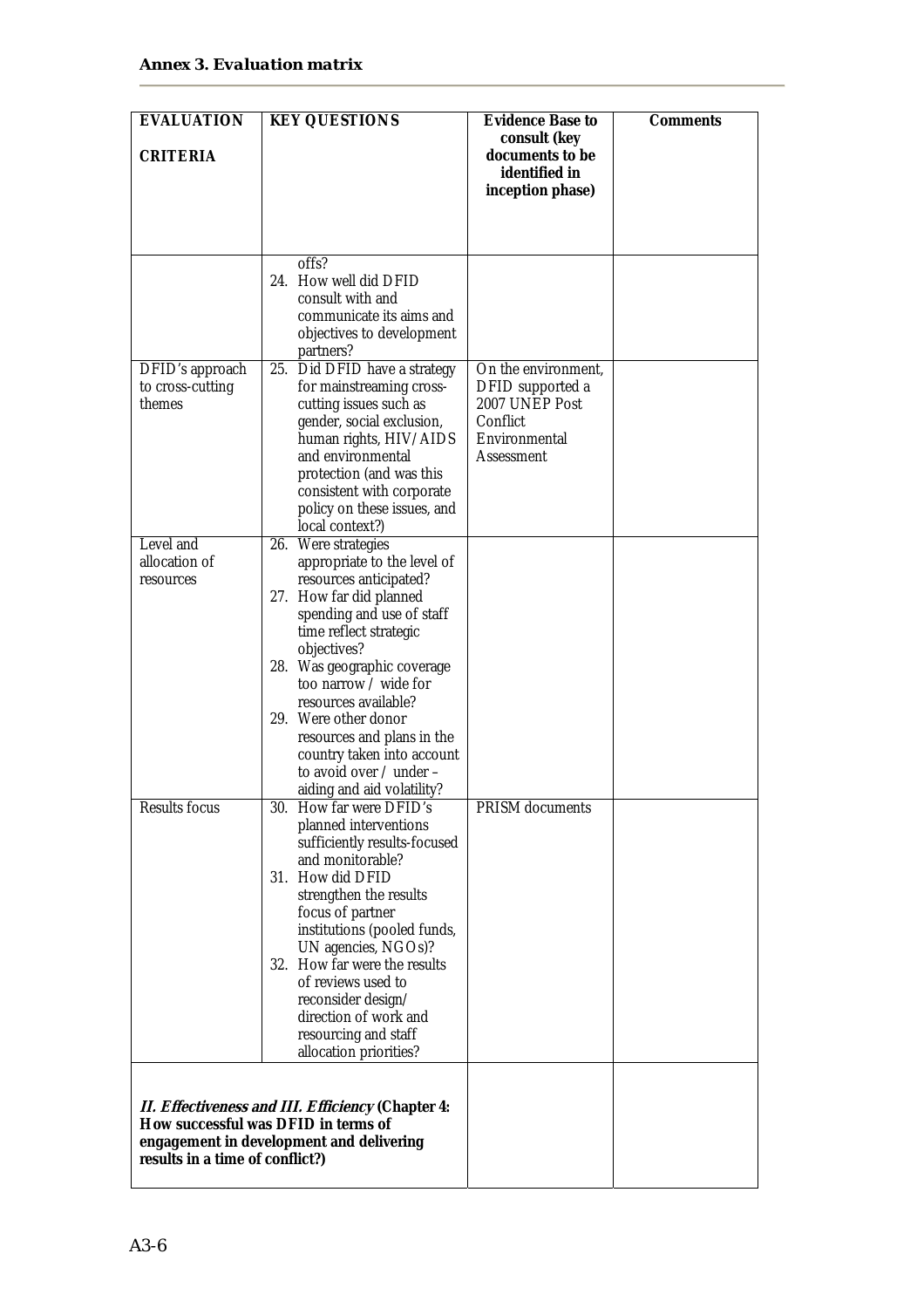## Annex 3. Evaluation matrix

| EVALUATION CRITERIA | KEY QUESTIONS | Evidence Base to consult (key documents to be identified in inception phase) | Comments |
|---|---|---|---|
| | offs?<br>24. How well did DFID consult with and communicate its aims and objectives to development partners? | | |
| DFID's approach to cross-cutting themes | 25. Did DFID have a strategy for mainstreaming cross-cutting issues such as gender, social exclusion, human rights, HIV/AIDS and environmental protection (and was this consistent with corporate policy on these issues, and local context?) | On the environment, DFID supported a 2007 UNEP Post Conflict Environmental Assessment | |
| Level and allocation of resources | 26. Were strategies appropriate to the level of resources anticipated?<br>27. How far did planned spending and use of staff time reflect strategic objectives?<br>28. Was geographic coverage too narrow / wide for resources available?<br>29. Were other donor resources and plans in the country taken into account to avoid over / under – aiding and aid volatility? | | |
| Results focus | 30. How far were DFID's planned interventions sufficiently results-focused and monitorable?<br>31. How did DFID strengthen the results focus of partner institutions (pooled funds, UN agencies, NGOs)?<br>32. How far were the results of reviews used to reconsider design/ direction of work and resourcing and staff allocation priorities? | PRISM documents | |
| ***II. Effectiveness and III. Efficiency* (Chapter 4: How successful was DFID in terms of engagement in development and delivering results in a time of conflict?)** | | | |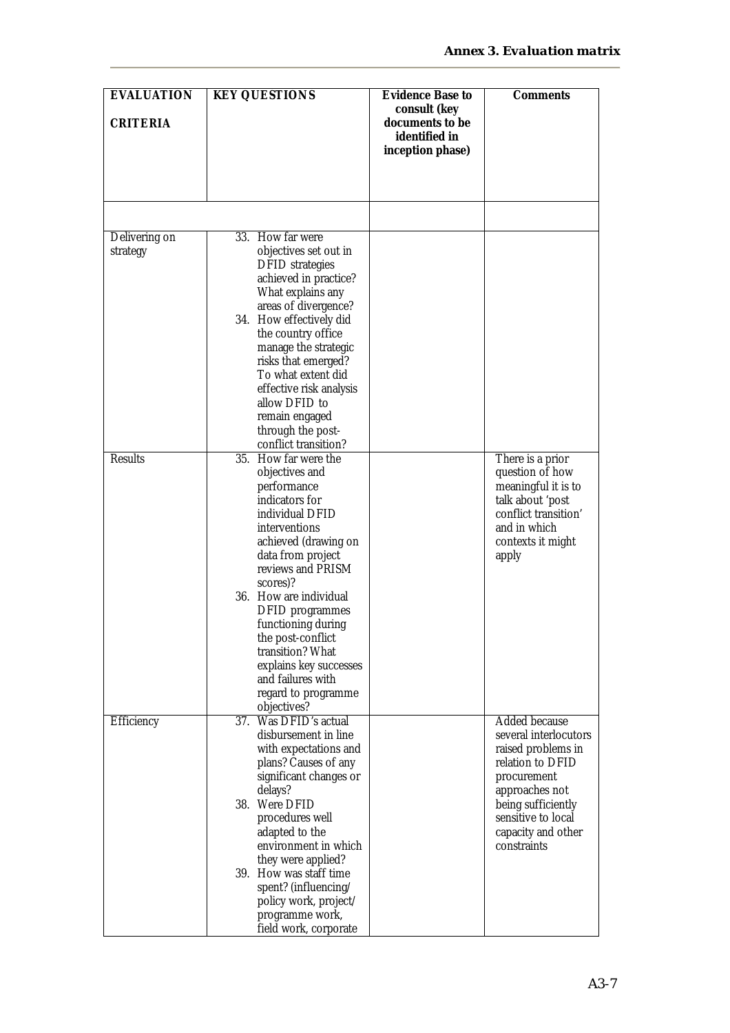| EVALUATION CRITERIA | KEY QUESTIONS | Evidence Base to consult (key documents to be identified in inception phase) | Comments |
|---|---|---|---|
| | | | |
| Delivering on strategy | 33. How far were objectives set out in DFID strategies achieved in practice? What explains any areas of divergence?<br>34. How effectively did the country office manage the strategic risks that emerged? To what extent did effective risk analysis allow DFID to remain engaged through the post-conflict transition? | | |
| Results | 35. How far were the objectives and performance indicators for individual DFID interventions achieved (drawing on data from project reviews and PRISM scores)?<br>36. How are individual DFID programmes functioning during the post-conflict transition? What explains key successes and failures with regard to programme objectives? | | There is a prior question of how meaningful it is to talk about 'post conflict transition' and in which contexts it might apply |
| Efficiency | 37. Was DFID's actual disbursement in line with expectations and plans? Causes of any significant changes or delays?<br>38. Were DFID procedures well adapted to the environment in which they were applied?<br>39. How was staff time spent? (influencing/ policy work, project/ programme work, field work, corporate | | Added because several interlocutors raised problems in relation to DFID procurement approaches not being sufficiently sensitive to local capacity and other constraints |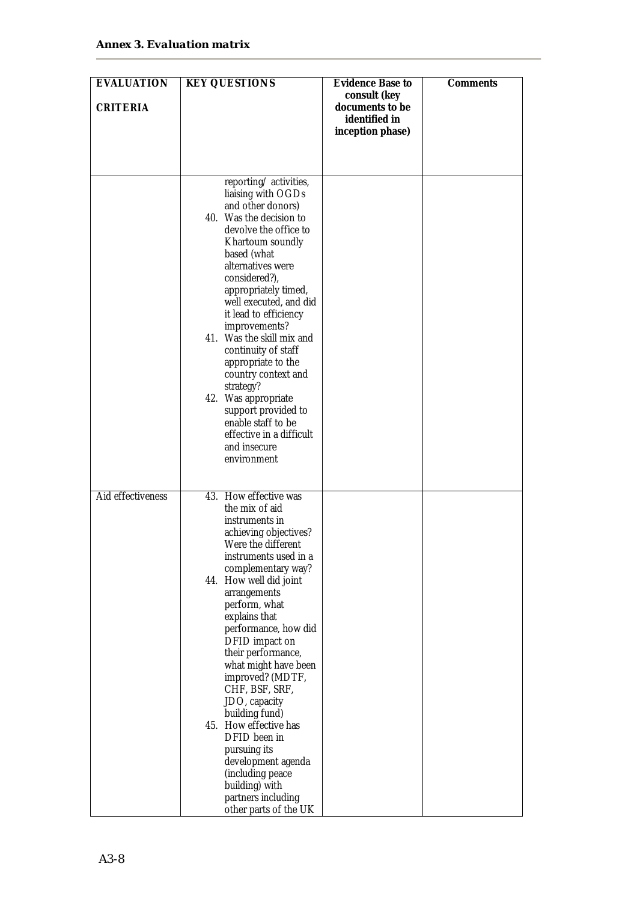### Annex 3. Evaluation matrix

| EVALUATION CRITERIA | KEY QUESTIONS | Evidence Base to consult (key documents to be identified in inception phase) | Comments |
|---|---|---|---|
| | reporting/ activities, liaising with OGDs and other donors)<br>40. Was the decision to devolve the office to Khartoum soundly based (what alternatives were considered?), appropriately timed, well executed, and did it lead to efficiency improvements?<br>41. Was the skill mix and continuity of staff appropriate to the country context and strategy?<br>42. Was appropriate support provided to enable staff to be effective in a difficult and insecure environment | | |
| Aid effectiveness | 43. How effective was the mix of aid instruments in achieving objectives? Were the different instruments used in a complementary way?<br>44. How well did joint arrangements perform, what explains that performance, how did DFID impact on their performance, what might have been improved? (MDTF, CHF, BSF, SRF, JDO, capacity building fund)<br>45. How effective has DFID been in pursuing its development agenda (including peace building) with partners including other parts of the UK | | |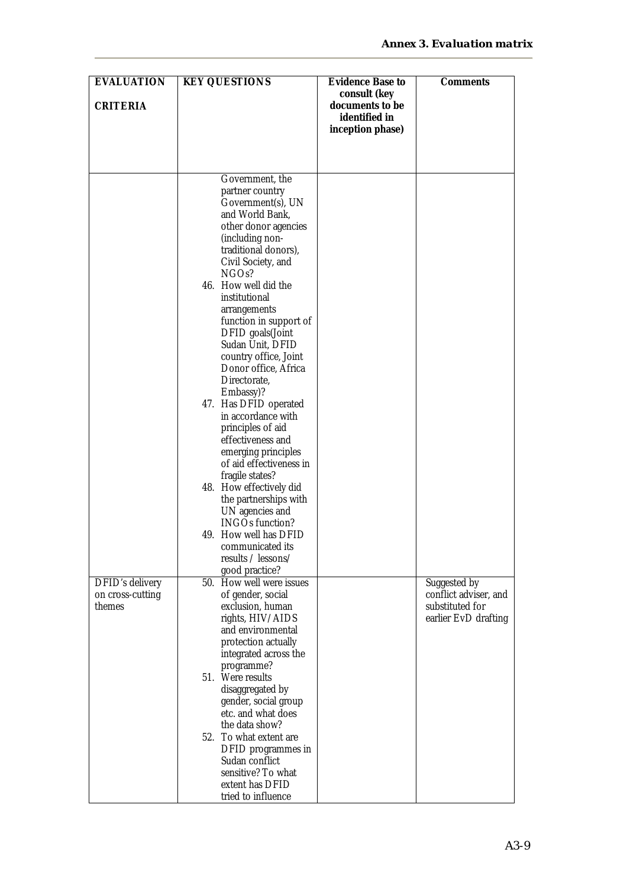| EVALUATION CRITERIA | KEY QUESTIONS | Evidence Base to consult (key documents to be identified in inception phase) | Comments |
|---|---|---|---|
| | Government, the partner country Government(s), UN and World Bank, other donor agencies (including non-traditional donors), Civil Society, and NGOs?<br>46. How well did the institutional arrangements function in support of DFID goals(Joint Sudan Unit, DFID country office, Joint Donor office, Africa Directorate, Embassy)?<br>47. Has DFID operated in accordance with principles of aid effectiveness and emerging principles of aid effectiveness in fragile states?<br>48. How effectively did the partnerships with UN agencies and INGOs function?<br>49. How well has DFID communicated its results / lessons/ good practice? | | |
| DFID's delivery on cross-cutting themes | 50. How well were issues of gender, social exclusion, human rights, HIV/AIDS and environmental protection actually integrated across the programme?<br>51. Were results disaggregated by gender, social group etc. and what does the data show?<br>52. To what extent are DFID programmes in Sudan conflict sensitive? To what extent has DFID tried to influence | | Suggested by conflict adviser, and substituted for earlier EvD drafting |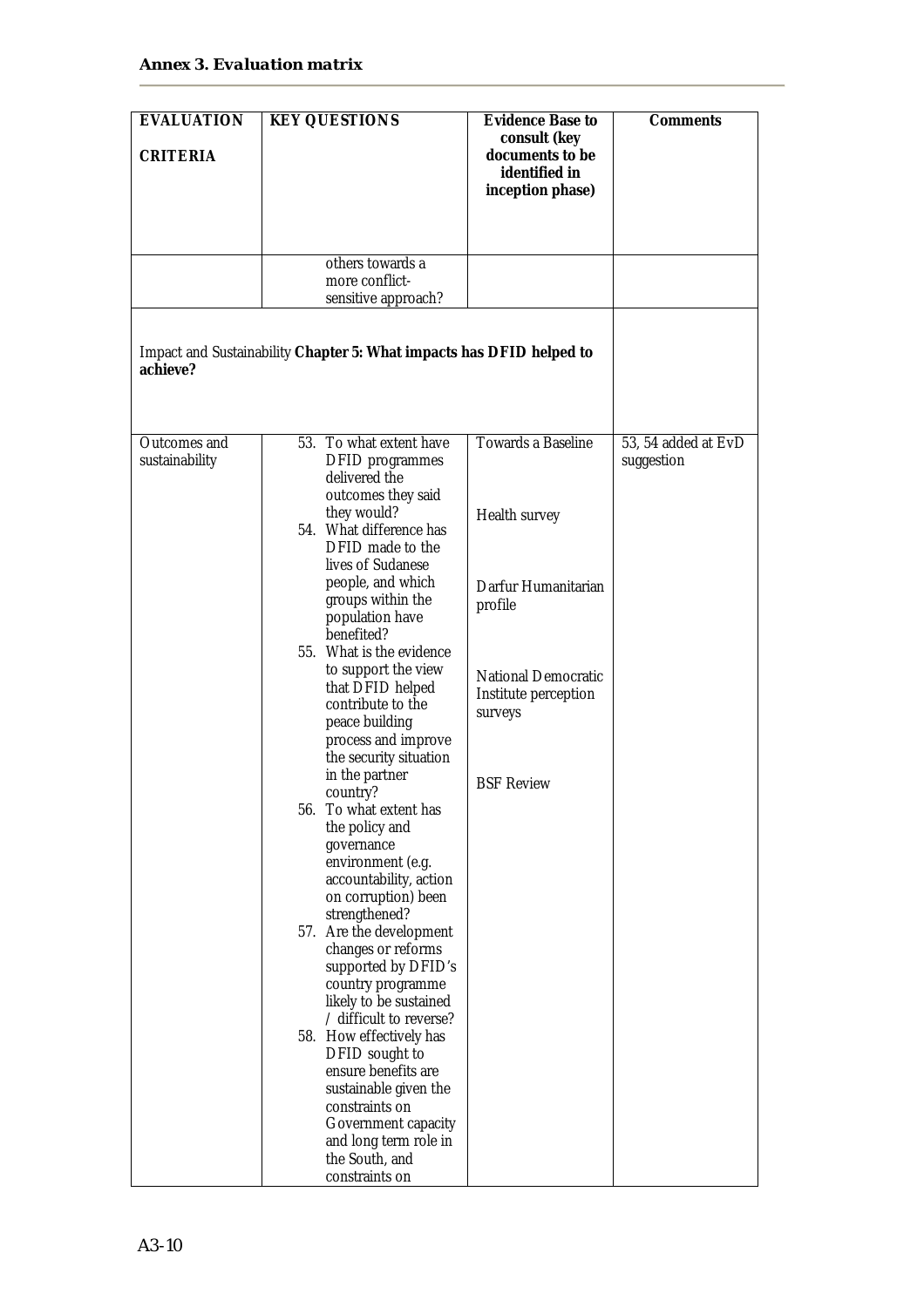| EVALUATION CRITERIA | KEY QUESTIONS | Evidence Base to consult (key documents to be identified in inception phase) | Comments |
|---|---|---|---|
| | others towards a more conflict-sensitive approach? | | |
| Impact and Sustainability **Chapter 5: What impacts has DFID helped to achieve?** | | | |
| Outcomes and sustainability | 53. To what extent have DFID programmes delivered the outcomes they said they would?<br>54. What difference has DFID made to the lives of Sudanese people, and which groups within the population have benefited?<br>55. What is the evidence to support the view that DFID helped contribute to the peace building process and improve the security situation in the partner country?<br>56. To what extent has the policy and governance environment (e.g. accountability, action on corruption) been strengthened?<br>57. Are the development changes or reforms supported by DFID's country programme likely to be sustained / difficult to reverse?<br>58. How effectively has DFID sought to ensure benefits are sustainable given the constraints on Government capacity and long term role in the South, and constraints on | Towards a Baseline<br><br>Health survey<br><br>Darfur Humanitarian profile<br><br>National Democratic Institute perception surveys<br><br>BSF Review | 53, 54 added at EvD suggestion |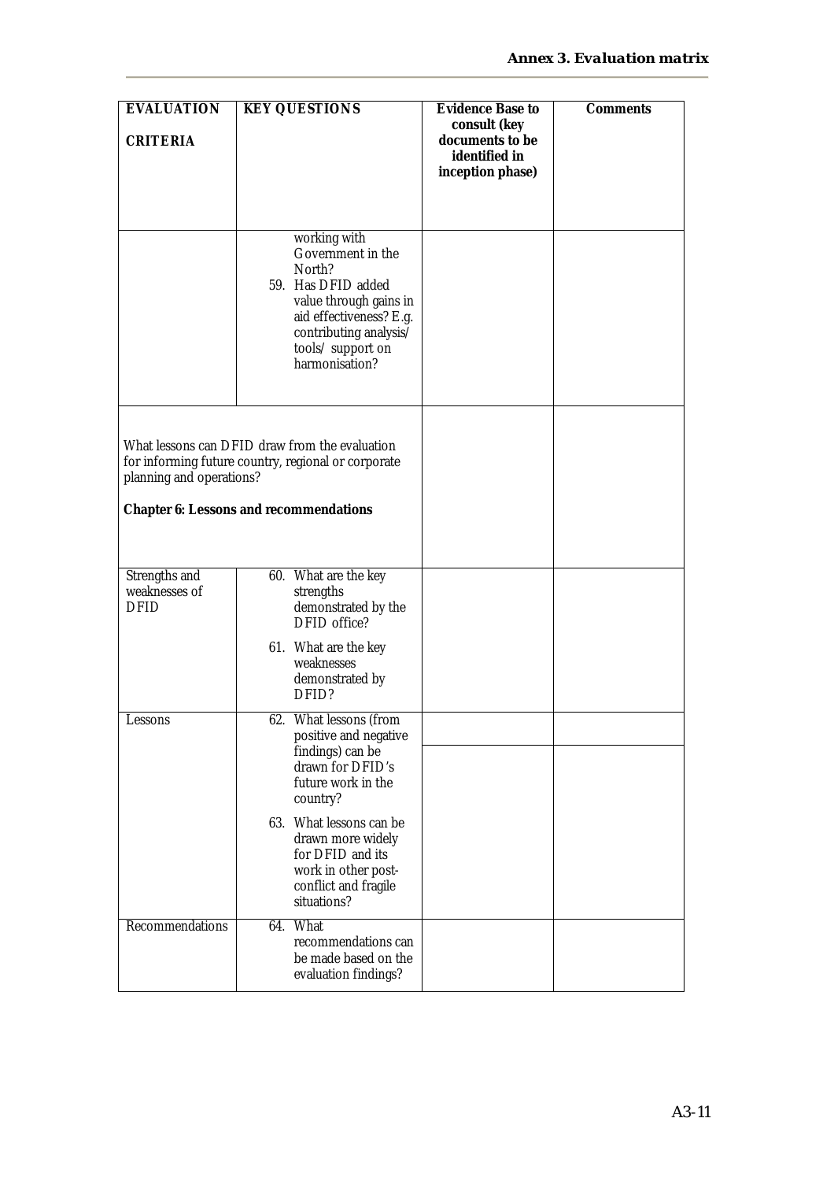| EVALUATION CRITERIA | KEY QUESTIONS | Evidence Base to consult (key documents to be identified in inception phase) | Comments |
|---|---|---|---|
| | working with Government in the North?<br>59. Has DFID added value through gains in aid effectiveness? E.g. contributing analysis/ tools/ support on harmonisation? | | |
| What lessons can DFID draw from the evaluation for informing future country, regional or corporate planning and operations?<br><br>**Chapter 6: Lessons and recommendations** | | | |
| Strengths and weaknesses of DFID | 60. What are the key strengths demonstrated by the DFID office?<br>61. What are the key weaknesses demonstrated by DFID? | | |
| Lessons | 62. What lessons (from positive and negative findings) can be drawn for DFID's future work in the country?<br>63. What lessons can be drawn more widely for DFID and its work in other post-conflict and fragile situations? | | |
| Recommendations | 64. What recommendations can be made based on the evaluation findings? | | |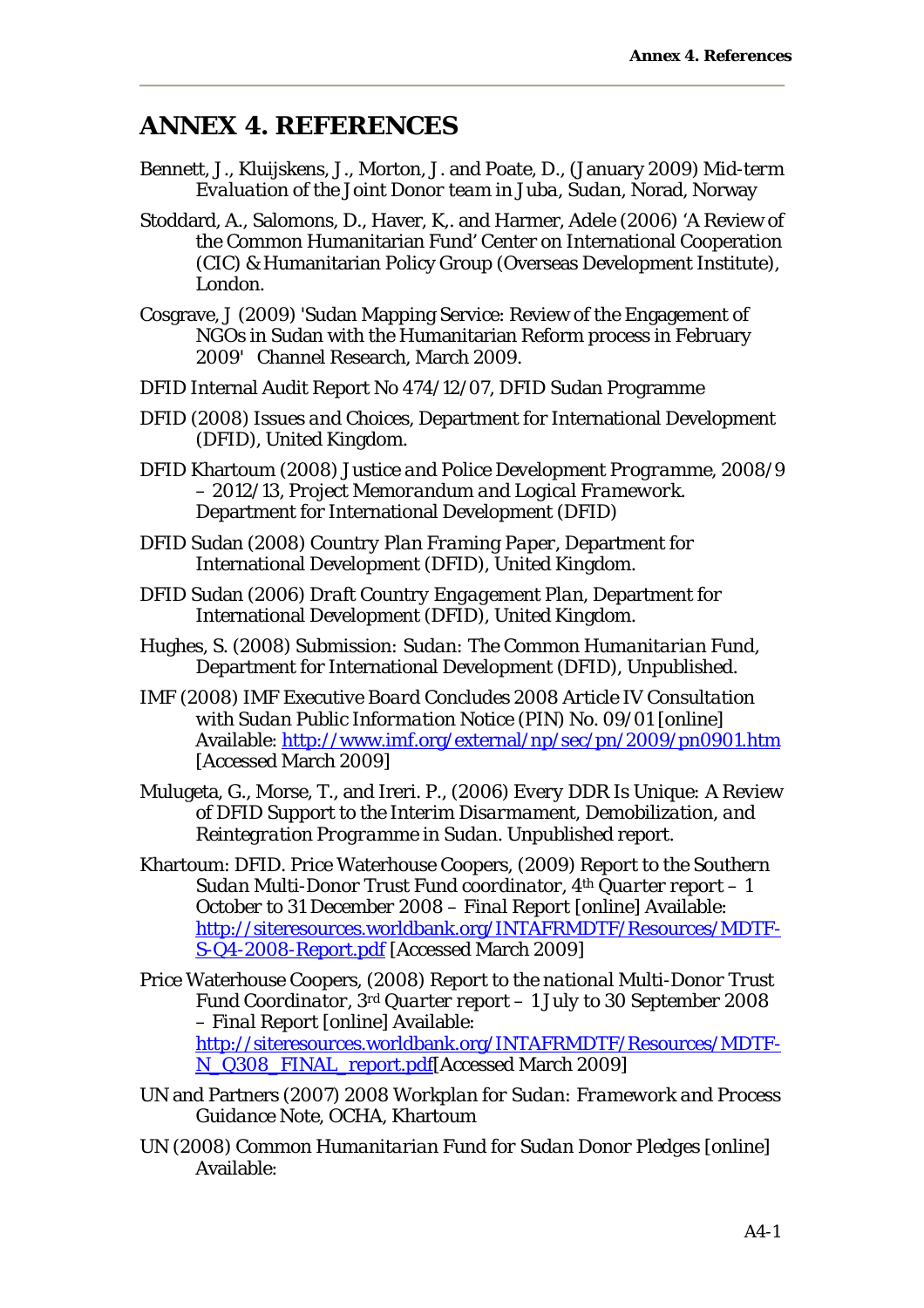# ANNEX 4. REFERENCES

Bennett, J., Kluijskens, J., Morton, J. and Poate, D., (January 2009) *Mid-term Evaluation of the Joint Donor team in Juba, Sudan*, Norad, Norway

Stoddard, A., Salomons, D., Haver, K,. and Harmer, Adele (2006) 'A Review of the Common Humanitarian Fund' Center on International Cooperation (CIC) & Humanitarian Policy Group (Overseas Development Institute), London.

Cosgrave, J (2009) 'Sudan Mapping Service: Review of the Engagement of NGOs in Sudan with the Humanitarian Reform process in February 2009' Channel Research, March 2009.

DFID Internal Audit Report No 474/12/07, DFID Sudan Programme

DFID (2008) *Issues and Choices*, Department for International Development (DFID), United Kingdom.

DFID Khartoum (2008) *Justice and Police Development Programme, 2008/9 – 2012/13, Project Memorandum and Logical Framework.* Department for International Development (DFID)

DFID Sudan (2008) *Country Plan Framing Paper*, Department for International Development (DFID), United Kingdom.

DFID Sudan (2006) *Draft Country Engagement Plan*, Department for International Development (DFID), United Kingdom.

Hughes, S. (2008) Submission: *Sudan: The Common Humanitarian Fund*, Department for International Development (DFID), Unpublished.

IMF (2008) *IMF Executive Board Concludes 2008 Article IV Consultation with Sudan Public Information Notice* (PIN) No. 09/01 [online] Available: http://www.imf.org/external/np/sec/pn/2009/pn0901.htm [Accessed March 2009]

Mulugeta, G., Morse, T., and Ireri. P., (2006) *Every DDR Is Unique: A Review of DFID Support to the Interim Disarmament, Demobilization, and Reintegration Programme in Sudan.* Unpublished report.

Khartoum: DFID. Price Waterhouse Coopers, (2009) *Report to the Southern Sudan Multi-Donor Trust Fund coordinator, 4th Quarter report – 1 October to 31 December 2008 – Final Report* [online] Available: http://siteresources.worldbank.org/INTAFRMDTF/Resources/MDTF-S-Q4-2008-Report.pdf [Accessed March 2009]

Price Waterhouse Coopers, (2008) *Report to the national Multi-Donor Trust Fund Coordinator, 3rd Quarter report – 1 July to 30 September 2008 – Final Report* [online] Available: http://siteresources.worldbank.org/INTAFRMDTF/Resources/MDTF-N_Q308_FINAL_report.pdf[Accessed March 2009]

UN and Partners (2007) *2008 Workplan for Sudan: Framework and Process Guidance Note*, OCHA, Khartoum

UN (2008) *Common Humanitarian Fund for Sudan Donor Pledges* [online] Available: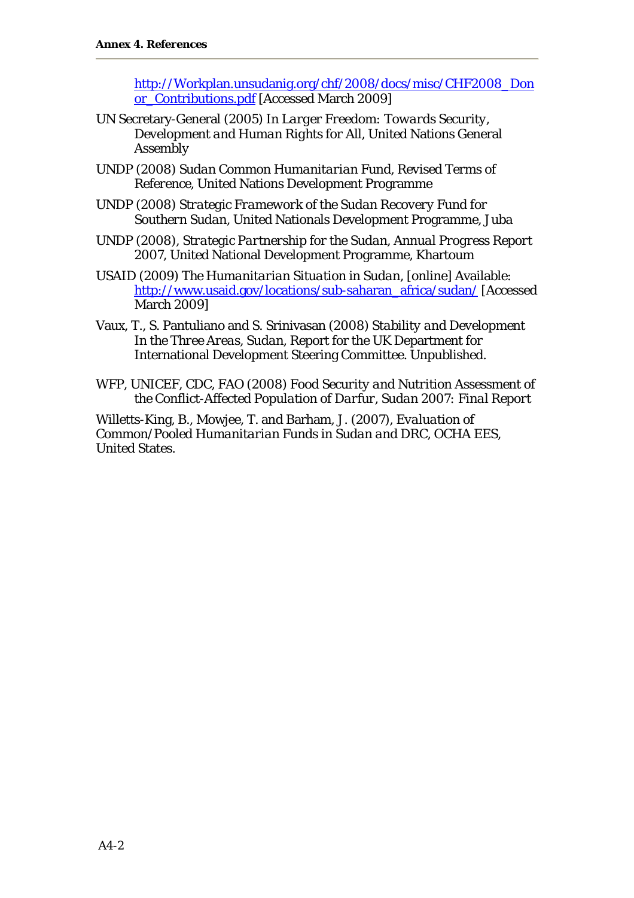http://Workplan.unsudanig.org/chf/2008/docs/misc/CHF2008_Donor_Contributions.pdf [Accessed March 2009]

UN Secretary-General (2005) *In Larger Freedom: Towards Security, Development and Human Rights for All*, United Nations General Assembly

UNDP (2008) *Sudan Common Humanitarian Fund*, Revised Terms of Reference, United Nations Development Programme

UNDP (2008) *Strategic Framework of the Sudan Recovery Fund for Southern Sudan*, United Nationals Development Programme, Juba

UNDP (2008), *Strategic Partnership for the Sudan, Annual Progress Report 2007*, United National Development Programme, Khartoum

USAID (2009) *The Humanitarian Situation in Sudan*, [online] Available: http://www.usaid.gov/locations/sub-saharan_africa/sudan/ [Accessed March 2009]

Vaux, T., S. Pantuliano and S. Srinivasan (2008) *Stability and Development In the Three Areas, Sudan*, Report for the UK Department for International Development Steering Committee. Unpublished.

WFP, UNICEF, CDC, FAO (2008) *Food Security and Nutrition Assessment of the Conflict-Affected Population of Darfur, Sudan 2007: Final Report*

Willetts-King, B., Mowjee, T. and Barham, J. (2007), *Evaluation of Common/Pooled Humanitarian Funds in Sudan and DRC*, OCHA EES, United States.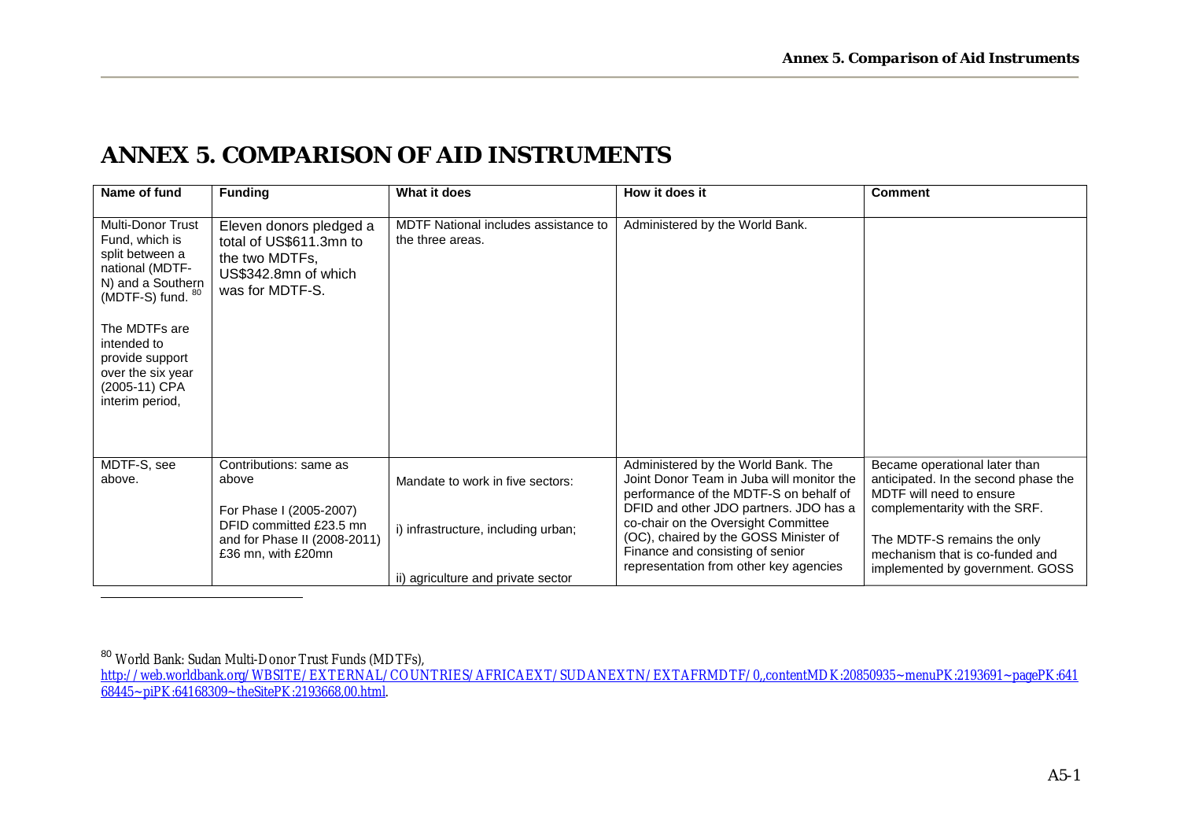# ANNEX 5. COMPARISON OF AID INSTRUMENTS

| Name of fund | Funding | What it does | How it does it | Comment |
|---|---|---|---|---|
| Multi-Donor Trust Fund, which is split between a national (MDTF-N) and a Southern (MDTF-S) fund. [80]<br><br>The MDTFs are intended to provide support over the six year (2005-11) CPA interim period, | Eleven donors pledged a total of US$611.3mn to the two MDTFs, US$342.8mn of which was for MDTF-S. | MDTF National includes assistance to the three areas. | Administered by the World Bank. | |
| MDTF-S, see above. | Contributions: same as above<br><br>For Phase I (2005-2007) DFID committed £23.5 mn and for Phase II (2008-2011) £36 mn, with £20mn | Mandate to work in five sectors:<br><br>i) infrastructure, including urban;<br><br>ii) agriculture and private sector | Administered by the World Bank. The Joint Donor Team in Juba will monitor the performance of the MDTF-S on behalf of DFID and other JDO partners. JDO has a co-chair on the Oversight Committee (OC), chaired by the GOSS Minister of Finance and consisting of senior representation from other key agencies | Became operational later than anticipated. In the second phase the MDTF will need to ensure complementarity with the SRF.<br><br>The MDTF-S remains the only mechanism that is co-funded and implemented by government. GOSS |

[80] World Bank: Sudan Multi-Donor Trust Funds (MDTFs), http://web.worldbank.org/WBSITE/EXTERNAL/COUNTRIES/AFRICAEXT/SUDANEXTN/EXTAFRMDTF/0,,contentMDK:20850935~menuPK:2193691~pagePK:64168445~piPK:64168309~theSitePK:2193668,00.html.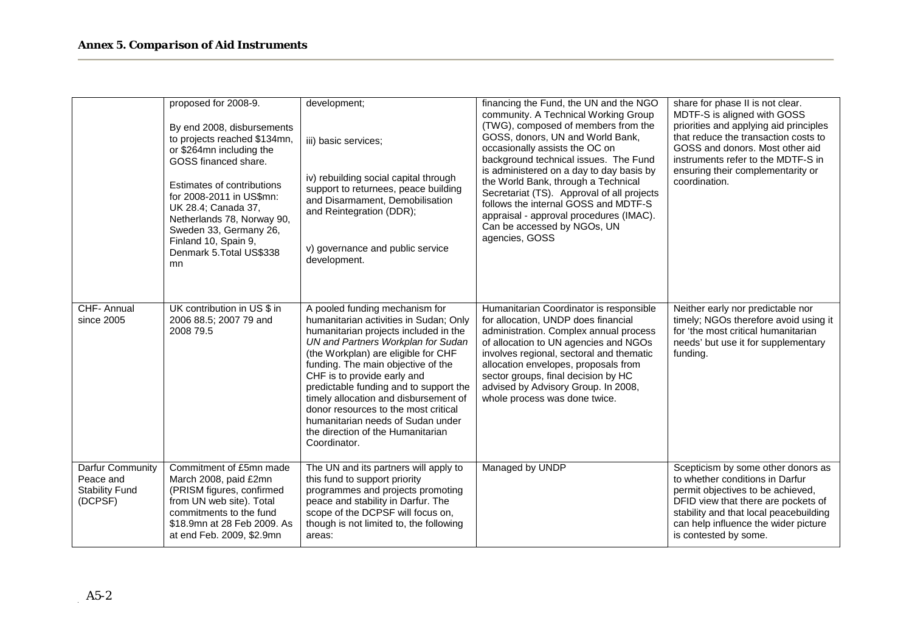### *Annex 5. Comparison of Aid Instruments*

| | | | | |
|---|---|---|---|---|
| | proposed for 2008-9.<br><br>By end 2008, disbursements to projects reached $134mn, or $264mn including the GOSS financed share.<br><br>Estimates of contributions for 2008-2011 in US$mn: UK 28.4; Canada 37, Netherlands 78, Norway 90, Sweden 33, Germany 26, Finland 10, Spain 9, Denmark 5.Total US$338 mn | development;<br><br>iii) basic services;<br><br>iv) rebuilding social capital through support to returnees, peace building and Disarmament, Demobilisation and Reintegration (DDR);<br><br>v) governance and public service development. | financing the Fund, the UN and the NGO community. A Technical Working Group (TWG), composed of members from the GOSS, donors, UN and World Bank, occasionally assists the OC on background technical issues. The Fund is administered on a day to day basis by the World Bank, through a Technical Secretariat (TS). Approval of all projects follows the internal GOSS and MDTF-S appraisal - approval procedures (IMAC). Can be accessed by NGOs, UN agencies, GOSS | share for phase II is not clear. MDTF-S is aligned with GOSS priorities and applying aid principles that reduce the transaction costs to GOSS and donors. Most other aid instruments refer to the MDTF-S in ensuring their complementarity or coordination. |
| CHF- Annual since 2005 | UK contribution in US $ in 2006 88.5; 2007 79 and 2008 79.5 | A pooled funding mechanism for humanitarian activities in Sudan; Only humanitarian projects included in the *UN and Partners Workplan for Sudan* (the Workplan) are eligible for CHF funding. The main objective of the CHF is to provide early and predictable funding and to support the timely allocation and disbursement of donor resources to the most critical humanitarian needs of Sudan under the direction of the Humanitarian Coordinator. | Humanitarian Coordinator is responsible for allocation, UNDP does financial administration. Complex annual process of allocation to UN agencies and NGOs involves regional, sectoral and thematic allocation envelopes, proposals from sector groups, final decision by HC advised by Advisory Group. In 2008, whole process was done twice. | Neither early nor predictable nor timely; NGOs therefore avoid using it for 'the most critical humanitarian needs' but use it for supplementary funding. |
| Darfur Community Peace and Stability Fund (DCPSF) | Commitment of £5mn made March 2008, paid £2mn (PRISM figures, confirmed from UN web site). Total commitments to the fund $18.9mn at 28 Feb 2009. As at end Feb. 2009, $2.9mn | The UN and its partners will apply to this fund to support priority programmes and projects promoting peace and stability in Darfur. The scope of the DCPSF will focus on, though is not limited to, the following areas: | Managed by UNDP | Scepticism by some other donors as to whether conditions in Darfur permit objectives to be achieved, DFID view that there are pockets of stability and that local peacebuilding can help influence the wider picture is contested by some. |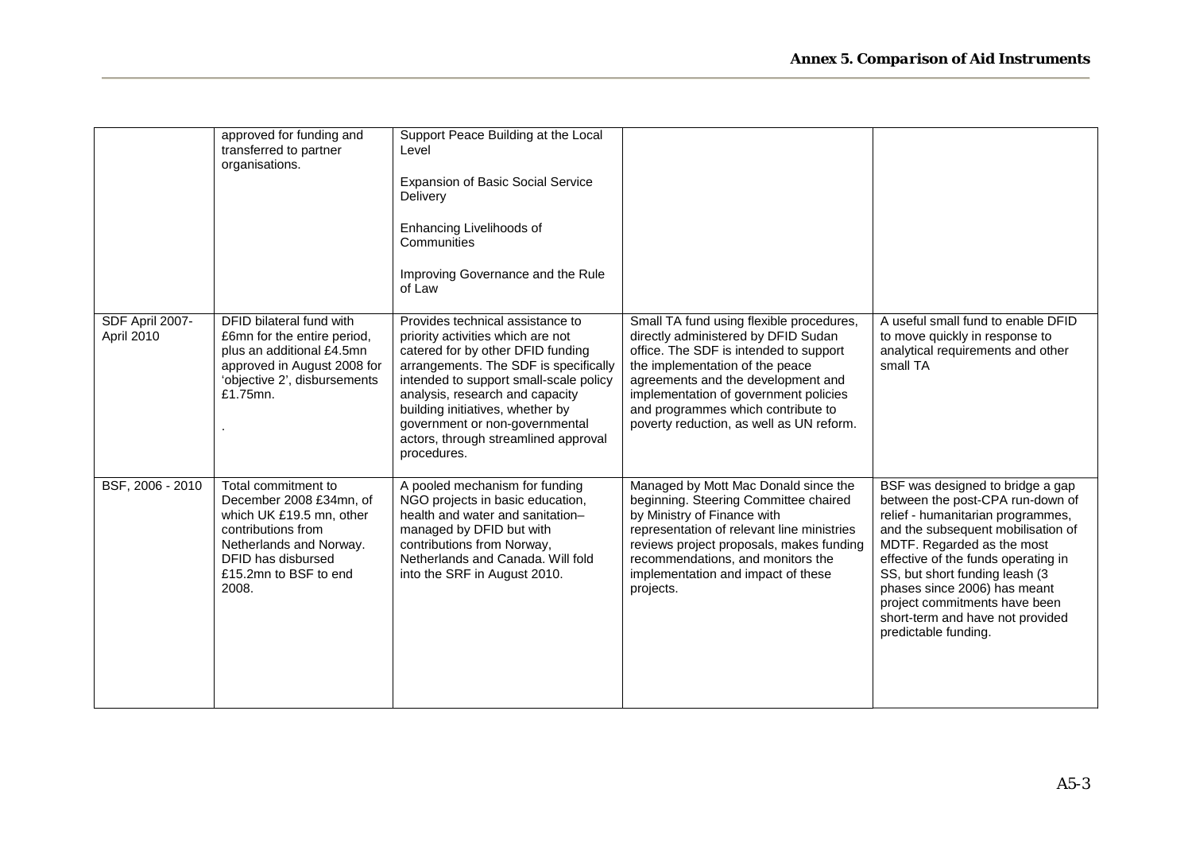| | | | | |
|---|---|---|---|---|
| | approved for funding and transferred to partner organisations. | Support Peace Building at the Local Level<br><br>Expansion of Basic Social Service Delivery<br><br>Enhancing Livelihoods of Communities<br><br>Improving Governance and the Rule of Law | | |
| SDF April 2007-April 2010 | DFID bilateral fund with £6mn for the entire period, plus an additional £4.5mn approved in August 2008 for 'objective 2', disbursements £1.75mn.<br><br>. | Provides technical assistance to priority activities which are not catered for by other DFID funding arrangements. The SDF is specifically intended to support small-scale policy analysis, research and capacity building initiatives, whether by government or non-governmental actors, through streamlined approval procedures. | Small TA fund using flexible procedures, directly administered by DFID Sudan office. The SDF is intended to support the implementation of the peace agreements and the development and implementation of government policies and programmes which contribute to poverty reduction, as well as UN reform. | A useful small fund to enable DFID to move quickly in response to analytical requirements and other small TA |
| BSF, 2006 - 2010 | Total commitment to December 2008 £34mn, of which UK £19.5 mn, other contributions from Netherlands and Norway. DFID has disbursed £15.2mn to BSF to end 2008. | A pooled mechanism for funding NGO projects in basic education, health and water and sanitation– managed by DFID but with contributions from Norway, Netherlands and Canada. Will fold into the SRF in August 2010. | Managed by Mott Mac Donald since the beginning. Steering Committee chaired by Ministry of Finance with representation of relevant line ministries reviews project proposals, makes funding recommendations, and monitors the implementation and impact of these projects. | BSF was designed to bridge a gap between the post-CPA run-down of relief - humanitarian programmes, and the subsequent mobilisation of MDTF. Regarded as the most effective of the funds operating in SS, but short funding leash (3 phases since 2006) has meant project commitments have been short-term and have not provided predictable funding. |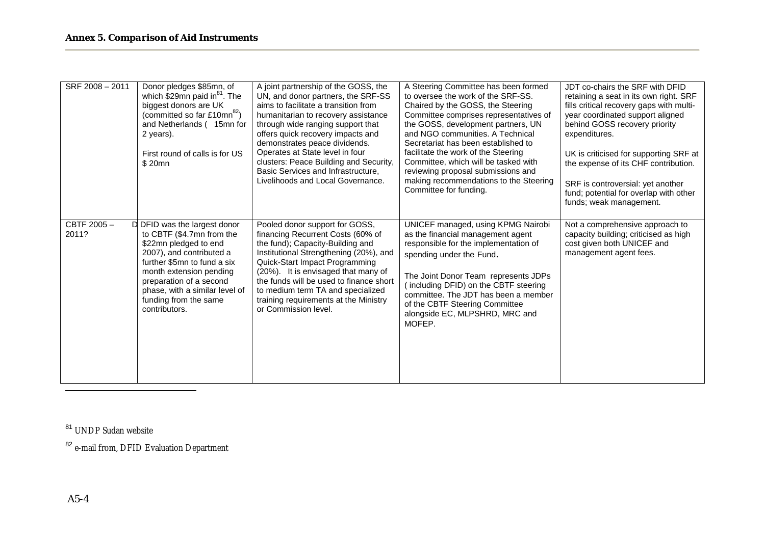## Annex 5. Comparison of Aid Instruments

| | | | | |
|---|---|---|---|---|
| SRF 2008 – 2011 | Donor pledges \$85mn, of which \$29mn paid in[81]. The biggest donors are UK (committed so far £10mn[82]) and Netherlands ( 15mn for 2 years).<br><br>First round of calls is for US \$ 20mn | A joint partnership of the GOSS, the UN, and donor partners, the SRF-SS aims to facilitate a transition from humanitarian to recovery assistance through wide ranging support that offers quick recovery impacts and demonstrates peace dividends. Operates at State level in four clusters: Peace Building and Security, Basic Services and Infrastructure, Livelihoods and Local Governance. | A Steering Committee has been formed to oversee the work of the SRF-SS. Chaired by the GOSS, the Steering Committee comprises representatives of the GOSS, development partners, UN and NGO communities. A Technical Secretariat has been established to facilitate the work of the Steering Committee, which will be tasked with reviewing proposal submissions and making recommendations to the Steering Committee for funding. | JDT co-chairs the SRF with DFID retaining a seat in its own right. SRF fills critical recovery gaps with multi-year coordinated support aligned behind GOSS recovery priority expenditures.<br><br>UK is criticised for supporting SRF at the expense of its CHF contribution.<br><br>SRF is controversial: yet another fund; potential for overlap with other funds; weak management. |
| CBTF 2005 – 2011? | D DFID was the largest donor to CBTF (\$4.7mn from the \$22mn pledged to end 2007), and contributed a further \$5mn to fund a six month extension pending preparation of a second phase, with a similar level of funding from the same contributors. | Pooled donor support for GOSS, financing Recurrent Costs (60% of the fund); Capacity-Building and Institutional Strengthening (20%), and Quick-Start Impact Programming (20%). It is envisaged that many of the funds will be used to finance short to medium term TA and specialized training requirements at the Ministry or Commission level. | UNICEF managed, using KPMG Nairobi as the financial management agent responsible for the implementation of spending under the Fund.<br><br>The Joint Donor Team represents JDPs ( including DFID) on the CBTF steering committee. The JDT has been a member of the CBTF Steering Committee alongside EC, MLPSHRD, MRC and MOFEP. | Not a comprehensive approach to capacity building; criticised as high cost given both UNICEF and management agent fees. |

[81] UNDP Sudan website

[82] e-mail from, DFID Evaluation Department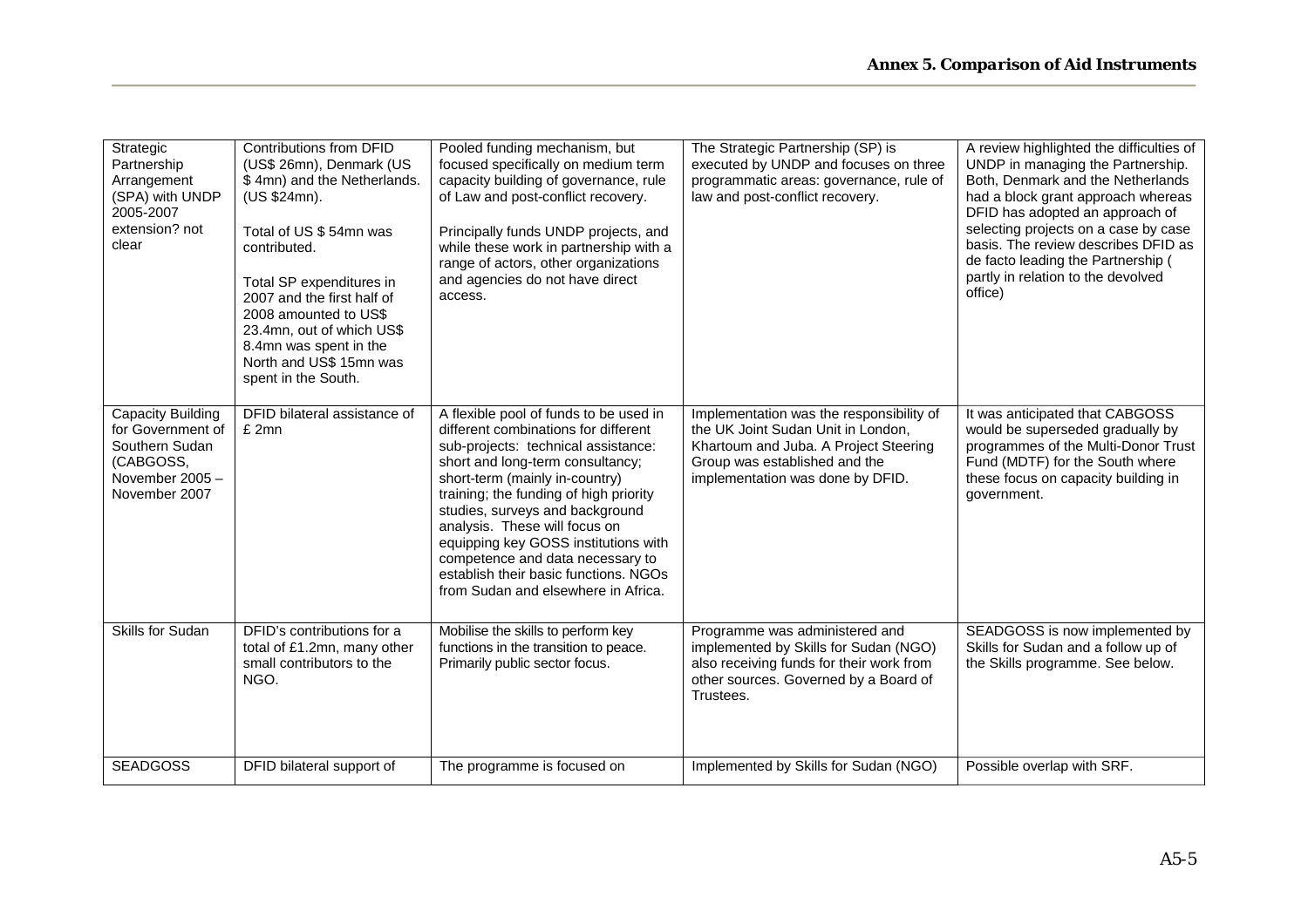| Strategic Partnership Arrangement (SPA) with UNDP 2005-2007 extension? not clear | Contributions from DFID (US$ 26mn), Denmark (US $ 4mn) and the Netherlands. (US $24mn).<br><br>Total of US $ 54mn was contributed.<br><br>Total SP expenditures in 2007 and the first half of 2008 amounted to US$ 23.4mn, out of which US$ 8.4mn was spent in the North and US$ 15mn was spent in the South. | Pooled funding mechanism, but focused specifically on medium term capacity building of governance, rule of Law and post-conflict recovery.<br><br>Principally funds UNDP projects, and while these work in partnership with a range of actors, other organizations and agencies do not have direct access. | The Strategic Partnership (SP) is executed by UNDP and focuses on three programmatic areas: governance, rule of law and post-conflict recovery. | A review highlighted the difficulties of UNDP in managing the Partnership. Both, Denmark and the Netherlands had a block grant approach whereas DFID has adopted an approach of selecting projects on a case by case basis. The review describes DFID as de facto leading the Partnership ( partly in relation to the devolved office) |
|---|---|---|---|---|
| Capacity Building for Government of Southern Sudan (CABGOSS, November 2005 – November 2007 | DFID bilateral assistance of £ 2mn | A flexible pool of funds to be used in different combinations for different sub-projects: technical assistance: short and long-term consultancy; short-term (mainly in-country) training; the funding of high priority studies, surveys and background analysis. These will focus on equipping key GOSS institutions with competence and data necessary to establish their basic functions. NGOs from Sudan and elsewhere in Africa. | Implementation was the responsibility of the UK Joint Sudan Unit in London, Khartoum and Juba. A Project Steering Group was established and the implementation was done by DFID. | It was anticipated that CABGOSS would be superseded gradually by programmes of the Multi-Donor Trust Fund (MDTF) for the South where these focus on capacity building in government. |
| Skills for Sudan | DFID's contributions for a total of £1.2mn, many other small contributors to the NGO. | Mobilise the skills to perform key functions in the transition to peace. Primarily public sector focus. | Programme was administered and implemented by Skills for Sudan (NGO) also receiving funds for their work from other sources. Governed by a Board of Trustees. | SEADGOSS is now implemented by Skills for Sudan and a follow up of the Skills programme. See below. |
| SEADGOSS | DFID bilateral support of | The programme is focused on | Implemented by Skills for Sudan (NGO) | Possible overlap with SRF. |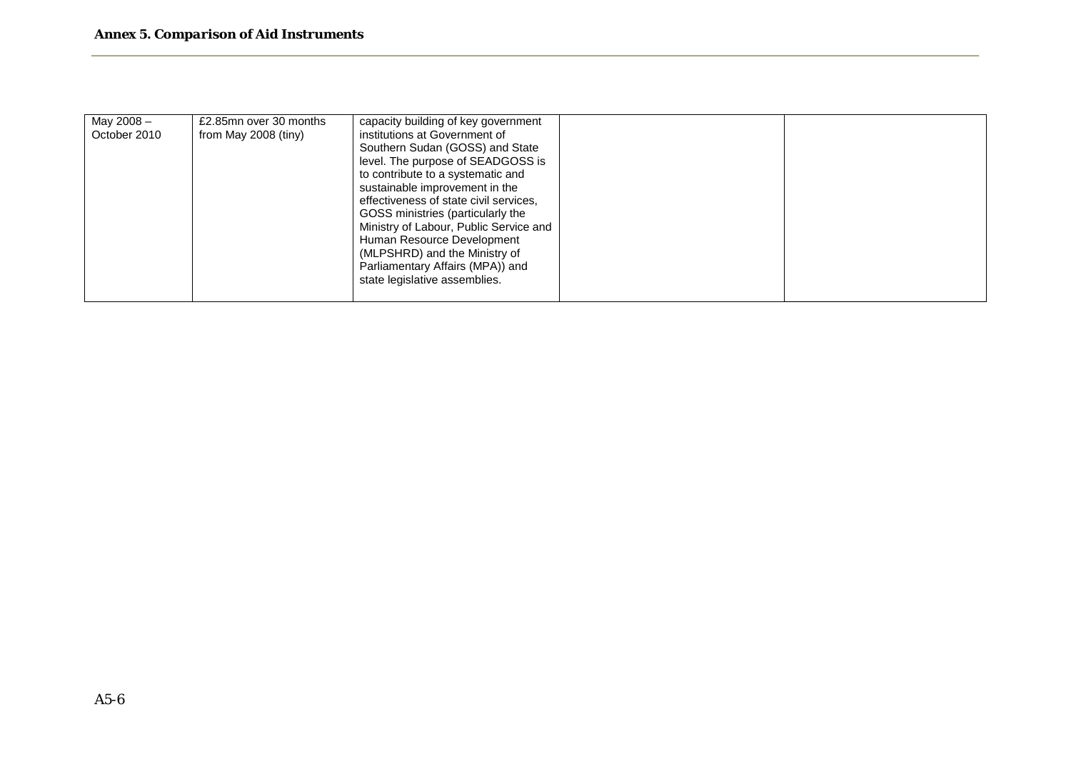| | | | | |
|---|---|---|---|---|
| May 2008 – October 2010 | £2.85mn over 30 months from May 2008 (tiny) | capacity building of key government institutions at Government of Southern Sudan (GOSS) and State level. The purpose of SEADGOSS is to contribute to a systematic and sustainable improvement in the effectiveness of state civil services, GOSS ministries (particularly the Ministry of Labour, Public Service and Human Resource Development (MLPSHRD) and the Ministry of Parliamentary Affairs (MPA)) and state legislative assemblies. | | |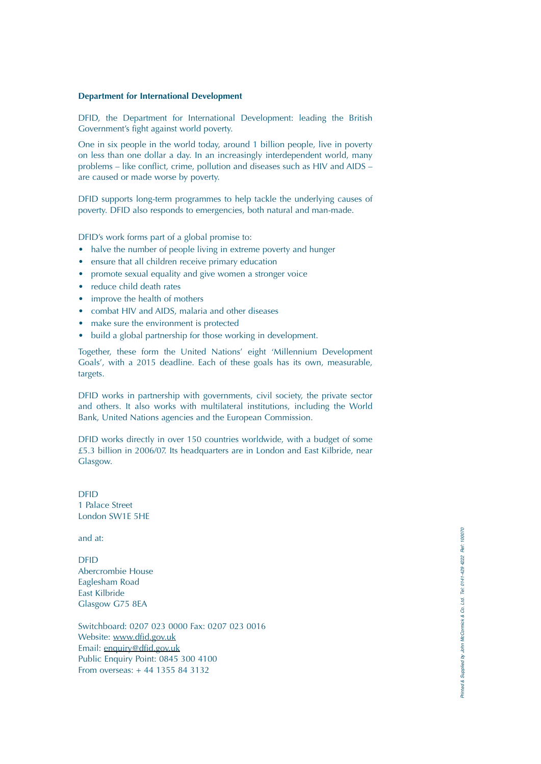**Department for International Development**

DFID, the Department for International Development: leading the British Government's fight against world poverty.

One in six people in the world today, around 1 billion people, live in poverty on less than one dollar a day. In an increasingly interdependent world, many problems – like conflict, crime, pollution and diseases such as HIV and AIDS – are caused or made worse by poverty.

DFID supports long-term programmes to help tackle the underlying causes of poverty. DFID also responds to emergencies, both natural and man-made.

DFID's work forms part of a global promise to:

- halve the number of people living in extreme poverty and hunger
- ensure that all children receive primary education
- promote sexual equality and give women a stronger voice
- reduce child death rates
- improve the health of mothers
- combat HIV and AIDS, malaria and other diseases
- make sure the environment is protected
- build a global partnership for those working in development.

Together, these form the United Nations' eight 'Millennium Development Goals', with a 2015 deadline. Each of these goals has its own, measurable, targets.

DFID works in partnership with governments, civil society, the private sector and others. It also works with multilateral institutions, including the World Bank, United Nations agencies and the European Commission.

DFID works directly in over 150 countries worldwide, with a budget of some £5.3 billion in 2006/07. Its headquarters are in London and East Kilbride, near Glasgow.

DFID
1 Palace Street
London SW1E 5HE

and at:

DFID
Abercrombie House
Eaglesham Road
East Kilbride
Glasgow G75 8EA

Switchboard: 0207 023 0000 Fax: 0207 023 0016
Website: www.dfid.gov.uk
Email: enquiry@dfid.gov.uk
Public Enquiry Point: 0845 300 4100
From overseas: + 44 1355 84 3132

*Printed & Supplied by John McCormick & Co. Ltd. Tel: 0141-429 4222 Ref: 100070*